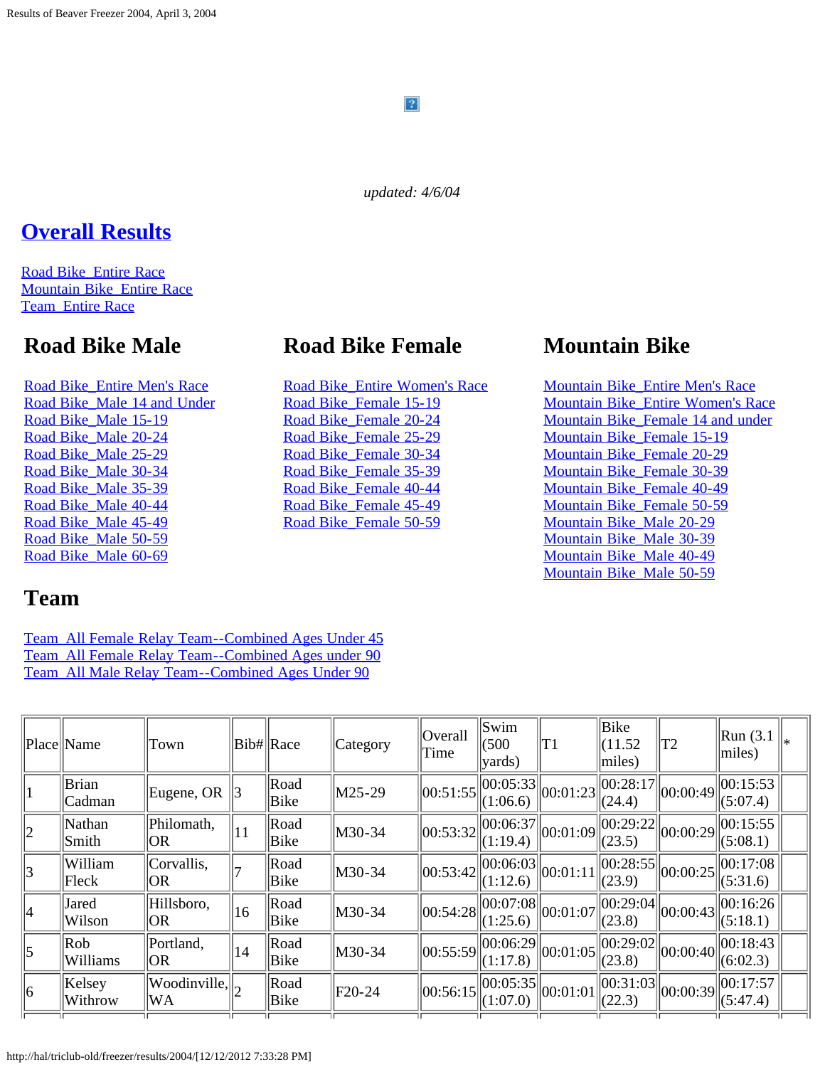*updated: 4/6/04*

# Overall Results

Road Bike_Entire Race
Mountain Bike_Entire Race
Team_Entire Race

## Road Bike Male

Road Bike_Entire Men's Race
Road Bike_Male 14 and Under
Road Bike_Male 15-19
Road Bike_Male 20-24
Road Bike_Male 25-29
Road Bike_Male 30-34
Road Bike_Male 35-39
Road Bike_Male 40-44
Road Bike_Male 45-49
Road Bike_Male 50-59
Road Bike_Male 60-69

## Road Bike Female

Road Bike_Entire Women's Race
Road Bike_Female 15-19
Road Bike_Female 20-24
Road Bike_Female 25-29
Road Bike_Female 30-34
Road Bike_Female 35-39
Road Bike_Female 40-44
Road Bike_Female 45-49
Road Bike_Female 50-59

## Mountain Bike

Mountain Bike_Entire Men's Race
Mountain Bike_Entire Women's Race
Mountain Bike_Female 14 and under
Mountain Bike_Female 15-19
Mountain Bike_Female 20-29
Mountain Bike_Female 30-39
Mountain Bike_Female 40-49
Mountain Bike_Female 50-59
Mountain Bike_Male 20-29
Mountain Bike_Male 30-39
Mountain Bike_Male 40-49
Mountain Bike_Male 50-59

## Team

Team_All Female Relay Team--Combined Ages Under 45
Team_All Female Relay Team--Combined Ages under 90
Team_All Male Relay Team--Combined Ages Under 90

| Place | Name | Town | Bib# | Race | Category | Overall Time | Swim (500 yards) | T1 | Bike (11.52 miles) | T2 | Run (3.1 miles) | * |
|---|---|---|---|---|---|---|---|---|---|---|---|---|
| 1 | Brian Cadman | Eugene, OR | 3 | Road Bike | M25-29 | 00:51:55 | 00:05:33 (1:06.6) | 00:01:23 | 00:28:17 (24.4) | 00:00:49 | 00:15:53 (5:07.4) | |
| 2 | Nathan Smith | Philomath, OR | 11 | Road Bike | M30-34 | 00:53:32 | 00:06:37 (1:19.4) | 00:01:09 | 00:29:22 (23.5) | 00:00:29 | 00:15:55 (5:08.1) | |
| 3 | William Fleck | Corvallis, OR | 7 | Road Bike | M30-34 | 00:53:42 | 00:06:03 (1:12.6) | 00:01:11 | 00:28:55 (23.9) | 00:00:25 | 00:17:08 (5:31.6) | |
| 4 | Jared Wilson | Hillsboro, OR | 16 | Road Bike | M30-34 | 00:54:28 | 00:07:08 (1:25.6) | 00:01:07 | 00:29:04 (23.8) | 00:00:43 | 00:16:26 (5:18.1) | |
| 5 | Rob Williams | Portland, OR | 14 | Road Bike | M30-34 | 00:55:59 | 00:06:29 (1:17.8) | 00:01:05 | 00:29:02 (23.8) | 00:00:40 | 00:18:43 (6:02.3) | |
| 6 | Kelsey Withrow | Woodinville, WA | 2 | Road Bike | F20-24 | 00:56:15 | 00:05:35 (1:07.0) | 00:01:01 | 00:31:03 (22.3) | 00:00:39 | 00:17:57 (5:47.4) | |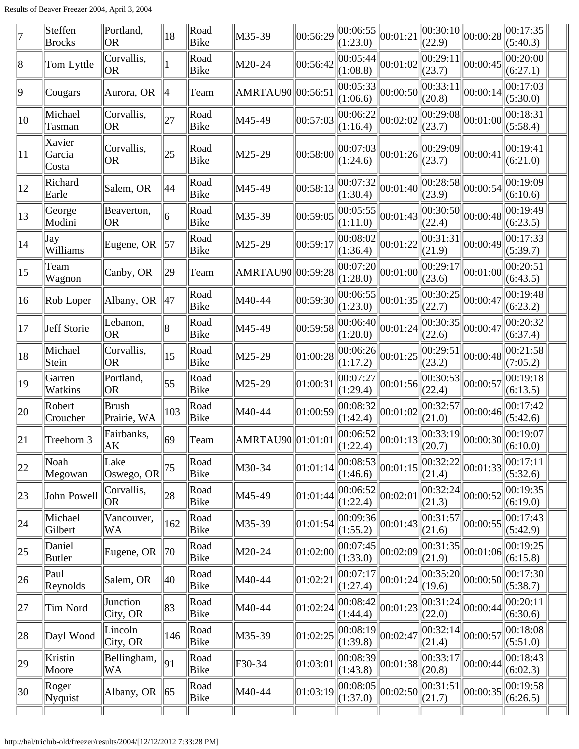| 7 | Steffen Brocks | Portland, OR | 18 | Road Bike | M35-39 | 00:56:29 | 00:06:55 (1:23.0) | 00:01:21 | 00:30:10 (22.9) | 00:00:28 | 00:17:35 (5:40.3) | |
|---|---|---|---|---|---|---|---|---|---|---|---|---|
| 8 | Tom Lyttle | Corvallis, OR | 1 | Road Bike | M20-24 | 00:56:42 | 00:05:44 (1:08.8) | 00:01:02 | 00:29:11 (23.7) | 00:00:45 | 00:20:00 (6:27.1) | |
| 9 | Cougars | Aurora, OR | 4 | Team | AMRTAU90 | 00:56:51 | 00:05:33 (1:06.6) | 00:00:50 | 00:33:11 (20.8) | 00:00:14 | 00:17:03 (5:30.0) | |
| 10 | Michael Tasman | Corvallis, OR | 27 | Road Bike | M45-49 | 00:57:03 | 00:06:22 (1:16.4) | 00:02:02 | 00:29:08 (23.7) | 00:01:00 | 00:18:31 (5:58.4) | |
| 11 | Xavier Garcia Costa | Corvallis, OR | 25 | Road Bike | M25-29 | 00:58:00 | 00:07:03 (1:24.6) | 00:01:26 | 00:29:09 (23.7) | 00:00:41 | 00:19:41 (6:21.0) | |
| 12 | Richard Earle | Salem, OR | 44 | Road Bike | M45-49 | 00:58:13 | 00:07:32 (1:30.4) | 00:01:40 | 00:28:58 (23.9) | 00:00:54 | 00:19:09 (6:10.6) | |
| 13 | George Modini | Beaverton, OR | 6 | Road Bike | M35-39 | 00:59:05 | 00:05:55 (1:11.0) | 00:01:43 | 00:30:50 (22.4) | 00:00:48 | 00:19:49 (6:23.5) | |
| 14 | Jay Williams | Eugene, OR | 57 | Road Bike | M25-29 | 00:59:17 | 00:08:02 (1:36.4) | 00:01:22 | 00:31:31 (21.9) | 00:00:49 | 00:17:33 (5:39.7) | |
| 15 | Team Wagnon | Canby, OR | 29 | Team | AMRTAU90 | 00:59:28 | 00:07:20 (1:28.0) | 00:01:00 | 00:29:17 (23.6) | 00:01:00 | 00:20:51 (6:43.5) | |
| 16 | Rob Loper | Albany, OR | 47 | Road Bike | M40-44 | 00:59:30 | 00:06:55 (1:23.0) | 00:01:35 | 00:30:25 (22.7) | 00:00:47 | 00:19:48 (6:23.2) | |
| 17 | Jeff Storie | Lebanon, OR | 8 | Road Bike | M45-49 | 00:59:58 | 00:06:40 (1:20.0) | 00:01:24 | 00:30:35 (22.6) | 00:00:47 | 00:20:32 (6:37.4) | |
| 18 | Michael Stein | Corvallis, OR | 15 | Road Bike | M25-29 | 01:00:28 | 00:06:26 (1:17.2) | 00:01:25 | 00:29:51 (23.2) | 00:00:48 | 00:21:58 (7:05.2) | |
| 19 | Garren Watkins | Portland, OR | 55 | Road Bike | M25-29 | 01:00:31 | 00:07:27 (1:29.4) | 00:01:56 | 00:30:53 (22.4) | 00:00:57 | 00:19:18 (6:13.5) | |
| 20 | Robert Croucher | Brush Prairie, WA | 103 | Road Bike | M40-44 | 01:00:59 | 00:08:32 (1:42.4) | 00:01:02 | 00:32:57 (21.0) | 00:00:46 | 00:17:42 (5:42.6) | |
| 21 | Treehorn 3 | Fairbanks, AK | 69 | Team | AMRTAU90 | 01:01:01 | 00:06:52 (1:22.4) | 00:01:13 | 00:33:19 (20.7) | 00:00:30 | 00:19:07 (6:10.0) | |
| 22 | Noah Megowan | Lake Oswego, OR | 75 | Road Bike | M30-34 | 01:01:14 | 00:08:53 (1:46.6) | 00:01:15 | 00:32:22 (21.4) | 00:01:33 | 00:17:11 (5:32.6) | |
| 23 | John Powell | Corvallis, OR | 28 | Road Bike | M45-49 | 01:01:44 | 00:06:52 (1:22.4) | 00:02:01 | 00:32:24 (21.3) | 00:00:52 | 00:19:35 (6:19.0) | |
| 24 | Michael Gilbert | Vancouver, WA | 162 | Road Bike | M35-39 | 01:01:54 | 00:09:36 (1:55.2) | 00:01:43 | 00:31:57 (21.6) | 00:00:55 | 00:17:43 (5:42.9) | |
| 25 | Daniel Butler | Eugene, OR | 70 | Road Bike | M20-24 | 01:02:00 | 00:07:45 (1:33.0) | 00:02:09 | 00:31:35 (21.9) | 00:01:06 | 00:19:25 (6:15.8) | |
| 26 | Paul Reynolds | Salem, OR | 40 | Road Bike | M40-44 | 01:02:21 | 00:07:17 (1:27.4) | 00:01:24 | 00:35:20 (19.6) | 00:00:50 | 00:17:30 (5:38.7) | |
| 27 | Tim Nord | Junction City, OR | 83 | Road Bike | M40-44 | 01:02:24 | 00:08:42 (1:44.4) | 00:01:23 | 00:31:24 (22.0) | 00:00:44 | 00:20:11 (6:30.6) | |
| 28 | Dayl Wood | Lincoln City, OR | 146 | Road Bike | M35-39 | 01:02:25 | 00:08:19 (1:39.8) | 00:02:47 | 00:32:14 (21.4) | 00:00:57 | 00:18:08 (5:51.0) | |
| 29 | Kristin Moore | Bellingham, WA | 91 | Road Bike | F30-34 | 01:03:01 | 00:08:39 (1:43.8) | 00:01:38 | 00:33:17 (20.8) | 00:00:44 | 00:18:43 (6:02.3) | |
| 30 | Roger Nyquist | Albany, OR | 65 | Road Bike | M40-44 | 01:03:19 | 00:08:05 (1:37.0) | 00:02:50 | 00:31:51 (21.7) | 00:00:35 | 00:19:58 (6:26.5) | |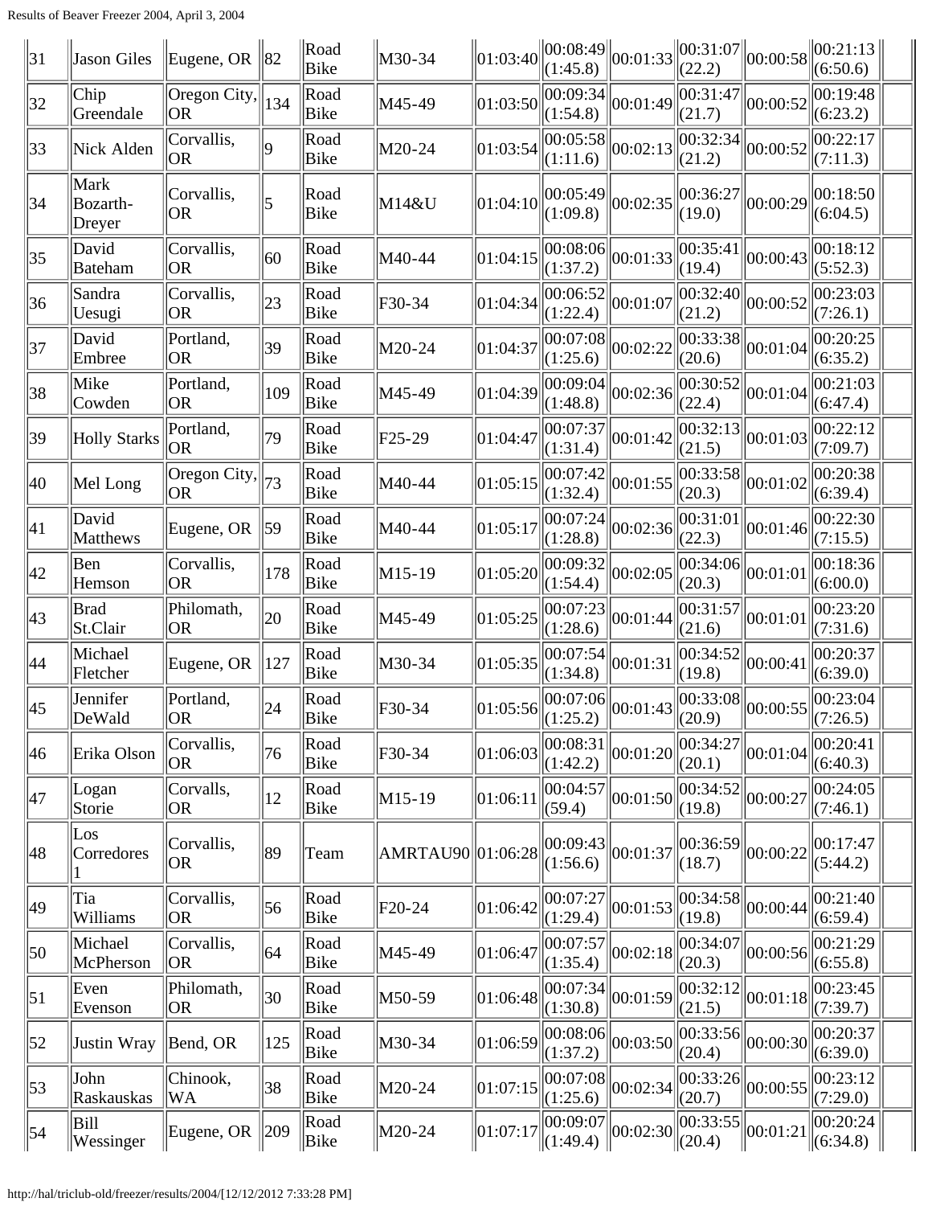| 31 | Jason Giles | Eugene, OR | 82 | Road Bike | M30-34 | 01:03:40 | 00:08:49 (1:45.8) | 00:01:33 | 00:31:07 (22.2) | 00:00:58 | 00:21:13 (6:50.6) | |
|---|---|---|---|---|---|---|---|---|---|---|---|---|
| 32 | Chip Greendale | Oregon City, OR | 134 | Road Bike | M45-49 | 01:03:50 | 00:09:34 (1:54.8) | 00:01:49 | 00:31:47 (21.7) | 00:00:52 | 00:19:48 (6:23.2) | |
| 33 | Nick Alden | Corvallis, OR | 9 | Road Bike | M20-24 | 01:03:54 | 00:05:58 (1:11.6) | 00:02:13 | 00:32:34 (21.2) | 00:00:52 | 00:22:17 (7:11.3) | |
| 34 | Mark Bozarth-Dreyer | Corvallis, OR | 5 | Road Bike | M14&U | 01:04:10 | 00:05:49 (1:09.8) | 00:02:35 | 00:36:27 (19.0) | 00:00:29 | 00:18:50 (6:04.5) | |
| 35 | David Bateham | Corvallis, OR | 60 | Road Bike | M40-44 | 01:04:15 | 00:08:06 (1:37.2) | 00:01:33 | 00:35:41 (19.4) | 00:00:43 | 00:18:12 (5:52.3) | |
| 36 | Sandra Uesugi | Corvallis, OR | 23 | Road Bike | F30-34 | 01:04:34 | 00:06:52 (1:22.4) | 00:01:07 | 00:32:40 (21.2) | 00:00:52 | 00:23:03 (7:26.1) | |
| 37 | David Embree | Portland, OR | 39 | Road Bike | M20-24 | 01:04:37 | 00:07:08 (1:25.6) | 00:02:22 | 00:33:38 (20.6) | 00:01:04 | 00:20:25 (6:35.2) | |
| 38 | Mike Cowden | Portland, OR | 109 | Road Bike | M45-49 | 01:04:39 | 00:09:04 (1:48.8) | 00:02:36 | 00:30:52 (22.4) | 00:01:04 | 00:21:03 (6:47.4) | |
| 39 | Holly Starks | Portland, OR | 79 | Road Bike | F25-29 | 01:04:47 | 00:07:37 (1:31.4) | 00:01:42 | 00:32:13 (21.5) | 00:01:03 | 00:22:12 (7:09.7) | |
| 40 | Mel Long | Oregon City, OR | 73 | Road Bike | M40-44 | 01:05:15 | 00:07:42 (1:32.4) | 00:01:55 | 00:33:58 (20.3) | 00:01:02 | 00:20:38 (6:39.4) | |
| 41 | David Matthews | Eugene, OR | 59 | Road Bike | M40-44 | 01:05:17 | 00:07:24 (1:28.8) | 00:02:36 | 00:31:01 (22.3) | 00:01:46 | 00:22:30 (7:15.5) | |
| 42 | Ben Hemson | Corvallis, OR | 178 | Road Bike | M15-19 | 01:05:20 | 00:09:32 (1:54.4) | 00:02:05 | 00:34:06 (20.3) | 00:01:01 | 00:18:36 (6:00.0) | |
| 43 | Brad St.Clair | Philomath, OR | 20 | Road Bike | M45-49 | 01:05:25 | 00:07:23 (1:28.6) | 00:01:44 | 00:31:57 (21.6) | 00:01:01 | 00:23:20 (7:31.6) | |
| 44 | Michael Fletcher | Eugene, OR | 127 | Road Bike | M30-34 | 01:05:35 | 00:07:54 (1:34.8) | 00:01:31 | 00:34:52 (19.8) | 00:00:41 | 00:20:37 (6:39.0) | |
| 45 | Jennifer DeWald | Portland, OR | 24 | Road Bike | F30-34 | 01:05:56 | 00:07:06 (1:25.2) | 00:01:43 | 00:33:08 (20.9) | 00:00:55 | 00:23:04 (7:26.5) | |
| 46 | Erika Olson | Corvallis, OR | 76 | Road Bike | F30-34 | 01:06:03 | 00:08:31 (1:42.2) | 00:01:20 | 00:34:27 (20.1) | 00:01:04 | 00:20:41 (6:40.3) | |
| 47 | Logan Storie | Corvalls, OR | 12 | Road Bike | M15-19 | 01:06:11 | 00:04:57 (59.4) | 00:01:50 | 00:34:52 (19.8) | 00:00:27 | 00:24:05 (7:46.1) | |
| 48 | Los Corredores 1 | Corvallis, OR | 89 | Team | AMRTAU90 | 01:06:28 | 00:09:43 (1:56.6) | 00:01:37 | 00:36:59 (18.7) | 00:00:22 | 00:17:47 (5:44.2) | |
| 49 | Tia Williams | Corvallis, OR | 56 | Road Bike | F20-24 | 01:06:42 | 00:07:27 (1:29.4) | 00:01:53 | 00:34:58 (19.8) | 00:00:44 | 00:21:40 (6:59.4) | |
| 50 | Michael McPherson | Corvallis, OR | 64 | Road Bike | M45-49 | 01:06:47 | 00:07:57 (1:35.4) | 00:02:18 | 00:34:07 (20.3) | 00:00:56 | 00:21:29 (6:55.8) | |
| 51 | Even Evenson | Philomath, OR | 30 | Road Bike | M50-59 | 01:06:48 | 00:07:34 (1:30.8) | 00:01:59 | 00:32:12 (21.5) | 00:01:18 | 00:23:45 (7:39.7) | |
| 52 | Justin Wray | Bend, OR | 125 | Road Bike | M30-34 | 01:06:59 | 00:08:06 (1:37.2) | 00:03:50 | 00:33:56 (20.4) | 00:00:30 | 00:20:37 (6:39.0) | |
| 53 | John Raskauskas | Chinook, WA | 38 | Road Bike | M20-24 | 01:07:15 | 00:07:08 (1:25.6) | 00:02:34 | 00:33:26 (20.7) | 00:00:55 | 00:23:12 (7:29.0) | |
| 54 | Bill Wessinger | Eugene, OR | 209 | Road Bike | M20-24 | 01:07:17 | 00:09:07 (1:49.4) | 00:02:30 | 00:33:55 (20.4) | 00:01:21 | 00:20:24 (6:34.8) | |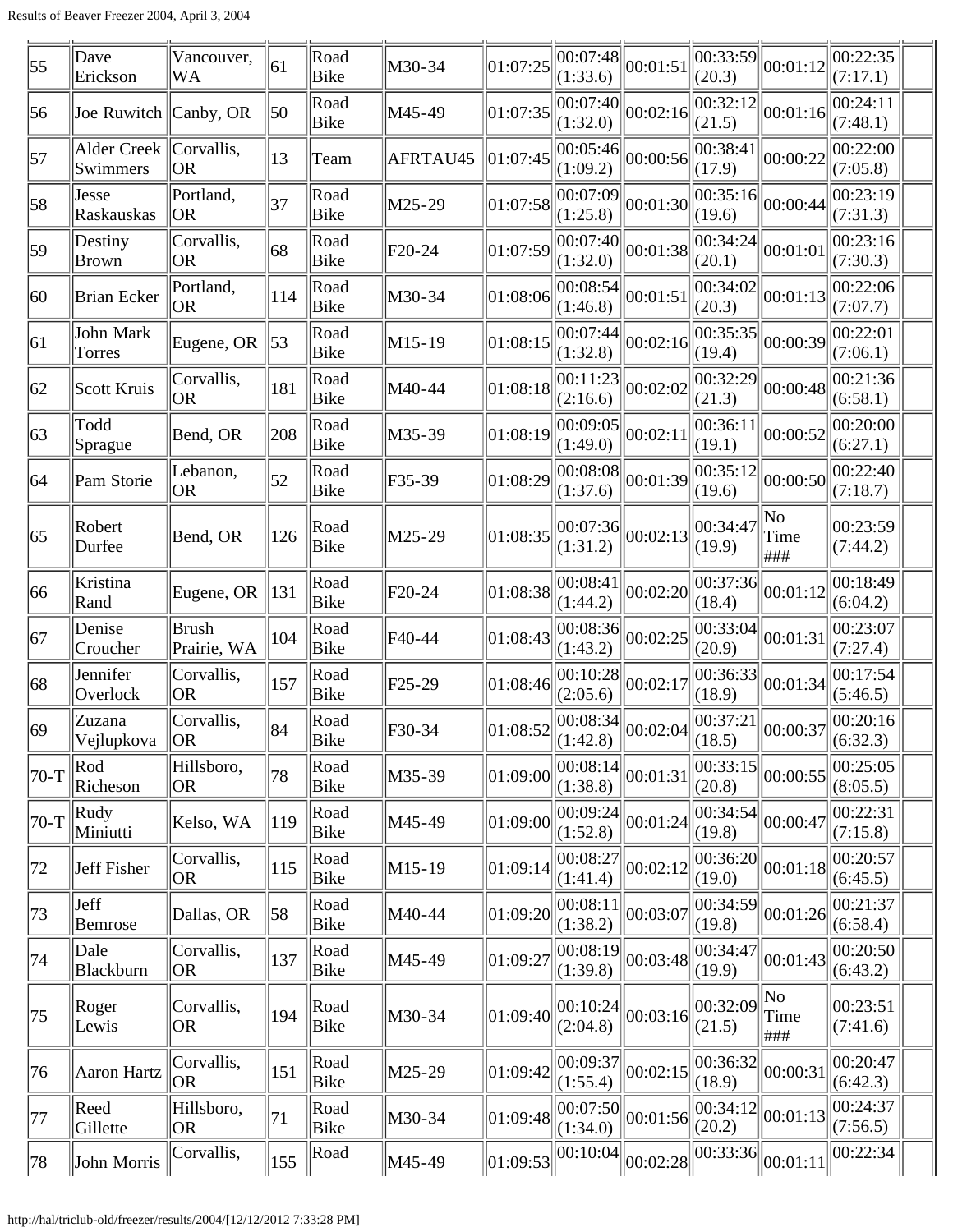| 55 | Dave Erickson | Vancouver, WA | 61 | Road Bike | M30-34 | 01:07:25 | 00:07:48 (1:33.6) | 00:01:51 | 00:33:59 (20.3) | 00:01:12 | 00:22:35 (7:17.1) | |
|---|---|---|---|---|---|---|---|---|---|---|---|---|
| 56 | Joe Ruwitch | Canby, OR | 50 | Road Bike | M45-49 | 01:07:35 | 00:07:40 (1:32.0) | 00:02:16 | 00:32:12 (21.5) | 00:01:16 | 00:24:11 (7:48.1) | |
| 57 | Alder Creek Swimmers | Corvallis, OR | 13 | Team | AFRTAU45 | 01:07:45 | 00:05:46 (1:09.2) | 00:00:56 | 00:38:41 (17.9) | 00:00:22 | 00:22:00 (7:05.8) | |
| 58 | Jesse Raskauskas | Portland, OR | 37 | Road Bike | M25-29 | 01:07:58 | 00:07:09 (1:25.8) | 00:01:30 | 00:35:16 (19.6) | 00:00:44 | 00:23:19 (7:31.3) | |
| 59 | Destiny Brown | Corvallis, OR | 68 | Road Bike | F20-24 | 01:07:59 | 00:07:40 (1:32.0) | 00:01:38 | 00:34:24 (20.1) | 00:01:01 | 00:23:16 (7:30.3) | |
| 60 | Brian Ecker | Portland, OR | 114 | Road Bike | M30-34 | 01:08:06 | 00:08:54 (1:46.8) | 00:01:51 | 00:34:02 (20.3) | 00:01:13 | 00:22:06 (7:07.7) | |
| 61 | John Mark Torres | Eugene, OR | 53 | Road Bike | M15-19 | 01:08:15 | 00:07:44 (1:32.8) | 00:02:16 | 00:35:35 (19.4) | 00:00:39 | 00:22:01 (7:06.1) | |
| 62 | Scott Kruis | Corvallis, OR | 181 | Road Bike | M40-44 | 01:08:18 | 00:11:23 (2:16.6) | 00:02:02 | 00:32:29 (21.3) | 00:00:48 | 00:21:36 (6:58.1) | |
| 63 | Todd Sprague | Bend, OR | 208 | Road Bike | M35-39 | 01:08:19 | 00:09:05 (1:49.0) | 00:02:11 | 00:36:11 (19.1) | 00:00:52 | 00:20:00 (6:27.1) | |
| 64 | Pam Storie | Lebanon, OR | 52 | Road Bike | F35-39 | 01:08:29 | 00:08:08 (1:37.6) | 00:01:39 | 00:35:12 (19.6) | 00:00:50 | 00:22:40 (7:18.7) | |
| 65 | Robert Durfee | Bend, OR | 126 | Road Bike | M25-29 | 01:08:35 | 00:07:36 (1:31.2) | 00:02:13 | 00:34:47 (19.9) | No Time ### | 00:23:59 (7:44.2) | |
| 66 | Kristina Rand | Eugene, OR | 131 | Road Bike | F20-24 | 01:08:38 | 00:08:41 (1:44.2) | 00:02:20 | 00:37:36 (18.4) | 00:01:12 | 00:18:49 (6:04.2) | |
| 67 | Denise Croucher | Brush Prairie, WA | 104 | Road Bike | F40-44 | 01:08:43 | 00:08:36 (1:43.2) | 00:02:25 | 00:33:04 (20.9) | 00:01:31 | 00:23:07 (7:27.4) | |
| 68 | Jennifer Overlock | Corvallis, OR | 157 | Road Bike | F25-29 | 01:08:46 | 00:10:28 (2:05.6) | 00:02:17 | 00:36:33 (18.9) | 00:01:34 | 00:17:54 (5:46.5) | |
| 69 | Zuzana Vejlupkova | Corvallis, OR | 84 | Road Bike | F30-34 | 01:08:52 | 00:08:34 (1:42.8) | 00:02:04 | 00:37:21 (18.5) | 00:00:37 | 00:20:16 (6:32.3) | |
| 70-T | Rod Richeson | Hillsboro, OR | 78 | Road Bike | M35-39 | 01:09:00 | 00:08:14 (1:38.8) | 00:01:31 | 00:33:15 (20.8) | 00:00:55 | 00:25:05 (8:05.5) | |
| 70-T | Rudy Miniutti | Kelso, WA | 119 | Road Bike | M45-49 | 01:09:00 | 00:09:24 (1:52.8) | 00:01:24 | 00:34:54 (19.8) | 00:00:47 | 00:22:31 (7:15.8) | |
| 72 | Jeff Fisher | Corvallis, OR | 115 | Road Bike | M15-19 | 01:09:14 | 00:08:27 (1:41.4) | 00:02:12 | 00:36:20 (19.0) | 00:01:18 | 00:20:57 (6:45.5) | |
| 73 | Jeff Bemrose | Dallas, OR | 58 | Road Bike | M40-44 | 01:09:20 | 00:08:11 (1:38.2) | 00:03:07 | 00:34:59 (19.8) | 00:01:26 | 00:21:37 (6:58.4) | |
| 74 | Dale Blackburn | Corvallis, OR | 137 | Road Bike | M45-49 | 01:09:27 | 00:08:19 (1:39.8) | 00:03:48 | 00:34:47 (19.9) | 00:01:43 | 00:20:50 (6:43.2) | |
| 75 | Roger Lewis | Corvallis, OR | 194 | Road Bike | M30-34 | 01:09:40 | 00:10:24 (2:04.8) | 00:03:16 | 00:32:09 (21.5) | No Time ### | 00:23:51 (7:41.6) | |
| 76 | Aaron Hartz | Corvallis, OR | 151 | Road Bike | M25-29 | 01:09:42 | 00:09:37 (1:55.4) | 00:02:15 | 00:36:32 (18.9) | 00:00:31 | 00:20:47 (6:42.3) | |
| 77 | Reed Gillette | Hillsboro, OR | 71 | Road Bike | M30-34 | 01:09:48 | 00:07:50 (1:34.0) | 00:01:56 | 00:34:12 (20.2) | 00:01:13 | 00:24:37 (7:56.5) | |
| 78 | John Morris | Corvallis, | 155 | Road | M45-49 | 01:09:53 | 00:10:04 | 00:02:28 | 00:33:36 | 00:01:11 | 00:22:34 | |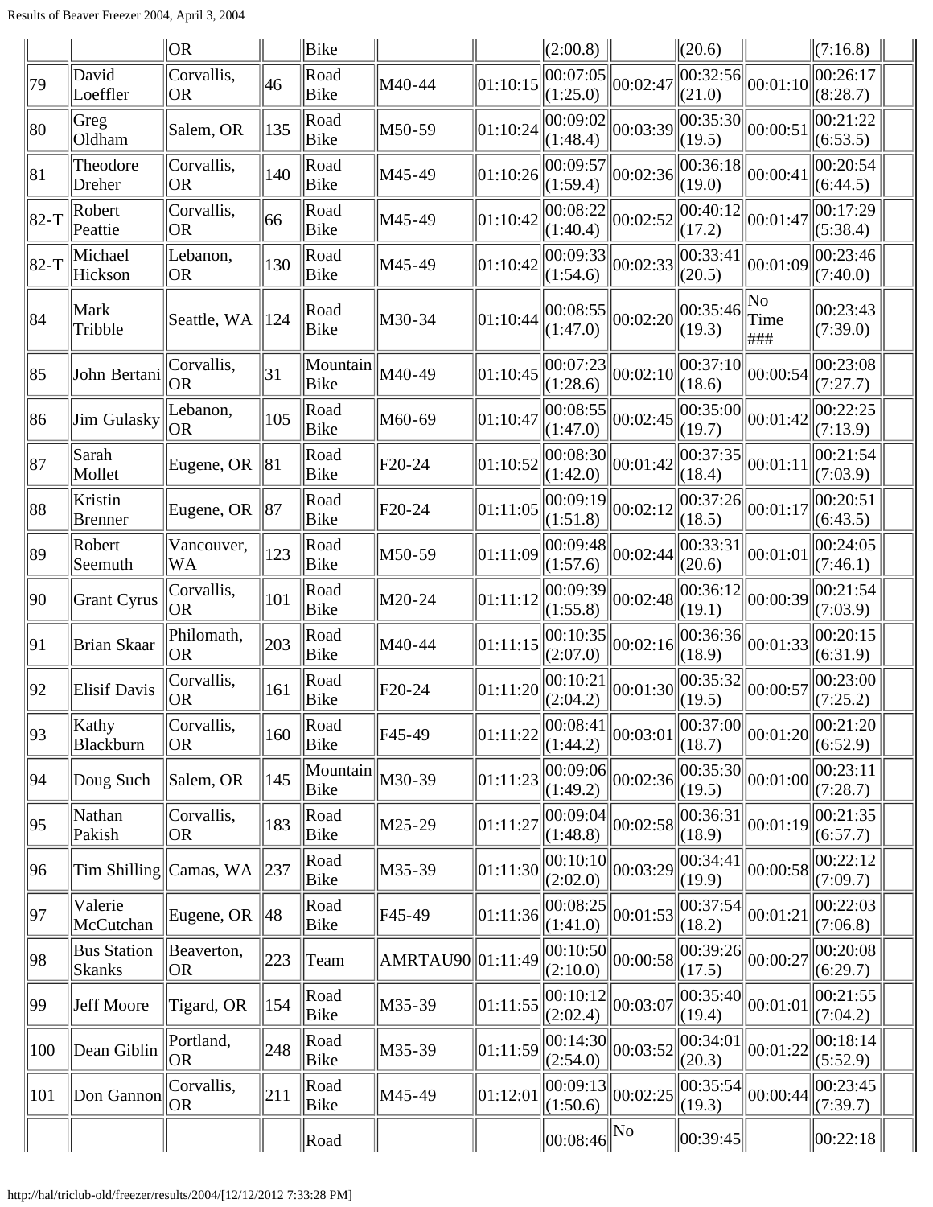| | | OR | | Bike | | | (2:00.8) | | (20.6) | | (7:16.8) | |
|---|---|---|---|---|---|---|---|---|---|---|---|---|
| 79 | David Loeffler | Corvallis, OR | 46 | Road Bike | M40-44 | 01:10:15 | 00:07:05 (1:25.0) | 00:02:47 | 00:32:56 (21.0) | 00:01:10 | 00:26:17 (8:28.7) | |
| 80 | Greg Oldham | Salem, OR | 135 | Road Bike | M50-59 | 01:10:24 | 00:09:02 (1:48.4) | 00:03:39 | 00:35:30 (19.5) | 00:00:51 | 00:21:22 (6:53.5) | |
| 81 | Theodore Dreher | Corvallis, OR | 140 | Road Bike | M45-49 | 01:10:26 | 00:09:57 (1:59.4) | 00:02:36 | 00:36:18 (19.0) | 00:00:41 | 00:20:54 (6:44.5) | |
| 82-T | Robert Peattie | Corvallis, OR | 66 | Road Bike | M45-49 | 01:10:42 | 00:08:22 (1:40.4) | 00:02:52 | 00:40:12 (17.2) | 00:01:47 | 00:17:29 (5:38.4) | |
| 82-T | Michael Hickson | Lebanon, OR | 130 | Road Bike | M45-49 | 01:10:42 | 00:09:33 (1:54.6) | 00:02:33 | 00:33:41 (20.5) | 00:01:09 | 00:23:46 (7:40.0) | |
| 84 | Mark Tribble | Seattle, WA | 124 | Road Bike | M30-34 | 01:10:44 | 00:08:55 (1:47.0) | 00:02:20 | 00:35:46 (19.3) | No Time ### | 00:23:43 (7:39.0) | |
| 85 | John Bertani | Corvallis, OR | 31 | Mountain Bike | M40-49 | 01:10:45 | 00:07:23 (1:28.6) | 00:02:10 | 00:37:10 (18.6) | 00:00:54 | 00:23:08 (7:27.7) | |
| 86 | Jim Gulasky | Lebanon, OR | 105 | Road Bike | M60-69 | 01:10:47 | 00:08:55 (1:47.0) | 00:02:45 | 00:35:00 (19.7) | 00:01:42 | 00:22:25 (7:13.9) | |
| 87 | Sarah Mollet | Eugene, OR | 81 | Road Bike | F20-24 | 01:10:52 | 00:08:30 (1:42.0) | 00:01:42 | 00:37:35 (18.4) | 00:01:11 | 00:21:54 (7:03.9) | |
| 88 | Kristin Brenner | Eugene, OR | 87 | Road Bike | F20-24 | 01:11:05 | 00:09:19 (1:51.8) | 00:02:12 | 00:37:26 (18.5) | 00:01:17 | 00:20:51 (6:43.5) | |
| 89 | Robert Seemuth | Vancouver, WA | 123 | Road Bike | M50-59 | 01:11:09 | 00:09:48 (1:57.6) | 00:02:44 | 00:33:31 (20.6) | 00:01:01 | 00:24:05 (7:46.1) | |
| 90 | Grant Cyrus | Corvallis, OR | 101 | Road Bike | M20-24 | 01:11:12 | 00:09:39 (1:55.8) | 00:02:48 | 00:36:12 (19.1) | 00:00:39 | 00:21:54 (7:03.9) | |
| 91 | Brian Skaar | Philomath, OR | 203 | Road Bike | M40-44 | 01:11:15 | 00:10:35 (2:07.0) | 00:02:16 | 00:36:36 (18.9) | 00:01:33 | 00:20:15 (6:31.9) | |
| 92 | Elisif Davis | Corvallis, OR | 161 | Road Bike | F20-24 | 01:11:20 | 00:10:21 (2:04.2) | 00:01:30 | 00:35:32 (19.5) | 00:00:57 | 00:23:00 (7:25.2) | |
| 93 | Kathy Blackburn | Corvallis, OR | 160 | Road Bike | F45-49 | 01:11:22 | 00:08:41 (1:44.2) | 00:03:01 | 00:37:00 (18.7) | 00:01:20 | 00:21:20 (6:52.9) | |
| 94 | Doug Such | Salem, OR | 145 | Mountain Bike | M30-39 | 01:11:23 | 00:09:06 (1:49.2) | 00:02:36 | 00:35:30 (19.5) | 00:01:00 | 00:23:11 (7:28.7) | |
| 95 | Nathan Pakish | Corvallis, OR | 183 | Road Bike | M25-29 | 01:11:27 | 00:09:04 (1:48.8) | 00:02:58 | 00:36:31 (18.9) | 00:01:19 | 00:21:35 (6:57.7) | |
| 96 | Tim Shilling | Camas, WA | 237 | Road Bike | M35-39 | 01:11:30 | 00:10:10 (2:02.0) | 00:03:29 | 00:34:41 (19.9) | 00:00:58 | 00:22:12 (7:09.7) | |
| 97 | Valerie McCutchan | Eugene, OR | 48 | Road Bike | F45-49 | 01:11:36 | 00:08:25 (1:41.0) | 00:01:53 | 00:37:54 (18.2) | 00:01:21 | 00:22:03 (7:06.8) | |
| 98 | Bus Station Skanks | Beaverton, OR | 223 | Team | AMRTAU90 | 01:11:49 | 00:10:50 (2:10.0) | 00:00:58 | 00:39:26 (17.5) | 00:00:27 | 00:20:08 (6:29.7) | |
| 99 | Jeff Moore | Tigard, OR | 154 | Road Bike | M35-39 | 01:11:55 | 00:10:12 (2:02.4) | 00:03:07 | 00:35:40 (19.4) | 00:01:01 | 00:21:55 (7:04.2) | |
| 100 | Dean Giblin | Portland, OR | 248 | Road Bike | M35-39 | 01:11:59 | 00:14:30 (2:54.0) | 00:03:52 | 00:34:01 (20.3) | 00:01:22 | 00:18:14 (5:52.9) | |
| 101 | Don Gannon | Corvallis, OR | 211 | Road Bike | M45-49 | 01:12:01 | 00:09:13 (1:50.6) | 00:02:25 | 00:35:54 (19.3) | 00:00:44 | 00:23:45 (7:39.7) | |
| | | | | Road | | | 00:08:46 | No | 00:39:45 | | 00:22:18 | |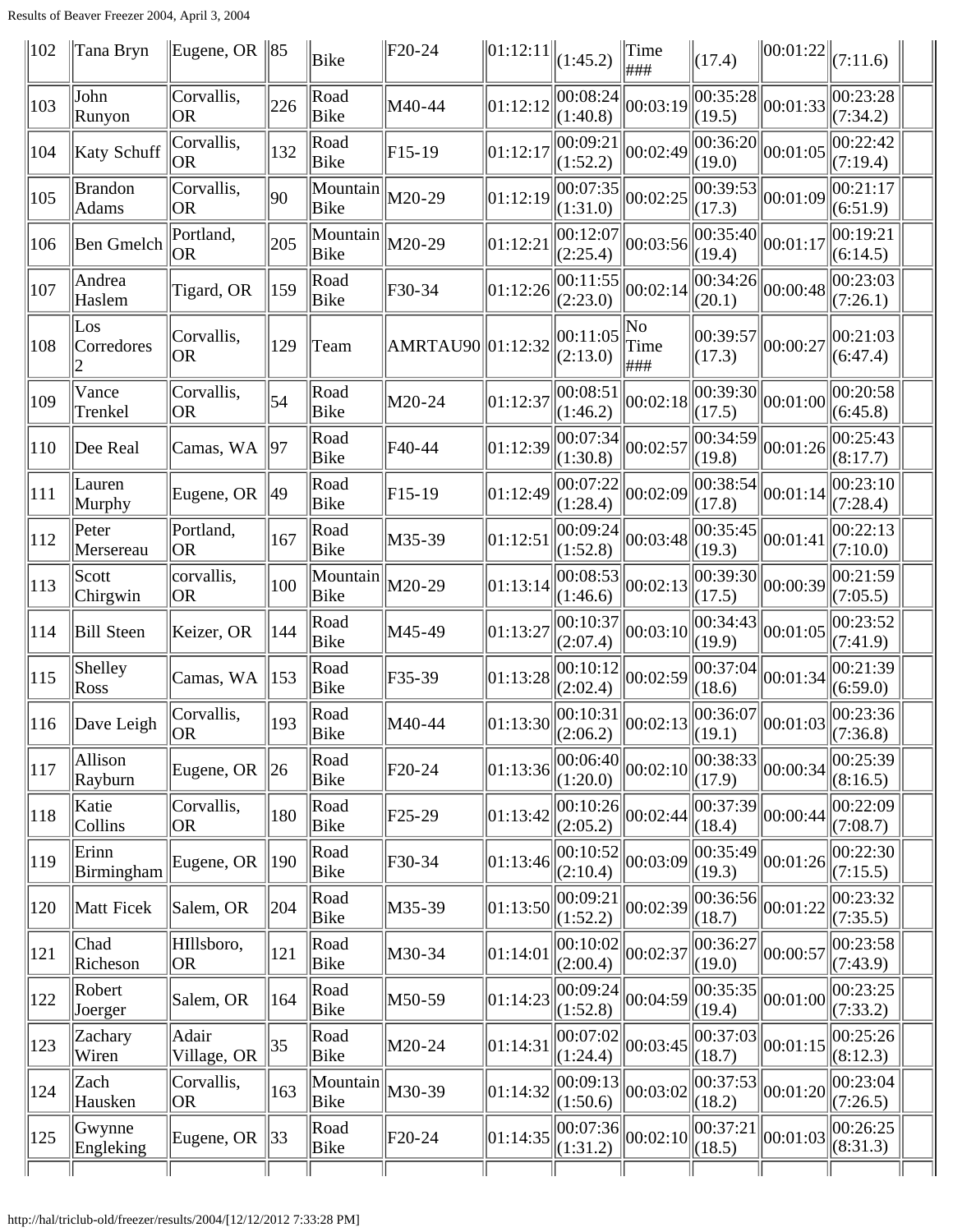| | | | | | | | | | | | | |
|---|---|---|---|---|---|---|---|---|---|---|---|---|
| 102 | Tana Bryn | Eugene, OR | 85 | Bike | F20-24 | 01:12:11 | (1:45.2) | Time ### | (17.4) | 00:01:22 | (7:11.6) | |
| 103 | John Runyon | Corvallis, OR | 226 | Road Bike | M40-44 | 01:12:12 | 00:08:24 (1:40.8) | 00:03:19 | 00:35:28 (19.5) | 00:01:33 | 00:23:28 (7:34.2) | |
| 104 | Katy Schuff | Corvallis, OR | 132 | Road Bike | F15-19 | 01:12:17 | 00:09:21 (1:52.2) | 00:02:49 | 00:36:20 (19.0) | 00:01:05 | 00:22:42 (7:19.4) | |
| 105 | Brandon Adams | Corvallis, OR | 90 | Mountain Bike | M20-29 | 01:12:19 | 00:07:35 (1:31.0) | 00:02:25 | 00:39:53 (17.3) | 00:01:09 | 00:21:17 (6:51.9) | |
| 106 | Ben Gmelch | Portland, OR | 205 | Mountain Bike | M20-29 | 01:12:21 | 00:12:07 (2:25.4) | 00:03:56 | 00:35:40 (19.4) | 00:01:17 | 00:19:21 (6:14.5) | |
| 107 | Andrea Haslem | Tigard, OR | 159 | Road Bike | F30-34 | 01:12:26 | 00:11:55 (2:23.0) | 00:02:14 | 00:34:26 (20.1) | 00:00:48 | 00:23:03 (7:26.1) | |
| 108 | Los Corredores 2 | Corvallis, OR | 129 | Team | AMRTAU90 | 01:12:32 | 00:11:05 (2:13.0) | No Time ### | 00:39:57 (17.3) | 00:00:27 | 00:21:03 (6:47.4) | |
| 109 | Vance Trenkel | Corvallis, OR | 54 | Road Bike | M20-24 | 01:12:37 | 00:08:51 (1:46.2) | 00:02:18 | 00:39:30 (17.5) | 00:01:00 | 00:20:58 (6:45.8) | |
| 110 | Dee Real | Camas, WA | 97 | Road Bike | F40-44 | 01:12:39 | 00:07:34 (1:30.8) | 00:02:57 | 00:34:59 (19.8) | 00:01:26 | 00:25:43 (8:17.7) | |
| 111 | Lauren Murphy | Eugene, OR | 49 | Road Bike | F15-19 | 01:12:49 | 00:07:22 (1:28.4) | 00:02:09 | 00:38:54 (17.8) | 00:01:14 | 00:23:10 (7:28.4) | |
| 112 | Peter Mersereau | Portland, OR | 167 | Road Bike | M35-39 | 01:12:51 | 00:09:24 (1:52.8) | 00:03:48 | 00:35:45 (19.3) | 00:01:41 | 00:22:13 (7:10.0) | |
| 113 | Scott Chirgwin | corvallis, OR | 100 | Mountain Bike | M20-29 | 01:13:14 | 00:08:53 (1:46.6) | 00:02:13 | 00:39:30 (17.5) | 00:00:39 | 00:21:59 (7:05.5) | |
| 114 | Bill Steen | Keizer, OR | 144 | Road Bike | M45-49 | 01:13:27 | 00:10:37 (2:07.4) | 00:03:10 | 00:34:43 (19.9) | 00:01:05 | 00:23:52 (7:41.9) | |
| 115 | Shelley Ross | Camas, WA | 153 | Road Bike | F35-39 | 01:13:28 | 00:10:12 (2:02.4) | 00:02:59 | 00:37:04 (18.6) | 00:01:34 | 00:21:39 (6:59.0) | |
| 116 | Dave Leigh | Corvallis, OR | 193 | Road Bike | M40-44 | 01:13:30 | 00:10:31 (2:06.2) | 00:02:13 | 00:36:07 (19.1) | 00:01:03 | 00:23:36 (7:36.8) | |
| 117 | Allison Rayburn | Eugene, OR | 26 | Road Bike | F20-24 | 01:13:36 | 00:06:40 (1:20.0) | 00:02:10 | 00:38:33 (17.9) | 00:00:34 | 00:25:39 (8:16.5) | |
| 118 | Katie Collins | Corvallis, OR | 180 | Road Bike | F25-29 | 01:13:42 | 00:10:26 (2:05.2) | 00:02:44 | 00:37:39 (18.4) | 00:00:44 | 00:22:09 (7:08.7) | |
| 119 | Erinn Birmingham | Eugene, OR | 190 | Road Bike | F30-34 | 01:13:46 | 00:10:52 (2:10.4) | 00:03:09 | 00:35:49 (19.3) | 00:01:26 | 00:22:30 (7:15.5) | |
| 120 | Matt Ficek | Salem, OR | 204 | Road Bike | M35-39 | 01:13:50 | 00:09:21 (1:52.2) | 00:02:39 | 00:36:56 (18.7) | 00:01:22 | 00:23:32 (7:35.5) | |
| 121 | Chad Richeson | HIllsboro, OR | 121 | Road Bike | M30-34 | 01:14:01 | 00:10:02 (2:00.4) | 00:02:37 | 00:36:27 (19.0) | 00:00:57 | 00:23:58 (7:43.9) | |
| 122 | Robert Joerger | Salem, OR | 164 | Road Bike | M50-59 | 01:14:23 | 00:09:24 (1:52.8) | 00:04:59 | 00:35:35 (19.4) | 00:01:00 | 00:23:25 (7:33.2) | |
| 123 | Zachary Wiren | Adair Village, OR | 35 | Road Bike | M20-24 | 01:14:31 | 00:07:02 (1:24.4) | 00:03:45 | 00:37:03 (18.7) | 00:01:15 | 00:25:26 (8:12.3) | |
| 124 | Zach Hausken | Corvallis, OR | 163 | Mountain Bike | M30-39 | 01:14:32 | 00:09:13 (1:50.6) | 00:03:02 | 00:37:53 (18.2) | 00:01:20 | 00:23:04 (7:26.5) | |
| 125 | Gwynne Engleking | Eugene, OR | 33 | Road Bike | F20-24 | 01:14:35 | 00:07:36 (1:31.2) | 00:02:10 | 00:37:21 (18.5) | 00:01:03 | 00:26:25 (8:31.3) | |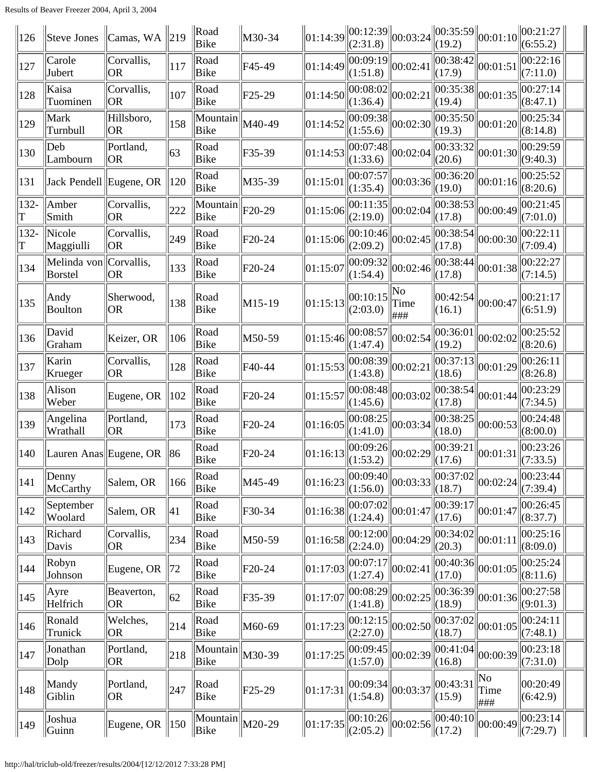| 126 | Steve Jones | Camas, WA | 219 | Road Bike | M30-34 | 01:14:39 | 00:12:39 (2:31.8) | 00:03:24 | 00:35:59 (19.2) | 00:01:10 | 00:21:27 (6:55.2) | |
|---|---|---|---|---|---|---|---|---|---|---|---|---|
| 127 | Carole Jubert | Corvallis, OR | 117 | Road Bike | F45-49 | 01:14:49 | 00:09:19 (1:51.8) | 00:02:41 | 00:38:42 (17.9) | 00:01:51 | 00:22:16 (7:11.0) | |
| 128 | Kaisa Tuominen | Corvallis, OR | 107 | Road Bike | F25-29 | 01:14:50 | 00:08:02 (1:36.4) | 00:02:21 | 00:35:38 (19.4) | 00:01:35 | 00:27:14 (8:47.1) | |
| 129 | Mark Turnbull | Hillsboro, OR | 158 | Mountain Bike | M40-49 | 01:14:52 | 00:09:38 (1:55.6) | 00:02:30 | 00:35:50 (19.3) | 00:01:20 | 00:25:34 (8:14.8) | |
| 130 | Deb Lambourn | Portland, OR | 63 | Road Bike | F35-39 | 01:14:53 | 00:07:48 (1:33.6) | 00:02:04 | 00:33:32 (20.6) | 00:01:30 | 00:29:59 (9:40.3) | |
| 131 | Jack Pendell | Eugene, OR | 120 | Road Bike | M35-39 | 01:15:01 | 00:07:57 (1:35.4) | 00:03:36 | 00:36:20 (19.0) | 00:01:16 | 00:25:52 (8:20.6) | |
| 132-T | Amber Smith | Corvallis, OR | 222 | Mountain Bike | F20-29 | 01:15:06 | 00:11:35 (2:19.0) | 00:02:04 | 00:38:53 (17.8) | 00:00:49 | 00:21:45 (7:01.0) | |
| 132-T | Nicole Maggiulli | Corvallis, OR | 249 | Road Bike | F20-24 | 01:15:06 | 00:10:46 (2:09.2) | 00:02:45 | 00:38:54 (17.8) | 00:00:30 | 00:22:11 (7:09.4) | |
| 134 | Melinda von Borstel | Corvallis, OR | 133 | Road Bike | F20-24 | 01:15:07 | 00:09:32 (1:54.4) | 00:02:46 | 00:38:44 (17.8) | 00:01:38 | 00:22:27 (7:14.5) | |
| 135 | Andy Boulton | Sherwood, OR | 138 | Road Bike | M15-19 | 01:15:13 | 00:10:15 (2:03.0) | No Time ### | 00:42:54 (16.1) | 00:00:47 | 00:21:17 (6:51.9) | |
| 136 | David Graham | Keizer, OR | 106 | Road Bike | M50-59 | 01:15:46 | 00:08:57 (1:47.4) | 00:02:54 | 00:36:01 (19.2) | 00:02:02 | 00:25:52 (8:20.6) | |
| 137 | Karin Krueger | Corvallis, OR | 128 | Road Bike | F40-44 | 01:15:53 | 00:08:39 (1:43.8) | 00:02:21 | 00:37:13 (18.6) | 00:01:29 | 00:26:11 (8:26.8) | |
| 138 | Alison Weber | Eugene, OR | 102 | Road Bike | F20-24 | 01:15:57 | 00:08:48 (1:45.6) | 00:03:02 | 00:38:54 (17.8) | 00:01:44 | 00:23:29 (7:34.5) | |
| 139 | Angelina Wrathall | Portland, OR | 173 | Road Bike | F20-24 | 01:16:05 | 00:08:25 (1:41.0) | 00:03:34 | 00:38:25 (18.0) | 00:00:53 | 00:24:48 (8:00.0) | |
| 140 | Lauren Anas | Eugene, OR | 86 | Road Bike | F20-24 | 01:16:13 | 00:09:26 (1:53.2) | 00:02:29 | 00:39:21 (17.6) | 00:01:31 | 00:23:26 (7:33.5) | |
| 141 | Denny McCarthy | Salem, OR | 166 | Road Bike | M45-49 | 01:16:23 | 00:09:40 (1:56.0) | 00:03:33 | 00:37:02 (18.7) | 00:02:24 | 00:23:44 (7:39.4) | |
| 142 | September Woolard | Salem, OR | 41 | Road Bike | F30-34 | 01:16:38 | 00:07:02 (1:24.4) | 00:01:47 | 00:39:17 (17.6) | 00:01:47 | 00:26:45 (8:37.7) | |
| 143 | Richard Davis | Corvallis, OR | 234 | Road Bike | M50-59 | 01:16:58 | 00:12:00 (2:24.0) | 00:04:29 | 00:34:02 (20.3) | 00:01:11 | 00:25:16 (8:09.0) | |
| 144 | Robyn Johnson | Eugene, OR | 72 | Road Bike | F20-24 | 01:17:03 | 00:07:17 (1:27.4) | 00:02:41 | 00:40:36 (17.0) | 00:01:05 | 00:25:24 (8:11.6) | |
| 145 | Ayre Helfrich | Beaverton, OR | 62 | Road Bike | F35-39 | 01:17:07 | 00:08:29 (1:41.8) | 00:02:25 | 00:36:39 (18.9) | 00:01:36 | 00:27:58 (9:01.3) | |
| 146 | Ronald Trunick | Welches, OR | 214 | Road Bike | M60-69 | 01:17:23 | 00:12:15 (2:27.0) | 00:02:50 | 00:37:02 (18.7) | 00:01:05 | 00:24:11 (7:48.1) | |
| 147 | Jonathan Dolp | Portland, OR | 218 | Mountain Bike | M30-39 | 01:17:25 | 00:09:45 (1:57.0) | 00:02:39 | 00:41:04 (16.8) | 00:00:39 | 00:23:18 (7:31.0) | |
| 148 | Mandy Giblin | Portland, OR | 247 | Road Bike | F25-29 | 01:17:31 | 00:09:34 (1:54.8) | 00:03:37 | 00:43:31 (15.9) | No Time ### | 00:20:49 (6:42.9) | |
| 149 | Joshua Guinn | Eugene, OR | 150 | Mountain Bike | M20-29 | 01:17:35 | 00:10:26 (2:05.2) | 00:02:56 | 00:40:10 (17.2) | 00:00:49 | 00:23:14 (7:29.7) | |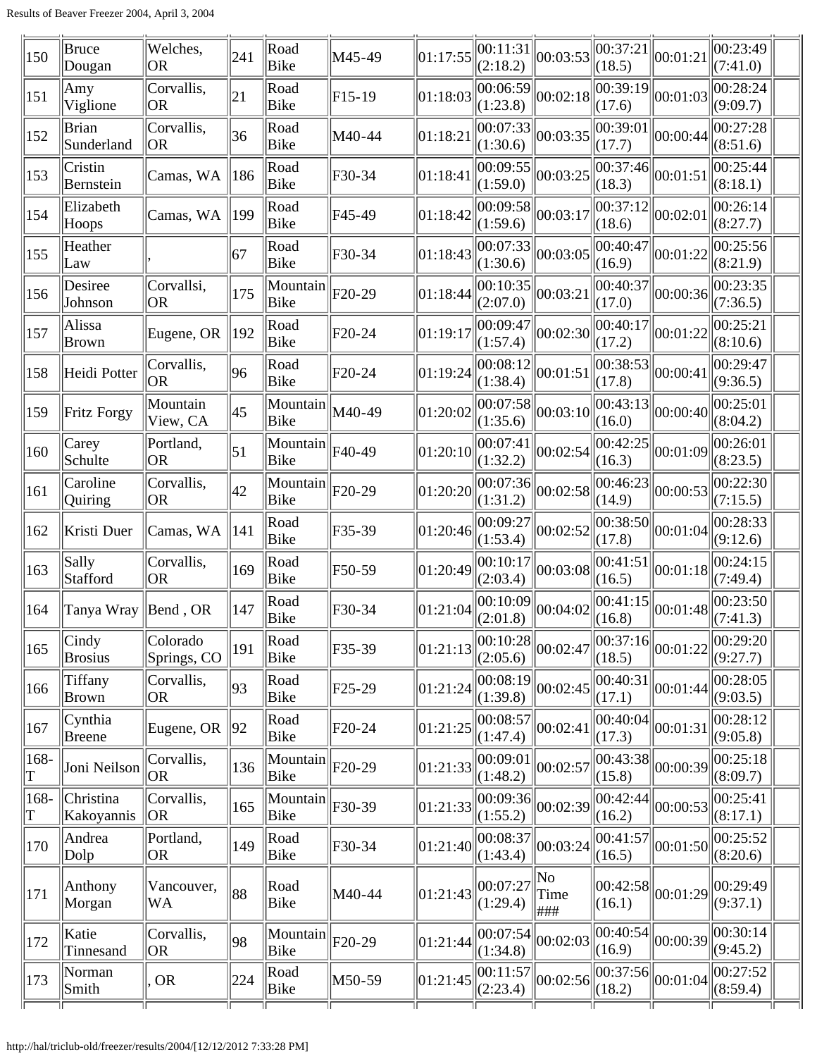| 150 | Bruce Dougan | Welches, OR | 241 | Road Bike | M45-49 | 01:17:55 | 00:11:31 (2:18.2) | 00:03:53 | 00:37:21 (18.5) | 00:01:21 | 00:23:49 (7:41.0) | |
|---|---|---|---|---|---|---|---|---|---|---|---|---|
| 151 | Amy Viglione | Corvallis, OR | 21 | Road Bike | F15-19 | 01:18:03 | 00:06:59 (1:23.8) | 00:02:18 | 00:39:19 (17.6) | 00:01:03 | 00:28:24 (9:09.7) | |
| 152 | Brian Sunderland | Corvallis, OR | 36 | Road Bike | M40-44 | 01:18:21 | 00:07:33 (1:30.6) | 00:03:35 | 00:39:01 (17.7) | 00:00:44 | 00:27:28 (8:51.6) | |
| 153 | Cristin Bernstein | Camas, WA | 186 | Road Bike | F30-34 | 01:18:41 | 00:09:55 (1:59.0) | 00:03:25 | 00:37:46 (18.3) | 00:01:51 | 00:25:44 (8:18.1) | |
| 154 | Elizabeth Hoops | Camas, WA | 199 | Road Bike | F45-49 | 01:18:42 | 00:09:58 (1:59.6) | 00:03:17 | 00:37:12 (18.6) | 00:02:01 | 00:26:14 (8:27.7) | |
| 155 | Heather Law | , | 67 | Road Bike | F30-34 | 01:18:43 | 00:07:33 (1:30.6) | 00:03:05 | 00:40:47 (16.9) | 00:01:22 | 00:25:56 (8:21.9) | |
| 156 | Desiree Johnson | Corvallsi, OR | 175 | Mountain Bike | F20-29 | 01:18:44 | 00:10:35 (2:07.0) | 00:03:21 | 00:40:37 (17.0) | 00:00:36 | 00:23:35 (7:36.5) | |
| 157 | Alissa Brown | Eugene, OR | 192 | Road Bike | F20-24 | 01:19:17 | 00:09:47 (1:57.4) | 00:02:30 | 00:40:17 (17.2) | 00:01:22 | 00:25:21 (8:10.6) | |
| 158 | Heidi Potter | Corvallis, OR | 96 | Road Bike | F20-24 | 01:19:24 | 00:08:12 (1:38.4) | 00:01:51 | 00:38:53 (17.8) | 00:00:41 | 00:29:47 (9:36.5) | |
| 159 | Fritz Forgy | Mountain View, CA | 45 | Mountain Bike | M40-49 | 01:20:02 | 00:07:58 (1:35.6) | 00:03:10 | 00:43:13 (16.0) | 00:00:40 | 00:25:01 (8:04.2) | |
| 160 | Carey Schulte | Portland, OR | 51 | Mountain Bike | F40-49 | 01:20:10 | 00:07:41 (1:32.2) | 00:02:54 | 00:42:25 (16.3) | 00:01:09 | 00:26:01 (8:23.5) | |
| 161 | Caroline Quiring | Corvallis, OR | 42 | Mountain Bike | F20-29 | 01:20:20 | 00:07:36 (1:31.2) | 00:02:58 | 00:46:23 (14.9) | 00:00:53 | 00:22:30 (7:15.5) | |
| 162 | Kristi Duer | Camas, WA | 141 | Road Bike | F35-39 | 01:20:46 | 00:09:27 (1:53.4) | 00:02:52 | 00:38:50 (17.8) | 00:01:04 | 00:28:33 (9:12.6) | |
| 163 | Sally Stafford | Corvallis, OR | 169 | Road Bike | F50-59 | 01:20:49 | 00:10:17 (2:03.4) | 00:03:08 | 00:41:51 (16.5) | 00:01:18 | 00:24:15 (7:49.4) | |
| 164 | Tanya Wray | Bend , OR | 147 | Road Bike | F30-34 | 01:21:04 | 00:10:09 (2:01.8) | 00:04:02 | 00:41:15 (16.8) | 00:01:48 | 00:23:50 (7:41.3) | |
| 165 | Cindy Brosius | Colorado Springs, CO | 191 | Road Bike | F35-39 | 01:21:13 | 00:10:28 (2:05.6) | 00:02:47 | 00:37:16 (18.5) | 00:01:22 | 00:29:20 (9:27.7) | |
| 166 | Tiffany Brown | Corvallis, OR | 93 | Road Bike | F25-29 | 01:21:24 | 00:08:19 (1:39.8) | 00:02:45 | 00:40:31 (17.1) | 00:01:44 | 00:28:05 (9:03.5) | |
| 167 | Cynthia Breene | Eugene, OR | 92 | Road Bike | F20-24 | 01:21:25 | 00:08:57 (1:47.4) | 00:02:41 | 00:40:04 (17.3) | 00:01:31 | 00:28:12 (9:05.8) | |
| 168-T | Joni Neilson | Corvallis, OR | 136 | Mountain Bike | F20-29 | 01:21:33 | 00:09:01 (1:48.2) | 00:02:57 | 00:43:38 (15.8) | 00:00:39 | 00:25:18 (8:09.7) | |
| 168-T | Christina Kakoyannis | Corvallis, OR | 165 | Mountain Bike | F30-39 | 01:21:33 | 00:09:36 (1:55.2) | 00:02:39 | 00:42:44 (16.2) | 00:00:53 | 00:25:41 (8:17.1) | |
| 170 | Andrea Dolp | Portland, OR | 149 | Road Bike | F30-34 | 01:21:40 | 00:08:37 (1:43.4) | 00:03:24 | 00:41:57 (16.5) | 00:01:50 | 00:25:52 (8:20.6) | |
| 171 | Anthony Morgan | Vancouver, WA | 88 | Road Bike | M40-44 | 01:21:43 | 00:07:27 (1:29.4) | No Time ### | 00:42:58 (16.1) | 00:01:29 | 00:29:49 (9:37.1) | |
| 172 | Katie Tinnesand | Corvallis, OR | 98 | Mountain Bike | F20-29 | 01:21:44 | 00:07:54 (1:34.8) | 00:02:03 | 00:40:54 (16.9) | 00:00:39 | 00:30:14 (9:45.2) | |
| 173 | Norman Smith | , OR | 224 | Road Bike | M50-59 | 01:21:45 | 00:11:57 (2:23.4) | 00:02:56 | 00:37:56 (18.2) | 00:01:04 | 00:27:52 (8:59.4) | |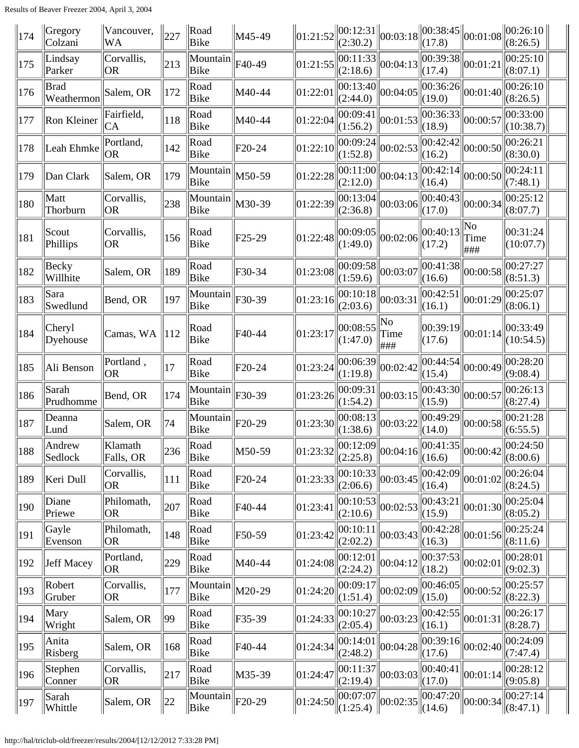| 174 | Gregory Colzani | Vancouver, WA | 227 | Road Bike | M45-49 | 01:21:52 | 00:12:31 (2:30.2) | 00:03:18 | 00:38:45 (17.8) | 00:01:08 | 00:26:10 (8:26.5) | |
|---|---|---|---|---|---|---|---|---|---|---|---|---|
| 175 | Lindsay Parker | Corvallis, OR | 213 | Mountain Bike | F40-49 | 01:21:55 | 00:11:33 (2:18.6) | 00:04:13 | 00:39:38 (17.4) | 00:01:21 | 00:25:10 (8:07.1) | |
| 176 | Brad Weathermon | Salem, OR | 172 | Road Bike | M40-44 | 01:22:01 | 00:13:40 (2:44.0) | 00:04:05 | 00:36:26 (19.0) | 00:01:40 | 00:26:10 (8:26.5) | |
| 177 | Ron Kleiner | Fairfield, CA | 118 | Road Bike | M40-44 | 01:22:04 | 00:09:41 (1:56.2) | 00:01:53 | 00:36:33 (18.9) | 00:00:57 | 00:33:00 (10:38.7) | |
| 178 | Leah Ehmke | Portland, OR | 142 | Road Bike | F20-24 | 01:22:10 | 00:09:24 (1:52.8) | 00:02:53 | 00:42:42 (16.2) | 00:00:50 | 00:26:21 (8:30.0) | |
| 179 | Dan Clark | Salem, OR | 179 | Mountain Bike | M50-59 | 01:22:28 | 00:11:00 (2:12.0) | 00:04:13 | 00:42:14 (16.4) | 00:00:50 | 00:24:11 (7:48.1) | |
| 180 | Matt Thorburn | Corvallis, OR | 238 | Mountain Bike | M30-39 | 01:22:39 | 00:13:04 (2:36.8) | 00:03:06 | 00:40:43 (17.0) | 00:00:34 | 00:25:12 (8:07.7) | |
| 181 | Scout Phillips | Corvallis, OR | 156 | Road Bike | F25-29 | 01:22:48 | 00:09:05 (1:49.0) | 00:02:06 | 00:40:13 (17.2) | No Time ### | 00:31:24 (10:07.7) | |
| 182 | Becky Willhite | Salem, OR | 189 | Road Bike | F30-34 | 01:23:08 | 00:09:58 (1:59.6) | 00:03:07 | 00:41:38 (16.6) | 00:00:58 | 00:27:27 (8:51.3) | |
| 183 | Sara Swedlund | Bend, OR | 197 | Mountain Bike | F30-39 | 01:23:16 | 00:10:18 (2:03.6) | 00:03:31 | 00:42:51 (16.1) | 00:01:29 | 00:25:07 (8:06.1) | |
| 184 | Cheryl Dyehouse | Camas, WA | 112 | Road Bike | F40-44 | 01:23:17 | 00:08:55 (1:47.0) | No Time ### | 00:39:19 (17.6) | 00:01:14 | 00:33:49 (10:54.5) | |
| 185 | Ali Benson | Portland , OR | 17 | Road Bike | F20-24 | 01:23:24 | 00:06:39 (1:19.8) | 00:02:42 | 00:44:54 (15.4) | 00:00:49 | 00:28:20 (9:08.4) | |
| 186 | Sarah Prudhomme | Bend, OR | 174 | Mountain Bike | F30-39 | 01:23:26 | 00:09:31 (1:54.2) | 00:03:15 | 00:43:30 (15.9) | 00:00:57 | 00:26:13 (8:27.4) | |
| 187 | Deanna Lund | Salem, OR | 74 | Mountain Bike | F20-29 | 01:23:30 | 00:08:13 (1:38.6) | 00:03:22 | 00:49:29 (14.0) | 00:00:58 | 00:21:28 (6:55.5) | |
| 188 | Andrew Sedlock | Klamath Falls, OR | 236 | Road Bike | M50-59 | 01:23:32 | 00:12:09 (2:25.8) | 00:04:16 | 00:41:35 (16.6) | 00:00:42 | 00:24:50 (8:00.6) | |
| 189 | Keri Dull | Corvallis, OR | 111 | Road Bike | F20-24 | 01:23:33 | 00:10:33 (2:06.6) | 00:03:45 | 00:42:09 (16.4) | 00:01:02 | 00:26:04 (8:24.5) | |
| 190 | Diane Priewe | Philomath, OR | 207 | Road Bike | F40-44 | 01:23:41 | 00:10:53 (2:10.6) | 00:02:53 | 00:43:21 (15.9) | 00:01:30 | 00:25:04 (8:05.2) | |
| 191 | Gayle Evenson | Philomath, OR | 148 | Road Bike | F50-59 | 01:23:42 | 00:10:11 (2:02.2) | 00:03:43 | 00:42:28 (16.3) | 00:01:56 | 00:25:24 (8:11.6) | |
| 192 | Jeff Macey | Portland, OR | 229 | Road Bike | M40-44 | 01:24:08 | 00:12:01 (2:24.2) | 00:04:12 | 00:37:53 (18.2) | 00:02:01 | 00:28:01 (9:02.3) | |
| 193 | Robert Gruber | Corvallis, OR | 177 | Mountain Bike | M20-29 | 01:24:20 | 00:09:17 (1:51.4) | 00:02:09 | 00:46:05 (15.0) | 00:00:52 | 00:25:57 (8:22.3) | |
| 194 | Mary Wright | Salem, OR | 99 | Road Bike | F35-39 | 01:24:33 | 00:10:27 (2:05.4) | 00:03:23 | 00:42:55 (16.1) | 00:01:31 | 00:26:17 (8:28.7) | |
| 195 | Anita Risberg | Salem, OR | 168 | Road Bike | F40-44 | 01:24:34 | 00:14:01 (2:48.2) | 00:04:28 | 00:39:16 (17.6) | 00:02:40 | 00:24:09 (7:47.4) | |
| 196 | Stephen Conner | Corvallis, OR | 217 | Road Bike | M35-39 | 01:24:47 | 00:11:37 (2:19.4) | 00:03:03 | 00:40:41 (17.0) | 00:01:14 | 00:28:12 (9:05.8) | |
| 197 | Sarah Whittle | Salem, OR | 22 | Mountain Bike | F20-29 | 01:24:50 | 00:07:07 (1:25.4) | 00:02:35 | 00:47:20 (14.6) | 00:00:34 | 00:27:14 (8:47.1) | |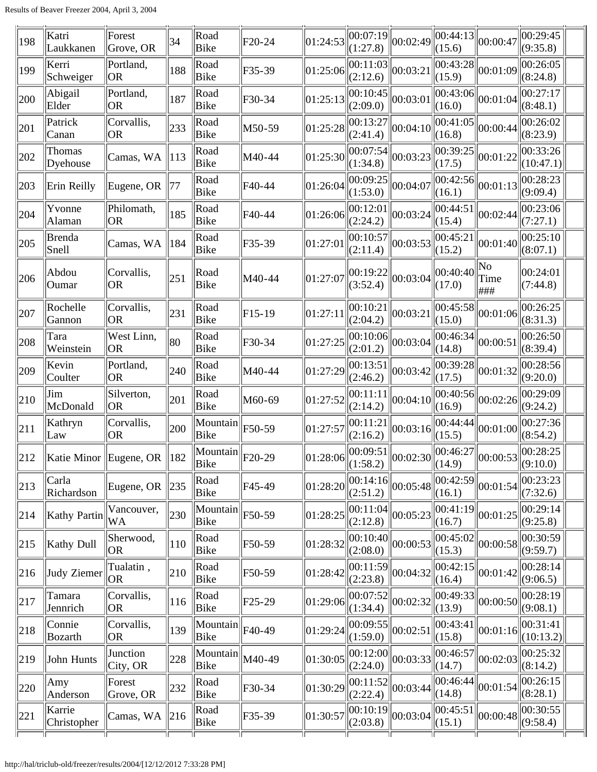| 198 | Katri Laukkanen | Forest Grove, OR | 34 | Road Bike | F20-24 | 01:24:53 | 00:07:19 (1:27.8) | 00:02:49 | 00:44:13 (15.6) | 00:00:47 | 00:29:45 (9:35.8) | |
|---|---|---|---|---|---|---|---|---|---|---|---|---|
| 199 | Kerri Schweiger | Portland, OR | 188 | Road Bike | F35-39 | 01:25:06 | 00:11:03 (2:12.6) | 00:03:21 | 00:43:28 (15.9) | 00:01:09 | 00:26:05 (8:24.8) | |
| 200 | Abigail Elder | Portland, OR | 187 | Road Bike | F30-34 | 01:25:13 | 00:10:45 (2:09.0) | 00:03:01 | 00:43:06 (16.0) | 00:01:04 | 00:27:17 (8:48.1) | |
| 201 | Patrick Canan | Corvallis, OR | 233 | Road Bike | M50-59 | 01:25:28 | 00:13:27 (2:41.4) | 00:04:10 | 00:41:05 (16.8) | 00:00:44 | 00:26:02 (8:23.9) | |
| 202 | Thomas Dyehouse | Camas, WA | 113 | Road Bike | M40-44 | 01:25:30 | 00:07:54 (1:34.8) | 00:03:23 | 00:39:25 (17.5) | 00:01:22 | 00:33:26 (10:47.1) | |
| 203 | Erin Reilly | Eugene, OR | 77 | Road Bike | F40-44 | 01:26:04 | 00:09:25 (1:53.0) | 00:04:07 | 00:42:56 (16.1) | 00:01:13 | 00:28:23 (9:09.4) | |
| 204 | Yvonne Alaman | Philomath, OR | 185 | Road Bike | F40-44 | 01:26:06 | 00:12:01 (2:24.2) | 00:03:24 | 00:44:51 (15.4) | 00:02:44 | 00:23:06 (7:27.1) | |
| 205 | Brenda Snell | Camas, WA | 184 | Road Bike | F35-39 | 01:27:01 | 00:10:57 (2:11.4) | 00:03:53 | 00:45:21 (15.2) | 00:01:40 | 00:25:10 (8:07.1) | |
| 206 | Abdou Oumar | Corvallis, OR | 251 | Road Bike | M40-44 | 01:27:07 | 00:19:22 (3:52.4) | 00:03:04 | 00:40:40 (17.0) | No Time ### | 00:24:01 (7:44.8) | |
| 207 | Rochelle Gannon | Corvallis, OR | 231 | Road Bike | F15-19 | 01:27:11 | 00:10:21 (2:04.2) | 00:03:21 | 00:45:58 (15.0) | 00:01:06 | 00:26:25 (8:31.3) | |
| 208 | Tara Weinstein | West Linn, OR | 80 | Road Bike | F30-34 | 01:27:25 | 00:10:06 (2:01.2) | 00:03:04 | 00:46:34 (14.8) | 00:00:51 | 00:26:50 (8:39.4) | |
| 209 | Kevin Coulter | Portland, OR | 240 | Road Bike | M40-44 | 01:27:29 | 00:13:51 (2:46.2) | 00:03:42 | 00:39:28 (17.5) | 00:01:32 | 00:28:56 (9:20.0) | |
| 210 | Jim McDonald | Silverton, OR | 201 | Road Bike | M60-69 | 01:27:52 | 00:11:11 (2:14.2) | 00:04:10 | 00:40:56 (16.9) | 00:02:26 | 00:29:09 (9:24.2) | |
| 211 | Kathryn Law | Corvallis, OR | 200 | Mountain Bike | F50-59 | 01:27:57 | 00:11:21 (2:16.2) | 00:03:16 | 00:44:44 (15.5) | 00:01:00 | 00:27:36 (8:54.2) | |
| 212 | Katie Minor | Eugene, OR | 182 | Mountain Bike | F20-29 | 01:28:06 | 00:09:51 (1:58.2) | 00:02:30 | 00:46:27 (14.9) | 00:00:53 | 00:28:25 (9:10.0) | |
| 213 | Carla Richardson | Eugene, OR | 235 | Road Bike | F45-49 | 01:28:20 | 00:14:16 (2:51.2) | 00:05:48 | 00:42:59 (16.1) | 00:01:54 | 00:23:23 (7:32.6) | |
| 214 | Kathy Partin | Vancouver, WA | 230 | Mountain Bike | F50-59 | 01:28:25 | 00:11:04 (2:12.8) | 00:05:23 | 00:41:19 (16.7) | 00:01:25 | 00:29:14 (9:25.8) | |
| 215 | Kathy Dull | Sherwood, OR | 110 | Road Bike | F50-59 | 01:28:32 | 00:10:40 (2:08.0) | 00:00:53 | 00:45:02 (15.3) | 00:00:58 | 00:30:59 (9:59.7) | |
| 216 | Judy Ziemer | Tualatin , OR | 210 | Road Bike | F50-59 | 01:28:42 | 00:11:59 (2:23.8) | 00:04:32 | 00:42:15 (16.4) | 00:01:42 | 00:28:14 (9:06.5) | |
| 217 | Tamara Jennrich | Corvallis, OR | 116 | Road Bike | F25-29 | 01:29:06 | 00:07:52 (1:34.4) | 00:02:32 | 00:49:33 (13.9) | 00:00:50 | 00:28:19 (9:08.1) | |
| 218 | Connie Bozarth | Corvallis, OR | 139 | Mountain Bike | F40-49 | 01:29:24 | 00:09:55 (1:59.0) | 00:02:51 | 00:43:41 (15.8) | 00:01:16 | 00:31:41 (10:13.2) | |
| 219 | John Hunts | Junction City, OR | 228 | Mountain Bike | M40-49 | 01:30:05 | 00:12:00 (2:24.0) | 00:03:33 | 00:46:57 (14.7) | 00:02:03 | 00:25:32 (8:14.2) | |
| 220 | Amy Anderson | Forest Grove, OR | 232 | Road Bike | F30-34 | 01:30:29 | 00:11:52 (2:22.4) | 00:03:44 | 00:46:44 (14.8) | 00:01:54 | 00:26:15 (8:28.1) | |
| 221 | Karrie Christopher | Camas, WA | 216 | Road Bike | F35-39 | 01:30:57 | 00:10:19 (2:03.8) | 00:03:04 | 00:45:51 (15.1) | 00:00:48 | 00:30:55 (9:58.4) | |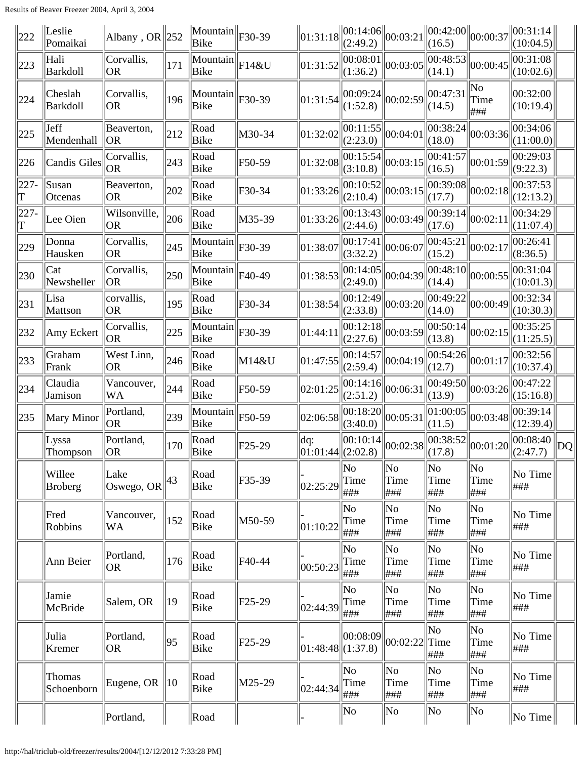| 222 | Leslie Pomaikai | Albany , OR | 252 | Mountain Bike | F30-39 | 01:31:18 | 00:14:06 (2:49.2) | 00:03:21 | 00:42:00 (16.5) | 00:00:37 | 00:31:14 (10:04.5) | |
|---|---|---|---|---|---|---|---|---|---|---|---|---|
| 223 | Hali Barkdoll | Corvallis, OR | 171 | Mountain Bike | F14&U | 01:31:52 | 00:08:01 (1:36.2) | 00:03:05 | 00:48:53 (14.1) | 00:00:45 | 00:31:08 (10:02.6) | |
| 224 | Cheslah Barkdoll | Corvallis, OR | 196 | Mountain Bike | F30-39 | 01:31:54 | 00:09:24 (1:52.8) | 00:02:59 | 00:47:31 (14.5) | No Time ### | 00:32:00 (10:19.4) | |
| 225 | Jeff Mendenhall | Beaverton, OR | 212 | Road Bike | M30-34 | 01:32:02 | 00:11:55 (2:23.0) | 00:04:01 | 00:38:24 (18.0) | 00:03:36 | 00:34:06 (11:00.0) | |
| 226 | Candis Giles | Corvallis, OR | 243 | Road Bike | F50-59 | 01:32:08 | 00:15:54 (3:10.8) | 00:03:15 | 00:41:57 (16.5) | 00:01:59 | 00:29:03 (9:22.3) | |
| 227-T | Susan Otcenas | Beaverton, OR | 202 | Road Bike | F30-34 | 01:33:26 | 00:10:52 (2:10.4) | 00:03:15 | 00:39:08 (17.7) | 00:02:18 | 00:37:53 (12:13.2) | |
| 227-T | Lee Oien | Wilsonville, OR | 206 | Road Bike | M35-39 | 01:33:26 | 00:13:43 (2:44.6) | 00:03:49 | 00:39:14 (17.6) | 00:02:11 | 00:34:29 (11:07.4) | |
| 229 | Donna Hausken | Corvallis, OR | 245 | Mountain Bike | F30-39 | 01:38:07 | 00:17:41 (3:32.2) | 00:06:07 | 00:45:21 (15.2) | 00:02:17 | 00:26:41 (8:36.5) | |
| 230 | Cat Newsheller | Corvallis, OR | 250 | Mountain Bike | F40-49 | 01:38:53 | 00:14:05 (2:49.0) | 00:04:39 | 00:48:10 (14.4) | 00:00:55 | 00:31:04 (10:01.3) | |
| 231 | Lisa Mattson | corvallis, OR | 195 | Road Bike | F30-34 | 01:38:54 | 00:12:49 (2:33.8) | 00:03:20 | 00:49:22 (14.0) | 00:00:49 | 00:32:34 (10:30.3) | |
| 232 | Amy Eckert | Corvallis, OR | 225 | Mountain Bike | F30-39 | 01:44:11 | 00:12:18 (2:27.6) | 00:03:59 | 00:50:14 (13.8) | 00:02:15 | 00:35:25 (11:25.5) | |
| 233 | Graham Frank | West Linn, OR | 246 | Road Bike | M14&U | 01:47:55 | 00:14:57 (2:59.4) | 00:04:19 | 00:54:26 (12.7) | 00:01:17 | 00:32:56 (10:37.4) | |
| 234 | Claudia Jamison | Vancouver, WA | 244 | Road Bike | F50-59 | 02:01:25 | 00:14:16 (2:51.2) | 00:06:31 | 00:49:50 (13.9) | 00:03:26 | 00:47:22 (15:16.8) | |
| 235 | Mary Minor | Portland, OR | 239 | Mountain Bike | F50-59 | 02:06:58 | 00:18:20 (3:40.0) | 00:05:31 | 01:00:05 (11.5) | 00:03:48 | 00:39:14 (12:39.4) | |
| | Lyssa Thompson | Portland, OR | 170 | Road Bike | F25-29 | dq: 01:01:44 | 00:10:14 (2:02.8) | 00:02:38 | 00:38:52 (17.8) | 00:01:20 | 00:08:40 (2:47.7) | DQ |
| | Willee Broberg | Lake Oswego, OR | 43 | Road Bike | F35-39 | - 02:25:29 | No Time ### | No Time ### | No Time ### | No Time ### | No Time ### | |
| | Fred Robbins | Vancouver, WA | 152 | Road Bike | M50-59 | - 01:10:22 | No Time ### | No Time ### | No Time ### | No Time ### | No Time ### | |
| | Ann Beier | Portland, OR | 176 | Road Bike | F40-44 | - 00:50:23 | No Time ### | No Time ### | No Time ### | No Time ### | No Time ### | |
| | Jamie McBride | Salem, OR | 19 | Road Bike | F25-29 | - 02:44:39 | No Time ### | No Time ### | No Time ### | No Time ### | No Time ### | |
| | Julia Kremer | Portland, OR | 95 | Road Bike | F25-29 | - 01:48:48 | 00:08:09 (1:37.8) | 00:02:22 | No Time ### | No Time ### | No Time ### | |
| | Thomas Schoenborn | Eugene, OR | 10 | Road Bike | M25-29 | - 02:44:34 | No Time ### | No Time ### | No Time ### | No Time ### | No Time ### | |
| | | Portland, | | Road | | - | No | No | No | No | No Time | |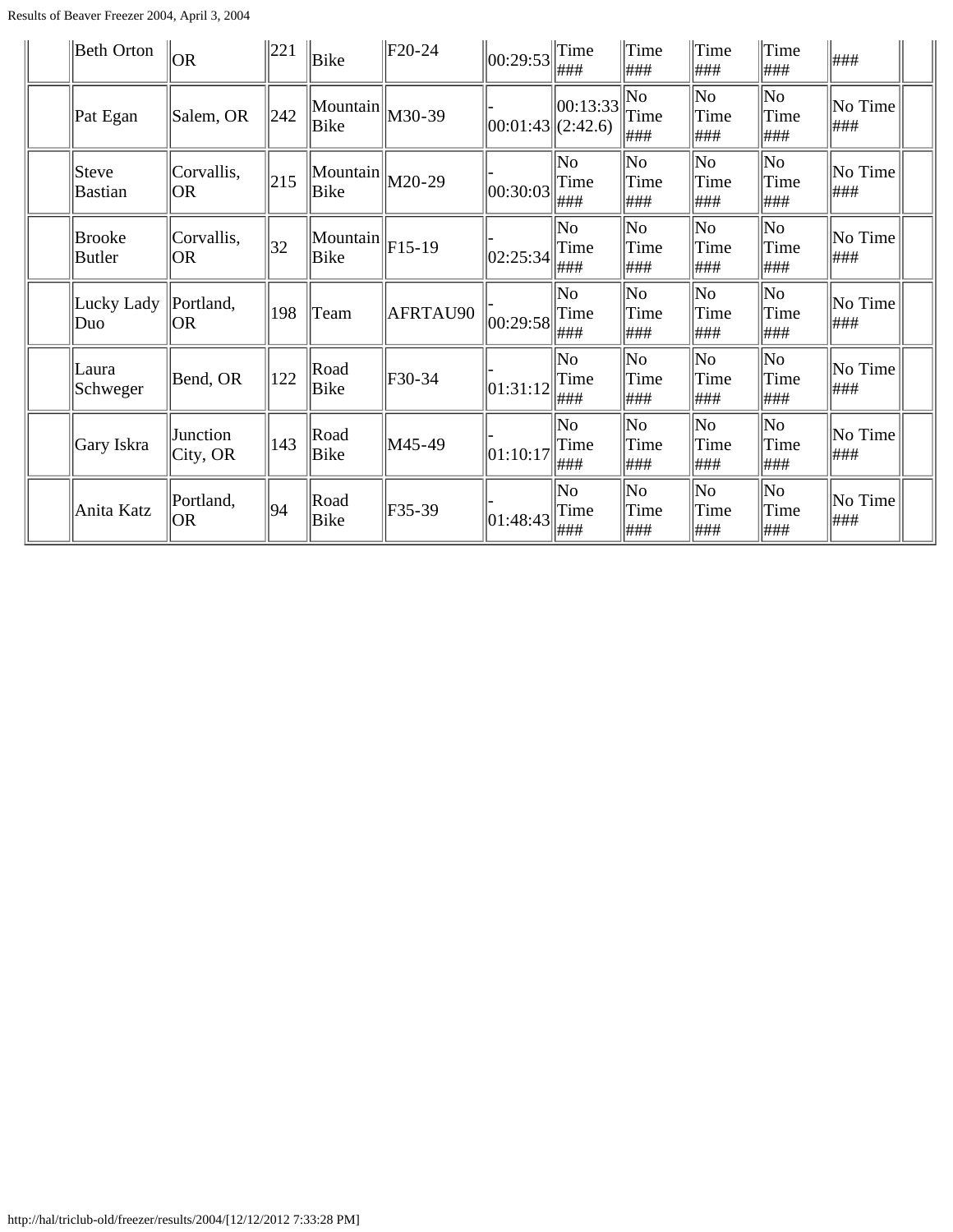|  |  |  |  |  |  |  |  |  |  |  |  |
|---|---|---|---|---|---|---|---|---|---|---|---|
|  | Beth Orton | OR | 221 | Bike | F20-24 | 00:29:53 | Time ### | Time ### | Time ### | Time ### | ### |  |
|  | Pat Egan | Salem, OR | 242 | Mountain Bike | M30-39 | - 00:01:43 | 00:13:33 (2:42.6) | No Time ### | No Time ### | No Time ### | No Time ### |  |
|  | Steve Bastian | Corvallis, OR | 215 | Mountain Bike | M20-29 | - 00:30:03 | No Time ### | No Time ### | No Time ### | No Time ### | No Time ### |  |
|  | Brooke Butler | Corvallis, OR | 32 | Mountain Bike | F15-19 | - 02:25:34 | No Time ### | No Time ### | No Time ### | No Time ### | No Time ### |  |
|  | Lucky Lady Duo | Portland, OR | 198 | Team | AFRTAU90 | - 00:29:58 | No Time ### | No Time ### | No Time ### | No Time ### | No Time ### |  |
|  | Laura Schweger | Bend, OR | 122 | Road Bike | F30-34 | - 01:31:12 | No Time ### | No Time ### | No Time ### | No Time ### | No Time ### |  |
|  | Gary Iskra | Junction City, OR | 143 | Road Bike | M45-49 | - 01:10:17 | No Time ### | No Time ### | No Time ### | No Time ### | No Time ### |  |
|  | Anita Katz | Portland, OR | 94 | Road Bike | F35-39 | - 01:48:43 | No Time ### | No Time ### | No Time ### | No Time ### | No Time ### |  |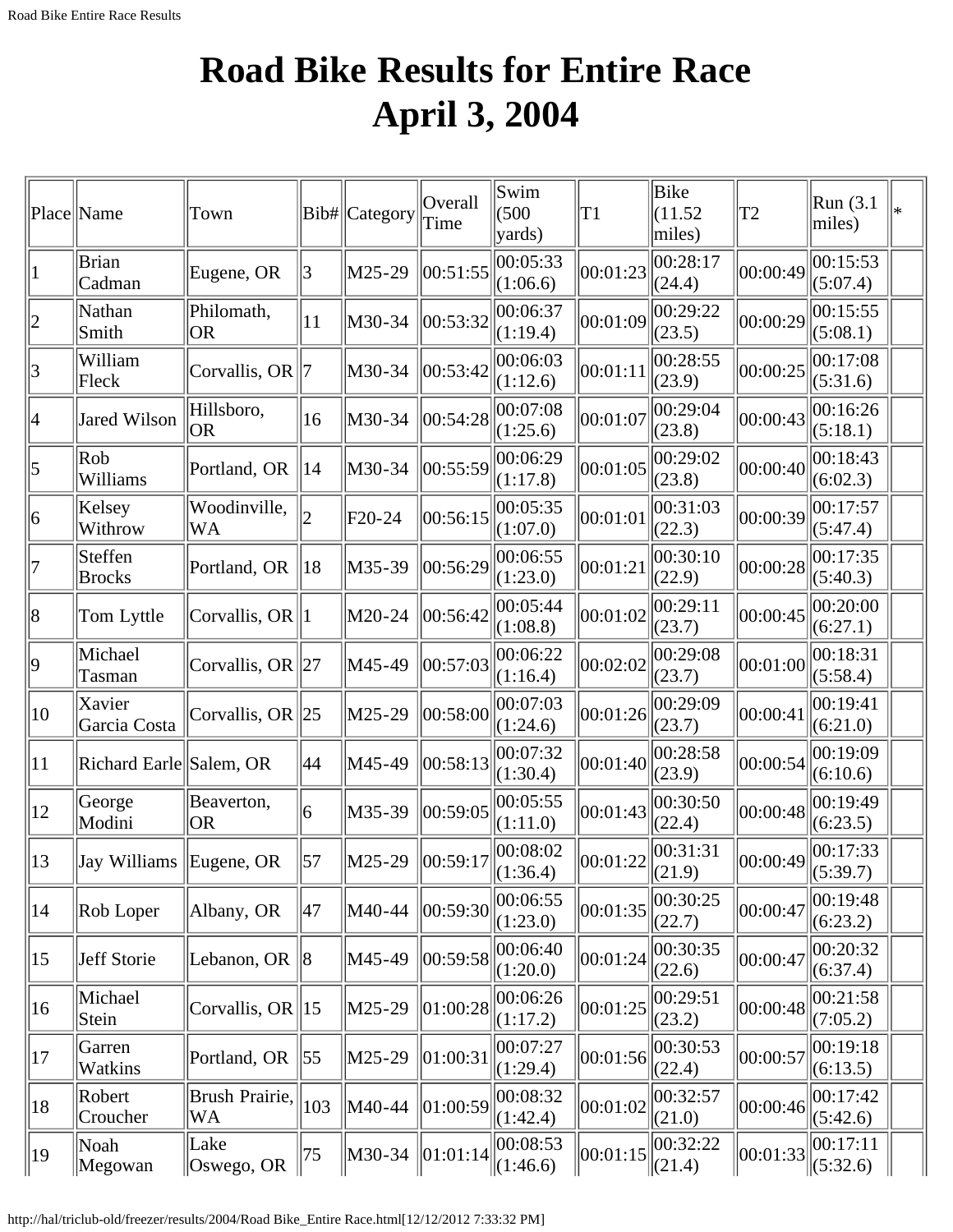# Road Bike Results for Entire Race April 3, 2004

| Place | Name | Town | Bib# | Category | Overall Time | Swim (500 yards) | T1 | Bike (11.52 miles) | T2 | Run (3.1 miles) | * |
|---|---|---|---|---|---|---|---|---|---|---|---|
| 1 | Brian Cadman | Eugene, OR | 3 | M25-29 | 00:51:55 | 00:05:33 (1:06.6) | 00:01:23 | 00:28:17 (24.4) | 00:00:49 | 00:15:53 (5:07.4) | |
| 2 | Nathan Smith | Philomath, OR | 11 | M30-34 | 00:53:32 | 00:06:37 (1:19.4) | 00:01:09 | 00:29:22 (23.5) | 00:00:29 | 00:15:55 (5:08.1) | |
| 3 | William Fleck | Corvallis, OR | 7 | M30-34 | 00:53:42 | 00:06:03 (1:12.6) | 00:01:11 | 00:28:55 (23.9) | 00:00:25 | 00:17:08 (5:31.6) | |
| 4 | Jared Wilson | Hillsboro, OR | 16 | M30-34 | 00:54:28 | 00:07:08 (1:25.6) | 00:01:07 | 00:29:04 (23.8) | 00:00:43 | 00:16:26 (5:18.1) | |
| 5 | Rob Williams | Portland, OR | 14 | M30-34 | 00:55:59 | 00:06:29 (1:17.8) | 00:01:05 | 00:29:02 (23.8) | 00:00:40 | 00:18:43 (6:02.3) | |
| 6 | Kelsey Withrow | Woodinville, WA | 2 | F20-24 | 00:56:15 | 00:05:35 (1:07.0) | 00:01:01 | 00:31:03 (22.3) | 00:00:39 | 00:17:57 (5:47.4) | |
| 7 | Steffen Brocks | Portland, OR | 18 | M35-39 | 00:56:29 | 00:06:55 (1:23.0) | 00:01:21 | 00:30:10 (22.9) | 00:00:28 | 00:17:35 (5:40.3) | |
| 8 | Tom Lyttle | Corvallis, OR | 1 | M20-24 | 00:56:42 | 00:05:44 (1:08.8) | 00:01:02 | 00:29:11 (23.7) | 00:00:45 | 00:20:00 (6:27.1) | |
| 9 | Michael Tasman | Corvallis, OR | 27 | M45-49 | 00:57:03 | 00:06:22 (1:16.4) | 00:02:02 | 00:29:08 (23.7) | 00:01:00 | 00:18:31 (5:58.4) | |
| 10 | Xavier Garcia Costa | Corvallis, OR | 25 | M25-29 | 00:58:00 | 00:07:03 (1:24.6) | 00:01:26 | 00:29:09 (23.7) | 00:00:41 | 00:19:41 (6:21.0) | |
| 11 | Richard Earle | Salem, OR | 44 | M45-49 | 00:58:13 | 00:07:32 (1:30.4) | 00:01:40 | 00:28:58 (23.9) | 00:00:54 | 00:19:09 (6:10.6) | |
| 12 | George Modini | Beaverton, OR | 6 | M35-39 | 00:59:05 | 00:05:55 (1:11.0) | 00:01:43 | 00:30:50 (22.4) | 00:00:48 | 00:19:49 (6:23.5) | |
| 13 | Jay Williams | Eugene, OR | 57 | M25-29 | 00:59:17 | 00:08:02 (1:36.4) | 00:01:22 | 00:31:31 (21.9) | 00:00:49 | 00:17:33 (5:39.7) | |
| 14 | Rob Loper | Albany, OR | 47 | M40-44 | 00:59:30 | 00:06:55 (1:23.0) | 00:01:35 | 00:30:25 (22.7) | 00:00:47 | 00:19:48 (6:23.2) | |
| 15 | Jeff Storie | Lebanon, OR | 8 | M45-49 | 00:59:58 | 00:06:40 (1:20.0) | 00:01:24 | 00:30:35 (22.6) | 00:00:47 | 00:20:32 (6:37.4) | |
| 16 | Michael Stein | Corvallis, OR | 15 | M25-29 | 01:00:28 | 00:06:26 (1:17.2) | 00:01:25 | 00:29:51 (23.2) | 00:00:48 | 00:21:58 (7:05.2) | |
| 17 | Garren Watkins | Portland, OR | 55 | M25-29 | 01:00:31 | 00:07:27 (1:29.4) | 00:01:56 | 00:30:53 (22.4) | 00:00:57 | 00:19:18 (6:13.5) | |
| 18 | Robert Croucher | Brush Prairie, WA | 103 | M40-44 | 01:00:59 | 00:08:32 (1:42.4) | 00:01:02 | 00:32:57 (21.0) | 00:00:46 | 00:17:42 (5:42.6) | |
| 19 | Noah Megowan | Lake Oswego, OR | 75 | M30-34 | 01:01:14 | 00:08:53 (1:46.6) | 00:01:15 | 00:32:22 (21.4) | 00:01:33 | 00:17:11 (5:32.6) | |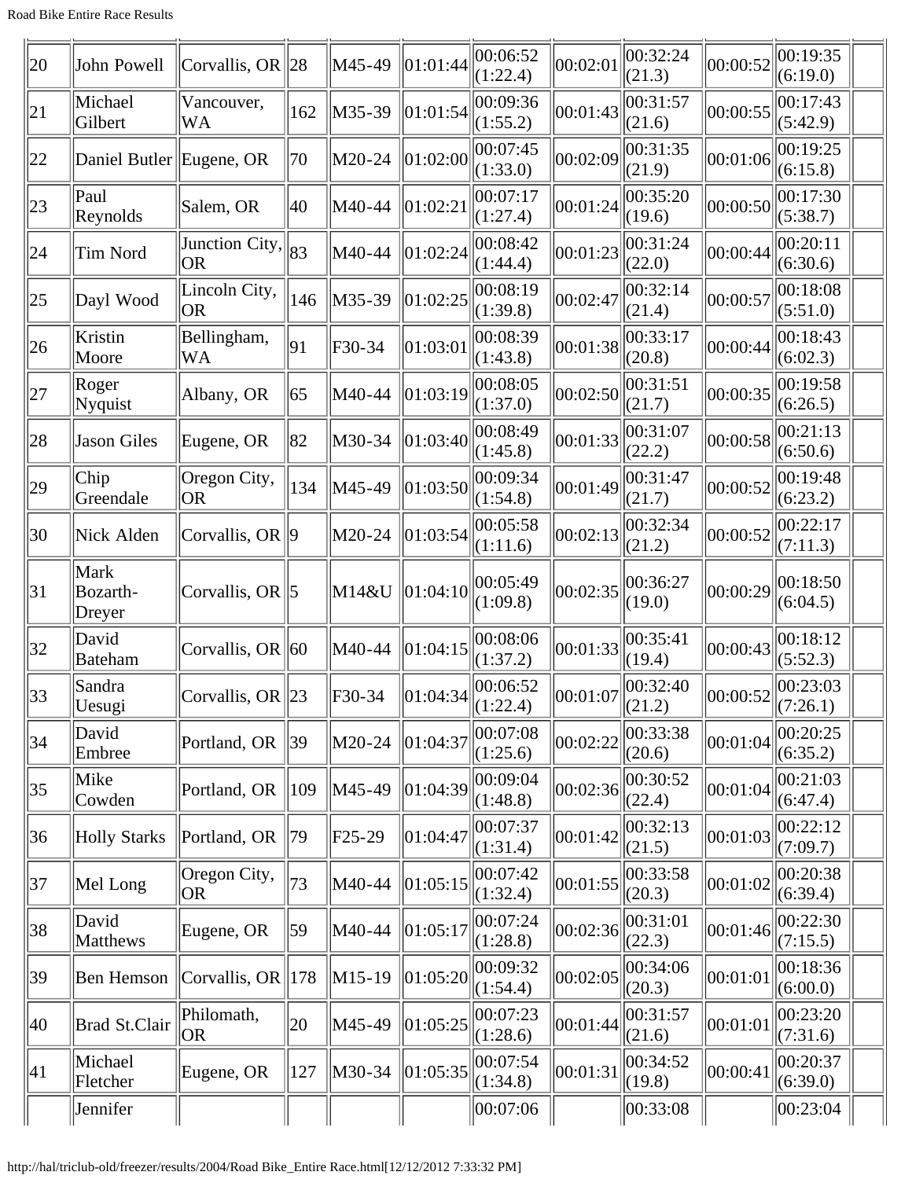| | | | | | | | | | | | |
|---|---|---|---|---|---|---|---|---|---|---|---|
| 20 | John Powell | Corvallis, OR | 28 | M45-49 | 01:01:44 | 00:06:52 (1:22.4) | 00:02:01 | 00:32:24 (21.3) | 00:00:52 | 00:19:35 (6:19.0) | |
| 21 | Michael Gilbert | Vancouver, WA | 162 | M35-39 | 01:01:54 | 00:09:36 (1:55.2) | 00:01:43 | 00:31:57 (21.6) | 00:00:55 | 00:17:43 (5:42.9) | |
| 22 | Daniel Butler | Eugene, OR | 70 | M20-24 | 01:02:00 | 00:07:45 (1:33.0) | 00:02:09 | 00:31:35 (21.9) | 00:01:06 | 00:19:25 (6:15.8) | |
| 23 | Paul Reynolds | Salem, OR | 40 | M40-44 | 01:02:21 | 00:07:17 (1:27.4) | 00:01:24 | 00:35:20 (19.6) | 00:00:50 | 00:17:30 (5:38.7) | |
| 24 | Tim Nord | Junction City, OR | 83 | M40-44 | 01:02:24 | 00:08:42 (1:44.4) | 00:01:23 | 00:31:24 (22.0) | 00:00:44 | 00:20:11 (6:30.6) | |
| 25 | Dayl Wood | Lincoln City, OR | 146 | M35-39 | 01:02:25 | 00:08:19 (1:39.8) | 00:02:47 | 00:32:14 (21.4) | 00:00:57 | 00:18:08 (5:51.0) | |
| 26 | Kristin Moore | Bellingham, WA | 91 | F30-34 | 01:03:01 | 00:08:39 (1:43.8) | 00:01:38 | 00:33:17 (20.8) | 00:00:44 | 00:18:43 (6:02.3) | |
| 27 | Roger Nyquist | Albany, OR | 65 | M40-44 | 01:03:19 | 00:08:05 (1:37.0) | 00:02:50 | 00:31:51 (21.7) | 00:00:35 | 00:19:58 (6:26.5) | |
| 28 | Jason Giles | Eugene, OR | 82 | M30-34 | 01:03:40 | 00:08:49 (1:45.8) | 00:01:33 | 00:31:07 (22.2) | 00:00:58 | 00:21:13 (6:50.6) | |
| 29 | Chip Greendale | Oregon City, OR | 134 | M45-49 | 01:03:50 | 00:09:34 (1:54.8) | 00:01:49 | 00:31:47 (21.7) | 00:00:52 | 00:19:48 (6:23.2) | |
| 30 | Nick Alden | Corvallis, OR | 9 | M20-24 | 01:03:54 | 00:05:58 (1:11.6) | 00:02:13 | 00:32:34 (21.2) | 00:00:52 | 00:22:17 (7:11.3) | |
| 31 | Mark Bozarth-Dreyer | Corvallis, OR | 5 | M14&U | 01:04:10 | 00:05:49 (1:09.8) | 00:02:35 | 00:36:27 (19.0) | 00:00:29 | 00:18:50 (6:04.5) | |
| 32 | David Bateham | Corvallis, OR | 60 | M40-44 | 01:04:15 | 00:08:06 (1:37.2) | 00:01:33 | 00:35:41 (19.4) | 00:00:43 | 00:18:12 (5:52.3) | |
| 33 | Sandra Uesugi | Corvallis, OR | 23 | F30-34 | 01:04:34 | 00:06:52 (1:22.4) | 00:01:07 | 00:32:40 (21.2) | 00:00:52 | 00:23:03 (7:26.1) | |
| 34 | David Embree | Portland, OR | 39 | M20-24 | 01:04:37 | 00:07:08 (1:25.6) | 00:02:22 | 00:33:38 (20.6) | 00:01:04 | 00:20:25 (6:35.2) | |
| 35 | Mike Cowden | Portland, OR | 109 | M45-49 | 01:04:39 | 00:09:04 (1:48.8) | 00:02:36 | 00:30:52 (22.4) | 00:01:04 | 00:21:03 (6:47.4) | |
| 36 | Holly Starks | Portland, OR | 79 | F25-29 | 01:04:47 | 00:07:37 (1:31.4) | 00:01:42 | 00:32:13 (21.5) | 00:01:03 | 00:22:12 (7:09.7) | |
| 37 | Mel Long | Oregon City, OR | 73 | M40-44 | 01:05:15 | 00:07:42 (1:32.4) | 00:01:55 | 00:33:58 (20.3) | 00:01:02 | 00:20:38 (6:39.4) | |
| 38 | David Matthews | Eugene, OR | 59 | M40-44 | 01:05:17 | 00:07:24 (1:28.8) | 00:02:36 | 00:31:01 (22.3) | 00:01:46 | 00:22:30 (7:15.5) | |
| 39 | Ben Hemson | Corvallis, OR | 178 | M15-19 | 01:05:20 | 00:09:32 (1:54.4) | 00:02:05 | 00:34:06 (20.3) | 00:01:01 | 00:18:36 (6:00.0) | |
| 40 | Brad St.Clair | Philomath, OR | 20 | M45-49 | 01:05:25 | 00:07:23 (1:28.6) | 00:01:44 | 00:31:57 (21.6) | 00:01:01 | 00:23:20 (7:31.6) | |
| 41 | Michael Fletcher | Eugene, OR | 127 | M30-34 | 01:05:35 | 00:07:54 (1:34.8) | 00:01:31 | 00:34:52 (19.8) | 00:00:41 | 00:20:37 (6:39.0) | |
| | Jennifer | | | | | 00:07:06 | | 00:33:08 | | 00:23:04 | |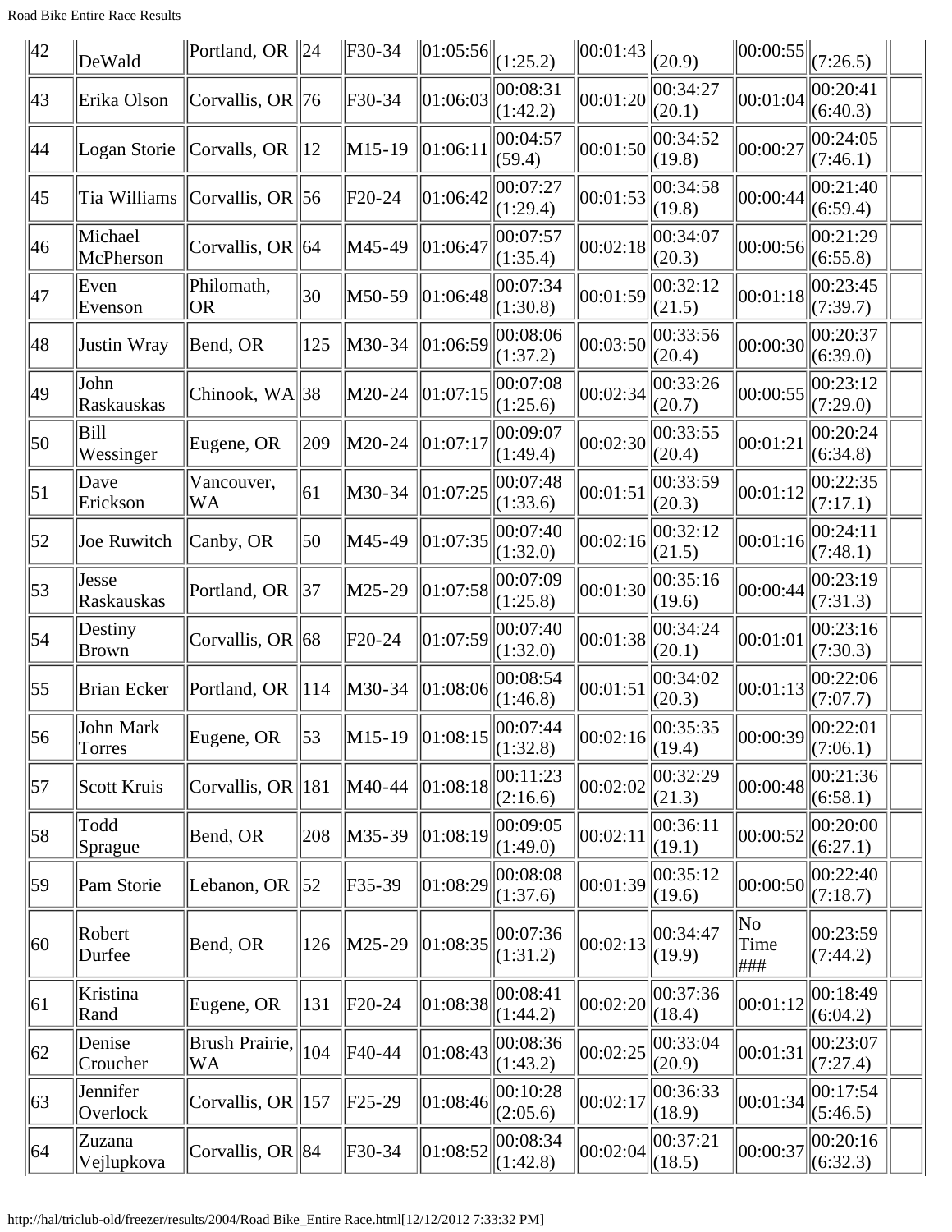| | | | | | | | | | | | |
|---|---|---|---|---|---|---|---|---|---|---|---|
| 42 | DeWald | Portland, OR | 24 | F30-34 | 01:05:56 | (1:25.2) | 00:01:43 | (20.9) | 00:00:55 | (7:26.5) | |
| 43 | Erika Olson | Corvallis, OR | 76 | F30-34 | 01:06:03 | 00:08:31 (1:42.2) | 00:01:20 | 00:34:27 (20.1) | 00:01:04 | 00:20:41 (6:40.3) | |
| 44 | Logan Storie | Corvalls, OR | 12 | M15-19 | 01:06:11 | 00:04:57 (59.4) | 00:01:50 | 00:34:52 (19.8) | 00:00:27 | 00:24:05 (7:46.1) | |
| 45 | Tia Williams | Corvallis, OR | 56 | F20-24 | 01:06:42 | 00:07:27 (1:29.4) | 00:01:53 | 00:34:58 (19.8) | 00:00:44 | 00:21:40 (6:59.4) | |
| 46 | Michael McPherson | Corvallis, OR | 64 | M45-49 | 01:06:47 | 00:07:57 (1:35.4) | 00:02:18 | 00:34:07 (20.3) | 00:00:56 | 00:21:29 (6:55.8) | |
| 47 | Even Evenson | Philomath, OR | 30 | M50-59 | 01:06:48 | 00:07:34 (1:30.8) | 00:01:59 | 00:32:12 (21.5) | 00:01:18 | 00:23:45 (7:39.7) | |
| 48 | Justin Wray | Bend, OR | 125 | M30-34 | 01:06:59 | 00:08:06 (1:37.2) | 00:03:50 | 00:33:56 (20.4) | 00:00:30 | 00:20:37 (6:39.0) | |
| 49 | John Raskauskas | Chinook, WA | 38 | M20-24 | 01:07:15 | 00:07:08 (1:25.6) | 00:02:34 | 00:33:26 (20.7) | 00:00:55 | 00:23:12 (7:29.0) | |
| 50 | Bill Wessinger | Eugene, OR | 209 | M20-24 | 01:07:17 | 00:09:07 (1:49.4) | 00:02:30 | 00:33:55 (20.4) | 00:01:21 | 00:20:24 (6:34.8) | |
| 51 | Dave Erickson | Vancouver, WA | 61 | M30-34 | 01:07:25 | 00:07:48 (1:33.6) | 00:01:51 | 00:33:59 (20.3) | 00:01:12 | 00:22:35 (7:17.1) | |
| 52 | Joe Ruwitch | Canby, OR | 50 | M45-49 | 01:07:35 | 00:07:40 (1:32.0) | 00:02:16 | 00:32:12 (21.5) | 00:01:16 | 00:24:11 (7:48.1) | |
| 53 | Jesse Raskauskas | Portland, OR | 37 | M25-29 | 01:07:58 | 00:07:09 (1:25.8) | 00:01:30 | 00:35:16 (19.6) | 00:00:44 | 00:23:19 (7:31.3) | |
| 54 | Destiny Brown | Corvallis, OR | 68 | F20-24 | 01:07:59 | 00:07:40 (1:32.0) | 00:01:38 | 00:34:24 (20.1) | 00:01:01 | 00:23:16 (7:30.3) | |
| 55 | Brian Ecker | Portland, OR | 114 | M30-34 | 01:08:06 | 00:08:54 (1:46.8) | 00:01:51 | 00:34:02 (20.3) | 00:01:13 | 00:22:06 (7:07.7) | |
| 56 | John Mark Torres | Eugene, OR | 53 | M15-19 | 01:08:15 | 00:07:44 (1:32.8) | 00:02:16 | 00:35:35 (19.4) | 00:00:39 | 00:22:01 (7:06.1) | |
| 57 | Scott Kruis | Corvallis, OR | 181 | M40-44 | 01:08:18 | 00:11:23 (2:16.6) | 00:02:02 | 00:32:29 (21.3) | 00:00:48 | 00:21:36 (6:58.1) | |
| 58 | Todd Sprague | Bend, OR | 208 | M35-39 | 01:08:19 | 00:09:05 (1:49.0) | 00:02:11 | 00:36:11 (19.1) | 00:00:52 | 00:20:00 (6:27.1) | |
| 59 | Pam Storie | Lebanon, OR | 52 | F35-39 | 01:08:29 | 00:08:08 (1:37.6) | 00:01:39 | 00:35:12 (19.6) | 00:00:50 | 00:22:40 (7:18.7) | |
| 60 | Robert Durfee | Bend, OR | 126 | M25-29 | 01:08:35 | 00:07:36 (1:31.2) | 00:02:13 | 00:34:47 (19.9) | No Time ### | 00:23:59 (7:44.2) | |
| 61 | Kristina Rand | Eugene, OR | 131 | F20-24 | 01:08:38 | 00:08:41 (1:44.2) | 00:02:20 | 00:37:36 (18.4) | 00:01:12 | 00:18:49 (6:04.2) | |
| 62 | Denise Croucher | Brush Prairie, WA | 104 | F40-44 | 01:08:43 | 00:08:36 (1:43.2) | 00:02:25 | 00:33:04 (20.9) | 00:01:31 | 00:23:07 (7:27.4) | |
| 63 | Jennifer Overlock | Corvallis, OR | 157 | F25-29 | 01:08:46 | 00:10:28 (2:05.6) | 00:02:17 | 00:36:33 (18.9) | 00:01:34 | 00:17:54 (5:46.5) | |
| 64 | Zuzana Vejlupkova | Corvallis, OR | 84 | F30-34 | 01:08:52 | 00:08:34 (1:42.8) | 00:02:04 | 00:37:21 (18.5) | 00:00:37 | 00:20:16 (6:32.3) | |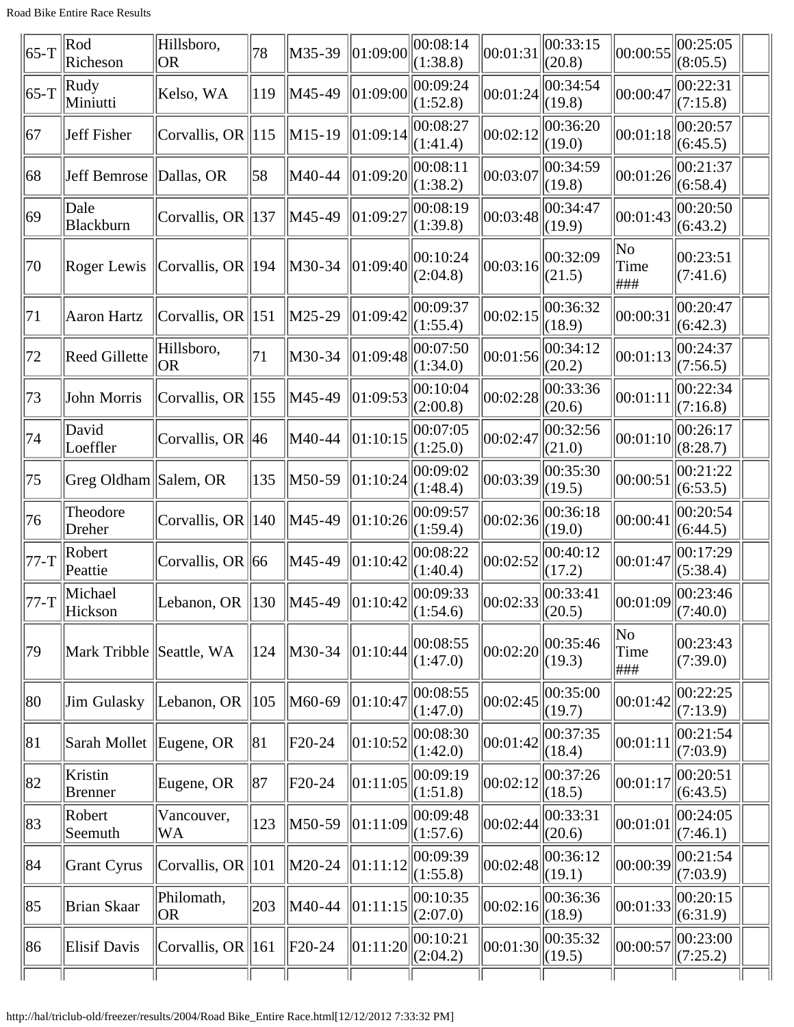| 65-T | Rod Richeson | Hillsboro, OR | 78 | M35-39 | 01:09:00 | 00:08:14 (1:38.8) | 00:01:31 | 00:33:15 (20.8) | 00:00:55 | 00:25:05 (8:05.5) | |
|---|---|---|---|---|---|---|---|---|---|---|---|
| 65-T | Rudy Miniutti | Kelso, WA | 119 | M45-49 | 01:09:00 | 00:09:24 (1:52.8) | 00:01:24 | 00:34:54 (19.8) | 00:00:47 | 00:22:31 (7:15.8) | |
| 67 | Jeff Fisher | Corvallis, OR | 115 | M15-19 | 01:09:14 | 00:08:27 (1:41.4) | 00:02:12 | 00:36:20 (19.0) | 00:01:18 | 00:20:57 (6:45.5) | |
| 68 | Jeff Bemrose | Dallas, OR | 58 | M40-44 | 01:09:20 | 00:08:11 (1:38.2) | 00:03:07 | 00:34:59 (19.8) | 00:01:26 | 00:21:37 (6:58.4) | |
| 69 | Dale Blackburn | Corvallis, OR | 137 | M45-49 | 01:09:27 | 00:08:19 (1:39.8) | 00:03:48 | 00:34:47 (19.9) | 00:01:43 | 00:20:50 (6:43.2) | |
| 70 | Roger Lewis | Corvallis, OR | 194 | M30-34 | 01:09:40 | 00:10:24 (2:04.8) | 00:03:16 | 00:32:09 (21.5) | No Time ### | 00:23:51 (7:41.6) | |
| 71 | Aaron Hartz | Corvallis, OR | 151 | M25-29 | 01:09:42 | 00:09:37 (1:55.4) | 00:02:15 | 00:36:32 (18.9) | 00:00:31 | 00:20:47 (6:42.3) | |
| 72 | Reed Gillette | Hillsboro, OR | 71 | M30-34 | 01:09:48 | 00:07:50 (1:34.0) | 00:01:56 | 00:34:12 (20.2) | 00:01:13 | 00:24:37 (7:56.5) | |
| 73 | John Morris | Corvallis, OR | 155 | M45-49 | 01:09:53 | 00:10:04 (2:00.8) | 00:02:28 | 00:33:36 (20.6) | 00:01:11 | 00:22:34 (7:16.8) | |
| 74 | David Loeffler | Corvallis, OR | 46 | M40-44 | 01:10:15 | 00:07:05 (1:25.0) | 00:02:47 | 00:32:56 (21.0) | 00:01:10 | 00:26:17 (8:28.7) | |
| 75 | Greg Oldham | Salem, OR | 135 | M50-59 | 01:10:24 | 00:09:02 (1:48.4) | 00:03:39 | 00:35:30 (19.5) | 00:00:51 | 00:21:22 (6:53.5) | |
| 76 | Theodore Dreher | Corvallis, OR | 140 | M45-49 | 01:10:26 | 00:09:57 (1:59.4) | 00:02:36 | 00:36:18 (19.0) | 00:00:41 | 00:20:54 (6:44.5) | |
| 77-T | Robert Peattie | Corvallis, OR | 66 | M45-49 | 01:10:42 | 00:08:22 (1:40.4) | 00:02:52 | 00:40:12 (17.2) | 00:01:47 | 00:17:29 (5:38.4) | |
| 77-T | Michael Hickson | Lebanon, OR | 130 | M45-49 | 01:10:42 | 00:09:33 (1:54.6) | 00:02:33 | 00:33:41 (20.5) | 00:01:09 | 00:23:46 (7:40.0) | |
| 79 | Mark Tribble | Seattle, WA | 124 | M30-34 | 01:10:44 | 00:08:55 (1:47.0) | 00:02:20 | 00:35:46 (19.3) | No Time ### | 00:23:43 (7:39.0) | |
| 80 | Jim Gulasky | Lebanon, OR | 105 | M60-69 | 01:10:47 | 00:08:55 (1:47.0) | 00:02:45 | 00:35:00 (19.7) | 00:01:42 | 00:22:25 (7:13.9) | |
| 81 | Sarah Mollet | Eugene, OR | 81 | F20-24 | 01:10:52 | 00:08:30 (1:42.0) | 00:01:42 | 00:37:35 (18.4) | 00:01:11 | 00:21:54 (7:03.9) | |
| 82 | Kristin Brenner | Eugene, OR | 87 | F20-24 | 01:11:05 | 00:09:19 (1:51.8) | 00:02:12 | 00:37:26 (18.5) | 00:01:17 | 00:20:51 (6:43.5) | |
| 83 | Robert Seemuth | Vancouver, WA | 123 | M50-59 | 01:11:09 | 00:09:48 (1:57.6) | 00:02:44 | 00:33:31 (20.6) | 00:01:01 | 00:24:05 (7:46.1) | |
| 84 | Grant Cyrus | Corvallis, OR | 101 | M20-24 | 01:11:12 | 00:09:39 (1:55.8) | 00:02:48 | 00:36:12 (19.1) | 00:00:39 | 00:21:54 (7:03.9) | |
| 85 | Brian Skaar | Philomath, OR | 203 | M40-44 | 01:11:15 | 00:10:35 (2:07.0) | 00:02:16 | 00:36:36 (18.9) | 00:01:33 | 00:20:15 (6:31.9) | |
| 86 | Elisif Davis | Corvallis, OR | 161 | F20-24 | 01:11:20 | 00:10:21 (2:04.2) | 00:01:30 | 00:35:32 (19.5) | 00:00:57 | 00:23:00 (7:25.2) | |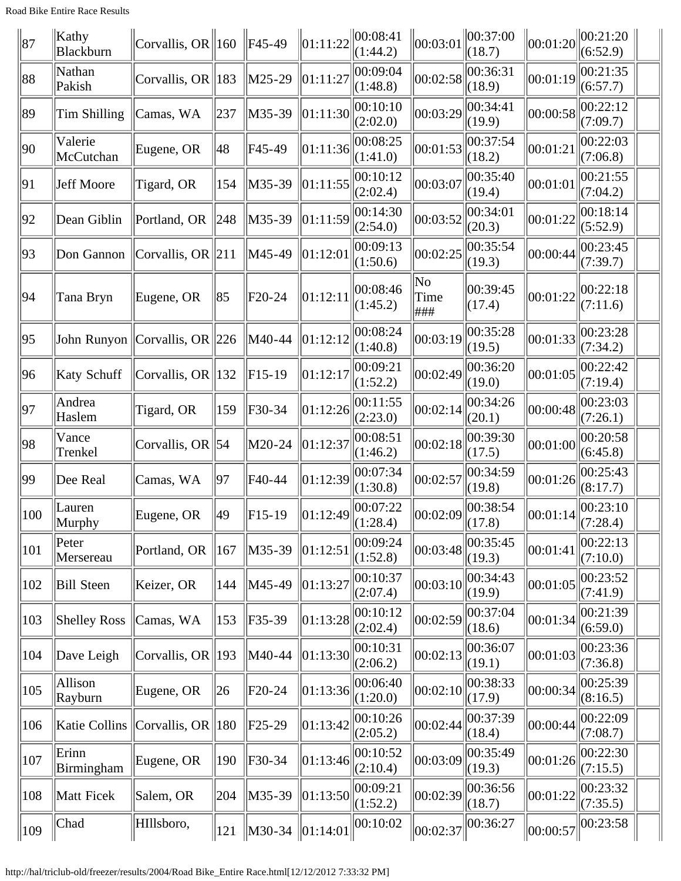| 87 | Kathy Blackburn | Corvallis, OR | 160 | F45-49 | 01:11:22 | 00:08:41 (1:44.2) | 00:03:01 | 00:37:00 (18.7) | 00:01:20 | 00:21:20 (6:52.9) | |
|---|---|---|---|---|---|---|---|---|---|---|---|
| 88 | Nathan Pakish | Corvallis, OR | 183 | M25-29 | 01:11:27 | 00:09:04 (1:48.8) | 00:02:58 | 00:36:31 (18.9) | 00:01:19 | 00:21:35 (6:57.7) | |
| 89 | Tim Shilling | Camas, WA | 237 | M35-39 | 01:11:30 | 00:10:10 (2:02.0) | 00:03:29 | 00:34:41 (19.9) | 00:00:58 | 00:22:12 (7:09.7) | |
| 90 | Valerie McCutchan | Eugene, OR | 48 | F45-49 | 01:11:36 | 00:08:25 (1:41.0) | 00:01:53 | 00:37:54 (18.2) | 00:01:21 | 00:22:03 (7:06.8) | |
| 91 | Jeff Moore | Tigard, OR | 154 | M35-39 | 01:11:55 | 00:10:12 (2:02.4) | 00:03:07 | 00:35:40 (19.4) | 00:01:01 | 00:21:55 (7:04.2) | |
| 92 | Dean Giblin | Portland, OR | 248 | M35-39 | 01:11:59 | 00:14:30 (2:54.0) | 00:03:52 | 00:34:01 (20.3) | 00:01:22 | 00:18:14 (5:52.9) | |
| 93 | Don Gannon | Corvallis, OR | 211 | M45-49 | 01:12:01 | 00:09:13 (1:50.6) | 00:02:25 | 00:35:54 (19.3) | 00:00:44 | 00:23:45 (7:39.7) | |
| 94 | Tana Bryn | Eugene, OR | 85 | F20-24 | 01:12:11 | 00:08:46 (1:45.2) | No Time ### | 00:39:45 (17.4) | 00:01:22 | 00:22:18 (7:11.6) | |
| 95 | John Runyon | Corvallis, OR | 226 | M40-44 | 01:12:12 | 00:08:24 (1:40.8) | 00:03:19 | 00:35:28 (19.5) | 00:01:33 | 00:23:28 (7:34.2) | |
| 96 | Katy Schuff | Corvallis, OR | 132 | F15-19 | 01:12:17 | 00:09:21 (1:52.2) | 00:02:49 | 00:36:20 (19.0) | 00:01:05 | 00:22:42 (7:19.4) | |
| 97 | Andrea Haslem | Tigard, OR | 159 | F30-34 | 01:12:26 | 00:11:55 (2:23.0) | 00:02:14 | 00:34:26 (20.1) | 00:00:48 | 00:23:03 (7:26.1) | |
| 98 | Vance Trenkel | Corvallis, OR | 54 | M20-24 | 01:12:37 | 00:08:51 (1:46.2) | 00:02:18 | 00:39:30 (17.5) | 00:01:00 | 00:20:58 (6:45.8) | |
| 99 | Dee Real | Camas, WA | 97 | F40-44 | 01:12:39 | 00:07:34 (1:30.8) | 00:02:57 | 00:34:59 (19.8) | 00:01:26 | 00:25:43 (8:17.7) | |
| 100 | Lauren Murphy | Eugene, OR | 49 | F15-19 | 01:12:49 | 00:07:22 (1:28.4) | 00:02:09 | 00:38:54 (17.8) | 00:01:14 | 00:23:10 (7:28.4) | |
| 101 | Peter Mersereau | Portland, OR | 167 | M35-39 | 01:12:51 | 00:09:24 (1:52.8) | 00:03:48 | 00:35:45 (19.3) | 00:01:41 | 00:22:13 (7:10.0) | |
| 102 | Bill Steen | Keizer, OR | 144 | M45-49 | 01:13:27 | 00:10:37 (2:07.4) | 00:03:10 | 00:34:43 (19.9) | 00:01:05 | 00:23:52 (7:41.9) | |
| 103 | Shelley Ross | Camas, WA | 153 | F35-39 | 01:13:28 | 00:10:12 (2:02.4) | 00:02:59 | 00:37:04 (18.6) | 00:01:34 | 00:21:39 (6:59.0) | |
| 104 | Dave Leigh | Corvallis, OR | 193 | M40-44 | 01:13:30 | 00:10:31 (2:06.2) | 00:02:13 | 00:36:07 (19.1) | 00:01:03 | 00:23:36 (7:36.8) | |
| 105 | Allison Rayburn | Eugene, OR | 26 | F20-24 | 01:13:36 | 00:06:40 (1:20.0) | 00:02:10 | 00:38:33 (17.9) | 00:00:34 | 00:25:39 (8:16.5) | |
| 106 | Katie Collins | Corvallis, OR | 180 | F25-29 | 01:13:42 | 00:10:26 (2:05.2) | 00:02:44 | 00:37:39 (18.4) | 00:00:44 | 00:22:09 (7:08.7) | |
| 107 | Erinn Birmingham | Eugene, OR | 190 | F30-34 | 01:13:46 | 00:10:52 (2:10.4) | 00:03:09 | 00:35:49 (19.3) | 00:01:26 | 00:22:30 (7:15.5) | |
| 108 | Matt Ficek | Salem, OR | 204 | M35-39 | 01:13:50 | 00:09:21 (1:52.2) | 00:02:39 | 00:36:56 (18.7) | 00:01:22 | 00:23:32 (7:35.5) | |
| 109 | Chad | HIllsboro, | 121 | M30-34 | 01:14:01 | 00:10:02 | 00:02:37 | 00:36:27 | 00:00:57 | 00:23:58 | |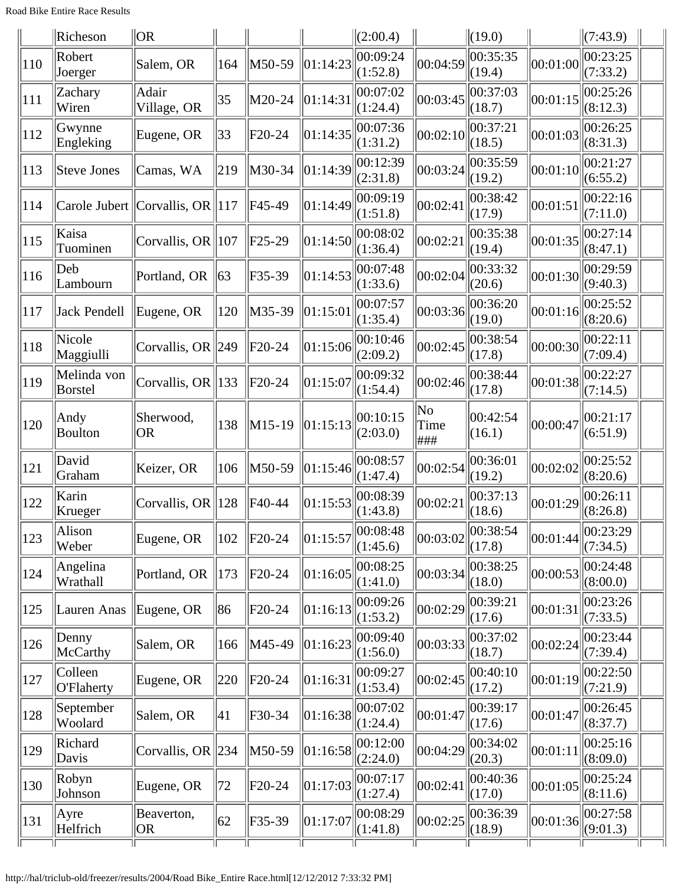|  | Richeson | OR |  |  |  | (2:00.4) |  | (19.0) |  | (7:43.9) |  |
|---|---|---|---|---|---|---|---|---|---|---|---|
| 110 | Robert Joerger | Salem, OR | 164 | M50-59 | 01:14:23 | 00:09:24 (1:52.8) | 00:04:59 | 00:35:35 (19.4) | 00:01:00 | 00:23:25 (7:33.2) |  |
| 111 | Zachary Wiren | Adair Village, OR | 35 | M20-24 | 01:14:31 | 00:07:02 (1:24.4) | 00:03:45 | 00:37:03 (18.7) | 00:01:15 | 00:25:26 (8:12.3) |  |
| 112 | Gwynne Engleking | Eugene, OR | 33 | F20-24 | 01:14:35 | 00:07:36 (1:31.2) | 00:02:10 | 00:37:21 (18.5) | 00:01:03 | 00:26:25 (8:31.3) |  |
| 113 | Steve Jones | Camas, WA | 219 | M30-34 | 01:14:39 | 00:12:39 (2:31.8) | 00:03:24 | 00:35:59 (19.2) | 00:01:10 | 00:21:27 (6:55.2) |  |
| 114 | Carole Jubert | Corvallis, OR | 117 | F45-49 | 01:14:49 | 00:09:19 (1:51.8) | 00:02:41 | 00:38:42 (17.9) | 00:01:51 | 00:22:16 (7:11.0) |  |
| 115 | Kaisa Tuominen | Corvallis, OR | 107 | F25-29 | 01:14:50 | 00:08:02 (1:36.4) | 00:02:21 | 00:35:38 (19.4) | 00:01:35 | 00:27:14 (8:47.1) |  |
| 116 | Deb Lambourn | Portland, OR | 63 | F35-39 | 01:14:53 | 00:07:48 (1:33.6) | 00:02:04 | 00:33:32 (20.6) | 00:01:30 | 00:29:59 (9:40.3) |  |
| 117 | Jack Pendell | Eugene, OR | 120 | M35-39 | 01:15:01 | 00:07:57 (1:35.4) | 00:03:36 | 00:36:20 (19.0) | 00:01:16 | 00:25:52 (8:20.6) |  |
| 118 | Nicole Maggiulli | Corvallis, OR | 249 | F20-24 | 01:15:06 | 00:10:46 (2:09.2) | 00:02:45 | 00:38:54 (17.8) | 00:00:30 | 00:22:11 (7:09.4) |  |
| 119 | Melinda von Borstel | Corvallis, OR | 133 | F20-24 | 01:15:07 | 00:09:32 (1:54.4) | 00:02:46 | 00:38:44 (17.8) | 00:01:38 | 00:22:27 (7:14.5) |  |
| 120 | Andy Boulton | Sherwood, OR | 138 | M15-19 | 01:15:13 | 00:10:15 (2:03.0) | No Time ### | 00:42:54 (16.1) | 00:00:47 | 00:21:17 (6:51.9) |  |
| 121 | David Graham | Keizer, OR | 106 | M50-59 | 01:15:46 | 00:08:57 (1:47.4) | 00:02:54 | 00:36:01 (19.2) | 00:02:02 | 00:25:52 (8:20.6) |  |
| 122 | Karin Krueger | Corvallis, OR | 128 | F40-44 | 01:15:53 | 00:08:39 (1:43.8) | 00:02:21 | 00:37:13 (18.6) | 00:01:29 | 00:26:11 (8:26.8) |  |
| 123 | Alison Weber | Eugene, OR | 102 | F20-24 | 01:15:57 | 00:08:48 (1:45.6) | 00:03:02 | 00:38:54 (17.8) | 00:01:44 | 00:23:29 (7:34.5) |  |
| 124 | Angelina Wrathall | Portland, OR | 173 | F20-24 | 01:16:05 | 00:08:25 (1:41.0) | 00:03:34 | 00:38:25 (18.0) | 00:00:53 | 00:24:48 (8:00.0) |  |
| 125 | Lauren Anas | Eugene, OR | 86 | F20-24 | 01:16:13 | 00:09:26 (1:53.2) | 00:02:29 | 00:39:21 (17.6) | 00:01:31 | 00:23:26 (7:33.5) |  |
| 126 | Denny McCarthy | Salem, OR | 166 | M45-49 | 01:16:23 | 00:09:40 (1:56.0) | 00:03:33 | 00:37:02 (18.7) | 00:02:24 | 00:23:44 (7:39.4) |  |
| 127 | Colleen O'Flaherty | Eugene, OR | 220 | F20-24 | 01:16:31 | 00:09:27 (1:53.4) | 00:02:45 | 00:40:10 (17.2) | 00:01:19 | 00:22:50 (7:21.9) |  |
| 128 | September Woolard | Salem, OR | 41 | F30-34 | 01:16:38 | 00:07:02 (1:24.4) | 00:01:47 | 00:39:17 (17.6) | 00:01:47 | 00:26:45 (8:37.7) |  |
| 129 | Richard Davis | Corvallis, OR | 234 | M50-59 | 01:16:58 | 00:12:00 (2:24.0) | 00:04:29 | 00:34:02 (20.3) | 00:01:11 | 00:25:16 (8:09.0) |  |
| 130 | Robyn Johnson | Eugene, OR | 72 | F20-24 | 01:17:03 | 00:07:17 (1:27.4) | 00:02:41 | 00:40:36 (17.0) | 00:01:05 | 00:25:24 (8:11.6) |  |
| 131 | Ayre Helfrich | Beaverton, OR | 62 | F35-39 | 01:17:07 | 00:08:29 (1:41.8) | 00:02:25 | 00:36:39 (18.9) | 00:01:36 | 00:27:58 (9:01.3) |  |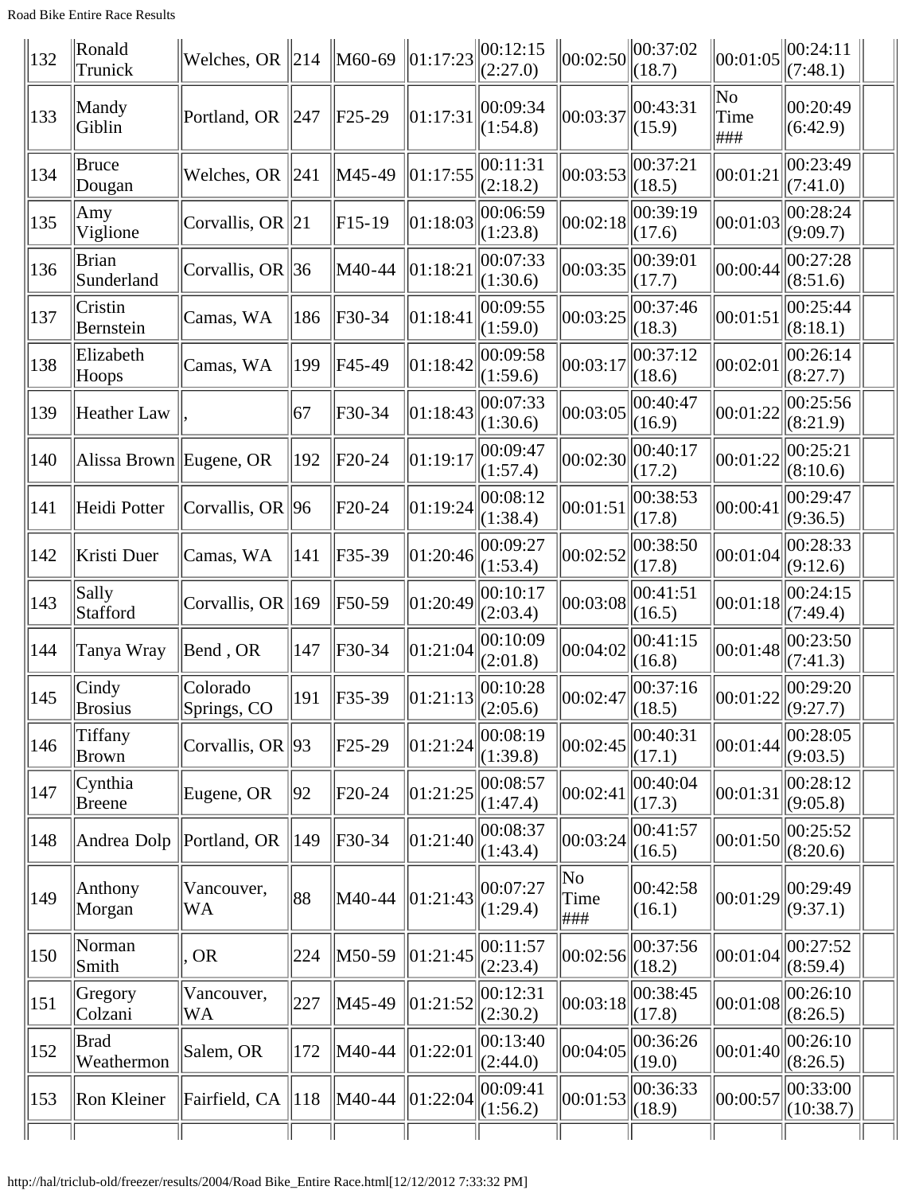| 132 | Ronald Trunick | Welches, OR | 214 | M60-69 | 01:17:23 | 00:12:15 (2:27.0) | 00:02:50 | 00:37:02 (18.7) | 00:01:05 | 00:24:11 (7:48.1) | |
|---|---|---|---|---|---|---|---|---|---|---|---|
| 133 | Mandy Giblin | Portland, OR | 247 | F25-29 | 01:17:31 | 00:09:34 (1:54.8) | 00:03:37 | 00:43:31 (15.9) | No Time ### | 00:20:49 (6:42.9) | |
| 134 | Bruce Dougan | Welches, OR | 241 | M45-49 | 01:17:55 | 00:11:31 (2:18.2) | 00:03:53 | 00:37:21 (18.5) | 00:01:21 | 00:23:49 (7:41.0) | |
| 135 | Amy Viglione | Corvallis, OR | 21 | F15-19 | 01:18:03 | 00:06:59 (1:23.8) | 00:02:18 | 00:39:19 (17.6) | 00:01:03 | 00:28:24 (9:09.7) | |
| 136 | Brian Sunderland | Corvallis, OR | 36 | M40-44 | 01:18:21 | 00:07:33 (1:30.6) | 00:03:35 | 00:39:01 (17.7) | 00:00:44 | 00:27:28 (8:51.6) | |
| 137 | Cristin Bernstein | Camas, WA | 186 | F30-34 | 01:18:41 | 00:09:55 (1:59.0) | 00:03:25 | 00:37:46 (18.3) | 00:01:51 | 00:25:44 (8:18.1) | |
| 138 | Elizabeth Hoops | Camas, WA | 199 | F45-49 | 01:18:42 | 00:09:58 (1:59.6) | 00:03:17 | 00:37:12 (18.6) | 00:02:01 | 00:26:14 (8:27.7) | |
| 139 | Heather Law | , | 67 | F30-34 | 01:18:43 | 00:07:33 (1:30.6) | 00:03:05 | 00:40:47 (16.9) | 00:01:22 | 00:25:56 (8:21.9) | |
| 140 | Alissa Brown | Eugene, OR | 192 | F20-24 | 01:19:17 | 00:09:47 (1:57.4) | 00:02:30 | 00:40:17 (17.2) | 00:01:22 | 00:25:21 (8:10.6) | |
| 141 | Heidi Potter | Corvallis, OR | 96 | F20-24 | 01:19:24 | 00:08:12 (1:38.4) | 00:01:51 | 00:38:53 (17.8) | 00:00:41 | 00:29:47 (9:36.5) | |
| 142 | Kristi Duer | Camas, WA | 141 | F35-39 | 01:20:46 | 00:09:27 (1:53.4) | 00:02:52 | 00:38:50 (17.8) | 00:01:04 | 00:28:33 (9:12.6) | |
| 143 | Sally Stafford | Corvallis, OR | 169 | F50-59 | 01:20:49 | 00:10:17 (2:03.4) | 00:03:08 | 00:41:51 (16.5) | 00:01:18 | 00:24:15 (7:49.4) | |
| 144 | Tanya Wray | Bend , OR | 147 | F30-34 | 01:21:04 | 00:10:09 (2:01.8) | 00:04:02 | 00:41:15 (16.8) | 00:01:48 | 00:23:50 (7:41.3) | |
| 145 | Cindy Brosius | Colorado Springs, CO | 191 | F35-39 | 01:21:13 | 00:10:28 (2:05.6) | 00:02:47 | 00:37:16 (18.5) | 00:01:22 | 00:29:20 (9:27.7) | |
| 146 | Tiffany Brown | Corvallis, OR | 93 | F25-29 | 01:21:24 | 00:08:19 (1:39.8) | 00:02:45 | 00:40:31 (17.1) | 00:01:44 | 00:28:05 (9:03.5) | |
| 147 | Cynthia Breene | Eugene, OR | 92 | F20-24 | 01:21:25 | 00:08:57 (1:47.4) | 00:02:41 | 00:40:04 (17.3) | 00:01:31 | 00:28:12 (9:05.8) | |
| 148 | Andrea Dolp | Portland, OR | 149 | F30-34 | 01:21:40 | 00:08:37 (1:43.4) | 00:03:24 | 00:41:57 (16.5) | 00:01:50 | 00:25:52 (8:20.6) | |
| 149 | Anthony Morgan | Vancouver, WA | 88 | M40-44 | 01:21:43 | 00:07:27 (1:29.4) | No Time ### | 00:42:58 (16.1) | 00:01:29 | 00:29:49 (9:37.1) | |
| 150 | Norman Smith | , OR | 224 | M50-59 | 01:21:45 | 00:11:57 (2:23.4) | 00:02:56 | 00:37:56 (18.2) | 00:01:04 | 00:27:52 (8:59.4) | |
| 151 | Gregory Colzani | Vancouver, WA | 227 | M45-49 | 01:21:52 | 00:12:31 (2:30.2) | 00:03:18 | 00:38:45 (17.8) | 00:01:08 | 00:26:10 (8:26.5) | |
| 152 | Brad Weathermon | Salem, OR | 172 | M40-44 | 01:22:01 | 00:13:40 (2:44.0) | 00:04:05 | 00:36:26 (19.0) | 00:01:40 | 00:26:10 (8:26.5) | |
| 153 | Ron Kleiner | Fairfield, CA | 118 | M40-44 | 01:22:04 | 00:09:41 (1:56.2) | 00:01:53 | 00:36:33 (18.9) | 00:00:57 | 00:33:00 (10:38.7) | |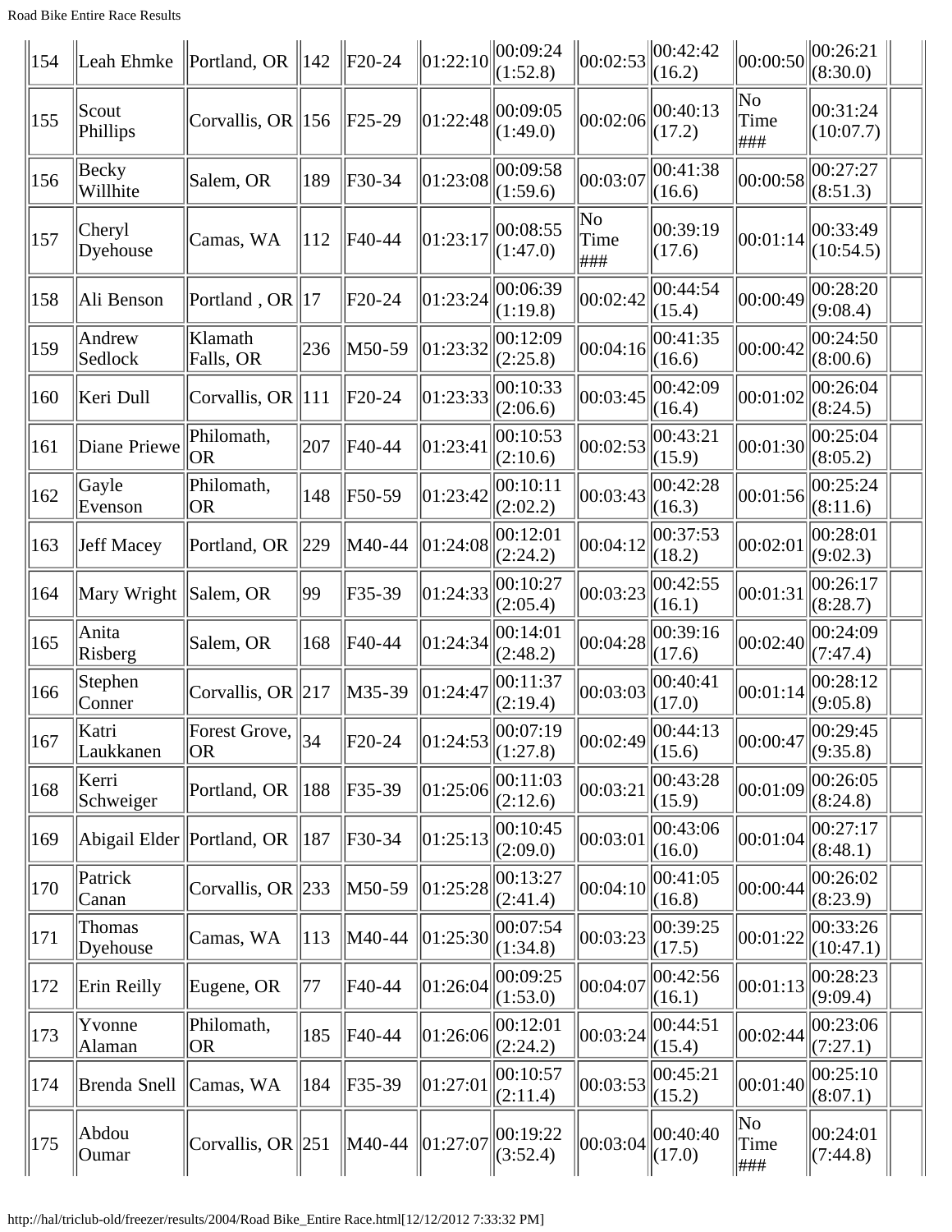| 154 | Leah Ehmke | Portland, OR | 142 | F20-24 | 01:22:10 | 00:09:24 (1:52.8) | 00:02:53 | 00:42:42 (16.2) | 00:00:50 | 00:26:21 (8:30.0) | |
|---|---|---|---|---|---|---|---|---|---|---|---|
| 155 | Scout Phillips | Corvallis, OR | 156 | F25-29 | 01:22:48 | 00:09:05 (1:49.0) | 00:02:06 | 00:40:13 (17.2) | No Time ### | 00:31:24 (10:07.7) | |
| 156 | Becky Willhite | Salem, OR | 189 | F30-34 | 01:23:08 | 00:09:58 (1:59.6) | 00:03:07 | 00:41:38 (16.6) | 00:00:58 | 00:27:27 (8:51.3) | |
| 157 | Cheryl Dyehouse | Camas, WA | 112 | F40-44 | 01:23:17 | 00:08:55 (1:47.0) | No Time ### | 00:39:19 (17.6) | 00:01:14 | 00:33:49 (10:54.5) | |
| 158 | Ali Benson | Portland , OR | 17 | F20-24 | 01:23:24 | 00:06:39 (1:19.8) | 00:02:42 | 00:44:54 (15.4) | 00:00:49 | 00:28:20 (9:08.4) | |
| 159 | Andrew Sedlock | Klamath Falls, OR | 236 | M50-59 | 01:23:32 | 00:12:09 (2:25.8) | 00:04:16 | 00:41:35 (16.6) | 00:00:42 | 00:24:50 (8:00.6) | |
| 160 | Keri Dull | Corvallis, OR | 111 | F20-24 | 01:23:33 | 00:10:33 (2:06.6) | 00:03:45 | 00:42:09 (16.4) | 00:01:02 | 00:26:04 (8:24.5) | |
| 161 | Diane Priewe | Philomath, OR | 207 | F40-44 | 01:23:41 | 00:10:53 (2:10.6) | 00:02:53 | 00:43:21 (15.9) | 00:01:30 | 00:25:04 (8:05.2) | |
| 162 | Gayle Evenson | Philomath, OR | 148 | F50-59 | 01:23:42 | 00:10:11 (2:02.2) | 00:03:43 | 00:42:28 (16.3) | 00:01:56 | 00:25:24 (8:11.6) | |
| 163 | Jeff Macey | Portland, OR | 229 | M40-44 | 01:24:08 | 00:12:01 (2:24.2) | 00:04:12 | 00:37:53 (18.2) | 00:02:01 | 00:28:01 (9:02.3) | |
| 164 | Mary Wright | Salem, OR | 99 | F35-39 | 01:24:33 | 00:10:27 (2:05.4) | 00:03:23 | 00:42:55 (16.1) | 00:01:31 | 00:26:17 (8:28.7) | |
| 165 | Anita Risberg | Salem, OR | 168 | F40-44 | 01:24:34 | 00:14:01 (2:48.2) | 00:04:28 | 00:39:16 (17.6) | 00:02:40 | 00:24:09 (7:47.4) | |
| 166 | Stephen Conner | Corvallis, OR | 217 | M35-39 | 01:24:47 | 00:11:37 (2:19.4) | 00:03:03 | 00:40:41 (17.0) | 00:01:14 | 00:28:12 (9:05.8) | |
| 167 | Katri Laukkanen | Forest Grove, OR | 34 | F20-24 | 01:24:53 | 00:07:19 (1:27.8) | 00:02:49 | 00:44:13 (15.6) | 00:00:47 | 00:29:45 (9:35.8) | |
| 168 | Kerri Schweiger | Portland, OR | 188 | F35-39 | 01:25:06 | 00:11:03 (2:12.6) | 00:03:21 | 00:43:28 (15.9) | 00:01:09 | 00:26:05 (8:24.8) | |
| 169 | Abigail Elder | Portland, OR | 187 | F30-34 | 01:25:13 | 00:10:45 (2:09.0) | 00:03:01 | 00:43:06 (16.0) | 00:01:04 | 00:27:17 (8:48.1) | |
| 170 | Patrick Canan | Corvallis, OR | 233 | M50-59 | 01:25:28 | 00:13:27 (2:41.4) | 00:04:10 | 00:41:05 (16.8) | 00:00:44 | 00:26:02 (8:23.9) | |
| 171 | Thomas Dyehouse | Camas, WA | 113 | M40-44 | 01:25:30 | 00:07:54 (1:34.8) | 00:03:23 | 00:39:25 (17.5) | 00:01:22 | 00:33:26 (10:47.1) | |
| 172 | Erin Reilly | Eugene, OR | 77 | F40-44 | 01:26:04 | 00:09:25 (1:53.0) | 00:04:07 | 00:42:56 (16.1) | 00:01:13 | 00:28:23 (9:09.4) | |
| 173 | Yvonne Alaman | Philomath, OR | 185 | F40-44 | 01:26:06 | 00:12:01 (2:24.2) | 00:03:24 | 00:44:51 (15.4) | 00:02:44 | 00:23:06 (7:27.1) | |
| 174 | Brenda Snell | Camas, WA | 184 | F35-39 | 01:27:01 | 00:10:57 (2:11.4) | 00:03:53 | 00:45:21 (15.2) | 00:01:40 | 00:25:10 (8:07.1) | |
| 175 | Abdou Oumar | Corvallis, OR | 251 | M40-44 | 01:27:07 | 00:19:22 (3:52.4) | 00:03:04 | 00:40:40 (17.0) | No Time ### | 00:24:01 (7:44.8) | |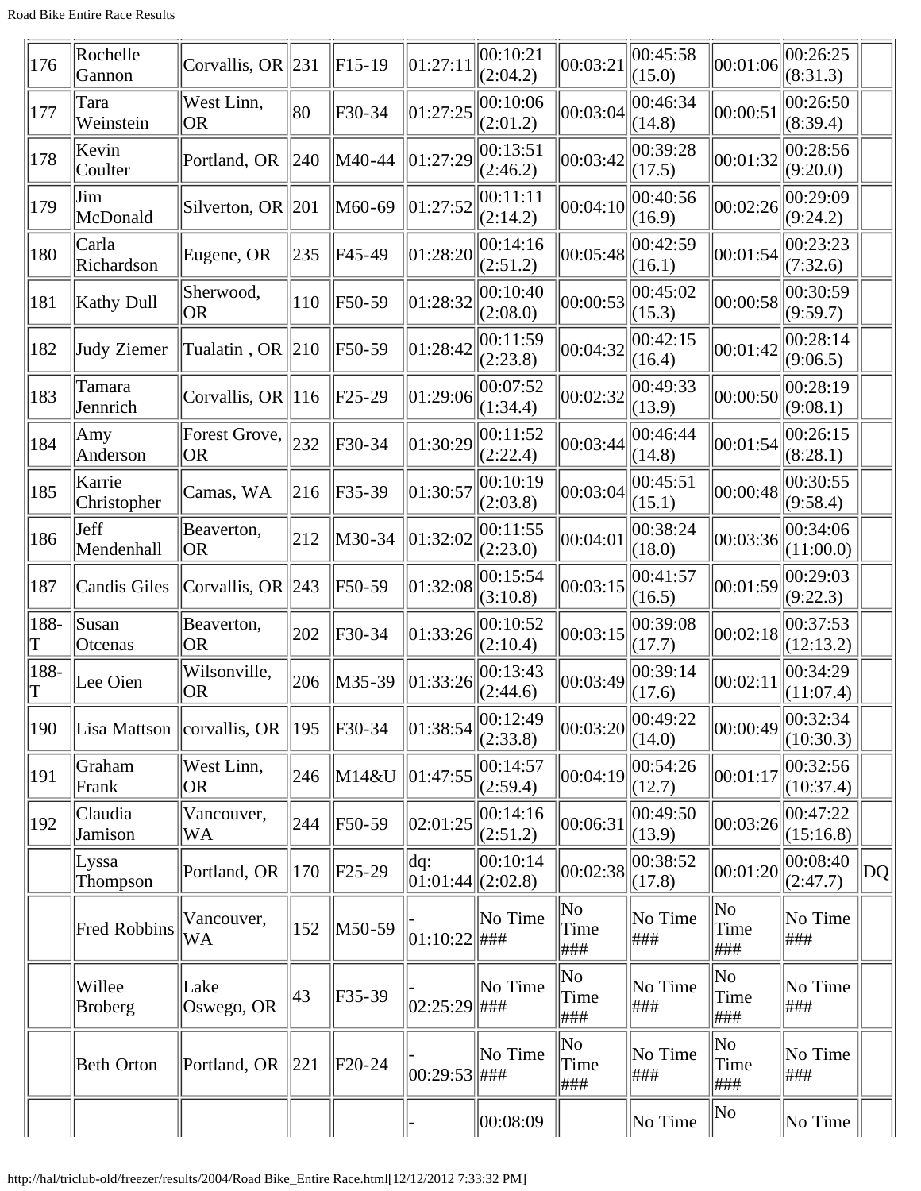| 176 | Rochelle Gannon | Corvallis, OR | 231 | F15-19 | 01:27:11 | 00:10:21 (2:04.2) | 00:03:21 | 00:45:58 (15.0) | 00:01:06 | 00:26:25 (8:31.3) | |
|---|---|---|---|---|---|---|---|---|---|---|---|
| 177 | Tara Weinstein | West Linn, OR | 80 | F30-34 | 01:27:25 | 00:10:06 (2:01.2) | 00:03:04 | 00:46:34 (14.8) | 00:00:51 | 00:26:50 (8:39.4) | |
| 178 | Kevin Coulter | Portland, OR | 240 | M40-44 | 01:27:29 | 00:13:51 (2:46.2) | 00:03:42 | 00:39:28 (17.5) | 00:01:32 | 00:28:56 (9:20.0) | |
| 179 | Jim McDonald | Silverton, OR | 201 | M60-69 | 01:27:52 | 00:11:11 (2:14.2) | 00:04:10 | 00:40:56 (16.9) | 00:02:26 | 00:29:09 (9:24.2) | |
| 180 | Carla Richardson | Eugene, OR | 235 | F45-49 | 01:28:20 | 00:14:16 (2:51.2) | 00:05:48 | 00:42:59 (16.1) | 00:01:54 | 00:23:23 (7:32.6) | |
| 181 | Kathy Dull | Sherwood, OR | 110 | F50-59 | 01:28:32 | 00:10:40 (2:08.0) | 00:00:53 | 00:45:02 (15.3) | 00:00:58 | 00:30:59 (9:59.7) | |
| 182 | Judy Ziemer | Tualatin , OR | 210 | F50-59 | 01:28:42 | 00:11:59 (2:23.8) | 00:04:32 | 00:42:15 (16.4) | 00:01:42 | 00:28:14 (9:06.5) | |
| 183 | Tamara Jennrich | Corvallis, OR | 116 | F25-29 | 01:29:06 | 00:07:52 (1:34.4) | 00:02:32 | 00:49:33 (13.9) | 00:00:50 | 00:28:19 (9:08.1) | |
| 184 | Amy Anderson | Forest Grove, OR | 232 | F30-34 | 01:30:29 | 00:11:52 (2:22.4) | 00:03:44 | 00:46:44 (14.8) | 00:01:54 | 00:26:15 (8:28.1) | |
| 185 | Karrie Christopher | Camas, WA | 216 | F35-39 | 01:30:57 | 00:10:19 (2:03.8) | 00:03:04 | 00:45:51 (15.1) | 00:00:48 | 00:30:55 (9:58.4) | |
| 186 | Jeff Mendenhall | Beaverton, OR | 212 | M30-34 | 01:32:02 | 00:11:55 (2:23.0) | 00:04:01 | 00:38:24 (18.0) | 00:03:36 | 00:34:06 (11:00.0) | |
| 187 | Candis Giles | Corvallis, OR | 243 | F50-59 | 01:32:08 | 00:15:54 (3:10.8) | 00:03:15 | 00:41:57 (16.5) | 00:01:59 | 00:29:03 (9:22.3) | |
| 188-T | Susan Otcenas | Beaverton, OR | 202 | F30-34 | 01:33:26 | 00:10:52 (2:10.4) | 00:03:15 | 00:39:08 (17.7) | 00:02:18 | 00:37:53 (12:13.2) | |
| 188-T | Lee Oien | Wilsonville, OR | 206 | M35-39 | 01:33:26 | 00:13:43 (2:44.6) | 00:03:49 | 00:39:14 (17.6) | 00:02:11 | 00:34:29 (11:07.4) | |
| 190 | Lisa Mattson | corvallis, OR | 195 | F30-34 | 01:38:54 | 00:12:49 (2:33.8) | 00:03:20 | 00:49:22 (14.0) | 00:00:49 | 00:32:34 (10:30.3) | |
| 191 | Graham Frank | West Linn, OR | 246 | M14&U | 01:47:55 | 00:14:57 (2:59.4) | 00:04:19 | 00:54:26 (12.7) | 00:01:17 | 00:32:56 (10:37.4) | |
| 192 | Claudia Jamison | Vancouver, WA | 244 | F50-59 | 02:01:25 | 00:14:16 (2:51.2) | 00:06:31 | 00:49:50 (13.9) | 00:03:26 | 00:47:22 (15:16.8) | |
| | Lyssa Thompson | Portland, OR | 170 | F25-29 | dq: 01:01:44 | 00:10:14 (2:02.8) | 00:02:38 | 00:38:52 (17.8) | 00:01:20 | 00:08:40 (2:47.7) | DQ |
| | Fred Robbins | Vancouver, WA | 152 | M50-59 | - 01:10:22 | No Time ### | No Time ### | No Time ### | No Time ### | No Time ### | |
| | Willee Broberg | Lake Oswego, OR | 43 | F35-39 | - 02:25:29 | No Time ### | No Time ### | No Time ### | No Time ### | No Time ### | |
| | Beth Orton | Portland, OR | 221 | F20-24 | - 00:29:53 | No Time ### | No Time ### | No Time ### | No Time ### | No Time ### | |
| | | | | | - | 00:08:09 | | No Time | No | No Time | |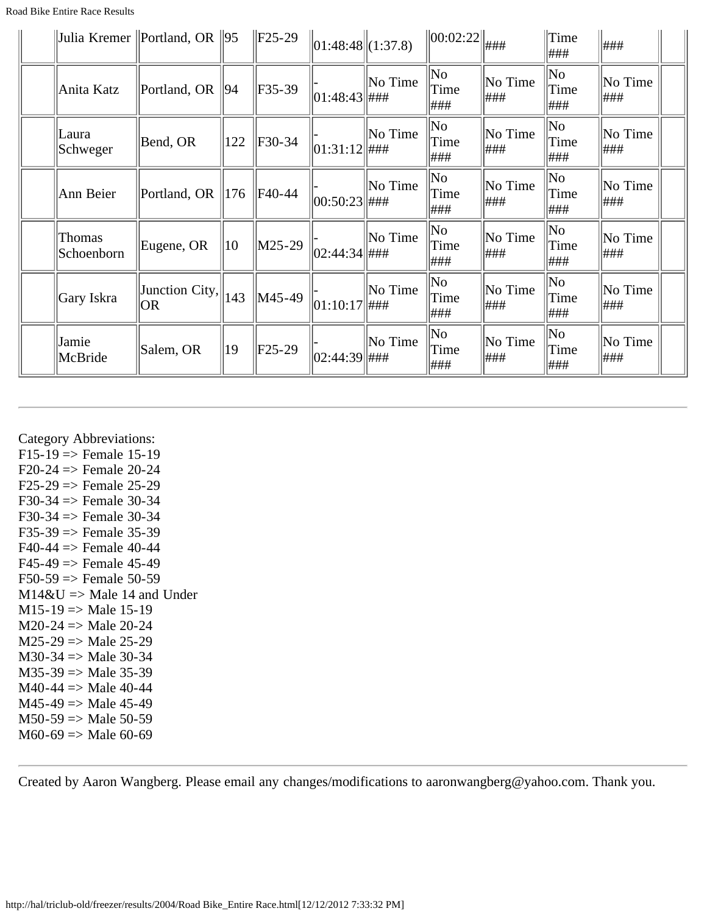| | Julia Kremer | Portland, OR | 95 | F25-29 | 01:48:48 | (1:37.8) | 00:02:22 | ### | Time ### | ### | |
|---|---|---|---|---|---|---|---|---|---|---|---|
| | Anita Katz | Portland, OR | 94 | F35-39 | - 01:48:43 | No Time ### | No Time ### | No Time ### | No Time ### | No Time ### | |
| | Laura Schweger | Bend, OR | 122 | F30-34 | - 01:31:12 | No Time ### | No Time ### | No Time ### | No Time ### | No Time ### | |
| | Ann Beier | Portland, OR | 176 | F40-44 | - 00:50:23 | No Time ### | No Time ### | No Time ### | No Time ### | No Time ### | |
| | Thomas Schoenborn | Eugene, OR | 10 | M25-29 | - 02:44:34 | No Time ### | No Time ### | No Time ### | No Time ### | No Time ### | |
| | Gary Iskra | Junction City, OR | 143 | M45-49 | - 01:10:17 | No Time ### | No Time ### | No Time ### | No Time ### | No Time ### | |
| | Jamie McBride | Salem, OR | 19 | F25-29 | - 02:44:39 | No Time ### | No Time ### | No Time ### | No Time ### | No Time ### | |

---

Category Abbreviations:
F15-19 => Female 15-19
F20-24 => Female 20-24
F25-29 => Female 25-29
F30-34 => Female 30-34
F30-34 => Female 30-34
F35-39 => Female 35-39
F40-44 => Female 40-44
F45-49 => Female 45-49
F50-59 => Female 50-59
M14&U => Male 14 and Under
M15-19 => Male 15-19
M20-24 => Male 20-24
M25-29 => Male 25-29
M30-34 => Male 30-34
M35-39 => Male 35-39
M40-44 => Male 40-44
M45-49 => Male 45-49
M50-59 => Male 50-59
M60-69 => Male 60-69

---

Created by Aaron Wangberg. Please email any changes/modifications to aaronwangberg@yahoo.com. Thank you.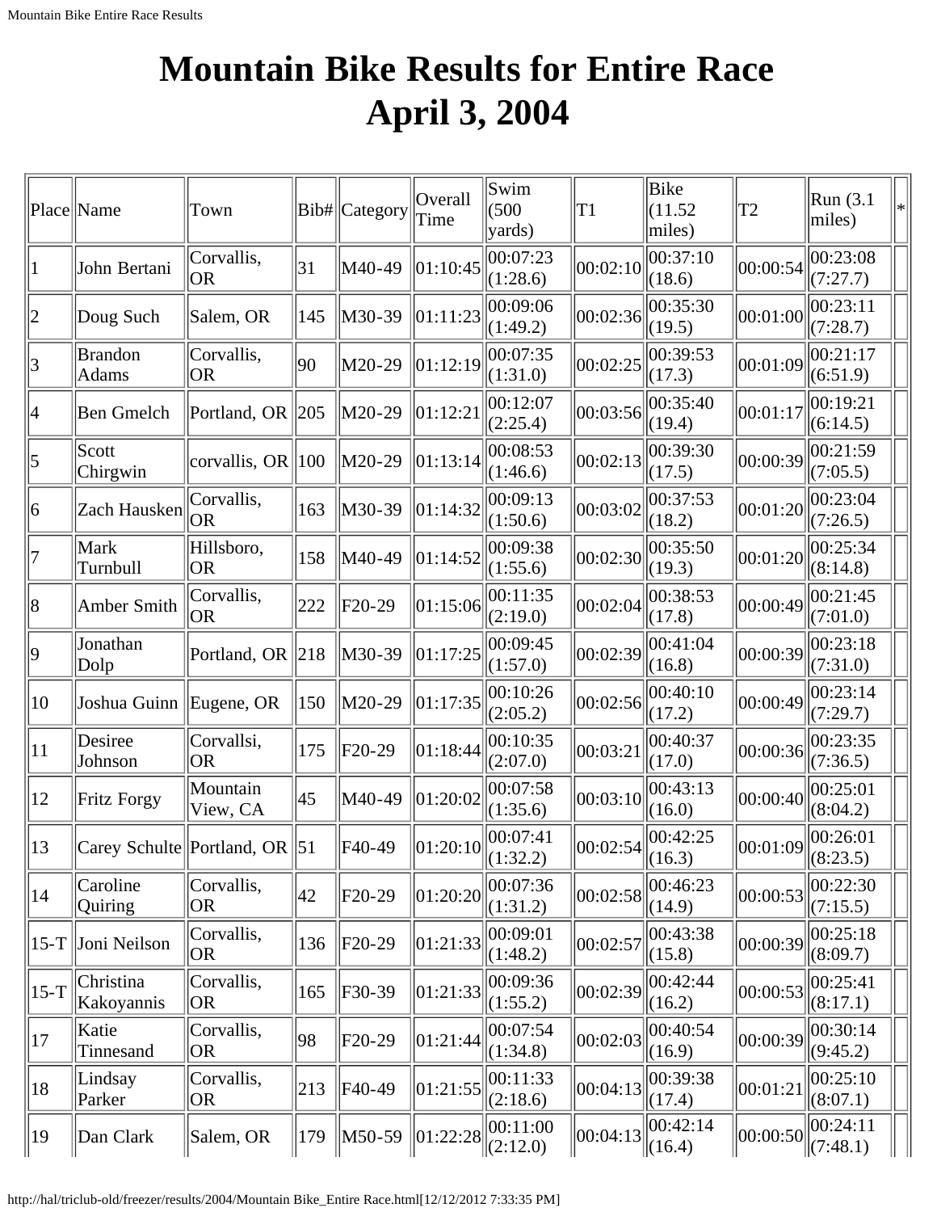# Mountain Bike Results for Entire Race April 3, 2004

| Place | Name | Town | Bib# | Category | Overall Time | Swim (500 yards) | T1 | Bike (11.52 miles) | T2 | Run (3.1 miles) | * |
|---|---|---|---|---|---|---|---|---|---|---|---|
| 1 | John Bertani | Corvallis, OR | 31 | M40-49 | 01:10:45 | 00:07:23 (1:28.6) | 00:02:10 | 00:37:10 (18.6) | 00:00:54 | 00:23:08 (7:27.7) | |
| 2 | Doug Such | Salem, OR | 145 | M30-39 | 01:11:23 | 00:09:06 (1:49.2) | 00:02:36 | 00:35:30 (19.5) | 00:01:00 | 00:23:11 (7:28.7) | |
| 3 | Brandon Adams | Corvallis, OR | 90 | M20-29 | 01:12:19 | 00:07:35 (1:31.0) | 00:02:25 | 00:39:53 (17.3) | 00:01:09 | 00:21:17 (6:51.9) | |
| 4 | Ben Gmelch | Portland, OR | 205 | M20-29 | 01:12:21 | 00:12:07 (2:25.4) | 00:03:56 | 00:35:40 (19.4) | 00:01:17 | 00:19:21 (6:14.5) | |
| 5 | Scott Chirgwin | corvallis, OR | 100 | M20-29 | 01:13:14 | 00:08:53 (1:46.6) | 00:02:13 | 00:39:30 (17.5) | 00:00:39 | 00:21:59 (7:05.5) | |
| 6 | Zach Hausken | Corvallis, OR | 163 | M30-39 | 01:14:32 | 00:09:13 (1:50.6) | 00:03:02 | 00:37:53 (18.2) | 00:01:20 | 00:23:04 (7:26.5) | |
| 7 | Mark Turnbull | Hillsboro, OR | 158 | M40-49 | 01:14:52 | 00:09:38 (1:55.6) | 00:02:30 | 00:35:50 (19.3) | 00:01:20 | 00:25:34 (8:14.8) | |
| 8 | Amber Smith | Corvallis, OR | 222 | F20-29 | 01:15:06 | 00:11:35 (2:19.0) | 00:02:04 | 00:38:53 (17.8) | 00:00:49 | 00:21:45 (7:01.0) | |
| 9 | Jonathan Dolp | Portland, OR | 218 | M30-39 | 01:17:25 | 00:09:45 (1:57.0) | 00:02:39 | 00:41:04 (16.8) | 00:00:39 | 00:23:18 (7:31.0) | |
| 10 | Joshua Guinn | Eugene, OR | 150 | M20-29 | 01:17:35 | 00:10:26 (2:05.2) | 00:02:56 | 00:40:10 (17.2) | 00:00:49 | 00:23:14 (7:29.7) | |
| 11 | Desiree Johnson | Corvallsi, OR | 175 | F20-29 | 01:18:44 | 00:10:35 (2:07.0) | 00:03:21 | 00:40:37 (17.0) | 00:00:36 | 00:23:35 (7:36.5) | |
| 12 | Fritz Forgy | Mountain View, CA | 45 | M40-49 | 01:20:02 | 00:07:58 (1:35.6) | 00:03:10 | 00:43:13 (16.0) | 00:00:40 | 00:25:01 (8:04.2) | |
| 13 | Carey Schulte | Portland, OR | 51 | F40-49 | 01:20:10 | 00:07:41 (1:32.2) | 00:02:54 | 00:42:25 (16.3) | 00:01:09 | 00:26:01 (8:23.5) | |
| 14 | Caroline Quiring | Corvallis, OR | 42 | F20-29 | 01:20:20 | 00:07:36 (1:31.2) | 00:02:58 | 00:46:23 (14.9) | 00:00:53 | 00:22:30 (7:15.5) | |
| 15-T | Joni Neilson | Corvallis, OR | 136 | F20-29 | 01:21:33 | 00:09:01 (1:48.2) | 00:02:57 | 00:43:38 (15.8) | 00:00:39 | 00:25:18 (8:09.7) | |
| 15-T | Christina Kakoyannis | Corvallis, OR | 165 | F30-39 | 01:21:33 | 00:09:36 (1:55.2) | 00:02:39 | 00:42:44 (16.2) | 00:00:53 | 00:25:41 (8:17.1) | |
| 17 | Katie Tinnesand | Corvallis, OR | 98 | F20-29 | 01:21:44 | 00:07:54 (1:34.8) | 00:02:03 | 00:40:54 (16.9) | 00:00:39 | 00:30:14 (9:45.2) | |
| 18 | Lindsay Parker | Corvallis, OR | 213 | F40-49 | 01:21:55 | 00:11:33 (2:18.6) | 00:04:13 | 00:39:38 (17.4) | 00:01:21 | 00:25:10 (8:07.1) | |
| 19 | Dan Clark | Salem, OR | 179 | M50-59 | 01:22:28 | 00:11:00 (2:12.0) | 00:04:13 | 00:42:14 (16.4) | 00:00:50 | 00:24:11 (7:48.1) | |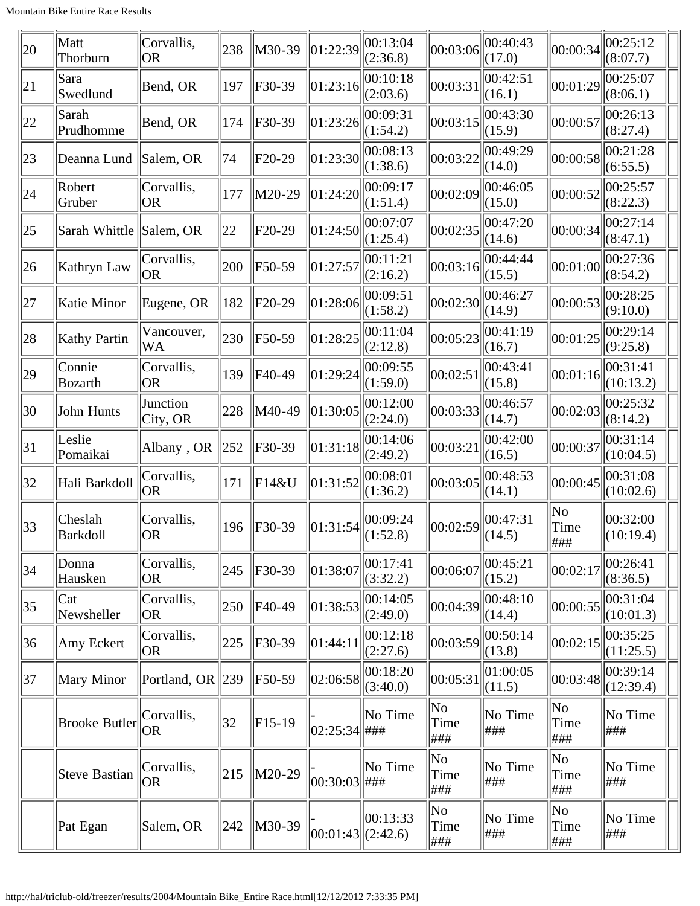| 20 | Matt Thorburn | Corvallis, OR | 238 | M30-39 | 01:22:39 | 00:13:04 (2:36.8) | 00:03:06 | 00:40:43 (17.0) | 00:00:34 | 00:25:12 (8:07.7) | |
|---|---|---|---|---|---|---|---|---|---|---|---|
| 21 | Sara Swedlund | Bend, OR | 197 | F30-39 | 01:23:16 | 00:10:18 (2:03.6) | 00:03:31 | 00:42:51 (16.1) | 00:01:29 | 00:25:07 (8:06.1) | |
| 22 | Sarah Prudhomme | Bend, OR | 174 | F30-39 | 01:23:26 | 00:09:31 (1:54.2) | 00:03:15 | 00:43:30 (15.9) | 00:00:57 | 00:26:13 (8:27.4) | |
| 23 | Deanna Lund | Salem, OR | 74 | F20-29 | 01:23:30 | 00:08:13 (1:38.6) | 00:03:22 | 00:49:29 (14.0) | 00:00:58 | 00:21:28 (6:55.5) | |
| 24 | Robert Gruber | Corvallis, OR | 177 | M20-29 | 01:24:20 | 00:09:17 (1:51.4) | 00:02:09 | 00:46:05 (15.0) | 00:00:52 | 00:25:57 (8:22.3) | |
| 25 | Sarah Whittle | Salem, OR | 22 | F20-29 | 01:24:50 | 00:07:07 (1:25.4) | 00:02:35 | 00:47:20 (14.6) | 00:00:34 | 00:27:14 (8:47.1) | |
| 26 | Kathryn Law | Corvallis, OR | 200 | F50-59 | 01:27:57 | 00:11:21 (2:16.2) | 00:03:16 | 00:44:44 (15.5) | 00:01:00 | 00:27:36 (8:54.2) | |
| 27 | Katie Minor | Eugene, OR | 182 | F20-29 | 01:28:06 | 00:09:51 (1:58.2) | 00:02:30 | 00:46:27 (14.9) | 00:00:53 | 00:28:25 (9:10.0) | |
| 28 | Kathy Partin | Vancouver, WA | 230 | F50-59 | 01:28:25 | 00:11:04 (2:12.8) | 00:05:23 | 00:41:19 (16.7) | 00:01:25 | 00:29:14 (9:25.8) | |
| 29 | Connie Bozarth | Corvallis, OR | 139 | F40-49 | 01:29:24 | 00:09:55 (1:59.0) | 00:02:51 | 00:43:41 (15.8) | 00:01:16 | 00:31:41 (10:13.2) | |
| 30 | John Hunts | Junction City, OR | 228 | M40-49 | 01:30:05 | 00:12:00 (2:24.0) | 00:03:33 | 00:46:57 (14.7) | 00:02:03 | 00:25:32 (8:14.2) | |
| 31 | Leslie Pomaikai | Albany , OR | 252 | F30-39 | 01:31:18 | 00:14:06 (2:49.2) | 00:03:21 | 00:42:00 (16.5) | 00:00:37 | 00:31:14 (10:04.5) | |
| 32 | Hali Barkdoll | Corvallis, OR | 171 | F14&U | 01:31:52 | 00:08:01 (1:36.2) | 00:03:05 | 00:48:53 (14.1) | 00:00:45 | 00:31:08 (10:02.6) | |
| 33 | Cheslah Barkdoll | Corvallis, OR | 196 | F30-39 | 01:31:54 | 00:09:24 (1:52.8) | 00:02:59 | 00:47:31 (14.5) | No Time ### | 00:32:00 (10:19.4) | |
| 34 | Donna Hausken | Corvallis, OR | 245 | F30-39 | 01:38:07 | 00:17:41 (3:32.2) | 00:06:07 | 00:45:21 (15.2) | 00:02:17 | 00:26:41 (8:36.5) | |
| 35 | Cat Newsheller | Corvallis, OR | 250 | F40-49 | 01:38:53 | 00:14:05 (2:49.0) | 00:04:39 | 00:48:10 (14.4) | 00:00:55 | 00:31:04 (10:01.3) | |
| 36 | Amy Eckert | Corvallis, OR | 225 | F30-39 | 01:44:11 | 00:12:18 (2:27.6) | 00:03:59 | 00:50:14 (13.8) | 00:02:15 | 00:35:25 (11:25.5) | |
| 37 | Mary Minor | Portland, OR | 239 | F50-59 | 02:06:58 | 00:18:20 (3:40.0) | 00:05:31 | 01:00:05 (11.5) | 00:03:48 | 00:39:14 (12:39.4) | |
| | Brooke Butler | Corvallis, OR | 32 | F15-19 | -02:25:34 | No Time ### | No Time ### | No Time ### | No Time ### | No Time ### | |
| | Steve Bastian | Corvallis, OR | 215 | M20-29 | -00:30:03 | No Time ### | No Time ### | No Time ### | No Time ### | No Time ### | |
| | Pat Egan | Salem, OR | 242 | M30-39 | -00:01:43 | 00:13:33 (2:42.6) | No Time ### | No Time ### | No Time ### | No Time ### | |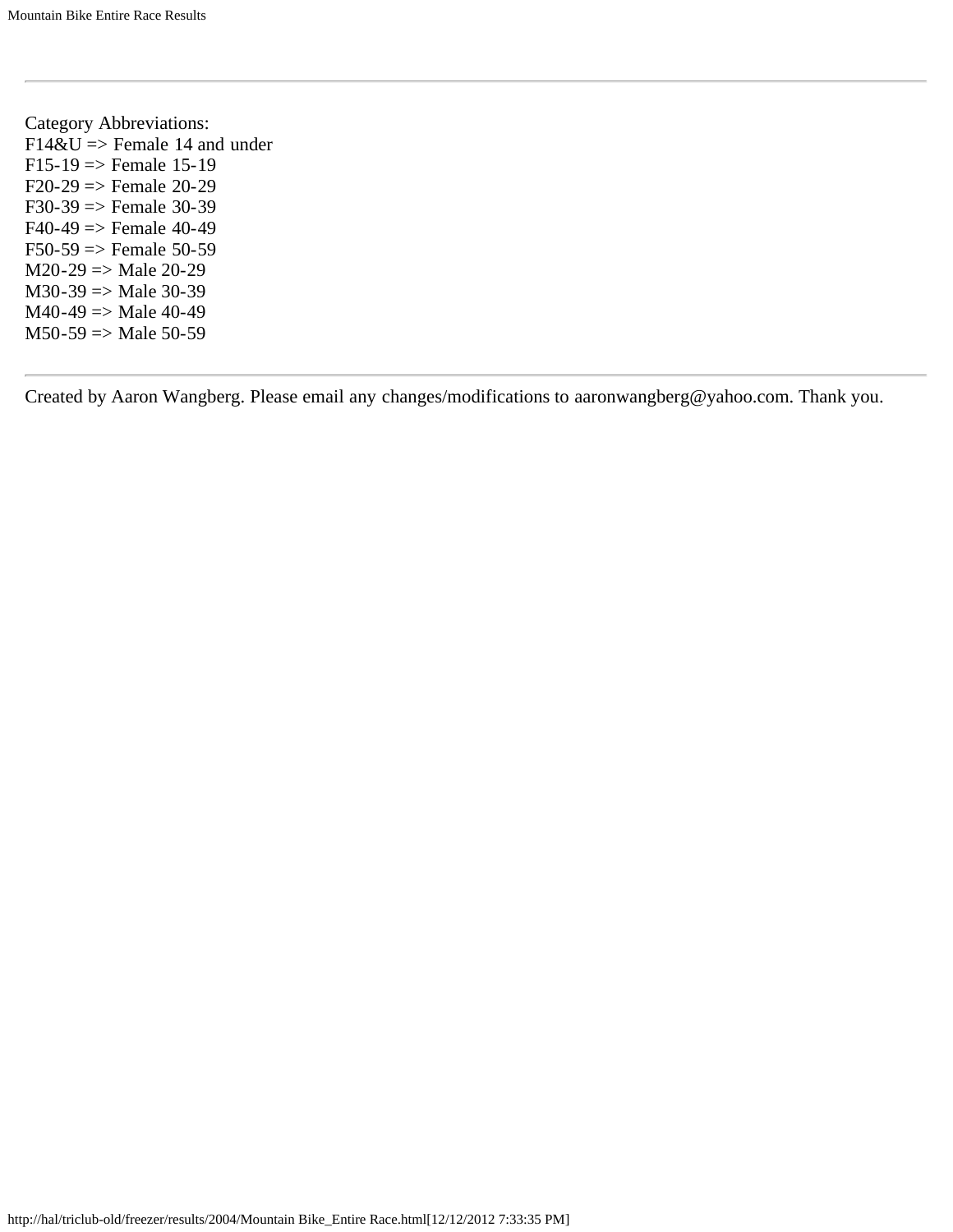---

Category Abbreviations:
F14&U => Female 14 and under
F15-19 => Female 15-19
F20-29 => Female 20-29
F30-39 => Female 30-39
F40-49 => Female 40-49
F50-59 => Female 50-59
M20-29 => Male 20-29
M30-39 => Male 30-39
M40-49 => Male 40-49
M50-59 => Male 50-59

---

Created by Aaron Wangberg. Please email any changes/modifications to aaronwangberg@yahoo.com. Thank you.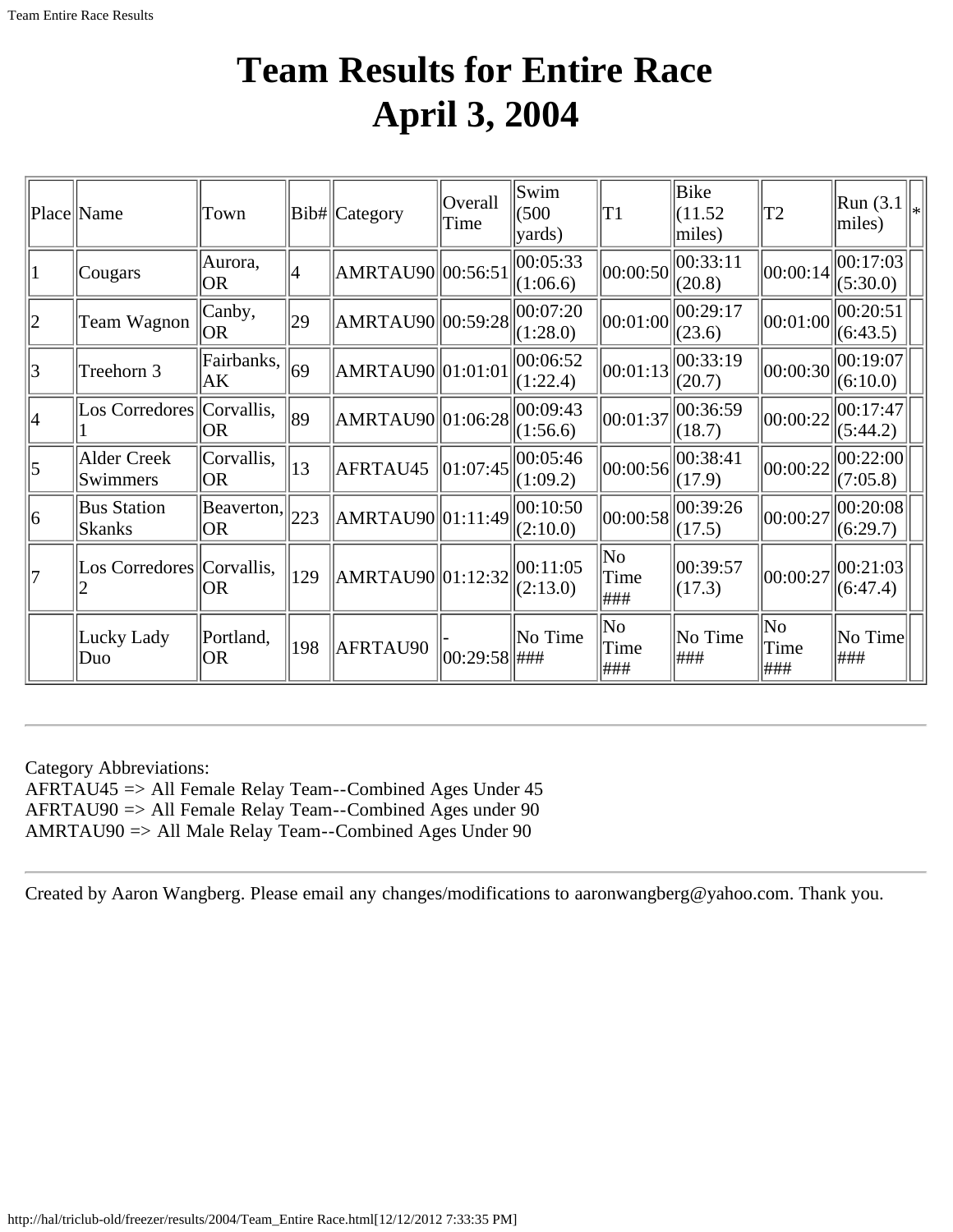# Team Results for Entire Race
# April 3, 2004

| Place | Name | Town | Bib# | Category | Overall Time | Swim (500 yards) | T1 | Bike (11.52 miles) | T2 | Run (3.1 miles) | * |
|---|---|---|---|---|---|---|---|---|---|---|---|
| 1 | Cougars | Aurora, OR | 4 | AMRTAU90 | 00:56:51 | 00:05:33 (1:06.6) | 00:00:50 | 00:33:11 (20.8) | 00:00:14 | 00:17:03 (5:30.0) | |
| 2 | Team Wagnon | Canby, OR | 29 | AMRTAU90 | 00:59:28 | 00:07:20 (1:28.0) | 00:01:00 | 00:29:17 (23.6) | 00:01:00 | 00:20:51 (6:43.5) | |
| 3 | Treehorn 3 | Fairbanks, AK | 69 | AMRTAU90 | 01:01:01 | 00:06:52 (1:22.4) | 00:01:13 | 00:33:19 (20.7) | 00:00:30 | 00:19:07 (6:10.0) | |
| 4 | Los Corredores 1 | Corvallis, OR | 89 | AMRTAU90 | 01:06:28 | 00:09:43 (1:56.6) | 00:01:37 | 00:36:59 (18.7) | 00:00:22 | 00:17:47 (5:44.2) | |
| 5 | Alder Creek Swimmers | Corvallis, OR | 13 | AFRTAU45 | 01:07:45 | 00:05:46 (1:09.2) | 00:00:56 | 00:38:41 (17.9) | 00:00:22 | 00:22:00 (7:05.8) | |
| 6 | Bus Station Skanks | Beaverton, OR | 223 | AMRTAU90 | 01:11:49 | 00:10:50 (2:10.0) | 00:00:58 | 00:39:26 (17.5) | 00:00:27 | 00:20:08 (6:29.7) | |
| 7 | Los Corredores 2 | Corvallis, OR | 129 | AMRTAU90 | 01:12:32 | 00:11:05 (2:13.0) | No Time ### | 00:39:57 (17.3) | 00:00:27 | 00:21:03 (6:47.4) | |
| | Lucky Lady Duo | Portland, OR | 198 | AFRTAU90 | -00:29:58 | No Time ### | No Time ### | No Time ### | No Time ### | No Time ### | |

---

Category Abbreviations:
AFRTAU45 => All Female Relay Team--Combined Ages Under 45
AFRTAU90 => All Female Relay Team--Combined Ages under 90
AMRTAU90 => All Male Relay Team--Combined Ages Under 90

---

Created by Aaron Wangberg. Please email any changes/modifications to aaronwangberg@yahoo.com. Thank you.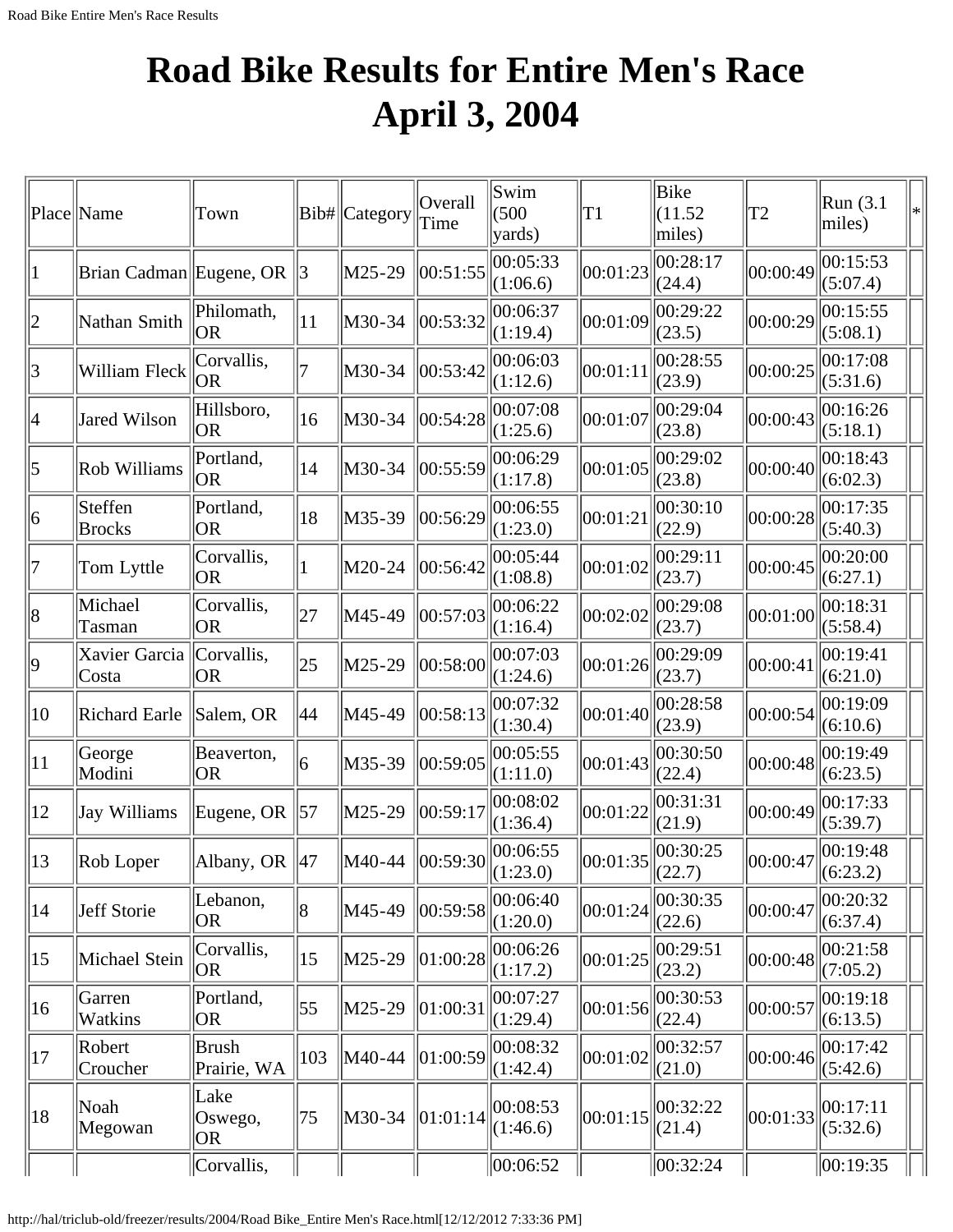# Road Bike Results for Entire Men's Race April 3, 2004

| Place | Name | Town | Bib# | Category | Overall Time | Swim (500 yards) | T1 | Bike (11.52 miles) | T2 | Run (3.1 miles) | * |
|---|---|---|---|---|---|---|---|---|---|---|---|
| 1 | Brian Cadman | Eugene, OR | 3 | M25-29 | 00:51:55 | 00:05:33 (1:06.6) | 00:01:23 | 00:28:17 (24.4) | 00:00:49 | 00:15:53 (5:07.4) | |
| 2 | Nathan Smith | Philomath, OR | 11 | M30-34 | 00:53:32 | 00:06:37 (1:19.4) | 00:01:09 | 00:29:22 (23.5) | 00:00:29 | 00:15:55 (5:08.1) | |
| 3 | William Fleck | Corvallis, OR | 7 | M30-34 | 00:53:42 | 00:06:03 (1:12.6) | 00:01:11 | 00:28:55 (23.9) | 00:00:25 | 00:17:08 (5:31.6) | |
| 4 | Jared Wilson | Hillsboro, OR | 16 | M30-34 | 00:54:28 | 00:07:08 (1:25.6) | 00:01:07 | 00:29:04 (23.8) | 00:00:43 | 00:16:26 (5:18.1) | |
| 5 | Rob Williams | Portland, OR | 14 | M30-34 | 00:55:59 | 00:06:29 (1:17.8) | 00:01:05 | 00:29:02 (23.8) | 00:00:40 | 00:18:43 (6:02.3) | |
| 6 | Steffen Brocks | Portland, OR | 18 | M35-39 | 00:56:29 | 00:06:55 (1:23.0) | 00:01:21 | 00:30:10 (22.9) | 00:00:28 | 00:17:35 (5:40.3) | |
| 7 | Tom Lyttle | Corvallis, OR | 1 | M20-24 | 00:56:42 | 00:05:44 (1:08.8) | 00:01:02 | 00:29:11 (23.7) | 00:00:45 | 00:20:00 (6:27.1) | |
| 8 | Michael Tasman | Corvallis, OR | 27 | M45-49 | 00:57:03 | 00:06:22 (1:16.4) | 00:02:02 | 00:29:08 (23.7) | 00:01:00 | 00:18:31 (5:58.4) | |
| 9 | Xavier Garcia Costa | Corvallis, OR | 25 | M25-29 | 00:58:00 | 00:07:03 (1:24.6) | 00:01:26 | 00:29:09 (23.7) | 00:00:41 | 00:19:41 (6:21.0) | |
| 10 | Richard Earle | Salem, OR | 44 | M45-49 | 00:58:13 | 00:07:32 (1:30.4) | 00:01:40 | 00:28:58 (23.9) | 00:00:54 | 00:19:09 (6:10.6) | |
| 11 | George Modini | Beaverton, OR | 6 | M35-39 | 00:59:05 | 00:05:55 (1:11.0) | 00:01:43 | 00:30:50 (22.4) | 00:00:48 | 00:19:49 (6:23.5) | |
| 12 | Jay Williams | Eugene, OR | 57 | M25-29 | 00:59:17 | 00:08:02 (1:36.4) | 00:01:22 | 00:31:31 (21.9) | 00:00:49 | 00:17:33 (5:39.7) | |
| 13 | Rob Loper | Albany, OR | 47 | M40-44 | 00:59:30 | 00:06:55 (1:23.0) | 00:01:35 | 00:30:25 (22.7) | 00:00:47 | 00:19:48 (6:23.2) | |
| 14 | Jeff Storie | Lebanon, OR | 8 | M45-49 | 00:59:58 | 00:06:40 (1:20.0) | 00:01:24 | 00:30:35 (22.6) | 00:00:47 | 00:20:32 (6:37.4) | |
| 15 | Michael Stein | Corvallis, OR | 15 | M25-29 | 01:00:28 | 00:06:26 (1:17.2) | 00:01:25 | 00:29:51 (23.2) | 00:00:48 | 00:21:58 (7:05.2) | |
| 16 | Garren Watkins | Portland, OR | 55 | M25-29 | 01:00:31 | 00:07:27 (1:29.4) | 00:01:56 | 00:30:53 (22.4) | 00:00:57 | 00:19:18 (6:13.5) | |
| 17 | Robert Croucher | Brush Prairie, WA | 103 | M40-44 | 01:00:59 | 00:08:32 (1:42.4) | 00:01:02 | 00:32:57 (21.0) | 00:00:46 | 00:17:42 (5:42.6) | |
| 18 | Noah Megowan | Lake Oswego, OR | 75 | M30-34 | 01:01:14 | 00:08:53 (1:46.6) | 00:01:15 | 00:32:22 (21.4) | 00:01:33 | 00:17:11 (5:32.6) | |
| | | Corvallis, | | | | 00:06:52 | | 00:32:24 | | 00:19:35 | |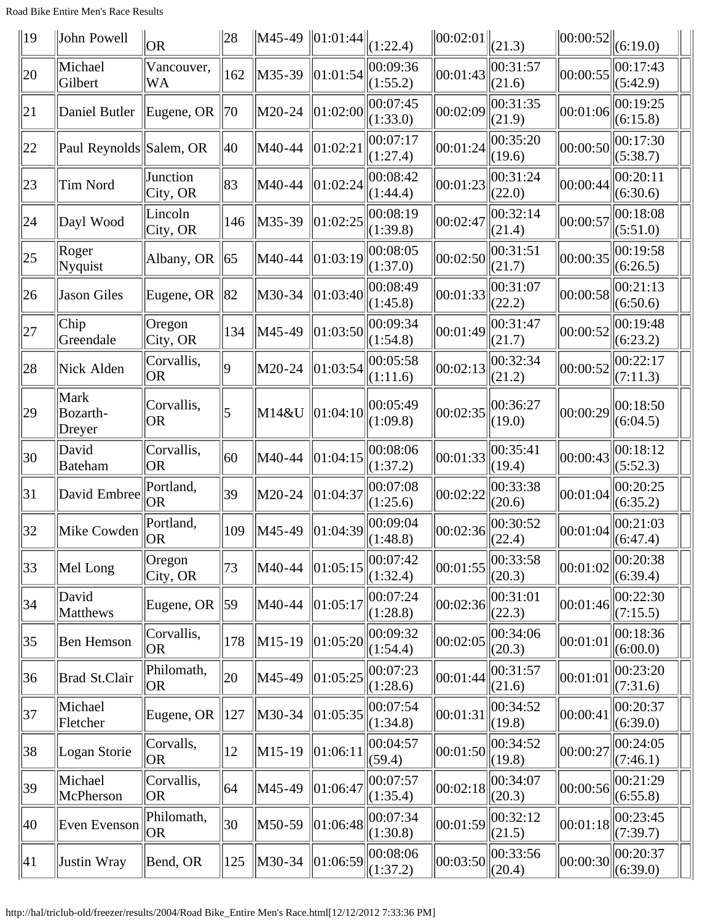| 19 | John Powell | OR | 28 | M45-49 | 01:01:44 | (1:22.4) | 00:02:01 | (21.3) | 00:00:52 | (6:19.0) | |
|---|---|---|---|---|---|---|---|---|---|---|---|
| 20 | Michael Gilbert | Vancouver, WA | 162 | M35-39 | 01:01:54 | 00:09:36 (1:55.2) | 00:01:43 | 00:31:57 (21.6) | 00:00:55 | 00:17:43 (5:42.9) | |
| 21 | Daniel Butler | Eugene, OR | 70 | M20-24 | 01:02:00 | 00:07:45 (1:33.0) | 00:02:09 | 00:31:35 (21.9) | 00:01:06 | 00:19:25 (6:15.8) | |
| 22 | Paul Reynolds | Salem, OR | 40 | M40-44 | 01:02:21 | 00:07:17 (1:27.4) | 00:01:24 | 00:35:20 (19.6) | 00:00:50 | 00:17:30 (5:38.7) | |
| 23 | Tim Nord | Junction City, OR | 83 | M40-44 | 01:02:24 | 00:08:42 (1:44.4) | 00:01:23 | 00:31:24 (22.0) | 00:00:44 | 00:20:11 (6:30.6) | |
| 24 | Dayl Wood | Lincoln City, OR | 146 | M35-39 | 01:02:25 | 00:08:19 (1:39.8) | 00:02:47 | 00:32:14 (21.4) | 00:00:57 | 00:18:08 (5:51.0) | |
| 25 | Roger Nyquist | Albany, OR | 65 | M40-44 | 01:03:19 | 00:08:05 (1:37.0) | 00:02:50 | 00:31:51 (21.7) | 00:00:35 | 00:19:58 (6:26.5) | |
| 26 | Jason Giles | Eugene, OR | 82 | M30-34 | 01:03:40 | 00:08:49 (1:45.8) | 00:01:33 | 00:31:07 (22.2) | 00:00:58 | 00:21:13 (6:50.6) | |
| 27 | Chip Greendale | Oregon City, OR | 134 | M45-49 | 01:03:50 | 00:09:34 (1:54.8) | 00:01:49 | 00:31:47 (21.7) | 00:00:52 | 00:19:48 (6:23.2) | |
| 28 | Nick Alden | Corvallis, OR | 9 | M20-24 | 01:03:54 | 00:05:58 (1:11.6) | 00:02:13 | 00:32:34 (21.2) | 00:00:52 | 00:22:17 (7:11.3) | |
| 29 | Mark Bozarth-Dreyer | Corvallis, OR | 5 | M14&U | 01:04:10 | 00:05:49 (1:09.8) | 00:02:35 | 00:36:27 (19.0) | 00:00:29 | 00:18:50 (6:04.5) | |
| 30 | David Bateham | Corvallis, OR | 60 | M40-44 | 01:04:15 | 00:08:06 (1:37.2) | 00:01:33 | 00:35:41 (19.4) | 00:00:43 | 00:18:12 (5:52.3) | |
| 31 | David Embree | Portland, OR | 39 | M20-24 | 01:04:37 | 00:07:08 (1:25.6) | 00:02:22 | 00:33:38 (20.6) | 00:01:04 | 00:20:25 (6:35.2) | |
| 32 | Mike Cowden | Portland, OR | 109 | M45-49 | 01:04:39 | 00:09:04 (1:48.8) | 00:02:36 | 00:30:52 (22.4) | 00:01:04 | 00:21:03 (6:47.4) | |
| 33 | Mel Long | Oregon City, OR | 73 | M40-44 | 01:05:15 | 00:07:42 (1:32.4) | 00:01:55 | 00:33:58 (20.3) | 00:01:02 | 00:20:38 (6:39.4) | |
| 34 | David Matthews | Eugene, OR | 59 | M40-44 | 01:05:17 | 00:07:24 (1:28.8) | 00:02:36 | 00:31:01 (22.3) | 00:01:46 | 00:22:30 (7:15.5) | |
| 35 | Ben Hemson | Corvallis, OR | 178 | M15-19 | 01:05:20 | 00:09:32 (1:54.4) | 00:02:05 | 00:34:06 (20.3) | 00:01:01 | 00:18:36 (6:00.0) | |
| 36 | Brad St.Clair | Philomath, OR | 20 | M45-49 | 01:05:25 | 00:07:23 (1:28.6) | 00:01:44 | 00:31:57 (21.6) | 00:01:01 | 00:23:20 (7:31.6) | |
| 37 | Michael Fletcher | Eugene, OR | 127 | M30-34 | 01:05:35 | 00:07:54 (1:34.8) | 00:01:31 | 00:34:52 (19.8) | 00:00:41 | 00:20:37 (6:39.0) | |
| 38 | Logan Storie | Corvalls, OR | 12 | M15-19 | 01:06:11 | 00:04:57 (59.4) | 00:01:50 | 00:34:52 (19.8) | 00:00:27 | 00:24:05 (7:46.1) | |
| 39 | Michael McPherson | Corvallis, OR | 64 | M45-49 | 01:06:47 | 00:07:57 (1:35.4) | 00:02:18 | 00:34:07 (20.3) | 00:00:56 | 00:21:29 (6:55.8) | |
| 40 | Even Evenson | Philomath, OR | 30 | M50-59 | 01:06:48 | 00:07:34 (1:30.8) | 00:01:59 | 00:32:12 (21.5) | 00:01:18 | 00:23:45 (7:39.7) | |
| 41 | Justin Wray | Bend, OR | 125 | M30-34 | 01:06:59 | 00:08:06 (1:37.2) | 00:03:50 | 00:33:56 (20.4) | 00:00:30 | 00:20:37 (6:39.0) | |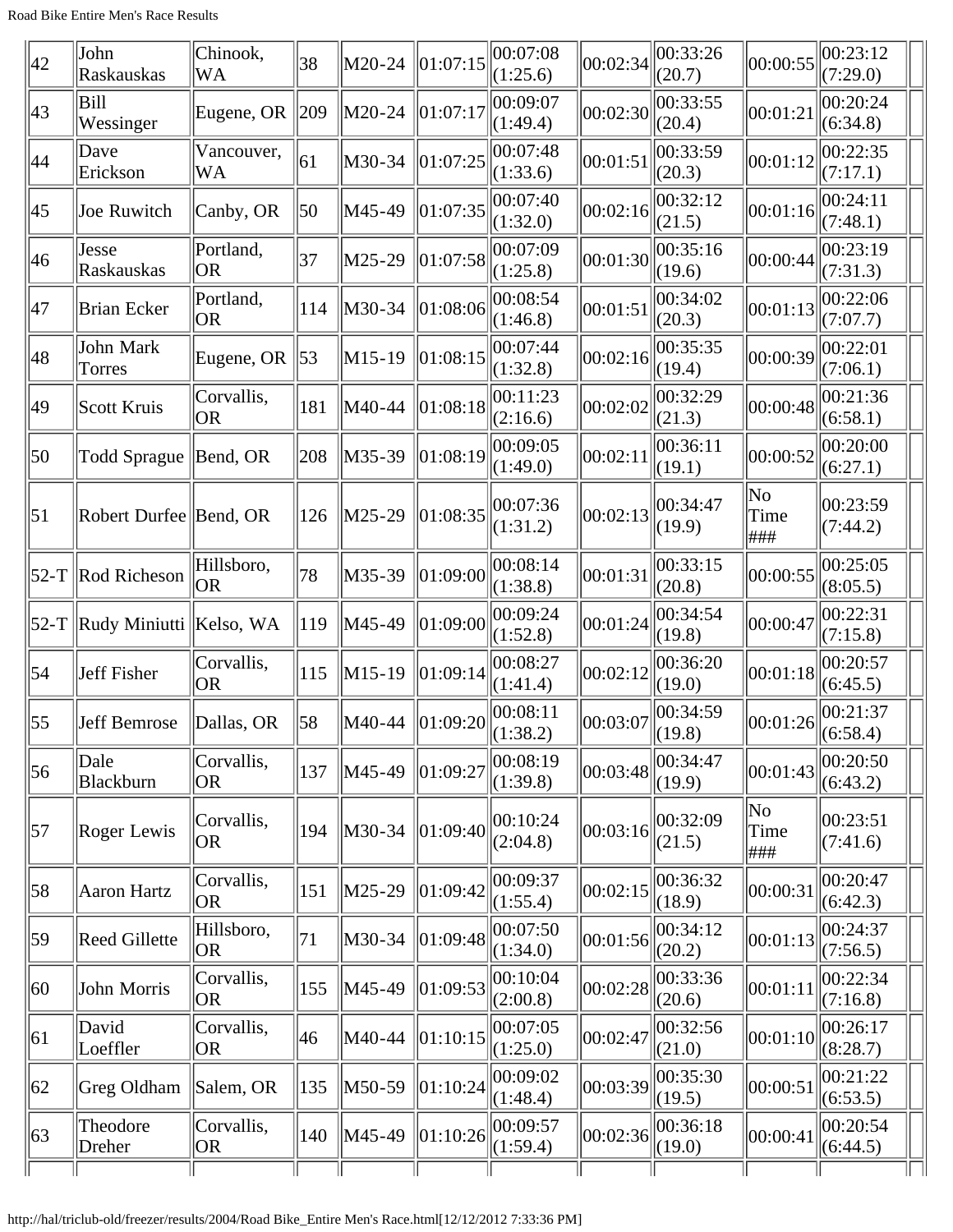| 42 | John Raskauskas | Chinook, WA | 38 | M20-24 | 01:07:15 | 00:07:08 (1:25.6) | 00:02:34 | 00:33:26 (20.7) | 00:00:55 | 00:23:12 (7:29.0) | |
|---|---|---|---|---|---|---|---|---|---|---|---|
| 43 | Bill Wessinger | Eugene, OR | 209 | M20-24 | 01:07:17 | 00:09:07 (1:49.4) | 00:02:30 | 00:33:55 (20.4) | 00:01:21 | 00:20:24 (6:34.8) | |
| 44 | Dave Erickson | Vancouver, WA | 61 | M30-34 | 01:07:25 | 00:07:48 (1:33.6) | 00:01:51 | 00:33:59 (20.3) | 00:01:12 | 00:22:35 (7:17.1) | |
| 45 | Joe Ruwitch | Canby, OR | 50 | M45-49 | 01:07:35 | 00:07:40 (1:32.0) | 00:02:16 | 00:32:12 (21.5) | 00:01:16 | 00:24:11 (7:48.1) | |
| 46 | Jesse Raskauskas | Portland, OR | 37 | M25-29 | 01:07:58 | 00:07:09 (1:25.8) | 00:01:30 | 00:35:16 (19.6) | 00:00:44 | 00:23:19 (7:31.3) | |
| 47 | Brian Ecker | Portland, OR | 114 | M30-34 | 01:08:06 | 00:08:54 (1:46.8) | 00:01:51 | 00:34:02 (20.3) | 00:01:13 | 00:22:06 (7:07.7) | |
| 48 | John Mark Torres | Eugene, OR | 53 | M15-19 | 01:08:15 | 00:07:44 (1:32.8) | 00:02:16 | 00:35:35 (19.4) | 00:00:39 | 00:22:01 (7:06.1) | |
| 49 | Scott Kruis | Corvallis, OR | 181 | M40-44 | 01:08:18 | 00:11:23 (2:16.6) | 00:02:02 | 00:32:29 (21.3) | 00:00:48 | 00:21:36 (6:58.1) | |
| 50 | Todd Sprague | Bend, OR | 208 | M35-39 | 01:08:19 | 00:09:05 (1:49.0) | 00:02:11 | 00:36:11 (19.1) | 00:00:52 | 00:20:00 (6:27.1) | |
| 51 | Robert Durfee | Bend, OR | 126 | M25-29 | 01:08:35 | 00:07:36 (1:31.2) | 00:02:13 | 00:34:47 (19.9) | No Time ### | 00:23:59 (7:44.2) | |
| 52-T | Rod Richeson | Hillsboro, OR | 78 | M35-39 | 01:09:00 | 00:08:14 (1:38.8) | 00:01:31 | 00:33:15 (20.8) | 00:00:55 | 00:25:05 (8:05.5) | |
| 52-T | Rudy Miniutti | Kelso, WA | 119 | M45-49 | 01:09:00 | 00:09:24 (1:52.8) | 00:01:24 | 00:34:54 (19.8) | 00:00:47 | 00:22:31 (7:15.8) | |
| 54 | Jeff Fisher | Corvallis, OR | 115 | M15-19 | 01:09:14 | 00:08:27 (1:41.4) | 00:02:12 | 00:36:20 (19.0) | 00:01:18 | 00:20:57 (6:45.5) | |
| 55 | Jeff Bemrose | Dallas, OR | 58 | M40-44 | 01:09:20 | 00:08:11 (1:38.2) | 00:03:07 | 00:34:59 (19.8) | 00:01:26 | 00:21:37 (6:58.4) | |
| 56 | Dale Blackburn | Corvallis, OR | 137 | M45-49 | 01:09:27 | 00:08:19 (1:39.8) | 00:03:48 | 00:34:47 (19.9) | 00:01:43 | 00:20:50 (6:43.2) | |
| 57 | Roger Lewis | Corvallis, OR | 194 | M30-34 | 01:09:40 | 00:10:24 (2:04.8) | 00:03:16 | 00:32:09 (21.5) | No Time ### | 00:23:51 (7:41.6) | |
| 58 | Aaron Hartz | Corvallis, OR | 151 | M25-29 | 01:09:42 | 00:09:37 (1:55.4) | 00:02:15 | 00:36:32 (18.9) | 00:00:31 | 00:20:47 (6:42.3) | |
| 59 | Reed Gillette | Hillsboro, OR | 71 | M30-34 | 01:09:48 | 00:07:50 (1:34.0) | 00:01:56 | 00:34:12 (20.2) | 00:01:13 | 00:24:37 (7:56.5) | |
| 60 | John Morris | Corvallis, OR | 155 | M45-49 | 01:09:53 | 00:10:04 (2:00.8) | 00:02:28 | 00:33:36 (20.6) | 00:01:11 | 00:22:34 (7:16.8) | |
| 61 | David Loeffler | Corvallis, OR | 46 | M40-44 | 01:10:15 | 00:07:05 (1:25.0) | 00:02:47 | 00:32:56 (21.0) | 00:01:10 | 00:26:17 (8:28.7) | |
| 62 | Greg Oldham | Salem, OR | 135 | M50-59 | 01:10:24 | 00:09:02 (1:48.4) | 00:03:39 | 00:35:30 (19.5) | 00:00:51 | 00:21:22 (6:53.5) | |
| 63 | Theodore Dreher | Corvallis, OR | 140 | M45-49 | 01:10:26 | 00:09:57 (1:59.4) | 00:02:36 | 00:36:18 (19.0) | 00:00:41 | 00:20:54 (6:44.5) | |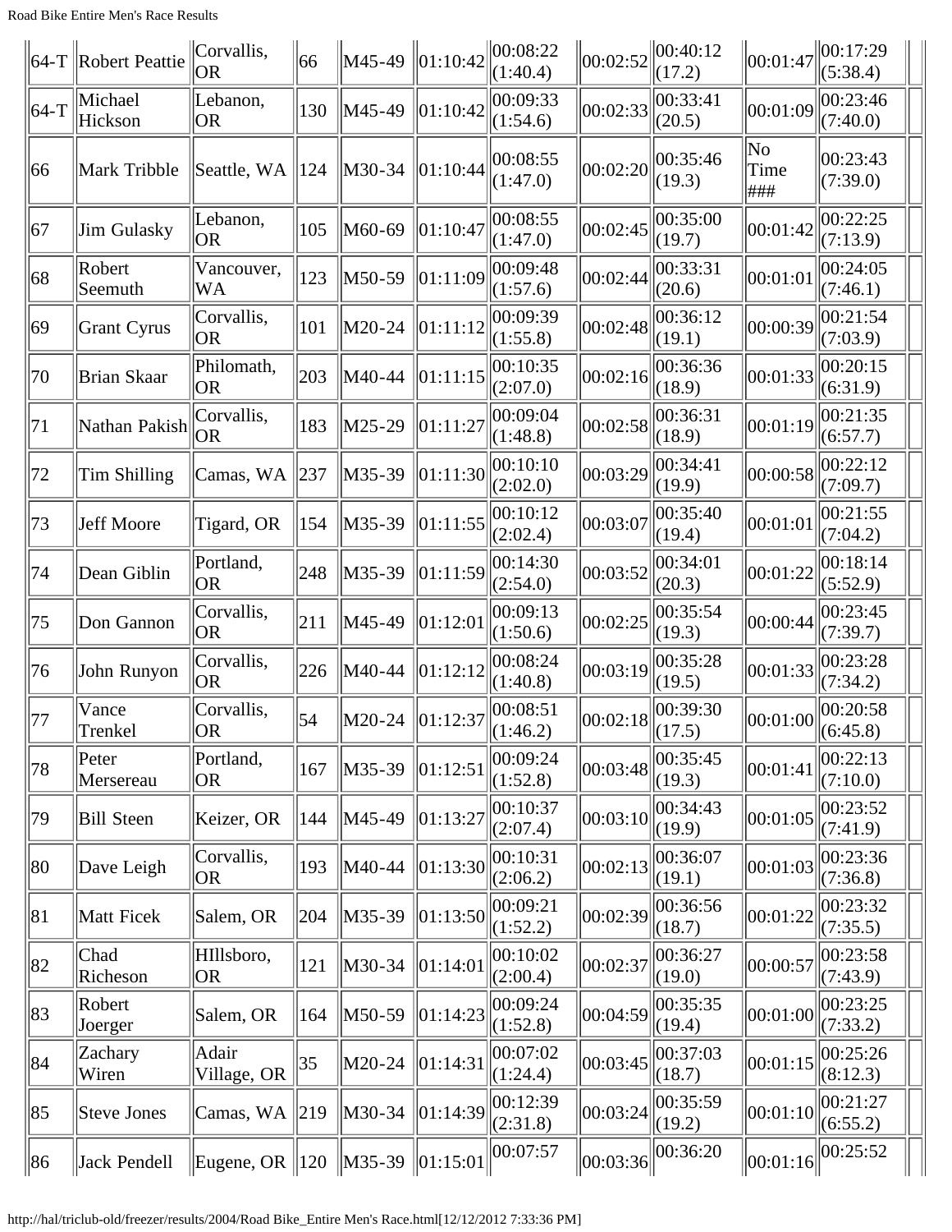| | | | | | | | | | | | |
|---|---|---|---|---|---|---|---|---|---|---|---|
| 64-T | Robert Peattie | Corvallis, OR | 66 | M45-49 | 01:10:42 | 00:08:22 (1:40.4) | 00:02:52 | 00:40:12 (17.2) | 00:01:47 | 00:17:29 (5:38.4) | |
| 64-T | Michael Hickson | Lebanon, OR | 130 | M45-49 | 01:10:42 | 00:09:33 (1:54.6) | 00:02:33 | 00:33:41 (20.5) | 00:01:09 | 00:23:46 (7:40.0) | |
| 66 | Mark Tribble | Seattle, WA | 124 | M30-34 | 01:10:44 | 00:08:55 (1:47.0) | 00:02:20 | 00:35:46 (19.3) | No Time ### | 00:23:43 (7:39.0) | |
| 67 | Jim Gulasky | Lebanon, OR | 105 | M60-69 | 01:10:47 | 00:08:55 (1:47.0) | 00:02:45 | 00:35:00 (19.7) | 00:01:42 | 00:22:25 (7:13.9) | |
| 68 | Robert Seemuth | Vancouver, WA | 123 | M50-59 | 01:11:09 | 00:09:48 (1:57.6) | 00:02:44 | 00:33:31 (20.6) | 00:01:01 | 00:24:05 (7:46.1) | |
| 69 | Grant Cyrus | Corvallis, OR | 101 | M20-24 | 01:11:12 | 00:09:39 (1:55.8) | 00:02:48 | 00:36:12 (19.1) | 00:00:39 | 00:21:54 (7:03.9) | |
| 70 | Brian Skaar | Philomath, OR | 203 | M40-44 | 01:11:15 | 00:10:35 (2:07.0) | 00:02:16 | 00:36:36 (18.9) | 00:01:33 | 00:20:15 (6:31.9) | |
| 71 | Nathan Pakish | Corvallis, OR | 183 | M25-29 | 01:11:27 | 00:09:04 (1:48.8) | 00:02:58 | 00:36:31 (18.9) | 00:01:19 | 00:21:35 (6:57.7) | |
| 72 | Tim Shilling | Camas, WA | 237 | M35-39 | 01:11:30 | 00:10:10 (2:02.0) | 00:03:29 | 00:34:41 (19.9) | 00:00:58 | 00:22:12 (7:09.7) | |
| 73 | Jeff Moore | Tigard, OR | 154 | M35-39 | 01:11:55 | 00:10:12 (2:02.4) | 00:03:07 | 00:35:40 (19.4) | 00:01:01 | 00:21:55 (7:04.2) | |
| 74 | Dean Giblin | Portland, OR | 248 | M35-39 | 01:11:59 | 00:14:30 (2:54.0) | 00:03:52 | 00:34:01 (20.3) | 00:01:22 | 00:18:14 (5:52.9) | |
| 75 | Don Gannon | Corvallis, OR | 211 | M45-49 | 01:12:01 | 00:09:13 (1:50.6) | 00:02:25 | 00:35:54 (19.3) | 00:00:44 | 00:23:45 (7:39.7) | |
| 76 | John Runyon | Corvallis, OR | 226 | M40-44 | 01:12:12 | 00:08:24 (1:40.8) | 00:03:19 | 00:35:28 (19.5) | 00:01:33 | 00:23:28 (7:34.2) | |
| 77 | Vance Trenkel | Corvallis, OR | 54 | M20-24 | 01:12:37 | 00:08:51 (1:46.2) | 00:02:18 | 00:39:30 (17.5) | 00:01:00 | 00:20:58 (6:45.8) | |
| 78 | Peter Mersereau | Portland, OR | 167 | M35-39 | 01:12:51 | 00:09:24 (1:52.8) | 00:03:48 | 00:35:45 (19.3) | 00:01:41 | 00:22:13 (7:10.0) | |
| 79 | Bill Steen | Keizer, OR | 144 | M45-49 | 01:13:27 | 00:10:37 (2:07.4) | 00:03:10 | 00:34:43 (19.9) | 00:01:05 | 00:23:52 (7:41.9) | |
| 80 | Dave Leigh | Corvallis, OR | 193 | M40-44 | 01:13:30 | 00:10:31 (2:06.2) | 00:02:13 | 00:36:07 (19.1) | 00:01:03 | 00:23:36 (7:36.8) | |
| 81 | Matt Ficek | Salem, OR | 204 | M35-39 | 01:13:50 | 00:09:21 (1:52.2) | 00:02:39 | 00:36:56 (18.7) | 00:01:22 | 00:23:32 (7:35.5) | |
| 82 | Chad Richeson | HIllsboro, OR | 121 | M30-34 | 01:14:01 | 00:10:02 (2:00.4) | 00:02:37 | 00:36:27 (19.0) | 00:00:57 | 00:23:58 (7:43.9) | |
| 83 | Robert Joerger | Salem, OR | 164 | M50-59 | 01:14:23 | 00:09:24 (1:52.8) | 00:04:59 | 00:35:35 (19.4) | 00:01:00 | 00:23:25 (7:33.2) | |
| 84 | Zachary Wiren | Adair Village, OR | 35 | M20-24 | 01:14:31 | 00:07:02 (1:24.4) | 00:03:45 | 00:37:03 (18.7) | 00:01:15 | 00:25:26 (8:12.3) | |
| 85 | Steve Jones | Camas, WA | 219 | M30-34 | 01:14:39 | 00:12:39 (2:31.8) | 00:03:24 | 00:35:59 (19.2) | 00:01:10 | 00:21:27 (6:55.2) | |
| 86 | Jack Pendell | Eugene, OR | 120 | M35-39 | 01:15:01 | 00:07:57 | 00:03:36 | 00:36:20 | 00:01:16 | 00:25:52 | |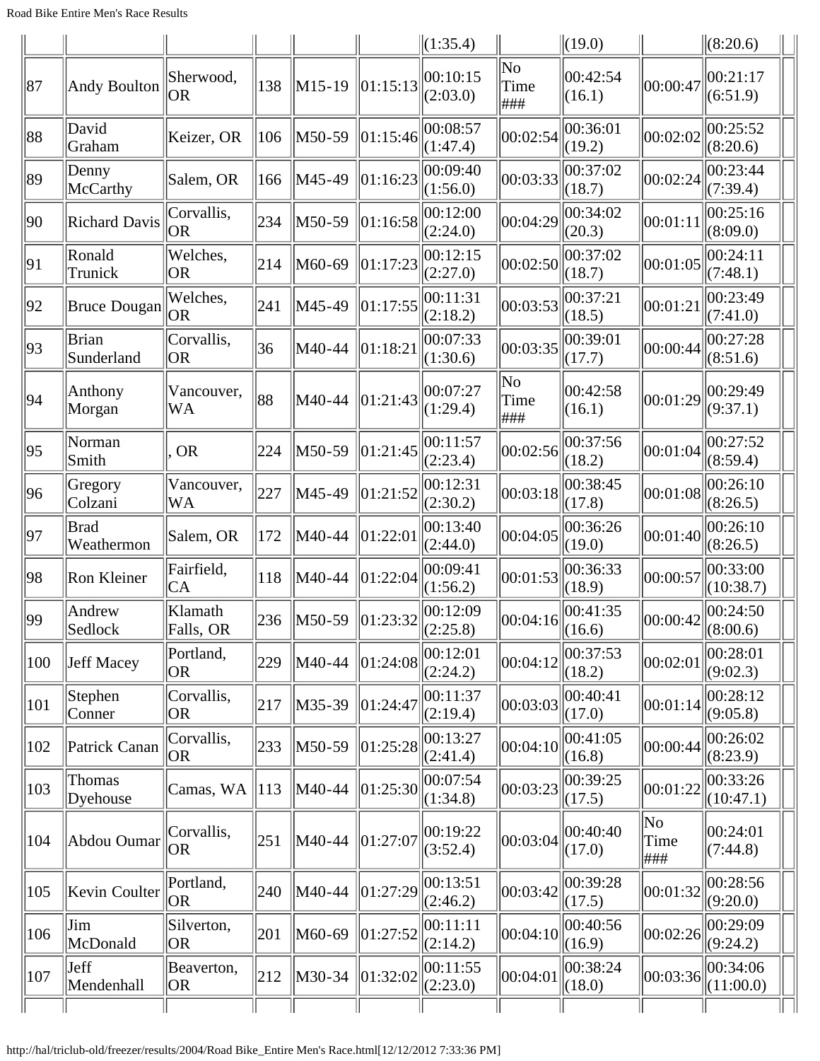| | | | | | | (1:35.4) | | (19.0) | | (8:20.6) | |
|---|---|---|---|---|---|---|---|---|---|---|---|
| 87 | Andy Boulton | Sherwood, OR | 138 | M15-19 | 01:15:13 | 00:10:15 (2:03.0) | No Time ### | 00:42:54 (16.1) | 00:00:47 | 00:21:17 (6:51.9) | |
| 88 | David Graham | Keizer, OR | 106 | M50-59 | 01:15:46 | 00:08:57 (1:47.4) | 00:02:54 | 00:36:01 (19.2) | 00:02:02 | 00:25:52 (8:20.6) | |
| 89 | Denny McCarthy | Salem, OR | 166 | M45-49 | 01:16:23 | 00:09:40 (1:56.0) | 00:03:33 | 00:37:02 (18.7) | 00:02:24 | 00:23:44 (7:39.4) | |
| 90 | Richard Davis | Corvallis, OR | 234 | M50-59 | 01:16:58 | 00:12:00 (2:24.0) | 00:04:29 | 00:34:02 (20.3) | 00:01:11 | 00:25:16 (8:09.0) | |
| 91 | Ronald Trunick | Welches, OR | 214 | M60-69 | 01:17:23 | 00:12:15 (2:27.0) | 00:02:50 | 00:37:02 (18.7) | 00:01:05 | 00:24:11 (7:48.1) | |
| 92 | Bruce Dougan | Welches, OR | 241 | M45-49 | 01:17:55 | 00:11:31 (2:18.2) | 00:03:53 | 00:37:21 (18.5) | 00:01:21 | 00:23:49 (7:41.0) | |
| 93 | Brian Sunderland | Corvallis, OR | 36 | M40-44 | 01:18:21 | 00:07:33 (1:30.6) | 00:03:35 | 00:39:01 (17.7) | 00:00:44 | 00:27:28 (8:51.6) | |
| 94 | Anthony Morgan | Vancouver, WA | 88 | M40-44 | 01:21:43 | 00:07:27 (1:29.4) | No Time ### | 00:42:58 (16.1) | 00:01:29 | 00:29:49 (9:37.1) | |
| 95 | Norman Smith | , OR | 224 | M50-59 | 01:21:45 | 00:11:57 (2:23.4) | 00:02:56 | 00:37:56 (18.2) | 00:01:04 | 00:27:52 (8:59.4) | |
| 96 | Gregory Colzani | Vancouver, WA | 227 | M45-49 | 01:21:52 | 00:12:31 (2:30.2) | 00:03:18 | 00:38:45 (17.8) | 00:01:08 | 00:26:10 (8:26.5) | |
| 97 | Brad Weathermon | Salem, OR | 172 | M40-44 | 01:22:01 | 00:13:40 (2:44.0) | 00:04:05 | 00:36:26 (19.0) | 00:01:40 | 00:26:10 (8:26.5) | |
| 98 | Ron Kleiner | Fairfield, CA | 118 | M40-44 | 01:22:04 | 00:09:41 (1:56.2) | 00:01:53 | 00:36:33 (18.9) | 00:00:57 | 00:33:00 (10:38.7) | |
| 99 | Andrew Sedlock | Klamath Falls, OR | 236 | M50-59 | 01:23:32 | 00:12:09 (2:25.8) | 00:04:16 | 00:41:35 (16.6) | 00:00:42 | 00:24:50 (8:00.6) | |
| 100 | Jeff Macey | Portland, OR | 229 | M40-44 | 01:24:08 | 00:12:01 (2:24.2) | 00:04:12 | 00:37:53 (18.2) | 00:02:01 | 00:28:01 (9:02.3) | |
| 101 | Stephen Conner | Corvallis, OR | 217 | M35-39 | 01:24:47 | 00:11:37 (2:19.4) | 00:03:03 | 00:40:41 (17.0) | 00:01:14 | 00:28:12 (9:05.8) | |
| 102 | Patrick Canan | Corvallis, OR | 233 | M50-59 | 01:25:28 | 00:13:27 (2:41.4) | 00:04:10 | 00:41:05 (16.8) | 00:00:44 | 00:26:02 (8:23.9) | |
| 103 | Thomas Dyehouse | Camas, WA | 113 | M40-44 | 01:25:30 | 00:07:54 (1:34.8) | 00:03:23 | 00:39:25 (17.5) | 00:01:22 | 00:33:26 (10:47.1) | |
| 104 | Abdou Oumar | Corvallis, OR | 251 | M40-44 | 01:27:07 | 00:19:22 (3:52.4) | 00:03:04 | 00:40:40 (17.0) | No Time ### | 00:24:01 (7:44.8) | |
| 105 | Kevin Coulter | Portland, OR | 240 | M40-44 | 01:27:29 | 00:13:51 (2:46.2) | 00:03:42 | 00:39:28 (17.5) | 00:01:32 | 00:28:56 (9:20.0) | |
| 106 | Jim McDonald | Silverton, OR | 201 | M60-69 | 01:27:52 | 00:11:11 (2:14.2) | 00:04:10 | 00:40:56 (16.9) | 00:02:26 | 00:29:09 (9:24.2) | |
| 107 | Jeff Mendenhall | Beaverton, OR | 212 | M30-34 | 01:32:02 | 00:11:55 (2:23.0) | 00:04:01 | 00:38:24 (18.0) | 00:03:36 | 00:34:06 (11:00.0) | |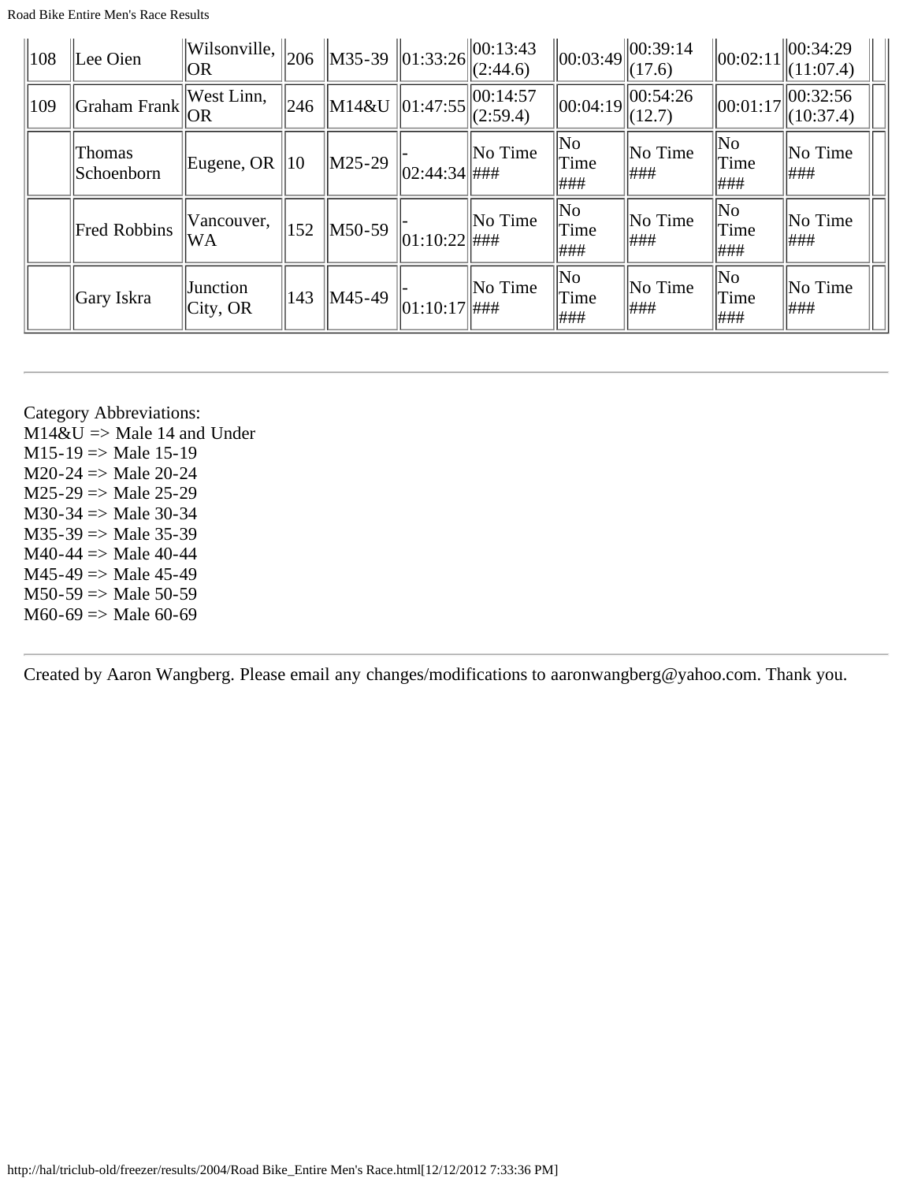| 108 | Lee Oien | Wilsonville, OR | 206 | M35-39 | 01:33:26 | 00:13:43 (2:44.6) | 00:03:49 | 00:39:14 (17.6) | 00:02:11 | 00:34:29 (11:07.4) | |
|---|---|---|---|---|---|---|---|---|---|---|---|
| 109 | Graham Frank | West Linn, OR | 246 | M14&U | 01:47:55 | 00:14:57 (2:59.4) | 00:04:19 | 00:54:26 (12.7) | 00:01:17 | 00:32:56 (10:37.4) | |
| | Thomas Schoenborn | Eugene, OR | 10 | M25-29 | -02:44:34 | No Time ### | No Time ### | No Time ### | No Time ### | No Time ### | |
| | Fred Robbins | Vancouver, WA | 152 | M50-59 | -01:10:22 | No Time ### | No Time ### | No Time ### | No Time ### | No Time ### | |
| | Gary Iskra | Junction City, OR | 143 | M45-49 | -01:10:17 | No Time ### | No Time ### | No Time ### | No Time ### | No Time ### | |

---

Category Abbreviations:
M14&U => Male 14 and Under
M15-19 => Male 15-19
M20-24 => Male 20-24
M25-29 => Male 25-29
M30-34 => Male 30-34
M35-39 => Male 35-39
M40-44 => Male 40-44
M45-49 => Male 45-49
M50-59 => Male 50-59
M60-69 => Male 60-69

---

Created by Aaron Wangberg. Please email any changes/modifications to aaronwangberg@yahoo.com. Thank you.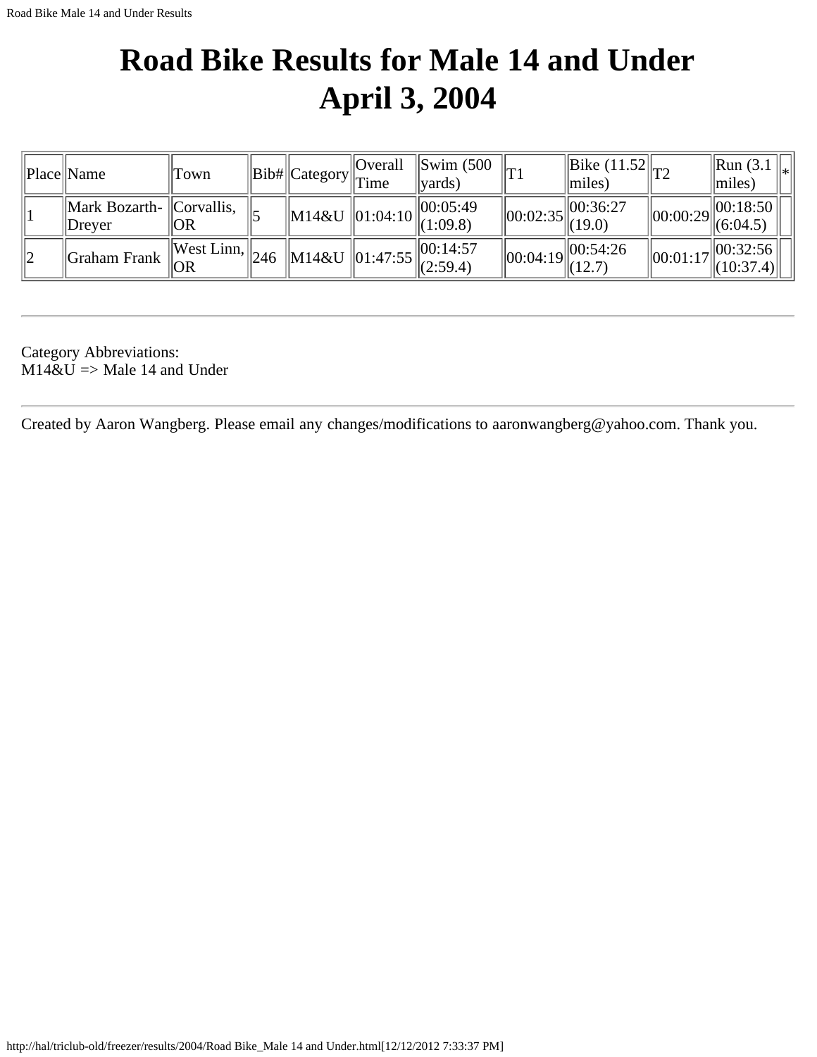# Road Bike Results for Male 14 and Under
# April 3, 2004

| Place | Name | Town | Bib# | Category | Overall Time | Swim (500 yards) | T1 | Bike (11.52 miles) | T2 | Run (3.1 miles) | * |
|---|---|---|---|---|---|---|---|---|---|---|---|
| 1 | Mark Bozarth-Dreyer | Corvallis, OR | 5 | M14&U | 01:04:10 | 00:05:49 (1:09.8) | 00:02:35 | 00:36:27 (19.0) | 00:00:29 | 00:18:50 (6:04.5) | |
| 2 | Graham Frank | West Linn, OR | 246 | M14&U | 01:47:55 | 00:14:57 (2:59.4) | 00:04:19 | 00:54:26 (12.7) | 00:01:17 | 00:32:56 (10:37.4) | |

---

Category Abbreviations:
M14&U => Male 14 and Under

---

Created by Aaron Wangberg. Please email any changes/modifications to aaronwangberg@yahoo.com. Thank you.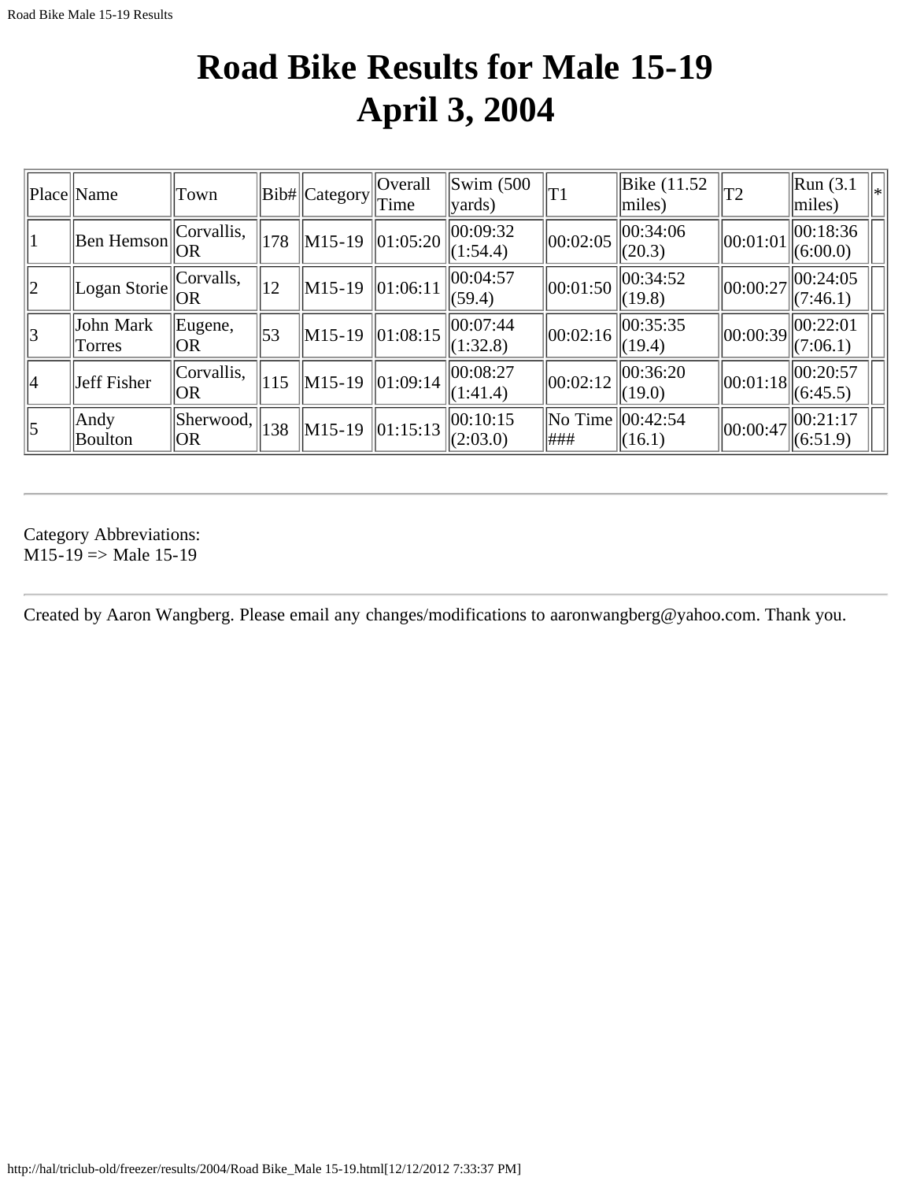# Road Bike Results for Male 15-19
# April 3, 2004

| Place | Name | Town | Bib# | Category | Overall Time | Swim (500 yards) | T1 | Bike (11.52 miles) | T2 | Run (3.1 miles) | * |
|---|---|---|---|---|---|---|---|---|---|---|---|
| 1 | Ben Hemson | Corvallis, OR | 178 | M15-19 | 01:05:20 | 00:09:32 (1:54.4) | 00:02:05 | 00:34:06 (20.3) | 00:01:01 | 00:18:36 (6:00.0) | |
| 2 | Logan Storie | Corvalls, OR | 12 | M15-19 | 01:06:11 | 00:04:57 (59.4) | 00:01:50 | 00:34:52 (19.8) | 00:00:27 | 00:24:05 (7:46.1) | |
| 3 | John Mark Torres | Eugene, OR | 53 | M15-19 | 01:08:15 | 00:07:44 (1:32.8) | 00:02:16 | 00:35:35 (19.4) | 00:00:39 | 00:22:01 (7:06.1) | |
| 4 | Jeff Fisher | Corvallis, OR | 115 | M15-19 | 01:09:14 | 00:08:27 (1:41.4) | 00:02:12 | 00:36:20 (19.0) | 00:01:18 | 00:20:57 (6:45.5) | |
| 5 | Andy Boulton | Sherwood, OR | 138 | M15-19 | 01:15:13 | 00:10:15 (2:03.0) | No Time ### | 00:42:54 (16.1) | 00:00:47 | 00:21:17 (6:51.9) | |

---

Category Abbreviations:
M15-19 => Male 15-19

---

Created by Aaron Wangberg. Please email any changes/modifications to aaronwangberg@yahoo.com. Thank you.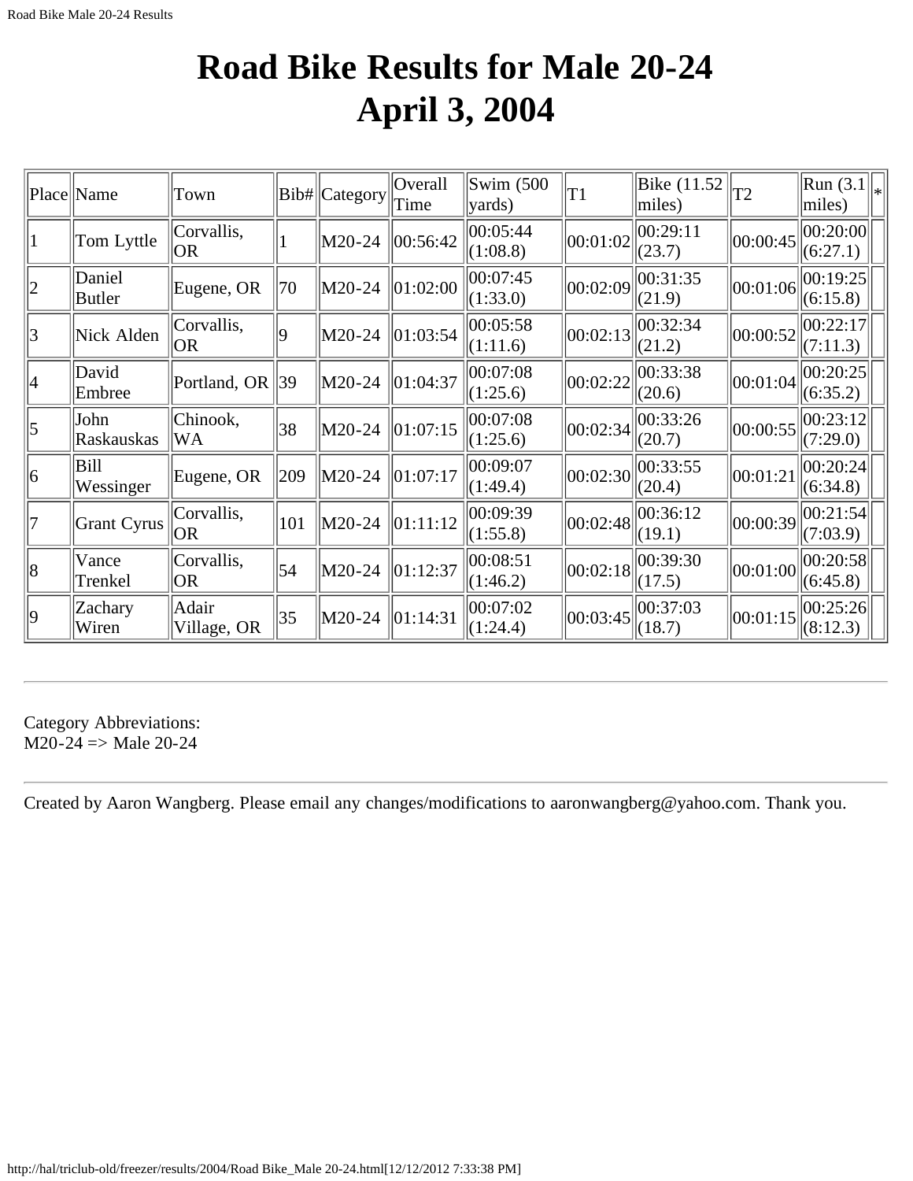# Road Bike Results for Male 20-24
# April 3, 2004

| Place | Name | Town | Bib# | Category | Overall Time | Swim (500 yards) | T1 | Bike (11.52 miles) | T2 | Run (3.1 miles) | * |
|---|---|---|---|---|---|---|---|---|---|---|---|
| 1 | Tom Lyttle | Corvallis, OR | 1 | M20-24 | 00:56:42 | 00:05:44 (1:08.8) | 00:01:02 | 00:29:11 (23.7) | 00:00:45 | 00:20:00 (6:27.1) | |
| 2 | Daniel Butler | Eugene, OR | 70 | M20-24 | 01:02:00 | 00:07:45 (1:33.0) | 00:02:09 | 00:31:35 (21.9) | 00:01:06 | 00:19:25 (6:15.8) | |
| 3 | Nick Alden | Corvallis, OR | 9 | M20-24 | 01:03:54 | 00:05:58 (1:11.6) | 00:02:13 | 00:32:34 (21.2) | 00:00:52 | 00:22:17 (7:11.3) | |
| 4 | David Embree | Portland, OR | 39 | M20-24 | 01:04:37 | 00:07:08 (1:25.6) | 00:02:22 | 00:33:38 (20.6) | 00:01:04 | 00:20:25 (6:35.2) | |
| 5 | John Raskauskas | Chinook, WA | 38 | M20-24 | 01:07:15 | 00:07:08 (1:25.6) | 00:02:34 | 00:33:26 (20.7) | 00:00:55 | 00:23:12 (7:29.0) | |
| 6 | Bill Wessinger | Eugene, OR | 209 | M20-24 | 01:07:17 | 00:09:07 (1:49.4) | 00:02:30 | 00:33:55 (20.4) | 00:01:21 | 00:20:24 (6:34.8) | |
| 7 | Grant Cyrus | Corvallis, OR | 101 | M20-24 | 01:11:12 | 00:09:39 (1:55.8) | 00:02:48 | 00:36:12 (19.1) | 00:00:39 | 00:21:54 (7:03.9) | |
| 8 | Vance Trenkel | Corvallis, OR | 54 | M20-24 | 01:12:37 | 00:08:51 (1:46.2) | 00:02:18 | 00:39:30 (17.5) | 00:01:00 | 00:20:58 (6:45.8) | |
| 9 | Zachary Wiren | Adair Village, OR | 35 | M20-24 | 01:14:31 | 00:07:02 (1:24.4) | 00:03:45 | 00:37:03 (18.7) | 00:01:15 | 00:25:26 (8:12.3) | |

---

Category Abbreviations:
M20-24 => Male 20-24

---

Created by Aaron Wangberg. Please email any changes/modifications to aaronwangberg@yahoo.com. Thank you.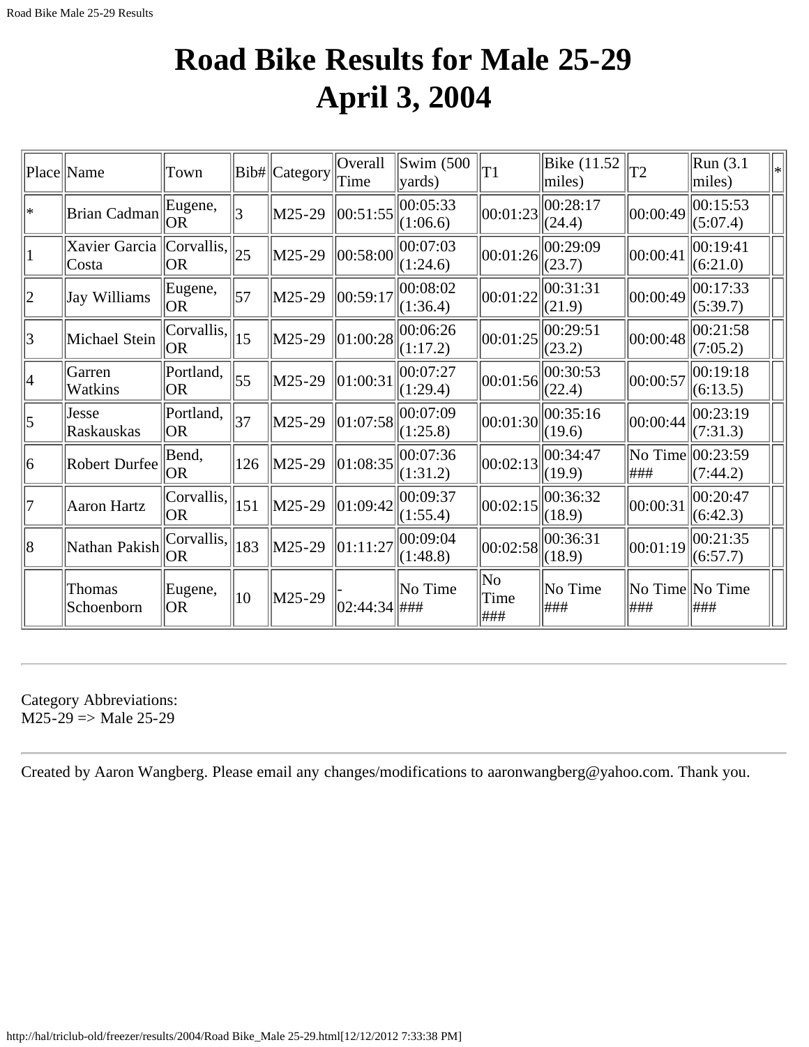# Road Bike Results for Male 25-29
# April 3, 2004

| Place | Name | Town | Bib# | Category | Overall Time | Swim (500 yards) | T1 | Bike (11.52 miles) | T2 | Run (3.1 miles) | * |
|---|---|---|---|---|---|---|---|---|---|---|---|
| * | Brian Cadman | Eugene, OR | 3 | M25-29 | 00:51:55 | 00:05:33 (1:06.6) | 00:01:23 | 00:28:17 (24.4) | 00:00:49 | 00:15:53 (5:07.4) | |
| 1 | Xavier Garcia Costa | Corvallis, OR | 25 | M25-29 | 00:58:00 | 00:07:03 (1:24.6) | 00:01:26 | 00:29:09 (23.7) | 00:00:41 | 00:19:41 (6:21.0) | |
| 2 | Jay Williams | Eugene, OR | 57 | M25-29 | 00:59:17 | 00:08:02 (1:36.4) | 00:01:22 | 00:31:31 (21.9) | 00:00:49 | 00:17:33 (5:39.7) | |
| 3 | Michael Stein | Corvallis, OR | 15 | M25-29 | 01:00:28 | 00:06:26 (1:17.2) | 00:01:25 | 00:29:51 (23.2) | 00:00:48 | 00:21:58 (7:05.2) | |
| 4 | Garren Watkins | Portland, OR | 55 | M25-29 | 01:00:31 | 00:07:27 (1:29.4) | 00:01:56 | 00:30:53 (22.4) | 00:00:57 | 00:19:18 (6:13.5) | |
| 5 | Jesse Raskauskas | Portland, OR | 37 | M25-29 | 01:07:58 | 00:07:09 (1:25.8) | 00:01:30 | 00:35:16 (19.6) | 00:00:44 | 00:23:19 (7:31.3) | |
| 6 | Robert Durfee | Bend, OR | 126 | M25-29 | 01:08:35 | 00:07:36 (1:31.2) | 00:02:13 | 00:34:47 (19.9) | No Time ### | 00:23:59 (7:44.2) | |
| 7 | Aaron Hartz | Corvallis, OR | 151 | M25-29 | 01:09:42 | 00:09:37 (1:55.4) | 00:02:15 | 00:36:32 (18.9) | 00:00:31 | 00:20:47 (6:42.3) | |
| 8 | Nathan Pakish | Corvallis, OR | 183 | M25-29 | 01:11:27 | 00:09:04 (1:48.8) | 00:02:58 | 00:36:31 (18.9) | 00:01:19 | 00:21:35 (6:57.7) | |
| | Thomas Schoenborn | Eugene, OR | 10 | M25-29 | -02:44:34 | No Time ### | No Time ### | No Time ### | No Time ### | No Time ### | |

---

Category Abbreviations:
M25-29 => Male 25-29

---

Created by Aaron Wangberg. Please email any changes/modifications to aaronwangberg@yahoo.com. Thank you.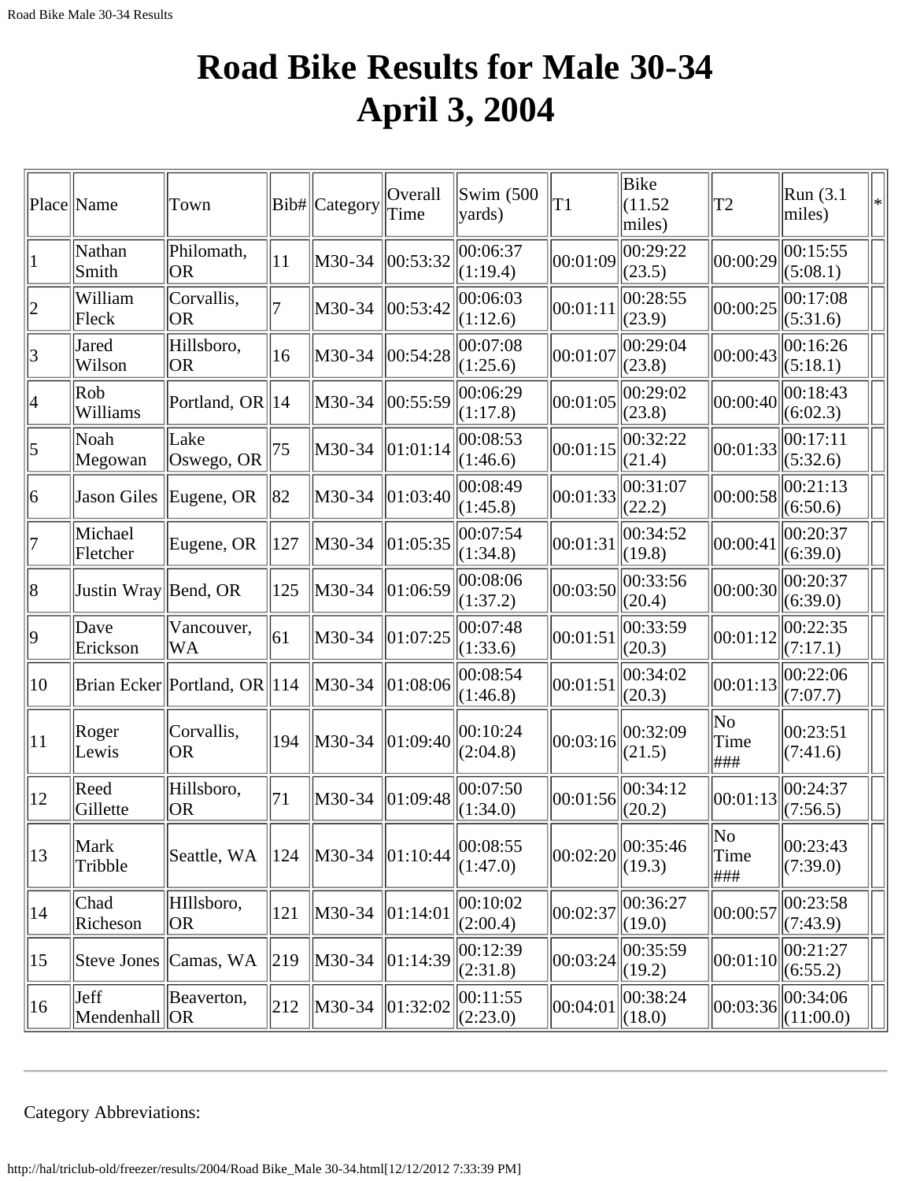# Road Bike Results for Male 30-34
# April 3, 2004

| Place | Name | Town | Bib# | Category | Overall Time | Swim (500 yards) | T1 | Bike (11.52 miles) | T2 | Run (3.1 miles) | * |
|---|---|---|---|---|---|---|---|---|---|---|---|
| 1 | Nathan Smith | Philomath, OR | 11 | M30-34 | 00:53:32 | 00:06:37 (1:19.4) | 00:01:09 | 00:29:22 (23.5) | 00:00:29 | 00:15:55 (5:08.1) | |
| 2 | William Fleck | Corvallis, OR | 7 | M30-34 | 00:53:42 | 00:06:03 (1:12.6) | 00:01:11 | 00:28:55 (23.9) | 00:00:25 | 00:17:08 (5:31.6) | |
| 3 | Jared Wilson | Hillsboro, OR | 16 | M30-34 | 00:54:28 | 00:07:08 (1:25.6) | 00:01:07 | 00:29:04 (23.8) | 00:00:43 | 00:16:26 (5:18.1) | |
| 4 | Rob Williams | Portland, OR | 14 | M30-34 | 00:55:59 | 00:06:29 (1:17.8) | 00:01:05 | 00:29:02 (23.8) | 00:00:40 | 00:18:43 (6:02.3) | |
| 5 | Noah Megowan | Lake Oswego, OR | 75 | M30-34 | 01:01:14 | 00:08:53 (1:46.6) | 00:01:15 | 00:32:22 (21.4) | 00:01:33 | 00:17:11 (5:32.6) | |
| 6 | Jason Giles | Eugene, OR | 82 | M30-34 | 01:03:40 | 00:08:49 (1:45.8) | 00:01:33 | 00:31:07 (22.2) | 00:00:58 | 00:21:13 (6:50.6) | |
| 7 | Michael Fletcher | Eugene, OR | 127 | M30-34 | 01:05:35 | 00:07:54 (1:34.8) | 00:01:31 | 00:34:52 (19.8) | 00:00:41 | 00:20:37 (6:39.0) | |
| 8 | Justin Wray | Bend, OR | 125 | M30-34 | 01:06:59 | 00:08:06 (1:37.2) | 00:03:50 | 00:33:56 (20.4) | 00:00:30 | 00:20:37 (6:39.0) | |
| 9 | Dave Erickson | Vancouver, WA | 61 | M30-34 | 01:07:25 | 00:07:48 (1:33.6) | 00:01:51 | 00:33:59 (20.3) | 00:01:12 | 00:22:35 (7:17.1) | |
| 10 | Brian Ecker | Portland, OR | 114 | M30-34 | 01:08:06 | 00:08:54 (1:46.8) | 00:01:51 | 00:34:02 (20.3) | 00:01:13 | 00:22:06 (7:07.7) | |
| 11 | Roger Lewis | Corvallis, OR | 194 | M30-34 | 01:09:40 | 00:10:24 (2:04.8) | 00:03:16 | 00:32:09 (21.5) | No Time ### | 00:23:51 (7:41.6) | |
| 12 | Reed Gillette | Hillsboro, OR | 71 | M30-34 | 01:09:48 | 00:07:50 (1:34.0) | 00:01:56 | 00:34:12 (20.2) | 00:01:13 | 00:24:37 (7:56.5) | |
| 13 | Mark Tribble | Seattle, WA | 124 | M30-34 | 01:10:44 | 00:08:55 (1:47.0) | 00:02:20 | 00:35:46 (19.3) | No Time ### | 00:23:43 (7:39.0) | |
| 14 | Chad Richeson | HIllsboro, OR | 121 | M30-34 | 01:14:01 | 00:10:02 (2:00.4) | 00:02:37 | 00:36:27 (19.0) | 00:00:57 | 00:23:58 (7:43.9) | |
| 15 | Steve Jones | Camas, WA | 219 | M30-34 | 01:14:39 | 00:12:39 (2:31.8) | 00:03:24 | 00:35:59 (19.2) | 00:01:10 | 00:21:27 (6:55.2) | |
| 16 | Jeff Mendenhall | Beaverton, OR | 212 | M30-34 | 01:32:02 | 00:11:55 (2:23.0) | 00:04:01 | 00:38:24 (18.0) | 00:03:36 | 00:34:06 (11:00.0) | |

---

Category Abbreviations: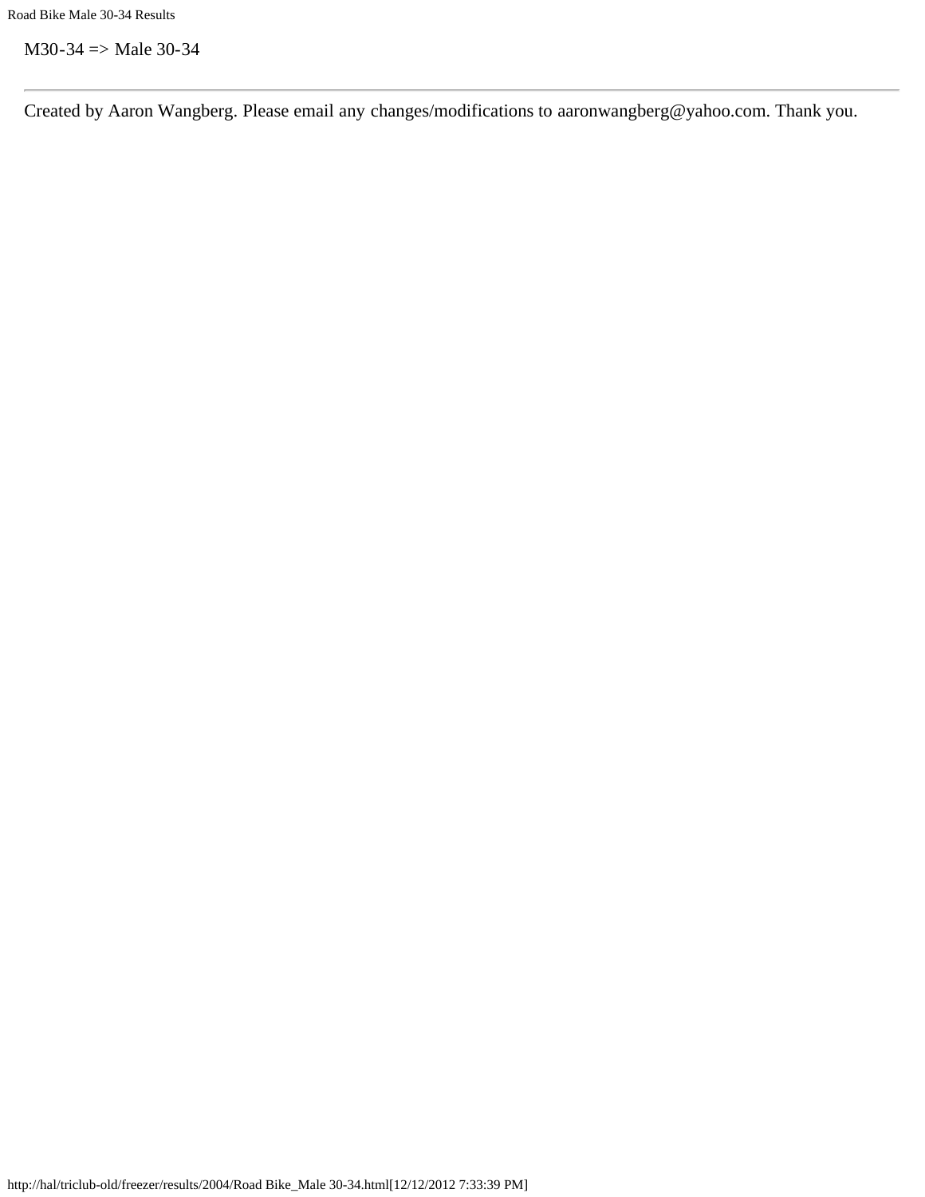M30-34 => Male 30-34

---

Created by Aaron Wangberg. Please email any changes/modifications to aaronwangberg@yahoo.com. Thank you.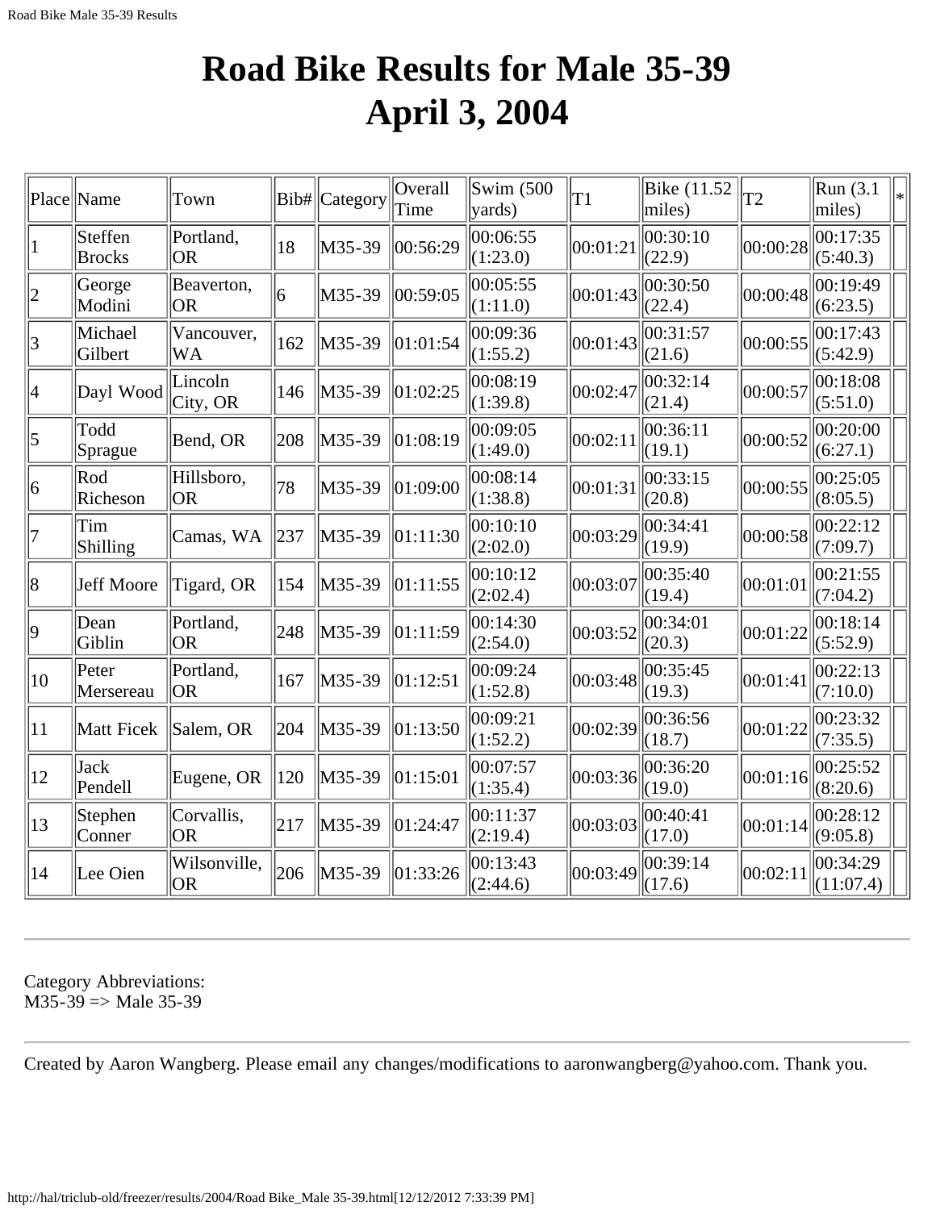# Road Bike Results for Male 35-39
# April 3, 2004

| Place | Name | Town | Bib# | Category | Overall Time | Swim (500 yards) | T1 | Bike (11.52 miles) | T2 | Run (3.1 miles) | * |
|---|---|---|---|---|---|---|---|---|---|---|---|
| 1 | Steffen Brocks | Portland, OR | 18 | M35-39 | 00:56:29 | 00:06:55 (1:23.0) | 00:01:21 | 00:30:10 (22.9) | 00:00:28 | 00:17:35 (5:40.3) | |
| 2 | George Modini | Beaverton, OR | 6 | M35-39 | 00:59:05 | 00:05:55 (1:11.0) | 00:01:43 | 00:30:50 (22.4) | 00:00:48 | 00:19:49 (6:23.5) | |
| 3 | Michael Gilbert | Vancouver, WA | 162 | M35-39 | 01:01:54 | 00:09:36 (1:55.2) | 00:01:43 | 00:31:57 (21.6) | 00:00:55 | 00:17:43 (5:42.9) | |
| 4 | Dayl Wood | Lincoln City, OR | 146 | M35-39 | 01:02:25 | 00:08:19 (1:39.8) | 00:02:47 | 00:32:14 (21.4) | 00:00:57 | 00:18:08 (5:51.0) | |
| 5 | Todd Sprague | Bend, OR | 208 | M35-39 | 01:08:19 | 00:09:05 (1:49.0) | 00:02:11 | 00:36:11 (19.1) | 00:00:52 | 00:20:00 (6:27.1) | |
| 6 | Rod Richeson | Hillsboro, OR | 78 | M35-39 | 01:09:00 | 00:08:14 (1:38.8) | 00:01:31 | 00:33:15 (20.8) | 00:00:55 | 00:25:05 (8:05.5) | |
| 7 | Tim Shilling | Camas, WA | 237 | M35-39 | 01:11:30 | 00:10:10 (2:02.0) | 00:03:29 | 00:34:41 (19.9) | 00:00:58 | 00:22:12 (7:09.7) | |
| 8 | Jeff Moore | Tigard, OR | 154 | M35-39 | 01:11:55 | 00:10:12 (2:02.4) | 00:03:07 | 00:35:40 (19.4) | 00:01:01 | 00:21:55 (7:04.2) | |
| 9 | Dean Giblin | Portland, OR | 248 | M35-39 | 01:11:59 | 00:14:30 (2:54.0) | 00:03:52 | 00:34:01 (20.3) | 00:01:22 | 00:18:14 (5:52.9) | |
| 10 | Peter Mersereau | Portland, OR | 167 | M35-39 | 01:12:51 | 00:09:24 (1:52.8) | 00:03:48 | 00:35:45 (19.3) | 00:01:41 | 00:22:13 (7:10.0) | |
| 11 | Matt Ficek | Salem, OR | 204 | M35-39 | 01:13:50 | 00:09:21 (1:52.2) | 00:02:39 | 00:36:56 (18.7) | 00:01:22 | 00:23:32 (7:35.5) | |
| 12 | Jack Pendell | Eugene, OR | 120 | M35-39 | 01:15:01 | 00:07:57 (1:35.4) | 00:03:36 | 00:36:20 (19.0) | 00:01:16 | 00:25:52 (8:20.6) | |
| 13 | Stephen Conner | Corvallis, OR | 217 | M35-39 | 01:24:47 | 00:11:37 (2:19.4) | 00:03:03 | 00:40:41 (17.0) | 00:01:14 | 00:28:12 (9:05.8) | |
| 14 | Lee Oien | Wilsonville, OR | 206 | M35-39 | 01:33:26 | 00:13:43 (2:44.6) | 00:03:49 | 00:39:14 (17.6) | 00:02:11 | 00:34:29 (11:07.4) | |

---

Category Abbreviations:
M35-39 => Male 35-39

---

Created by Aaron Wangberg. Please email any changes/modifications to aaronwangberg@yahoo.com. Thank you.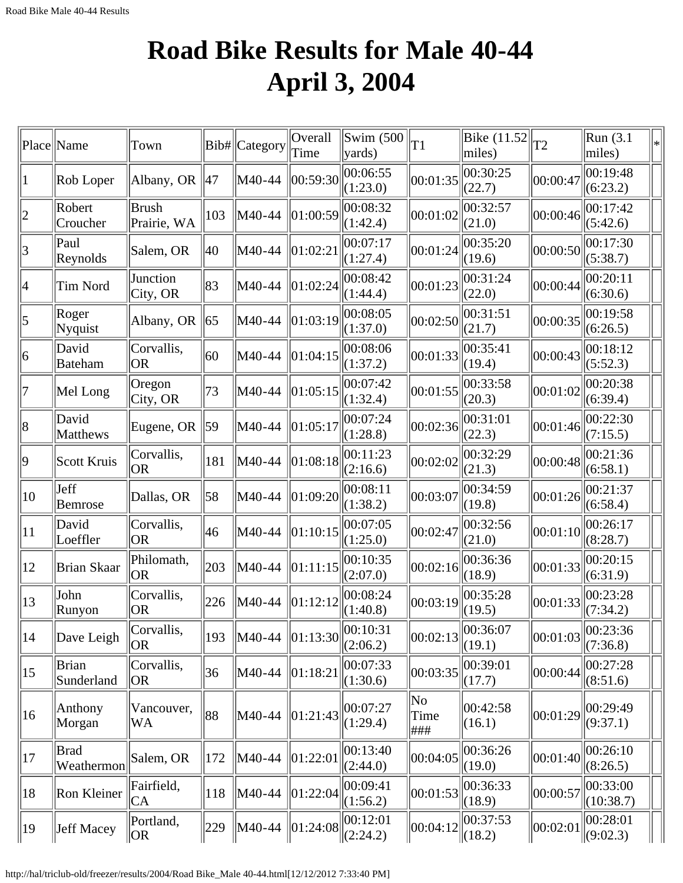# Road Bike Results for Male 40-44
# April 3, 2004

| Place | Name | Town | Bib# | Category | Overall Time | Swim (500 yards) | T1 | Bike (11.52 miles) | T2 | Run (3.1 miles) | * |
|---|---|---|---|---|---|---|---|---|---|---|---|
| 1 | Rob Loper | Albany, OR | 47 | M40-44 | 00:59:30 | 00:06:55 (1:23.0) | 00:01:35 | 00:30:25 (22.7) | 00:00:47 | 00:19:48 (6:23.2) | |
| 2 | Robert Croucher | Brush Prairie, WA | 103 | M40-44 | 01:00:59 | 00:08:32 (1:42.4) | 00:01:02 | 00:32:57 (21.0) | 00:00:46 | 00:17:42 (5:42.6) | |
| 3 | Paul Reynolds | Salem, OR | 40 | M40-44 | 01:02:21 | 00:07:17 (1:27.4) | 00:01:24 | 00:35:20 (19.6) | 00:00:50 | 00:17:30 (5:38.7) | |
| 4 | Tim Nord | Junction City, OR | 83 | M40-44 | 01:02:24 | 00:08:42 (1:44.4) | 00:01:23 | 00:31:24 (22.0) | 00:00:44 | 00:20:11 (6:30.6) | |
| 5 | Roger Nyquist | Albany, OR | 65 | M40-44 | 01:03:19 | 00:08:05 (1:37.0) | 00:02:50 | 00:31:51 (21.7) | 00:00:35 | 00:19:58 (6:26.5) | |
| 6 | David Bateham | Corvallis, OR | 60 | M40-44 | 01:04:15 | 00:08:06 (1:37.2) | 00:01:33 | 00:35:41 (19.4) | 00:00:43 | 00:18:12 (5:52.3) | |
| 7 | Mel Long | Oregon City, OR | 73 | M40-44 | 01:05:15 | 00:07:42 (1:32.4) | 00:01:55 | 00:33:58 (20.3) | 00:01:02 | 00:20:38 (6:39.4) | |
| 8 | David Matthews | Eugene, OR | 59 | M40-44 | 01:05:17 | 00:07:24 (1:28.8) | 00:02:36 | 00:31:01 (22.3) | 00:01:46 | 00:22:30 (7:15.5) | |
| 9 | Scott Kruis | Corvallis, OR | 181 | M40-44 | 01:08:18 | 00:11:23 (2:16.6) | 00:02:02 | 00:32:29 (21.3) | 00:00:48 | 00:21:36 (6:58.1) | |
| 10 | Jeff Bemrose | Dallas, OR | 58 | M40-44 | 01:09:20 | 00:08:11 (1:38.2) | 00:03:07 | 00:34:59 (19.8) | 00:01:26 | 00:21:37 (6:58.4) | |
| 11 | David Loeffler | Corvallis, OR | 46 | M40-44 | 01:10:15 | 00:07:05 (1:25.0) | 00:02:47 | 00:32:56 (21.0) | 00:01:10 | 00:26:17 (8:28.7) | |
| 12 | Brian Skaar | Philomath, OR | 203 | M40-44 | 01:11:15 | 00:10:35 (2:07.0) | 00:02:16 | 00:36:36 (18.9) | 00:01:33 | 00:20:15 (6:31.9) | |
| 13 | John Runyon | Corvallis, OR | 226 | M40-44 | 01:12:12 | 00:08:24 (1:40.8) | 00:03:19 | 00:35:28 (19.5) | 00:01:33 | 00:23:28 (7:34.2) | |
| 14 | Dave Leigh | Corvallis, OR | 193 | M40-44 | 01:13:30 | 00:10:31 (2:06.2) | 00:02:13 | 00:36:07 (19.1) | 00:01:03 | 00:23:36 (7:36.8) | |
| 15 | Brian Sunderland | Corvallis, OR | 36 | M40-44 | 01:18:21 | 00:07:33 (1:30.6) | 00:03:35 | 00:39:01 (17.7) | 00:00:44 | 00:27:28 (8:51.6) | |
| 16 | Anthony Morgan | Vancouver, WA | 88 | M40-44 | 01:21:43 | 00:07:27 (1:29.4) | No Time ### | 00:42:58 (16.1) | 00:01:29 | 00:29:49 (9:37.1) | |
| 17 | Brad Weathermon | Salem, OR | 172 | M40-44 | 01:22:01 | 00:13:40 (2:44.0) | 00:04:05 | 00:36:26 (19.0) | 00:01:40 | 00:26:10 (8:26.5) | |
| 18 | Ron Kleiner | Fairfield, CA | 118 | M40-44 | 01:22:04 | 00:09:41 (1:56.2) | 00:01:53 | 00:36:33 (18.9) | 00:00:57 | 00:33:00 (10:38.7) | |
| 19 | Jeff Macey | Portland, OR | 229 | M40-44 | 01:24:08 | 00:12:01 (2:24.2) | 00:04:12 | 00:37:53 (18.2) | 00:02:01 | 00:28:01 (9:02.3) | |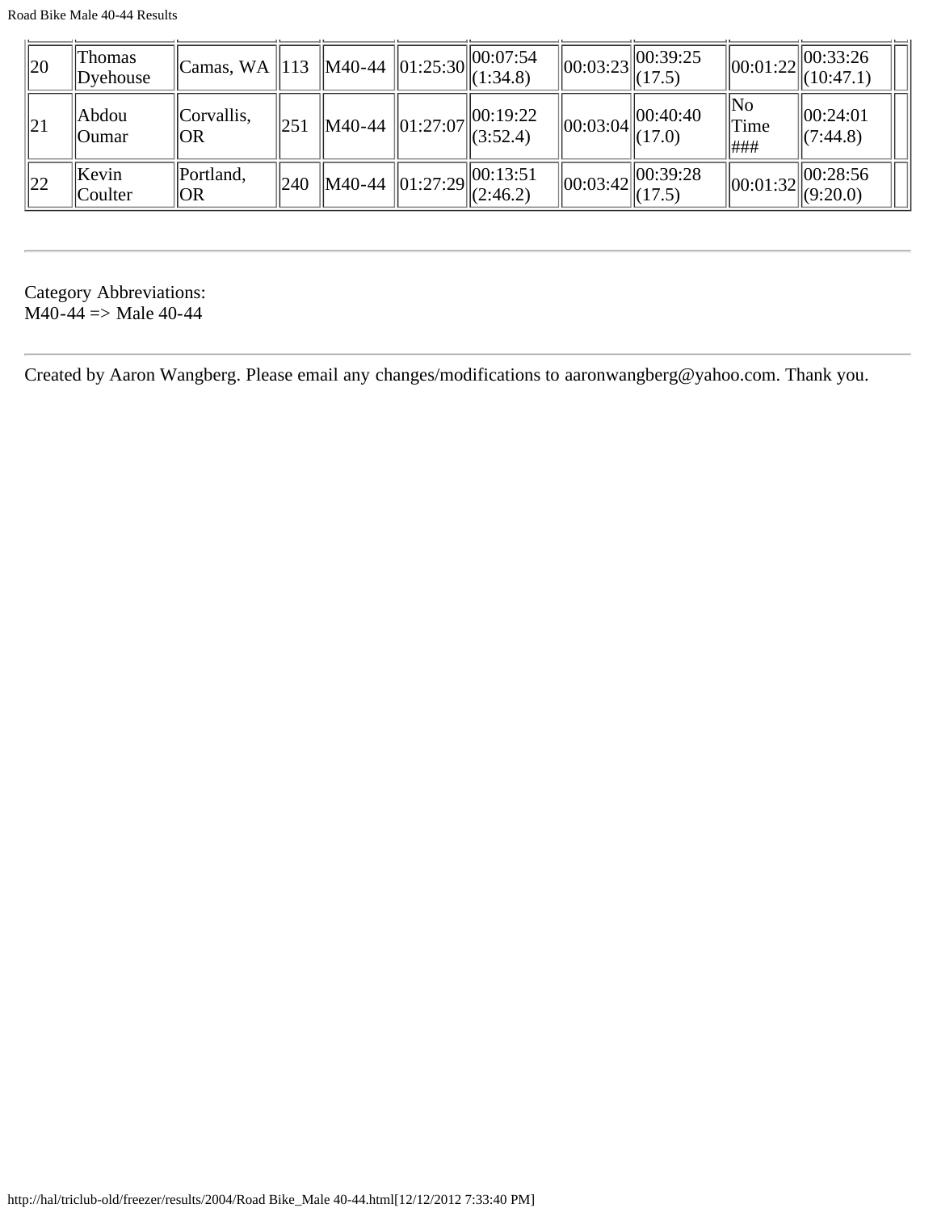| | | | | | | | | | | | |
|---|---|---|---|---|---|---|---|---|---|---|---|
| 20 | Thomas Dyehouse | Camas, WA | 113 | M40-44 | 01:25:30 | 00:07:54 (1:34.8) | 00:03:23 | 00:39:25 (17.5) | 00:01:22 | 00:33:26 (10:47.1) | |
| 21 | Abdou Oumar | Corvallis, OR | 251 | M40-44 | 01:27:07 | 00:19:22 (3:52.4) | 00:03:04 | 00:40:40 (17.0) | No Time ### | 00:24:01 (7:44.8) | |
| 22 | Kevin Coulter | Portland, OR | 240 | M40-44 | 01:27:29 | 00:13:51 (2:46.2) | 00:03:42 | 00:39:28 (17.5) | 00:01:32 | 00:28:56 (9:20.0) | |

---

Category Abbreviations:
M40-44 => Male 40-44

---

Created by Aaron Wangberg. Please email any changes/modifications to aaronwangberg@yahoo.com. Thank you.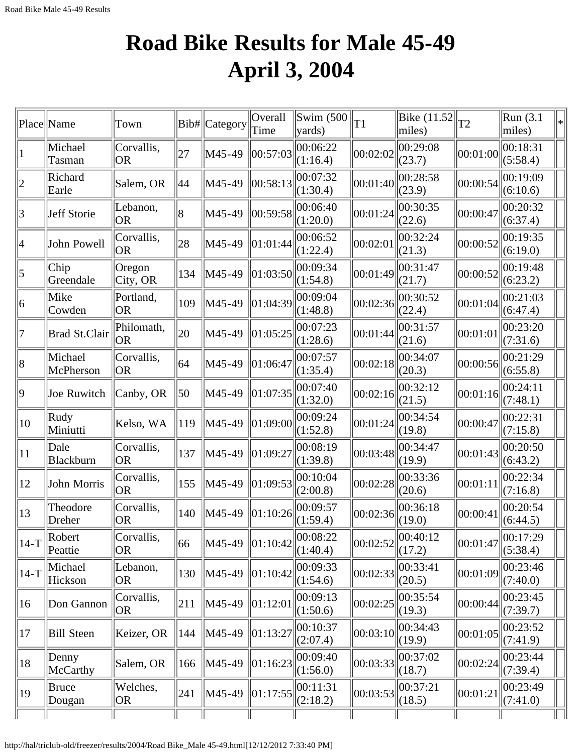# Road Bike Results for Male 45-49 April 3, 2004

| Place | Name | Town | Bib# | Category | Overall Time | Swim (500 yards) | T1 | Bike (11.52 miles) | T2 | Run (3.1 miles) | * |
|---|---|---|---|---|---|---|---|---|---|---|---|
| 1 | Michael Tasman | Corvallis, OR | 27 | M45-49 | 00:57:03 | 00:06:22 (1:16.4) | 00:02:02 | 00:29:08 (23.7) | 00:01:00 | 00:18:31 (5:58.4) | |
| 2 | Richard Earle | Salem, OR | 44 | M45-49 | 00:58:13 | 00:07:32 (1:30.4) | 00:01:40 | 00:28:58 (23.9) | 00:00:54 | 00:19:09 (6:10.6) | |
| 3 | Jeff Storie | Lebanon, OR | 8 | M45-49 | 00:59:58 | 00:06:40 (1:20.0) | 00:01:24 | 00:30:35 (22.6) | 00:00:47 | 00:20:32 (6:37.4) | |
| 4 | John Powell | Corvallis, OR | 28 | M45-49 | 01:01:44 | 00:06:52 (1:22.4) | 00:02:01 | 00:32:24 (21.3) | 00:00:52 | 00:19:35 (6:19.0) | |
| 5 | Chip Greendale | Oregon City, OR | 134 | M45-49 | 01:03:50 | 00:09:34 (1:54.8) | 00:01:49 | 00:31:47 (21.7) | 00:00:52 | 00:19:48 (6:23.2) | |
| 6 | Mike Cowden | Portland, OR | 109 | M45-49 | 01:04:39 | 00:09:04 (1:48.8) | 00:02:36 | 00:30:52 (22.4) | 00:01:04 | 00:21:03 (6:47.4) | |
| 7 | Brad St.Clair | Philomath, OR | 20 | M45-49 | 01:05:25 | 00:07:23 (1:28.6) | 00:01:44 | 00:31:57 (21.6) | 00:01:01 | 00:23:20 (7:31.6) | |
| 8 | Michael McPherson | Corvallis, OR | 64 | M45-49 | 01:06:47 | 00:07:57 (1:35.4) | 00:02:18 | 00:34:07 (20.3) | 00:00:56 | 00:21:29 (6:55.8) | |
| 9 | Joe Ruwitch | Canby, OR | 50 | M45-49 | 01:07:35 | 00:07:40 (1:32.0) | 00:02:16 | 00:32:12 (21.5) | 00:01:16 | 00:24:11 (7:48.1) | |
| 10 | Rudy Miniutti | Kelso, WA | 119 | M45-49 | 01:09:00 | 00:09:24 (1:52.8) | 00:01:24 | 00:34:54 (19.8) | 00:00:47 | 00:22:31 (7:15.8) | |
| 11 | Dale Blackburn | Corvallis, OR | 137 | M45-49 | 01:09:27 | 00:08:19 (1:39.8) | 00:03:48 | 00:34:47 (19.9) | 00:01:43 | 00:20:50 (6:43.2) | |
| 12 | John Morris | Corvallis, OR | 155 | M45-49 | 01:09:53 | 00:10:04 (2:00.8) | 00:02:28 | 00:33:36 (20.6) | 00:01:11 | 00:22:34 (7:16.8) | |
| 13 | Theodore Dreher | Corvallis, OR | 140 | M45-49 | 01:10:26 | 00:09:57 (1:59.4) | 00:02:36 | 00:36:18 (19.0) | 00:00:41 | 00:20:54 (6:44.5) | |
| 14-T | Robert Peattie | Corvallis, OR | 66 | M45-49 | 01:10:42 | 00:08:22 (1:40.4) | 00:02:52 | 00:40:12 (17.2) | 00:01:47 | 00:17:29 (5:38.4) | |
| 14-T | Michael Hickson | Lebanon, OR | 130 | M45-49 | 01:10:42 | 00:09:33 (1:54.6) | 00:02:33 | 00:33:41 (20.5) | 00:01:09 | 00:23:46 (7:40.0) | |
| 16 | Don Gannon | Corvallis, OR | 211 | M45-49 | 01:12:01 | 00:09:13 (1:50.6) | 00:02:25 | 00:35:54 (19.3) | 00:00:44 | 00:23:45 (7:39.7) | |
| 17 | Bill Steen | Keizer, OR | 144 | M45-49 | 01:13:27 | 00:10:37 (2:07.4) | 00:03:10 | 00:34:43 (19.9) | 00:01:05 | 00:23:52 (7:41.9) | |
| 18 | Denny McCarthy | Salem, OR | 166 | M45-49 | 01:16:23 | 00:09:40 (1:56.0) | 00:03:33 | 00:37:02 (18.7) | 00:02:24 | 00:23:44 (7:39.4) | |
| 19 | Bruce Dougan | Welches, OR | 241 | M45-49 | 01:17:55 | 00:11:31 (2:18.2) | 00:03:53 | 00:37:21 (18.5) | 00:01:21 | 00:23:49 (7:41.0) | |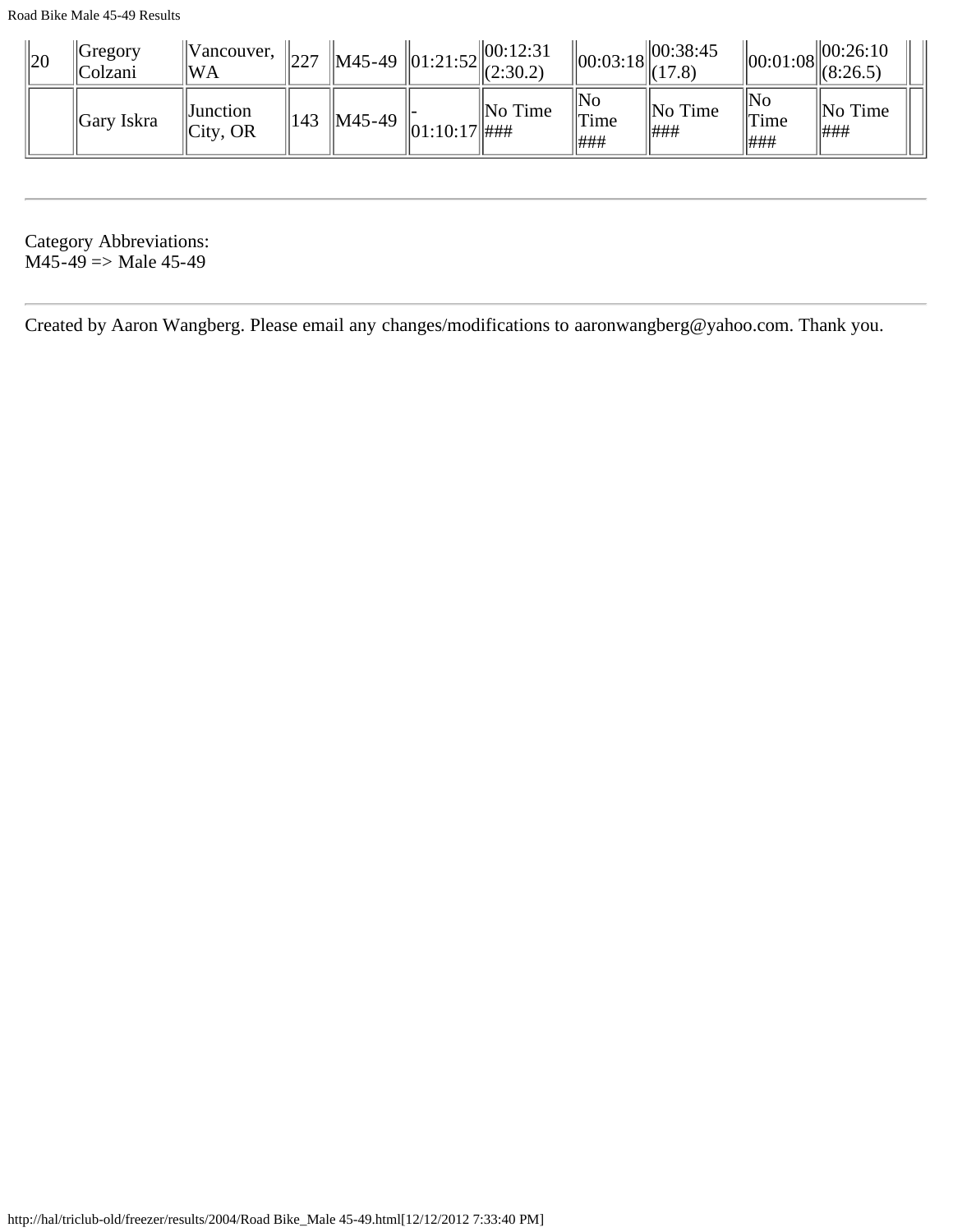| | | | | | | | | | | | |
|---|---|---|---|---|---|---|---|---|---|---|---|
| 20 | Gregory Colzani | Vancouver, WA | 227 | M45-49 | 01:21:52 | 00:12:31 (2:30.2) | 00:03:18 | 00:38:45 (17.8) | 00:01:08 | 00:26:10 (8:26.5) | |
| | Gary Iskra | Junction City, OR | 143 | M45-49 | -01:10:17 | No Time ### | No Time ### | No Time ### | No Time ### | No Time ### | |

---

Category Abbreviations:
M45-49 => Male 45-49

---

Created by Aaron Wangberg. Please email any changes/modifications to aaronwangberg@yahoo.com. Thank you.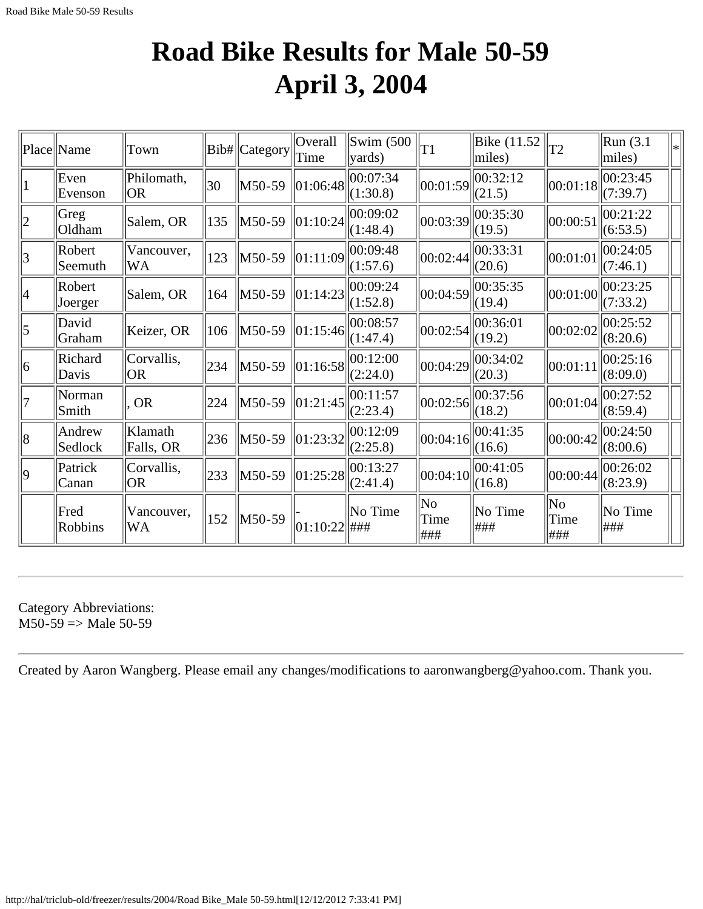# Road Bike Results for Male 50-59
# April 3, 2004

| Place | Name | Town | Bib# | Category | Overall Time | Swim (500 yards) | T1 | Bike (11.52 miles) | T2 | Run (3.1 miles) | * |
|---|---|---|---|---|---|---|---|---|---|---|---|
| 1 | Even Evenson | Philomath, OR | 30 | M50-59 | 01:06:48 | 00:07:34 (1:30.8) | 00:01:59 | 00:32:12 (21.5) | 00:01:18 | 00:23:45 (7:39.7) | |
| 2 | Greg Oldham | Salem, OR | 135 | M50-59 | 01:10:24 | 00:09:02 (1:48.4) | 00:03:39 | 00:35:30 (19.5) | 00:00:51 | 00:21:22 (6:53.5) | |
| 3 | Robert Seemuth | Vancouver, WA | 123 | M50-59 | 01:11:09 | 00:09:48 (1:57.6) | 00:02:44 | 00:33:31 (20.6) | 00:01:01 | 00:24:05 (7:46.1) | |
| 4 | Robert Joerger | Salem, OR | 164 | M50-59 | 01:14:23 | 00:09:24 (1:52.8) | 00:04:59 | 00:35:35 (19.4) | 00:01:00 | 00:23:25 (7:33.2) | |
| 5 | David Graham | Keizer, OR | 106 | M50-59 | 01:15:46 | 00:08:57 (1:47.4) | 00:02:54 | 00:36:01 (19.2) | 00:02:02 | 00:25:52 (8:20.6) | |
| 6 | Richard Davis | Corvallis, OR | 234 | M50-59 | 01:16:58 | 00:12:00 (2:24.0) | 00:04:29 | 00:34:02 (20.3) | 00:01:11 | 00:25:16 (8:09.0) | |
| 7 | Norman Smith | , OR | 224 | M50-59 | 01:21:45 | 00:11:57 (2:23.4) | 00:02:56 | 00:37:56 (18.2) | 00:01:04 | 00:27:52 (8:59.4) | |
| 8 | Andrew Sedlock | Klamath Falls, OR | 236 | M50-59 | 01:23:32 | 00:12:09 (2:25.8) | 00:04:16 | 00:41:35 (16.6) | 00:00:42 | 00:24:50 (8:00.6) | |
| 9 | Patrick Canan | Corvallis, OR | 233 | M50-59 | 01:25:28 | 00:13:27 (2:41.4) | 00:04:10 | 00:41:05 (16.8) | 00:00:44 | 00:26:02 (8:23.9) | |
| | Fred Robbins | Vancouver, WA | 152 | M50-59 | -01:10:22 | No Time ### | No Time ### | No Time ### | No Time ### | No Time ### | |

---

Category Abbreviations:
M50-59 => Male 50-59

---

Created by Aaron Wangberg. Please email any changes/modifications to aaronwangberg@yahoo.com. Thank you.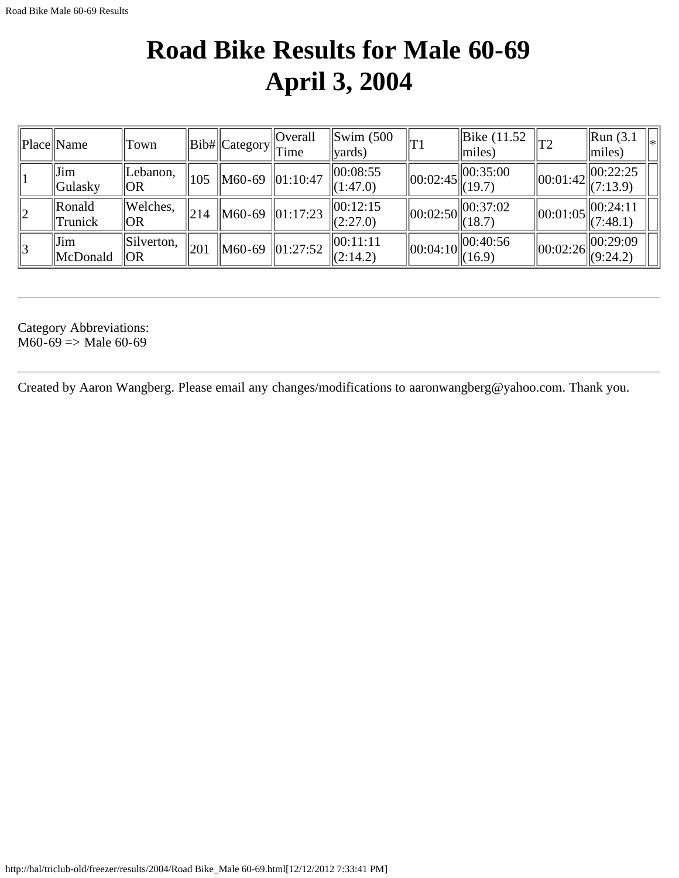# Road Bike Results for Male 60-69
# April 3, 2004

| Place | Name | Town | Bib# | Category | Overall Time | Swim (500 yards) | T1 | Bike (11.52 miles) | T2 | Run (3.1 miles) | * |
|---|---|---|---|---|---|---|---|---|---|---|---|
| 1 | Jim Gulasky | Lebanon, OR | 105 | M60-69 | 01:10:47 | 00:08:55 (1:47.0) | 00:02:45 | 00:35:00 (19.7) | 00:01:42 | 00:22:25 (7:13.9) | |
| 2 | Ronald Trunick | Welches, OR | 214 | M60-69 | 01:17:23 | 00:12:15 (2:27.0) | 00:02:50 | 00:37:02 (18.7) | 00:01:05 | 00:24:11 (7:48.1) | |
| 3 | Jim McDonald | Silverton, OR | 201 | M60-69 | 01:27:52 | 00:11:11 (2:14.2) | 00:04:10 | 00:40:56 (16.9) | 00:02:26 | 00:29:09 (9:24.2) | |

---

Category Abbreviations:
M60-69 => Male 60-69

---

Created by Aaron Wangberg. Please email any changes/modifications to aaronwangberg@yahoo.com. Thank you.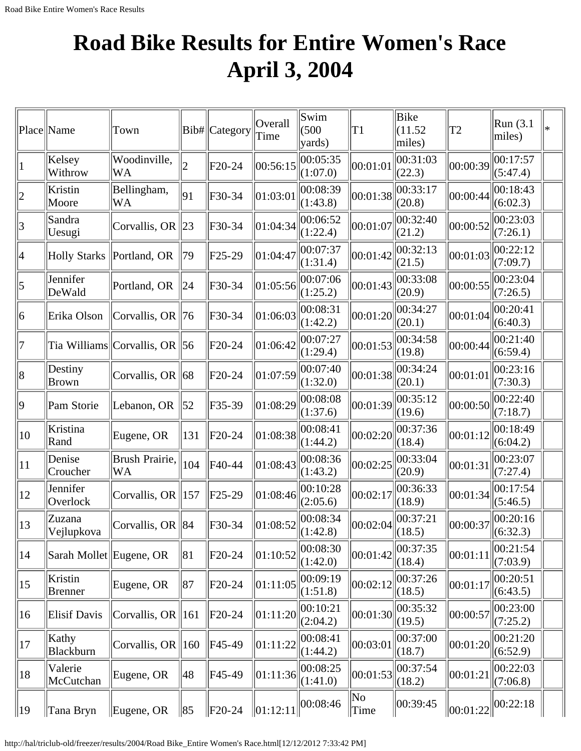# Road Bike Results for Entire Women's Race April 3, 2004

| Place | Name | Town | Bib# | Category | Overall Time | Swim (500 yards) | T1 | Bike (11.52 miles) | T2 | Run (3.1 miles) | * |
|---|---|---|---|---|---|---|---|---|---|---|---|
| 1 | Kelsey Withrow | Woodinville, WA | 2 | F20-24 | 00:56:15 | 00:05:35 (1:07.0) | 00:01:01 | 00:31:03 (22.3) | 00:00:39 | 00:17:57 (5:47.4) | |
| 2 | Kristin Moore | Bellingham, WA | 91 | F30-34 | 01:03:01 | 00:08:39 (1:43.8) | 00:01:38 | 00:33:17 (20.8) | 00:00:44 | 00:18:43 (6:02.3) | |
| 3 | Sandra Uesugi | Corvallis, OR | 23 | F30-34 | 01:04:34 | 00:06:52 (1:22.4) | 00:01:07 | 00:32:40 (21.2) | 00:00:52 | 00:23:03 (7:26.1) | |
| 4 | Holly Starks | Portland, OR | 79 | F25-29 | 01:04:47 | 00:07:37 (1:31.4) | 00:01:42 | 00:32:13 (21.5) | 00:01:03 | 00:22:12 (7:09.7) | |
| 5 | Jennifer DeWald | Portland, OR | 24 | F30-34 | 01:05:56 | 00:07:06 (1:25.2) | 00:01:43 | 00:33:08 (20.9) | 00:00:55 | 00:23:04 (7:26.5) | |
| 6 | Erika Olson | Corvallis, OR | 76 | F30-34 | 01:06:03 | 00:08:31 (1:42.2) | 00:01:20 | 00:34:27 (20.1) | 00:01:04 | 00:20:41 (6:40.3) | |
| 7 | Tia Williams | Corvallis, OR | 56 | F20-24 | 01:06:42 | 00:07:27 (1:29.4) | 00:01:53 | 00:34:58 (19.8) | 00:00:44 | 00:21:40 (6:59.4) | |
| 8 | Destiny Brown | Corvallis, OR | 68 | F20-24 | 01:07:59 | 00:07:40 (1:32.0) | 00:01:38 | 00:34:24 (20.1) | 00:01:01 | 00:23:16 (7:30.3) | |
| 9 | Pam Storie | Lebanon, OR | 52 | F35-39 | 01:08:29 | 00:08:08 (1:37.6) | 00:01:39 | 00:35:12 (19.6) | 00:00:50 | 00:22:40 (7:18.7) | |
| 10 | Kristina Rand | Eugene, OR | 131 | F20-24 | 01:08:38 | 00:08:41 (1:44.2) | 00:02:20 | 00:37:36 (18.4) | 00:01:12 | 00:18:49 (6:04.2) | |
| 11 | Denise Croucher | Brush Prairie, WA | 104 | F40-44 | 01:08:43 | 00:08:36 (1:43.2) | 00:02:25 | 00:33:04 (20.9) | 00:01:31 | 00:23:07 (7:27.4) | |
| 12 | Jennifer Overlock | Corvallis, OR | 157 | F25-29 | 01:08:46 | 00:10:28 (2:05.6) | 00:02:17 | 00:36:33 (18.9) | 00:01:34 | 00:17:54 (5:46.5) | |
| 13 | Zuzana Vejlupkova | Corvallis, OR | 84 | F30-34 | 01:08:52 | 00:08:34 (1:42.8) | 00:02:04 | 00:37:21 (18.5) | 00:00:37 | 00:20:16 (6:32.3) | |
| 14 | Sarah Mollet | Eugene, OR | 81 | F20-24 | 01:10:52 | 00:08:30 (1:42.0) | 00:01:42 | 00:37:35 (18.4) | 00:01:11 | 00:21:54 (7:03.9) | |
| 15 | Kristin Brenner | Eugene, OR | 87 | F20-24 | 01:11:05 | 00:09:19 (1:51.8) | 00:02:12 | 00:37:26 (18.5) | 00:01:17 | 00:20:51 (6:43.5) | |
| 16 | Elisif Davis | Corvallis, OR | 161 | F20-24 | 01:11:20 | 00:10:21 (2:04.2) | 00:01:30 | 00:35:32 (19.5) | 00:00:57 | 00:23:00 (7:25.2) | |
| 17 | Kathy Blackburn | Corvallis, OR | 160 | F45-49 | 01:11:22 | 00:08:41 (1:44.2) | 00:03:01 | 00:37:00 (18.7) | 00:01:20 | 00:21:20 (6:52.9) | |
| 18 | Valerie McCutchan | Eugene, OR | 48 | F45-49 | 01:11:36 | 00:08:25 (1:41.0) | 00:01:53 | 00:37:54 (18.2) | 00:01:21 | 00:22:03 (7:06.8) | |
| 19 | Tana Bryn | Eugene, OR | 85 | F20-24 | 01:12:11 | 00:08:46 | No Time | 00:39:45 | 00:01:22 | 00:22:18 | |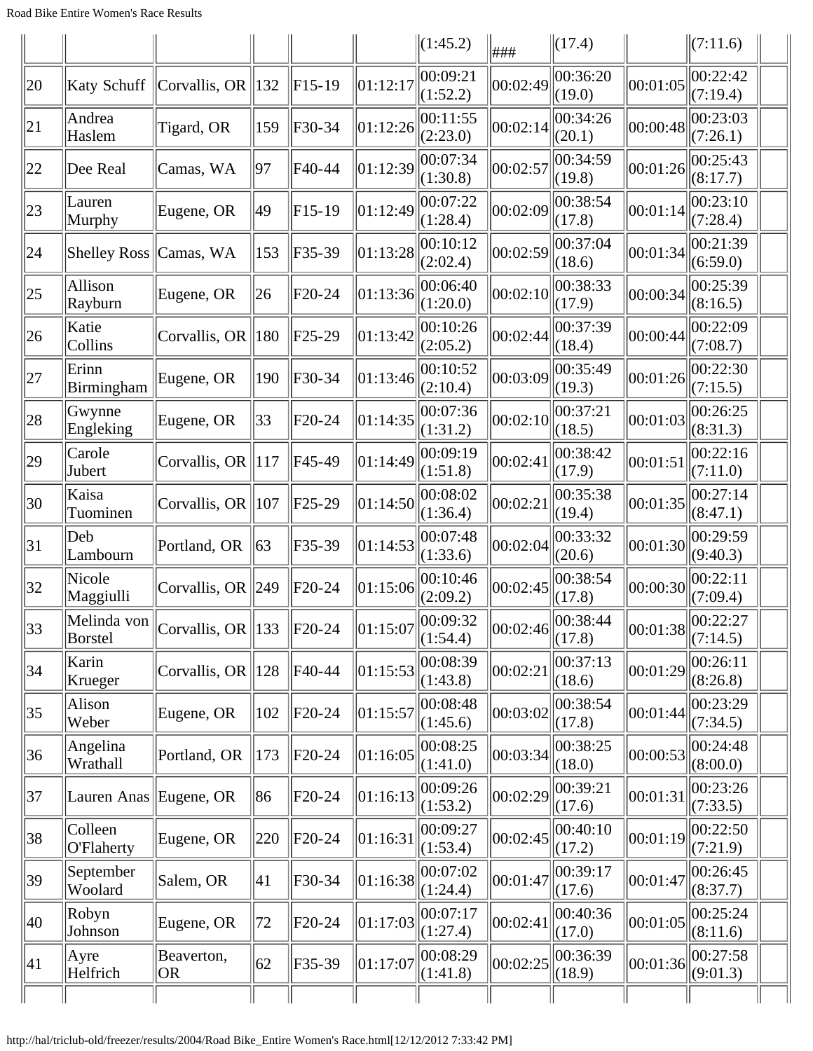| | | | | | | (1:45.2) | ### | (17.4) | | (7:11.6) | |
|---|---|---|---|---|---|---|---|---|---|---|---|
| 20 | Katy Schuff | Corvallis, OR | 132 | F15-19 | 01:12:17 | 00:09:21 (1:52.2) | 00:02:49 | 00:36:20 (19.0) | 00:01:05 | 00:22:42 (7:19.4) | |
| 21 | Andrea Haslem | Tigard, OR | 159 | F30-34 | 01:12:26 | 00:11:55 (2:23.0) | 00:02:14 | 00:34:26 (20.1) | 00:00:48 | 00:23:03 (7:26.1) | |
| 22 | Dee Real | Camas, WA | 97 | F40-44 | 01:12:39 | 00:07:34 (1:30.8) | 00:02:57 | 00:34:59 (19.8) | 00:01:26 | 00:25:43 (8:17.7) | |
| 23 | Lauren Murphy | Eugene, OR | 49 | F15-19 | 01:12:49 | 00:07:22 (1:28.4) | 00:02:09 | 00:38:54 (17.8) | 00:01:14 | 00:23:10 (7:28.4) | |
| 24 | Shelley Ross | Camas, WA | 153 | F35-39 | 01:13:28 | 00:10:12 (2:02.4) | 00:02:59 | 00:37:04 (18.6) | 00:01:34 | 00:21:39 (6:59.0) | |
| 25 | Allison Rayburn | Eugene, OR | 26 | F20-24 | 01:13:36 | 00:06:40 (1:20.0) | 00:02:10 | 00:38:33 (17.9) | 00:00:34 | 00:25:39 (8:16.5) | |
| 26 | Katie Collins | Corvallis, OR | 180 | F25-29 | 01:13:42 | 00:10:26 (2:05.2) | 00:02:44 | 00:37:39 (18.4) | 00:00:44 | 00:22:09 (7:08.7) | |
| 27 | Erinn Birmingham | Eugene, OR | 190 | F30-34 | 01:13:46 | 00:10:52 (2:10.4) | 00:03:09 | 00:35:49 (19.3) | 00:01:26 | 00:22:30 (7:15.5) | |
| 28 | Gwynne Engleking | Eugene, OR | 33 | F20-24 | 01:14:35 | 00:07:36 (1:31.2) | 00:02:10 | 00:37:21 (18.5) | 00:01:03 | 00:26:25 (8:31.3) | |
| 29 | Carole Jubert | Corvallis, OR | 117 | F45-49 | 01:14:49 | 00:09:19 (1:51.8) | 00:02:41 | 00:38:42 (17.9) | 00:01:51 | 00:22:16 (7:11.0) | |
| 30 | Kaisa Tuominen | Corvallis, OR | 107 | F25-29 | 01:14:50 | 00:08:02 (1:36.4) | 00:02:21 | 00:35:38 (19.4) | 00:01:35 | 00:27:14 (8:47.1) | |
| 31 | Deb Lambourn | Portland, OR | 63 | F35-39 | 01:14:53 | 00:07:48 (1:33.6) | 00:02:04 | 00:33:32 (20.6) | 00:01:30 | 00:29:59 (9:40.3) | |
| 32 | Nicole Maggiulli | Corvallis, OR | 249 | F20-24 | 01:15:06 | 00:10:46 (2:09.2) | 00:02:45 | 00:38:54 (17.8) | 00:00:30 | 00:22:11 (7:09.4) | |
| 33 | Melinda von Borstel | Corvallis, OR | 133 | F20-24 | 01:15:07 | 00:09:32 (1:54.4) | 00:02:46 | 00:38:44 (17.8) | 00:01:38 | 00:22:27 (7:14.5) | |
| 34 | Karin Krueger | Corvallis, OR | 128 | F40-44 | 01:15:53 | 00:08:39 (1:43.8) | 00:02:21 | 00:37:13 (18.6) | 00:01:29 | 00:26:11 (8:26.8) | |
| 35 | Alison Weber | Eugene, OR | 102 | F20-24 | 01:15:57 | 00:08:48 (1:45.6) | 00:03:02 | 00:38:54 (17.8) | 00:01:44 | 00:23:29 (7:34.5) | |
| 36 | Angelina Wrathall | Portland, OR | 173 | F20-24 | 01:16:05 | 00:08:25 (1:41.0) | 00:03:34 | 00:38:25 (18.0) | 00:00:53 | 00:24:48 (8:00.0) | |
| 37 | Lauren Anas | Eugene, OR | 86 | F20-24 | 01:16:13 | 00:09:26 (1:53.2) | 00:02:29 | 00:39:21 (17.6) | 00:01:31 | 00:23:26 (7:33.5) | |
| 38 | Colleen O'Flaherty | Eugene, OR | 220 | F20-24 | 01:16:31 | 00:09:27 (1:53.4) | 00:02:45 | 00:40:10 (17.2) | 00:01:19 | 00:22:50 (7:21.9) | |
| 39 | September Woolard | Salem, OR | 41 | F30-34 | 01:16:38 | 00:07:02 (1:24.4) | 00:01:47 | 00:39:17 (17.6) | 00:01:47 | 00:26:45 (8:37.7) | |
| 40 | Robyn Johnson | Eugene, OR | 72 | F20-24 | 01:17:03 | 00:07:17 (1:27.4) | 00:02:41 | 00:40:36 (17.0) | 00:01:05 | 00:25:24 (8:11.6) | |
| 41 | Ayre Helfrich | Beaverton, OR | 62 | F35-39 | 01:17:07 | 00:08:29 (1:41.8) | 00:02:25 | 00:36:39 (18.9) | 00:01:36 | 00:27:58 (9:01.3) | |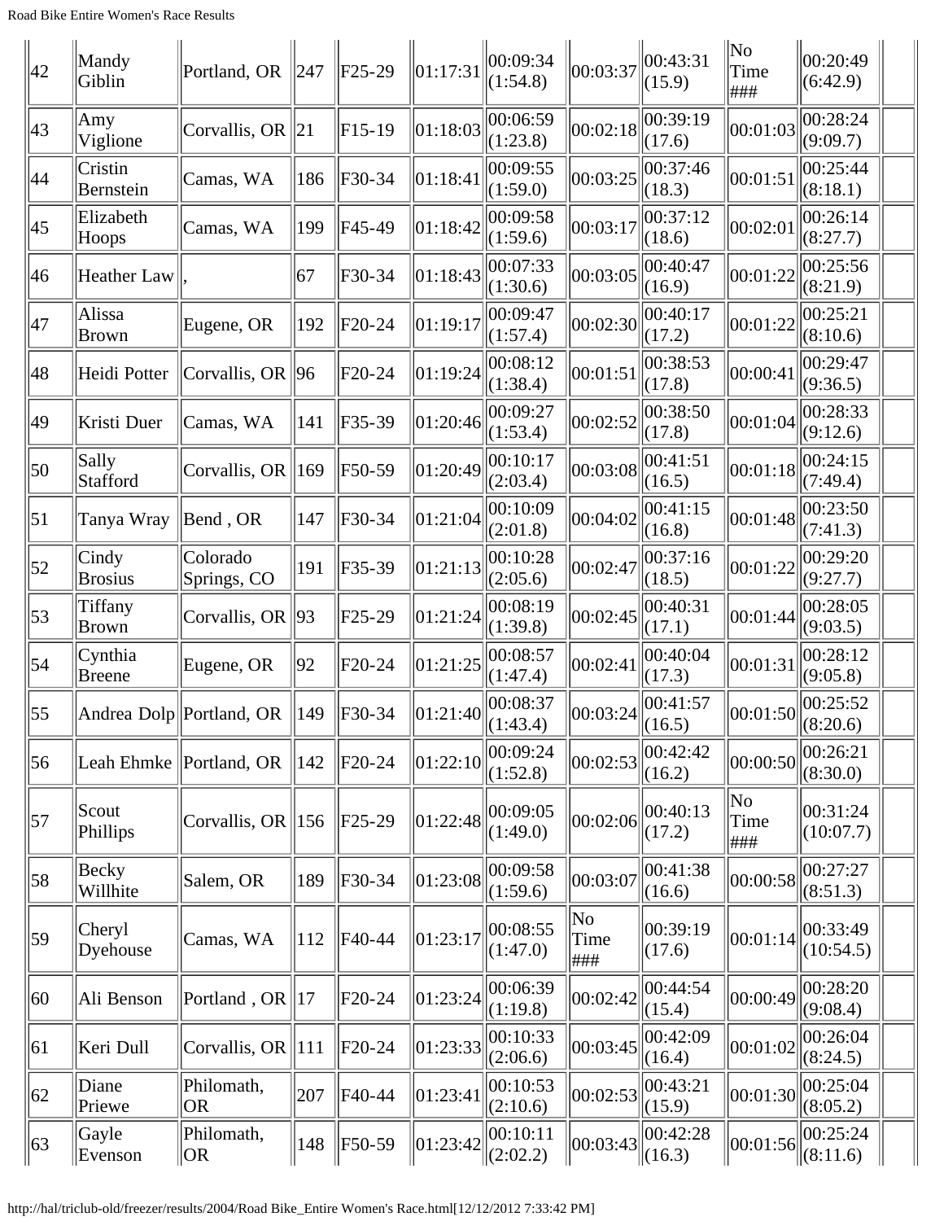| 42 | Mandy Giblin | Portland, OR | 247 | F25-29 | 01:17:31 | 00:09:34 (1:54.8) | 00:03:37 | 00:43:31 (15.9) | No Time ### | 00:20:49 (6:42.9) | |
|---|---|---|---|---|---|---|---|---|---|---|---|
| 43 | Amy Viglione | Corvallis, OR | 21 | F15-19 | 01:18:03 | 00:06:59 (1:23.8) | 00:02:18 | 00:39:19 (17.6) | 00:01:03 | 00:28:24 (9:09.7) | |
| 44 | Cristin Bernstein | Camas, WA | 186 | F30-34 | 01:18:41 | 00:09:55 (1:59.0) | 00:03:25 | 00:37:46 (18.3) | 00:01:51 | 00:25:44 (8:18.1) | |
| 45 | Elizabeth Hoops | Camas, WA | 199 | F45-49 | 01:18:42 | 00:09:58 (1:59.6) | 00:03:17 | 00:37:12 (18.6) | 00:02:01 | 00:26:14 (8:27.7) | |
| 46 | Heather Law | , | 67 | F30-34 | 01:18:43 | 00:07:33 (1:30.6) | 00:03:05 | 00:40:47 (16.9) | 00:01:22 | 00:25:56 (8:21.9) | |
| 47 | Alissa Brown | Eugene, OR | 192 | F20-24 | 01:19:17 | 00:09:47 (1:57.4) | 00:02:30 | 00:40:17 (17.2) | 00:01:22 | 00:25:21 (8:10.6) | |
| 48 | Heidi Potter | Corvallis, OR | 96 | F20-24 | 01:19:24 | 00:08:12 (1:38.4) | 00:01:51 | 00:38:53 (17.8) | 00:00:41 | 00:29:47 (9:36.5) | |
| 49 | Kristi Duer | Camas, WA | 141 | F35-39 | 01:20:46 | 00:09:27 (1:53.4) | 00:02:52 | 00:38:50 (17.8) | 00:01:04 | 00:28:33 (9:12.6) | |
| 50 | Sally Stafford | Corvallis, OR | 169 | F50-59 | 01:20:49 | 00:10:17 (2:03.4) | 00:03:08 | 00:41:51 (16.5) | 00:01:18 | 00:24:15 (7:49.4) | |
| 51 | Tanya Wray | Bend , OR | 147 | F30-34 | 01:21:04 | 00:10:09 (2:01.8) | 00:04:02 | 00:41:15 (16.8) | 00:01:48 | 00:23:50 (7:41.3) | |
| 52 | Cindy Brosius | Colorado Springs, CO | 191 | F35-39 | 01:21:13 | 00:10:28 (2:05.6) | 00:02:47 | 00:37:16 (18.5) | 00:01:22 | 00:29:20 (9:27.7) | |
| 53 | Tiffany Brown | Corvallis, OR | 93 | F25-29 | 01:21:24 | 00:08:19 (1:39.8) | 00:02:45 | 00:40:31 (17.1) | 00:01:44 | 00:28:05 (9:03.5) | |
| 54 | Cynthia Breene | Eugene, OR | 92 | F20-24 | 01:21:25 | 00:08:57 (1:47.4) | 00:02:41 | 00:40:04 (17.3) | 00:01:31 | 00:28:12 (9:05.8) | |
| 55 | Andrea Dolp | Portland, OR | 149 | F30-34 | 01:21:40 | 00:08:37 (1:43.4) | 00:03:24 | 00:41:57 (16.5) | 00:01:50 | 00:25:52 (8:20.6) | |
| 56 | Leah Ehmke | Portland, OR | 142 | F20-24 | 01:22:10 | 00:09:24 (1:52.8) | 00:02:53 | 00:42:42 (16.2) | 00:00:50 | 00:26:21 (8:30.0) | |
| 57 | Scout Phillips | Corvallis, OR | 156 | F25-29 | 01:22:48 | 00:09:05 (1:49.0) | 00:02:06 | 00:40:13 (17.2) | No Time ### | 00:31:24 (10:07.7) | |
| 58 | Becky Willhite | Salem, OR | 189 | F30-34 | 01:23:08 | 00:09:58 (1:59.6) | 00:03:07 | 00:41:38 (16.6) | 00:00:58 | 00:27:27 (8:51.3) | |
| 59 | Cheryl Dyehouse | Camas, WA | 112 | F40-44 | 01:23:17 | 00:08:55 (1:47.0) | No Time ### | 00:39:19 (17.6) | 00:01:14 | 00:33:49 (10:54.5) | |
| 60 | Ali Benson | Portland , OR | 17 | F20-24 | 01:23:24 | 00:06:39 (1:19.8) | 00:02:42 | 00:44:54 (15.4) | 00:00:49 | 00:28:20 (9:08.4) | |
| 61 | Keri Dull | Corvallis, OR | 111 | F20-24 | 01:23:33 | 00:10:33 (2:06.6) | 00:03:45 | 00:42:09 (16.4) | 00:01:02 | 00:26:04 (8:24.5) | |
| 62 | Diane Priewe | Philomath, OR | 207 | F40-44 | 01:23:41 | 00:10:53 (2:10.6) | 00:02:53 | 00:43:21 (15.9) | 00:01:30 | 00:25:04 (8:05.2) | |
| 63 | Gayle Evenson | Philomath, OR | 148 | F50-59 | 01:23:42 | 00:10:11 (2:02.2) | 00:03:43 | 00:42:28 (16.3) | 00:01:56 | 00:25:24 (8:11.6) | |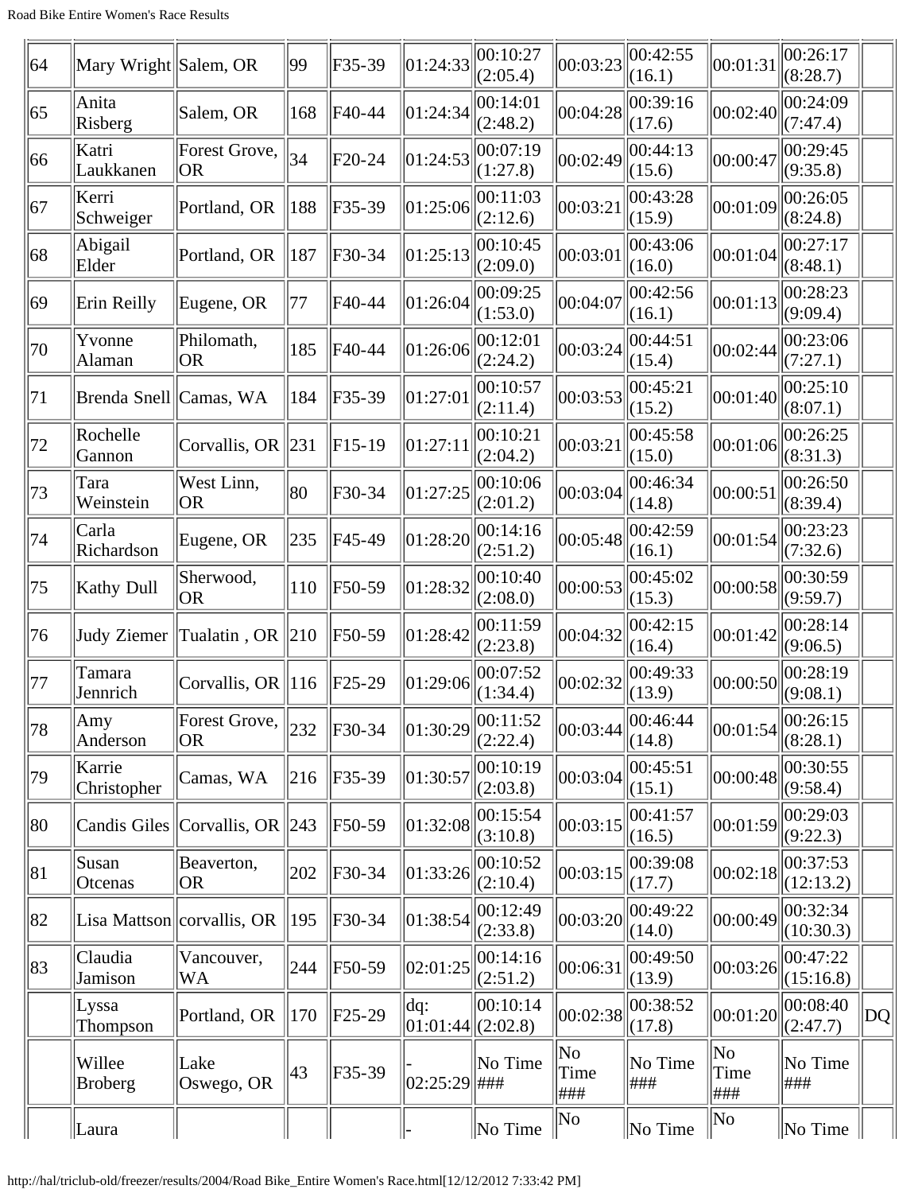| 64 | Mary Wright | Salem, OR | 99 | F35-39 | 01:24:33 | 00:10:27 (2:05.4) | 00:03:23 | 00:42:55 (16.1) | 00:01:31 | 00:26:17 (8:28.7) | |
|---|---|---|---|---|---|---|---|---|---|---|---|
| 65 | Anita Risberg | Salem, OR | 168 | F40-44 | 01:24:34 | 00:14:01 (2:48.2) | 00:04:28 | 00:39:16 (17.6) | 00:02:40 | 00:24:09 (7:47.4) | |
| 66 | Katri Laukkanen | Forest Grove, OR | 34 | F20-24 | 01:24:53 | 00:07:19 (1:27.8) | 00:02:49 | 00:44:13 (15.6) | 00:00:47 | 00:29:45 (9:35.8) | |
| 67 | Kerri Schweiger | Portland, OR | 188 | F35-39 | 01:25:06 | 00:11:03 (2:12.6) | 00:03:21 | 00:43:28 (15.9) | 00:01:09 | 00:26:05 (8:24.8) | |
| 68 | Abigail Elder | Portland, OR | 187 | F30-34 | 01:25:13 | 00:10:45 (2:09.0) | 00:03:01 | 00:43:06 (16.0) | 00:01:04 | 00:27:17 (8:48.1) | |
| 69 | Erin Reilly | Eugene, OR | 77 | F40-44 | 01:26:04 | 00:09:25 (1:53.0) | 00:04:07 | 00:42:56 (16.1) | 00:01:13 | 00:28:23 (9:09.4) | |
| 70 | Yvonne Alaman | Philomath, OR | 185 | F40-44 | 01:26:06 | 00:12:01 (2:24.2) | 00:03:24 | 00:44:51 (15.4) | 00:02:44 | 00:23:06 (7:27.1) | |
| 71 | Brenda Snell | Camas, WA | 184 | F35-39 | 01:27:01 | 00:10:57 (2:11.4) | 00:03:53 | 00:45:21 (15.2) | 00:01:40 | 00:25:10 (8:07.1) | |
| 72 | Rochelle Gannon | Corvallis, OR | 231 | F15-19 | 01:27:11 | 00:10:21 (2:04.2) | 00:03:21 | 00:45:58 (15.0) | 00:01:06 | 00:26:25 (8:31.3) | |
| 73 | Tara Weinstein | West Linn, OR | 80 | F30-34 | 01:27:25 | 00:10:06 (2:01.2) | 00:03:04 | 00:46:34 (14.8) | 00:00:51 | 00:26:50 (8:39.4) | |
| 74 | Carla Richardson | Eugene, OR | 235 | F45-49 | 01:28:20 | 00:14:16 (2:51.2) | 00:05:48 | 00:42:59 (16.1) | 00:01:54 | 00:23:23 (7:32.6) | |
| 75 | Kathy Dull | Sherwood, OR | 110 | F50-59 | 01:28:32 | 00:10:40 (2:08.0) | 00:00:53 | 00:45:02 (15.3) | 00:00:58 | 00:30:59 (9:59.7) | |
| 76 | Judy Ziemer | Tualatin , OR | 210 | F50-59 | 01:28:42 | 00:11:59 (2:23.8) | 00:04:32 | 00:42:15 (16.4) | 00:01:42 | 00:28:14 (9:06.5) | |
| 77 | Tamara Jennrich | Corvallis, OR | 116 | F25-29 | 01:29:06 | 00:07:52 (1:34.4) | 00:02:32 | 00:49:33 (13.9) | 00:00:50 | 00:28:19 (9:08.1) | |
| 78 | Amy Anderson | Forest Grove, OR | 232 | F30-34 | 01:30:29 | 00:11:52 (2:22.4) | 00:03:44 | 00:46:44 (14.8) | 00:01:54 | 00:26:15 (8:28.1) | |
| 79 | Karrie Christopher | Camas, WA | 216 | F35-39 | 01:30:57 | 00:10:19 (2:03.8) | 00:03:04 | 00:45:51 (15.1) | 00:00:48 | 00:30:55 (9:58.4) | |
| 80 | Candis Giles | Corvallis, OR | 243 | F50-59 | 01:32:08 | 00:15:54 (3:10.8) | 00:03:15 | 00:41:57 (16.5) | 00:01:59 | 00:29:03 (9:22.3) | |
| 81 | Susan Otcenas | Beaverton, OR | 202 | F30-34 | 01:33:26 | 00:10:52 (2:10.4) | 00:03:15 | 00:39:08 (17.7) | 00:02:18 | 00:37:53 (12:13.2) | |
| 82 | Lisa Mattson | corvallis, OR | 195 | F30-34 | 01:38:54 | 00:12:49 (2:33.8) | 00:03:20 | 00:49:22 (14.0) | 00:00:49 | 00:32:34 (10:30.3) | |
| 83 | Claudia Jamison | Vancouver, WA | 244 | F50-59 | 02:01:25 | 00:14:16 (2:51.2) | 00:06:31 | 00:49:50 (13.9) | 00:03:26 | 00:47:22 (15:16.8) | |
| | Lyssa Thompson | Portland, OR | 170 | F25-29 | dq: 01:01:44 | 00:10:14 (2:02.8) | 00:02:38 | 00:38:52 (17.8) | 00:01:20 | 00:08:40 (2:47.7) | DQ |
| | Willee Broberg | Lake Oswego, OR | 43 | F35-39 | - 02:25:29 | No Time ### | No Time ### | No Time ### | No Time ### | No Time ### | |
| | Laura | | | | - | No Time | No | No Time | No | No Time | |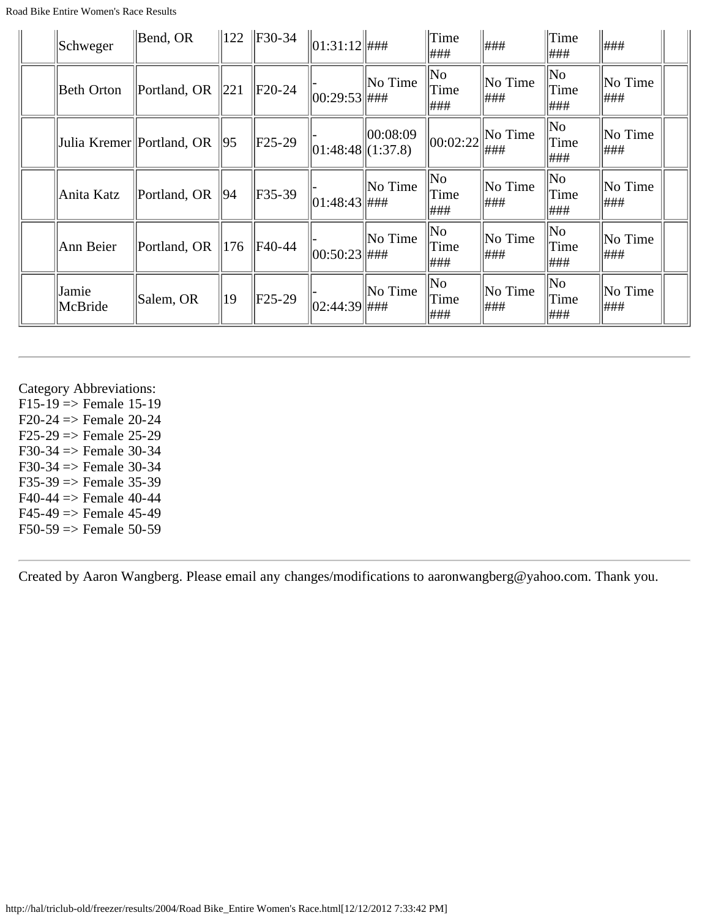|  | Schweger | Bend, OR | 122 | F30-34 | 01:31:12 | ### | Time ### | ### | Time ### | ### |  |
|---|---|---|---|---|---|---|---|---|---|---|---|
|  | Beth Orton | Portland, OR | 221 | F20-24 | - 00:29:53 | No Time ### | No Time ### | No Time ### | No Time ### | No Time ### |  |
|  | Julia Kremer | Portland, OR | 95 | F25-29 | - 01:48:48 | 00:08:09 (1:37.8) | 00:02:22 | No Time ### | No Time ### | No Time ### |  |
|  | Anita Katz | Portland, OR | 94 | F35-39 | - 01:48:43 | No Time ### | No Time ### | No Time ### | No Time ### | No Time ### |  |
|  | Ann Beier | Portland, OR | 176 | F40-44 | - 00:50:23 | No Time ### | No Time ### | No Time ### | No Time ### | No Time ### |  |
|  | Jamie McBride | Salem, OR | 19 | F25-29 | - 02:44:39 | No Time ### | No Time ### | No Time ### | No Time ### | No Time ### |  |

---

Category Abbreviations:
F15-19 => Female 15-19
F20-24 => Female 20-24
F25-29 => Female 25-29
F30-34 => Female 30-34
F30-34 => Female 30-34
F35-39 => Female 35-39
F40-44 => Female 40-44
F45-49 => Female 45-49
F50-59 => Female 50-59

---

Created by Aaron Wangberg. Please email any changes/modifications to aaronwangberg@yahoo.com. Thank you.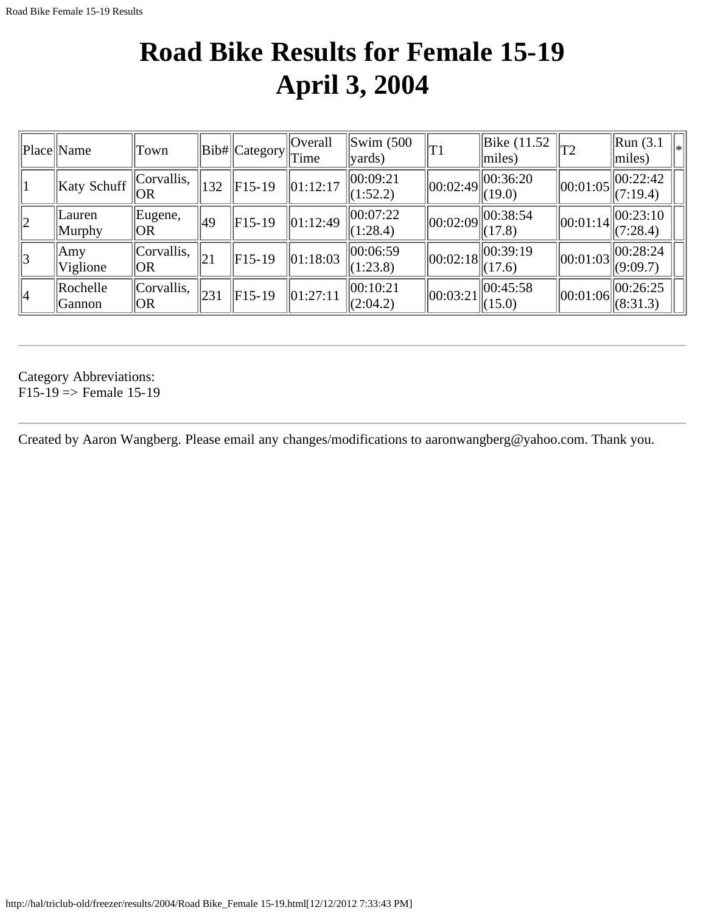# Road Bike Results for Female 15-19
# April 3, 2004

| Place | Name | Town | Bib# | Category | Overall Time | Swim (500 yards) | T1 | Bike (11.52 miles) | T2 | Run (3.1 miles) | * |
|---|---|---|---|---|---|---|---|---|---|---|---|
| 1 | Katy Schuff | Corvallis, OR | 132 | F15-19 | 01:12:17 | 00:09:21 (1:52.2) | 00:02:49 | 00:36:20 (19.0) | 00:01:05 | 00:22:42 (7:19.4) | |
| 2 | Lauren Murphy | Eugene, OR | 49 | F15-19 | 01:12:49 | 00:07:22 (1:28.4) | 00:02:09 | 00:38:54 (17.8) | 00:01:14 | 00:23:10 (7:28.4) | |
| 3 | Amy Viglione | Corvallis, OR | 21 | F15-19 | 01:18:03 | 00:06:59 (1:23.8) | 00:02:18 | 00:39:19 (17.6) | 00:01:03 | 00:28:24 (9:09.7) | |
| 4 | Rochelle Gannon | Corvallis, OR | 231 | F15-19 | 01:27:11 | 00:10:21 (2:04.2) | 00:03:21 | 00:45:58 (15.0) | 00:01:06 | 00:26:25 (8:31.3) | |

---

Category Abbreviations:
F15-19 => Female 15-19

---

Created by Aaron Wangberg. Please email any changes/modifications to aaronwangberg@yahoo.com. Thank you.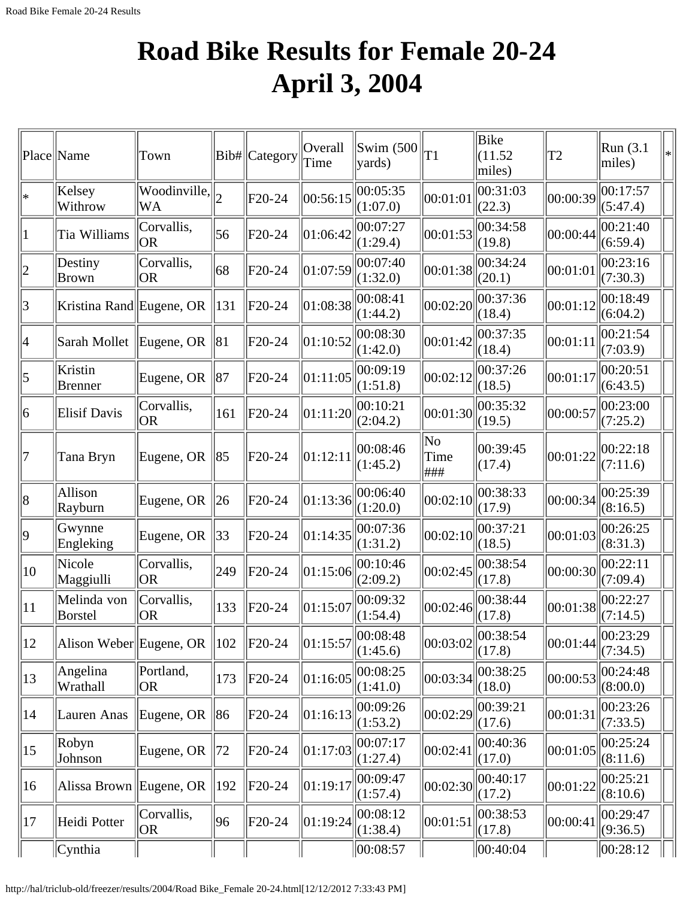# Road Bike Results for Female 20-24
# April 3, 2004

| Place | Name | Town | Bib# | Category | Overall Time | Swim (500 yards) | T1 | Bike (11.52 miles) | T2 | Run (3.1 miles) | * |
|---|---|---|---|---|---|---|---|---|---|---|---|
| * | Kelsey Withrow | Woodinville, WA | 2 | F20-24 | 00:56:15 | 00:05:35 (1:07.0) | 00:01:01 | 00:31:03 (22.3) | 00:00:39 | 00:17:57 (5:47.4) | |
| 1 | Tia Williams | Corvallis, OR | 56 | F20-24 | 01:06:42 | 00:07:27 (1:29.4) | 00:01:53 | 00:34:58 (19.8) | 00:00:44 | 00:21:40 (6:59.4) | |
| 2 | Destiny Brown | Corvallis, OR | 68 | F20-24 | 01:07:59 | 00:07:40 (1:32.0) | 00:01:38 | 00:34:24 (20.1) | 00:01:01 | 00:23:16 (7:30.3) | |
| 3 | Kristina Rand | Eugene, OR | 131 | F20-24 | 01:08:38 | 00:08:41 (1:44.2) | 00:02:20 | 00:37:36 (18.4) | 00:01:12 | 00:18:49 (6:04.2) | |
| 4 | Sarah Mollet | Eugene, OR | 81 | F20-24 | 01:10:52 | 00:08:30 (1:42.0) | 00:01:42 | 00:37:35 (18.4) | 00:01:11 | 00:21:54 (7:03.9) | |
| 5 | Kristin Brenner | Eugene, OR | 87 | F20-24 | 01:11:05 | 00:09:19 (1:51.8) | 00:02:12 | 00:37:26 (18.5) | 00:01:17 | 00:20:51 (6:43.5) | |
| 6 | Elisif Davis | Corvallis, OR | 161 | F20-24 | 01:11:20 | 00:10:21 (2:04.2) | 00:01:30 | 00:35:32 (19.5) | 00:00:57 | 00:23:00 (7:25.2) | |
| 7 | Tana Bryn | Eugene, OR | 85 | F20-24 | 01:12:11 | 00:08:46 (1:45.2) | No Time ### | 00:39:45 (17.4) | 00:01:22 | 00:22:18 (7:11.6) | |
| 8 | Allison Rayburn | Eugene, OR | 26 | F20-24 | 01:13:36 | 00:06:40 (1:20.0) | 00:02:10 | 00:38:33 (17.9) | 00:00:34 | 00:25:39 (8:16.5) | |
| 9 | Gwynne Engleking | Eugene, OR | 33 | F20-24 | 01:14:35 | 00:07:36 (1:31.2) | 00:02:10 | 00:37:21 (18.5) | 00:01:03 | 00:26:25 (8:31.3) | |
| 10 | Nicole Maggiulli | Corvallis, OR | 249 | F20-24 | 01:15:06 | 00:10:46 (2:09.2) | 00:02:45 | 00:38:54 (17.8) | 00:00:30 | 00:22:11 (7:09.4) | |
| 11 | Melinda von Borstel | Corvallis, OR | 133 | F20-24 | 01:15:07 | 00:09:32 (1:54.4) | 00:02:46 | 00:38:44 (17.8) | 00:01:38 | 00:22:27 (7:14.5) | |
| 12 | Alison Weber | Eugene, OR | 102 | F20-24 | 01:15:57 | 00:08:48 (1:45.6) | 00:03:02 | 00:38:54 (17.8) | 00:01:44 | 00:23:29 (7:34.5) | |
| 13 | Angelina Wrathall | Portland, OR | 173 | F20-24 | 01:16:05 | 00:08:25 (1:41.0) | 00:03:34 | 00:38:25 (18.0) | 00:00:53 | 00:24:48 (8:00.0) | |
| 14 | Lauren Anas | Eugene, OR | 86 | F20-24 | 01:16:13 | 00:09:26 (1:53.2) | 00:02:29 | 00:39:21 (17.6) | 00:01:31 | 00:23:26 (7:33.5) | |
| 15 | Robyn Johnson | Eugene, OR | 72 | F20-24 | 01:17:03 | 00:07:17 (1:27.4) | 00:02:41 | 00:40:36 (17.0) | 00:01:05 | 00:25:24 (8:11.6) | |
| 16 | Alissa Brown | Eugene, OR | 192 | F20-24 | 01:19:17 | 00:09:47 (1:57.4) | 00:02:30 | 00:40:17 (17.2) | 00:01:22 | 00:25:21 (8:10.6) | |
| 17 | Heidi Potter | Corvallis, OR | 96 | F20-24 | 01:19:24 | 00:08:12 (1:38.4) | 00:01:51 | 00:38:53 (17.8) | 00:00:41 | 00:29:47 (9:36.5) | |
| | Cynthia | | | | | 00:08:57 | | 00:40:04 | | 00:28:12 | |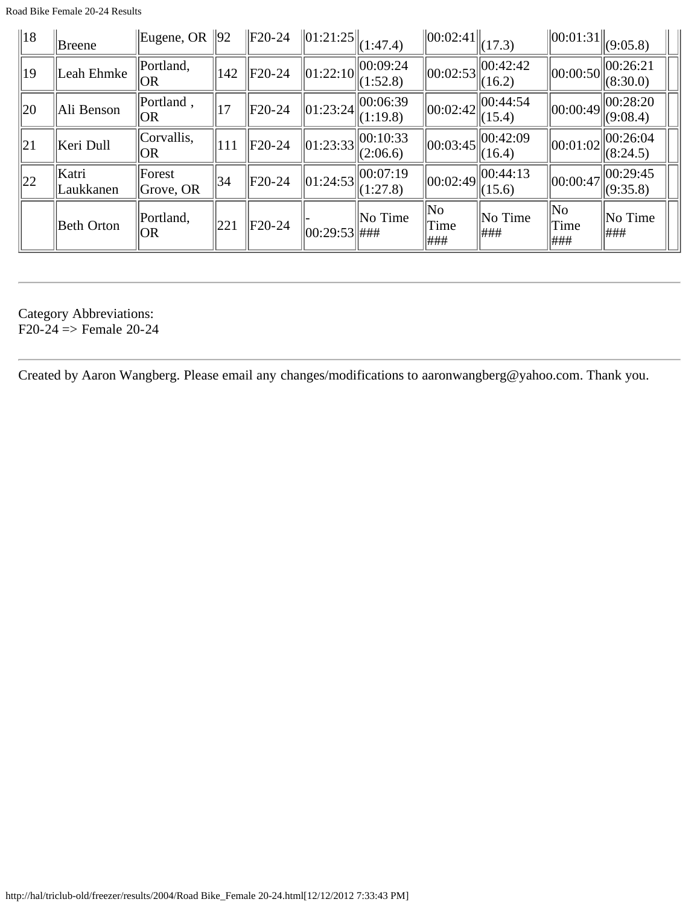| 18 | Breene | Eugene, OR | 92 | F20-24 | 01:21:25 | (1:47.4) | 00:02:41 | (17.3) | 00:01:31 | (9:05.8) | |
|---|---|---|---|---|---|---|---|---|---|---|---|
| 19 | Leah Ehmke | Portland, OR | 142 | F20-24 | 01:22:10 | 00:09:24 (1:52.8) | 00:02:53 | 00:42:42 (16.2) | 00:00:50 | 00:26:21 (8:30.0) | |
| 20 | Ali Benson | Portland , OR | 17 | F20-24 | 01:23:24 | 00:06:39 (1:19.8) | 00:02:42 | 00:44:54 (15.4) | 00:00:49 | 00:28:20 (9:08.4) | |
| 21 | Keri Dull | Corvallis, OR | 111 | F20-24 | 01:23:33 | 00:10:33 (2:06.6) | 00:03:45 | 00:42:09 (16.4) | 00:01:02 | 00:26:04 (8:24.5) | |
| 22 | Katri Laukkanen | Forest Grove, OR | 34 | F20-24 | 01:24:53 | 00:07:19 (1:27.8) | 00:02:49 | 00:44:13 (15.6) | 00:00:47 | 00:29:45 (9:35.8) | |
| | Beth Orton | Portland, OR | 221 | F20-24 | -00:29:53 | No Time ### | No Time ### | No Time ### | No Time ### | No Time ### | |

---

Category Abbreviations:
F20-24 => Female 20-24

---

Created by Aaron Wangberg. Please email any changes/modifications to aaronwangberg@yahoo.com. Thank you.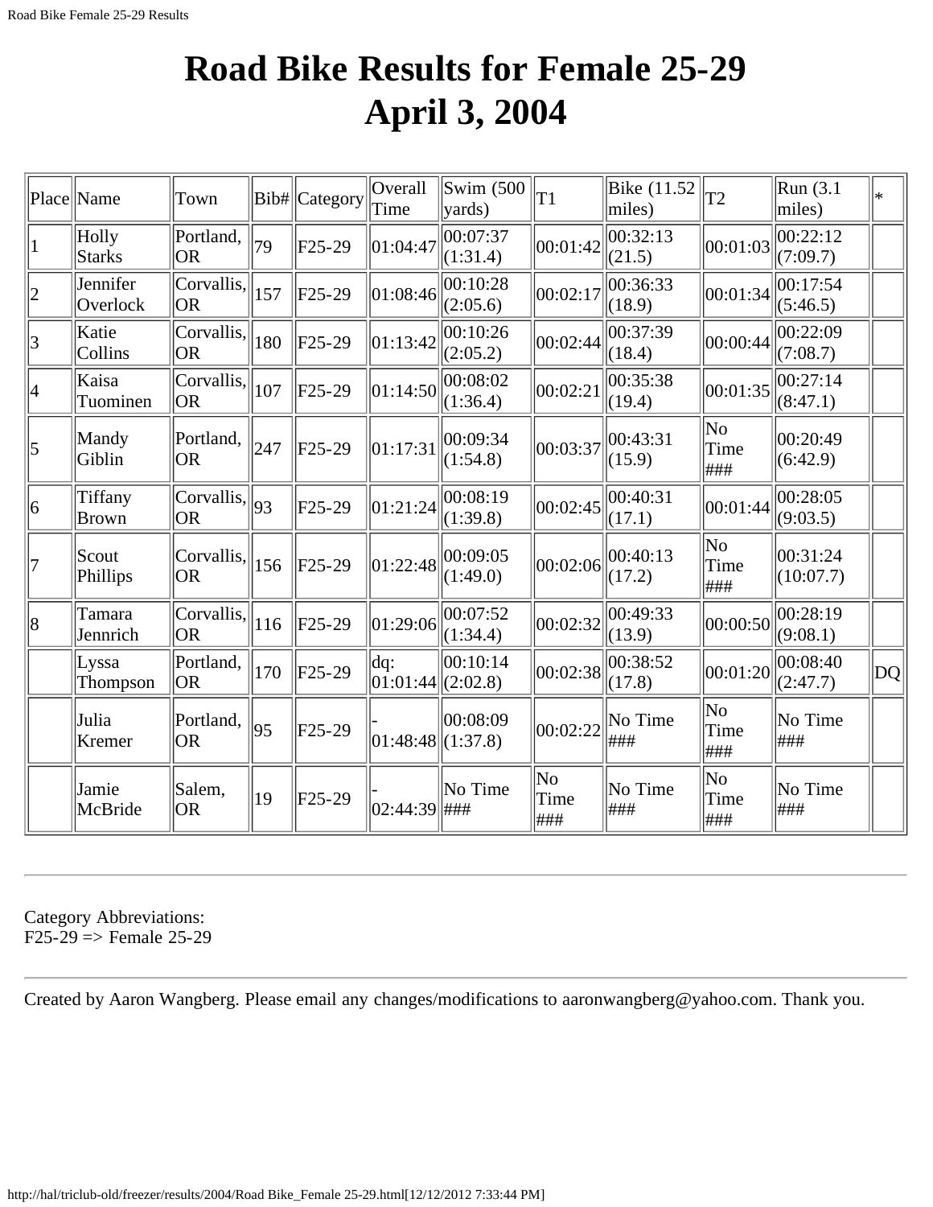# Road Bike Results for Female 25-29
# April 3, 2004

| Place | Name | Town | Bib# | Category | Overall Time | Swim (500 yards) | T1 | Bike (11.52 miles) | T2 | Run (3.1 miles) | * |
|---|---|---|---|---|---|---|---|---|---|---|---|
| 1 | Holly Starks | Portland, OR | 79 | F25-29 | 01:04:47 | 00:07:37 (1:31.4) | 00:01:42 | 00:32:13 (21.5) | 00:01:03 | 00:22:12 (7:09.7) | |
| 2 | Jennifer Overlock | Corvallis, OR | 157 | F25-29 | 01:08:46 | 00:10:28 (2:05.6) | 00:02:17 | 00:36:33 (18.9) | 00:01:34 | 00:17:54 (5:46.5) | |
| 3 | Katie Collins | Corvallis, OR | 180 | F25-29 | 01:13:42 | 00:10:26 (2:05.2) | 00:02:44 | 00:37:39 (18.4) | 00:00:44 | 00:22:09 (7:08.7) | |
| 4 | Kaisa Tuominen | Corvallis, OR | 107 | F25-29 | 01:14:50 | 00:08:02 (1:36.4) | 00:02:21 | 00:35:38 (19.4) | 00:01:35 | 00:27:14 (8:47.1) | |
| 5 | Mandy Giblin | Portland, OR | 247 | F25-29 | 01:17:31 | 00:09:34 (1:54.8) | 00:03:37 | 00:43:31 (15.9) | No Time ### | 00:20:49 (6:42.9) | |
| 6 | Tiffany Brown | Corvallis, OR | 93 | F25-29 | 01:21:24 | 00:08:19 (1:39.8) | 00:02:45 | 00:40:31 (17.1) | 00:01:44 | 00:28:05 (9:03.5) | |
| 7 | Scout Phillips | Corvallis, OR | 156 | F25-29 | 01:22:48 | 00:09:05 (1:49.0) | 00:02:06 | 00:40:13 (17.2) | No Time ### | 00:31:24 (10:07.7) | |
| 8 | Tamara Jennrich | Corvallis, OR | 116 | F25-29 | 01:29:06 | 00:07:52 (1:34.4) | 00:02:32 | 00:49:33 (13.9) | 00:00:50 | 00:28:19 (9:08.1) | |
| | Lyssa Thompson | Portland, OR | 170 | F25-29 | dq: 01:01:44 | 00:10:14 (2:02.8) | 00:02:38 | 00:38:52 (17.8) | 00:01:20 | 00:08:40 (2:47.7) | DQ |
| | Julia Kremer | Portland, OR | 95 | F25-29 | - 01:48:48 | 00:08:09 (1:37.8) | 00:02:22 | No Time ### | No Time ### | No Time ### | |
| | Jamie McBride | Salem, OR | 19 | F25-29 | - 02:44:39 | No Time ### | No Time ### | No Time ### | No Time ### | No Time ### | |

---

Category Abbreviations:
F25-29 => Female 25-29

---

Created by Aaron Wangberg. Please email any changes/modifications to aaronwangberg@yahoo.com. Thank you.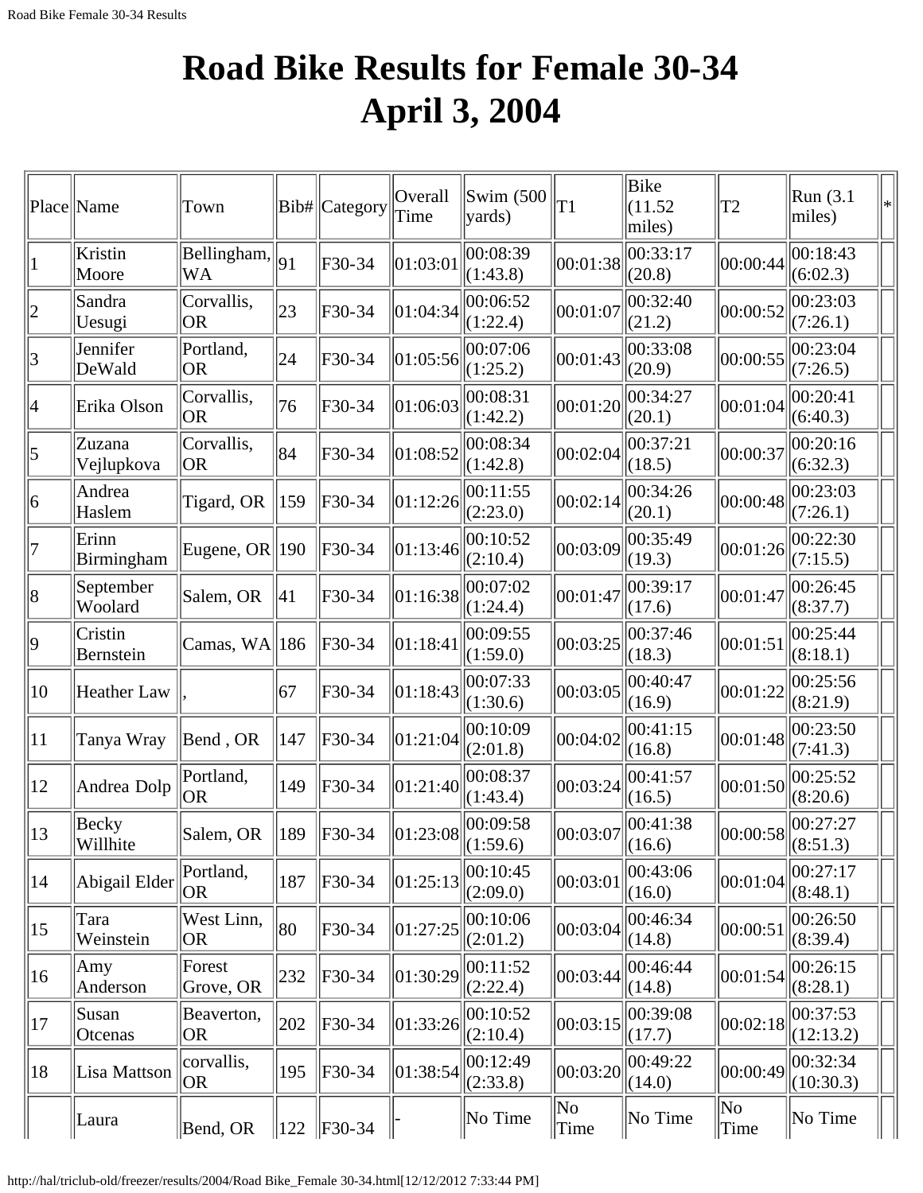# Road Bike Results for Female 30-34 April 3, 2004

| Place | Name | Town | Bib# | Category | Overall Time | Swim (500 yards) | T1 | Bike (11.52 miles) | T2 | Run (3.1 miles) | * |
|---|---|---|---|---|---|---|---|---|---|---|---|
| 1 | Kristin Moore | Bellingham, WA | 91 | F30-34 | 01:03:01 | 00:08:39 (1:43.8) | 00:01:38 | 00:33:17 (20.8) | 00:00:44 | 00:18:43 (6:02.3) | |
| 2 | Sandra Uesugi | Corvallis, OR | 23 | F30-34 | 01:04:34 | 00:06:52 (1:22.4) | 00:01:07 | 00:32:40 (21.2) | 00:00:52 | 00:23:03 (7:26.1) | |
| 3 | Jennifer DeWald | Portland, OR | 24 | F30-34 | 01:05:56 | 00:07:06 (1:25.2) | 00:01:43 | 00:33:08 (20.9) | 00:00:55 | 00:23:04 (7:26.5) | |
| 4 | Erika Olson | Corvallis, OR | 76 | F30-34 | 01:06:03 | 00:08:31 (1:42.2) | 00:01:20 | 00:34:27 (20.1) | 00:01:04 | 00:20:41 (6:40.3) | |
| 5 | Zuzana Vejlupkova | Corvallis, OR | 84 | F30-34 | 01:08:52 | 00:08:34 (1:42.8) | 00:02:04 | 00:37:21 (18.5) | 00:00:37 | 00:20:16 (6:32.3) | |
| 6 | Andrea Haslem | Tigard, OR | 159 | F30-34 | 01:12:26 | 00:11:55 (2:23.0) | 00:02:14 | 00:34:26 (20.1) | 00:00:48 | 00:23:03 (7:26.1) | |
| 7 | Erinn Birmingham | Eugene, OR | 190 | F30-34 | 01:13:46 | 00:10:52 (2:10.4) | 00:03:09 | 00:35:49 (19.3) | 00:01:26 | 00:22:30 (7:15.5) | |
| 8 | September Woolard | Salem, OR | 41 | F30-34 | 01:16:38 | 00:07:02 (1:24.4) | 00:01:47 | 00:39:17 (17.6) | 00:01:47 | 00:26:45 (8:37.7) | |
| 9 | Cristin Bernstein | Camas, WA | 186 | F30-34 | 01:18:41 | 00:09:55 (1:59.0) | 00:03:25 | 00:37:46 (18.3) | 00:01:51 | 00:25:44 (8:18.1) | |
| 10 | Heather Law | , | 67 | F30-34 | 01:18:43 | 00:07:33 (1:30.6) | 00:03:05 | 00:40:47 (16.9) | 00:01:22 | 00:25:56 (8:21.9) | |
| 11 | Tanya Wray | Bend , OR | 147 | F30-34 | 01:21:04 | 00:10:09 (2:01.8) | 00:04:02 | 00:41:15 (16.8) | 00:01:48 | 00:23:50 (7:41.3) | |
| 12 | Andrea Dolp | Portland, OR | 149 | F30-34 | 01:21:40 | 00:08:37 (1:43.4) | 00:03:24 | 00:41:57 (16.5) | 00:01:50 | 00:25:52 (8:20.6) | |
| 13 | Becky Willhite | Salem, OR | 189 | F30-34 | 01:23:08 | 00:09:58 (1:59.6) | 00:03:07 | 00:41:38 (16.6) | 00:00:58 | 00:27:27 (8:51.3) | |
| 14 | Abigail Elder | Portland, OR | 187 | F30-34 | 01:25:13 | 00:10:45 (2:09.0) | 00:03:01 | 00:43:06 (16.0) | 00:01:04 | 00:27:17 (8:48.1) | |
| 15 | Tara Weinstein | West Linn, OR | 80 | F30-34 | 01:27:25 | 00:10:06 (2:01.2) | 00:03:04 | 00:46:34 (14.8) | 00:00:51 | 00:26:50 (8:39.4) | |
| 16 | Amy Anderson | Forest Grove, OR | 232 | F30-34 | 01:30:29 | 00:11:52 (2:22.4) | 00:03:44 | 00:46:44 (14.8) | 00:01:54 | 00:26:15 (8:28.1) | |
| 17 | Susan Otcenas | Beaverton, OR | 202 | F30-34 | 01:33:26 | 00:10:52 (2:10.4) | 00:03:15 | 00:39:08 (17.7) | 00:02:18 | 00:37:53 (12:13.2) | |
| 18 | Lisa Mattson | corvallis, OR | 195 | F30-34 | 01:38:54 | 00:12:49 (2:33.8) | 00:03:20 | 00:49:22 (14.0) | 00:00:49 | 00:32:34 (10:30.3) | |
| | Laura | Bend, OR | 122 | F30-34 | - | No Time | No Time | No Time | No Time | No Time | |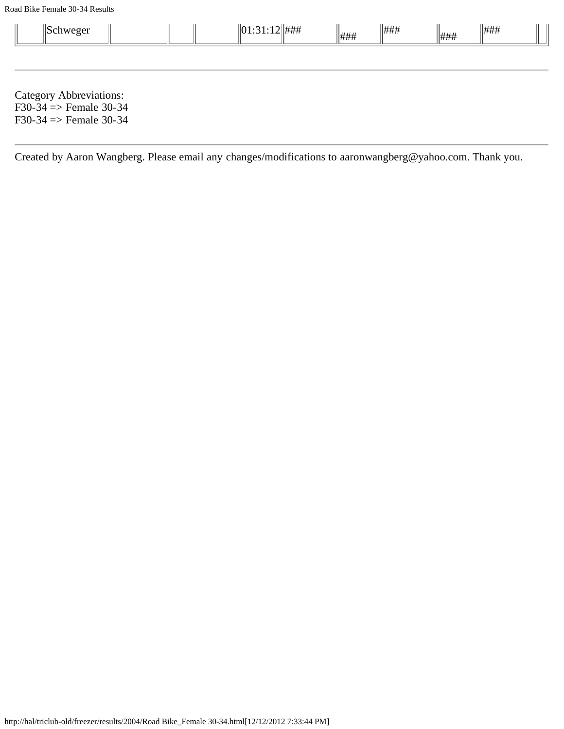|  | Schweger |  |  |  | 01:31:12 | ### | ### | ### | ### | ### |  |
|---|---|---|---|---|---|---|---|---|---|---|---|

---

Category Abbreviations:
F30-34 => Female 30-34
F30-34 => Female 30-34

---

Created by Aaron Wangberg. Please email any changes/modifications to aaronwangberg@yahoo.com. Thank you.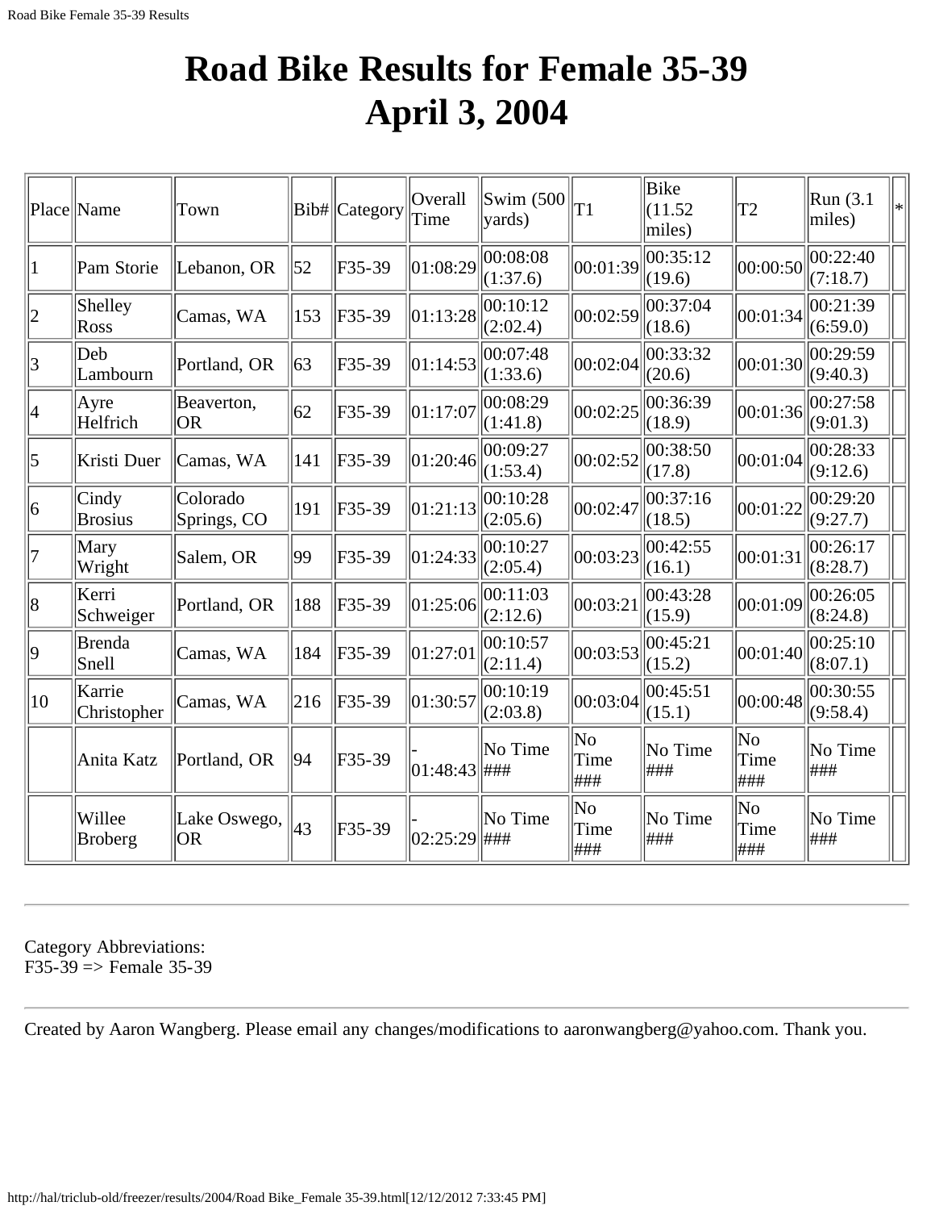# Road Bike Results for Female 35-39
# April 3, 2004

| Place | Name | Town | Bib# | Category | Overall Time | Swim (500 yards) | T1 | Bike (11.52 miles) | T2 | Run (3.1 miles) | * |
|---|---|---|---|---|---|---|---|---|---|---|---|
| 1 | Pam Storie | Lebanon, OR | 52 | F35-39 | 01:08:29 | 00:08:08 (1:37.6) | 00:01:39 | 00:35:12 (19.6) | 00:00:50 | 00:22:40 (7:18.7) | |
| 2 | Shelley Ross | Camas, WA | 153 | F35-39 | 01:13:28 | 00:10:12 (2:02.4) | 00:02:59 | 00:37:04 (18.6) | 00:01:34 | 00:21:39 (6:59.0) | |
| 3 | Deb Lambourn | Portland, OR | 63 | F35-39 | 01:14:53 | 00:07:48 (1:33.6) | 00:02:04 | 00:33:32 (20.6) | 00:01:30 | 00:29:59 (9:40.3) | |
| 4 | Ayre Helfrich | Beaverton, OR | 62 | F35-39 | 01:17:07 | 00:08:29 (1:41.8) | 00:02:25 | 00:36:39 (18.9) | 00:01:36 | 00:27:58 (9:01.3) | |
| 5 | Kristi Duer | Camas, WA | 141 | F35-39 | 01:20:46 | 00:09:27 (1:53.4) | 00:02:52 | 00:38:50 (17.8) | 00:01:04 | 00:28:33 (9:12.6) | |
| 6 | Cindy Brosius | Colorado Springs, CO | 191 | F35-39 | 01:21:13 | 00:10:28 (2:05.6) | 00:02:47 | 00:37:16 (18.5) | 00:01:22 | 00:29:20 (9:27.7) | |
| 7 | Mary Wright | Salem, OR | 99 | F35-39 | 01:24:33 | 00:10:27 (2:05.4) | 00:03:23 | 00:42:55 (16.1) | 00:01:31 | 00:26:17 (8:28.7) | |
| 8 | Kerri Schweiger | Portland, OR | 188 | F35-39 | 01:25:06 | 00:11:03 (2:12.6) | 00:03:21 | 00:43:28 (15.9) | 00:01:09 | 00:26:05 (8:24.8) | |
| 9 | Brenda Snell | Camas, WA | 184 | F35-39 | 01:27:01 | 00:10:57 (2:11.4) | 00:03:53 | 00:45:21 (15.2) | 00:01:40 | 00:25:10 (8:07.1) | |
| 10 | Karrie Christopher | Camas, WA | 216 | F35-39 | 01:30:57 | 00:10:19 (2:03.8) | 00:03:04 | 00:45:51 (15.1) | 00:00:48 | 00:30:55 (9:58.4) | |
| | Anita Katz | Portland, OR | 94 | F35-39 | -01:48:43 | No Time ### | No Time ### | No Time ### | No Time ### | No Time ### | |
| | Willee Broberg | Lake Oswego, OR | 43 | F35-39 | -02:25:29 | No Time ### | No Time ### | No Time ### | No Time ### | No Time ### | |

---

Category Abbreviations:
F35-39 => Female 35-39

---

Created by Aaron Wangberg. Please email any changes/modifications to aaronwangberg@yahoo.com. Thank you.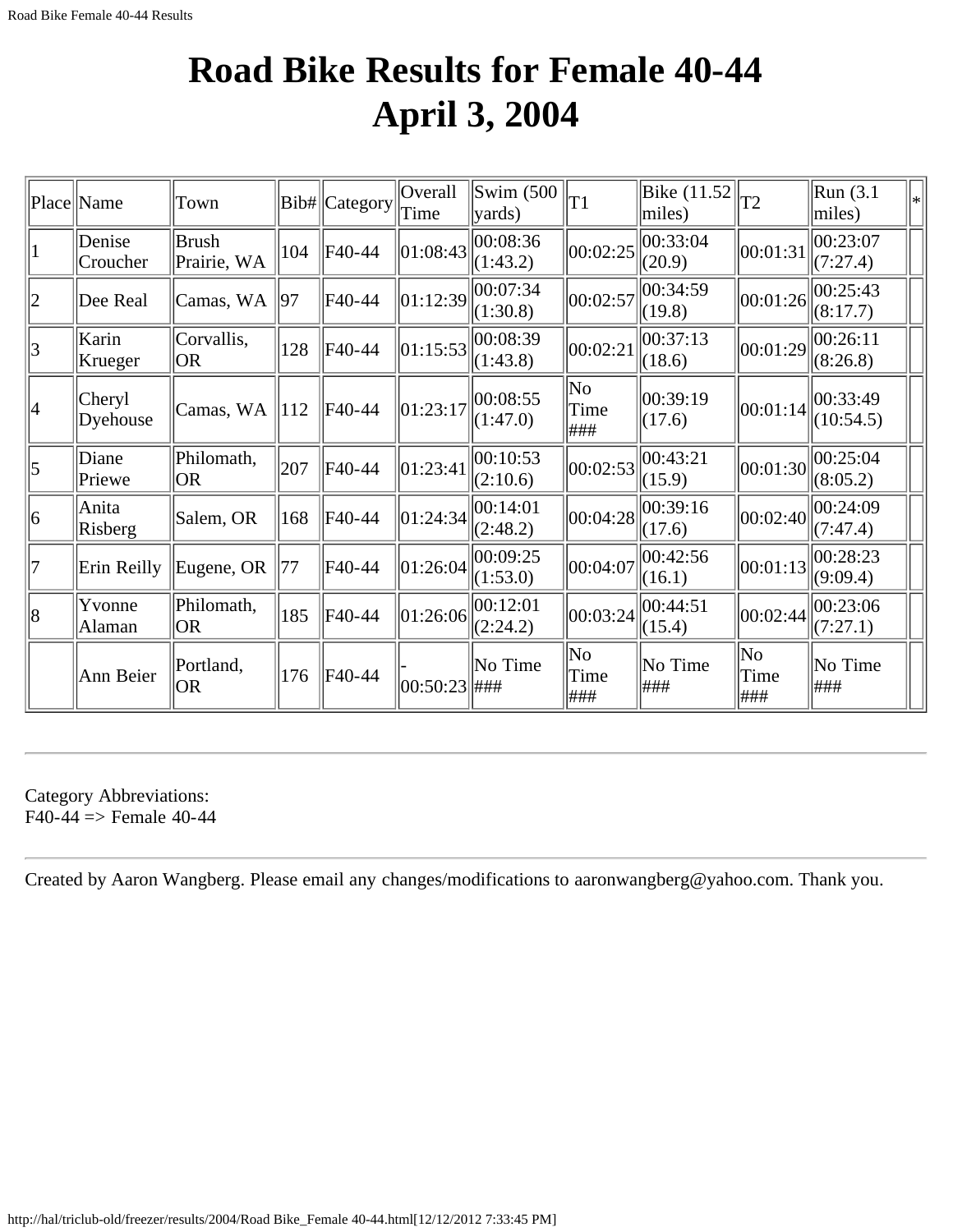# Road Bike Results for Female 40-44
# April 3, 2004

| Place | Name | Town | Bib# | Category | Overall Time | Swim (500 yards) | T1 | Bike (11.52 miles) | T2 | Run (3.1 miles) | * |
|---|---|---|---|---|---|---|---|---|---|---|---|
| 1 | Denise Croucher | Brush Prairie, WA | 104 | F40-44 | 01:08:43 | 00:08:36 (1:43.2) | 00:02:25 | 00:33:04 (20.9) | 00:01:31 | 00:23:07 (7:27.4) | |
| 2 | Dee Real | Camas, WA | 97 | F40-44 | 01:12:39 | 00:07:34 (1:30.8) | 00:02:57 | 00:34:59 (19.8) | 00:01:26 | 00:25:43 (8:17.7) | |
| 3 | Karin Krueger | Corvallis, OR | 128 | F40-44 | 01:15:53 | 00:08:39 (1:43.8) | 00:02:21 | 00:37:13 (18.6) | 00:01:29 | 00:26:11 (8:26.8) | |
| 4 | Cheryl Dyehouse | Camas, WA | 112 | F40-44 | 01:23:17 | 00:08:55 (1:47.0) | No Time ### | 00:39:19 (17.6) | 00:01:14 | 00:33:49 (10:54.5) | |
| 5 | Diane Priewe | Philomath, OR | 207 | F40-44 | 01:23:41 | 00:10:53 (2:10.6) | 00:02:53 | 00:43:21 (15.9) | 00:01:30 | 00:25:04 (8:05.2) | |
| 6 | Anita Risberg | Salem, OR | 168 | F40-44 | 01:24:34 | 00:14:01 (2:48.2) | 00:04:28 | 00:39:16 (17.6) | 00:02:40 | 00:24:09 (7:47.4) | |
| 7 | Erin Reilly | Eugene, OR | 77 | F40-44 | 01:26:04 | 00:09:25 (1:53.0) | 00:04:07 | 00:42:56 (16.1) | 00:01:13 | 00:28:23 (9:09.4) | |
| 8 | Yvonne Alaman | Philomath, OR | 185 | F40-44 | 01:26:06 | 00:12:01 (2:24.2) | 00:03:24 | 00:44:51 (15.4) | 00:02:44 | 00:23:06 (7:27.1) | |
| | Ann Beier | Portland, OR | 176 | F40-44 | -00:50:23 | No Time ### | No Time ### | No Time ### | No Time ### | No Time ### | |

---

Category Abbreviations:
F40-44 => Female 40-44

---

Created by Aaron Wangberg. Please email any changes/modifications to aaronwangberg@yahoo.com. Thank you.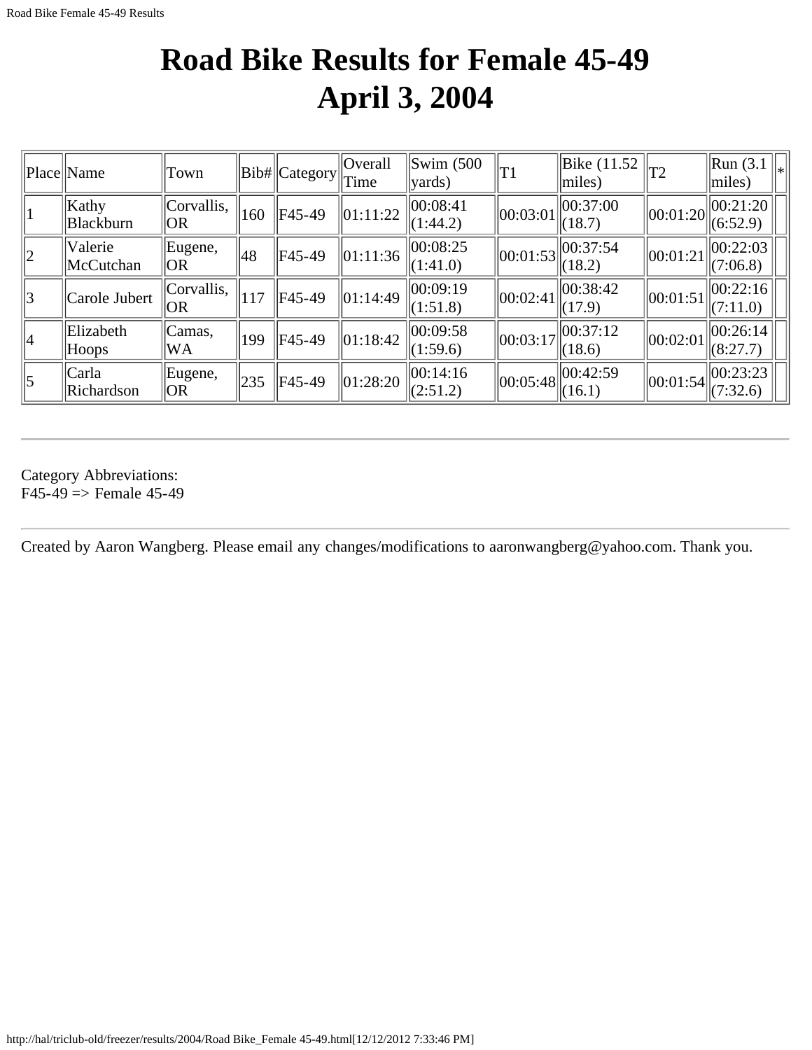# Road Bike Results for Female 45-49
# April 3, 2004

| Place | Name | Town | Bib# | Category | Overall Time | Swim (500 yards) | T1 | Bike (11.52 miles) | T2 | Run (3.1 miles) | * |
|---|---|---|---|---|---|---|---|---|---|---|---|
| 1 | Kathy Blackburn | Corvallis, OR | 160 | F45-49 | 01:11:22 | 00:08:41 (1:44.2) | 00:03:01 | 00:37:00 (18.7) | 00:01:20 | 00:21:20 (6:52.9) | |
| 2 | Valerie McCutchan | Eugene, OR | 48 | F45-49 | 01:11:36 | 00:08:25 (1:41.0) | 00:01:53 | 00:37:54 (18.2) | 00:01:21 | 00:22:03 (7:06.8) | |
| 3 | Carole Jubert | Corvallis, OR | 117 | F45-49 | 01:14:49 | 00:09:19 (1:51.8) | 00:02:41 | 00:38:42 (17.9) | 00:01:51 | 00:22:16 (7:11.0) | |
| 4 | Elizabeth Hoops | Camas, WA | 199 | F45-49 | 01:18:42 | 00:09:58 (1:59.6) | 00:03:17 | 00:37:12 (18.6) | 00:02:01 | 00:26:14 (8:27.7) | |
| 5 | Carla Richardson | Eugene, OR | 235 | F45-49 | 01:28:20 | 00:14:16 (2:51.2) | 00:05:48 | 00:42:59 (16.1) | 00:01:54 | 00:23:23 (7:32.6) | |

---

Category Abbreviations:
F45-49 => Female 45-49

---

Created by Aaron Wangberg. Please email any changes/modifications to aaronwangberg@yahoo.com. Thank you.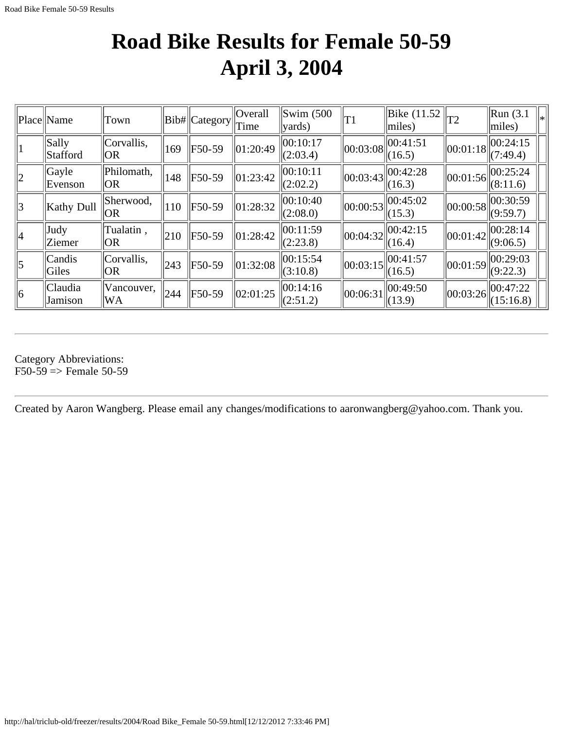# Road Bike Results for Female 50-59
# April 3, 2004

| Place | Name | Town | Bib# | Category | Overall Time | Swim (500 yards) | T1 | Bike (11.52 miles) | T2 | Run (3.1 miles) | * |
|---|---|---|---|---|---|---|---|---|---|---|---|
| 1 | Sally Stafford | Corvallis, OR | 169 | F50-59 | 01:20:49 | 00:10:17 (2:03.4) | 00:03:08 | 00:41:51 (16.5) | 00:01:18 | 00:24:15 (7:49.4) | |
| 2 | Gayle Evenson | Philomath, OR | 148 | F50-59 | 01:23:42 | 00:10:11 (2:02.2) | 00:03:43 | 00:42:28 (16.3) | 00:01:56 | 00:25:24 (8:11.6) | |
| 3 | Kathy Dull | Sherwood, OR | 110 | F50-59 | 01:28:32 | 00:10:40 (2:08.0) | 00:00:53 | 00:45:02 (15.3) | 00:00:58 | 00:30:59 (9:59.7) | |
| 4 | Judy Ziemer | Tualatin , OR | 210 | F50-59 | 01:28:42 | 00:11:59 (2:23.8) | 00:04:32 | 00:42:15 (16.4) | 00:01:42 | 00:28:14 (9:06.5) | |
| 5 | Candis Giles | Corvallis, OR | 243 | F50-59 | 01:32:08 | 00:15:54 (3:10.8) | 00:03:15 | 00:41:57 (16.5) | 00:01:59 | 00:29:03 (9:22.3) | |
| 6 | Claudia Jamison | Vancouver, WA | 244 | F50-59 | 02:01:25 | 00:14:16 (2:51.2) | 00:06:31 | 00:49:50 (13.9) | 00:03:26 | 00:47:22 (15:16.8) | |

---

Category Abbreviations:
F50-59 => Female 50-59

---

Created by Aaron Wangberg. Please email any changes/modifications to aaronwangberg@yahoo.com. Thank you.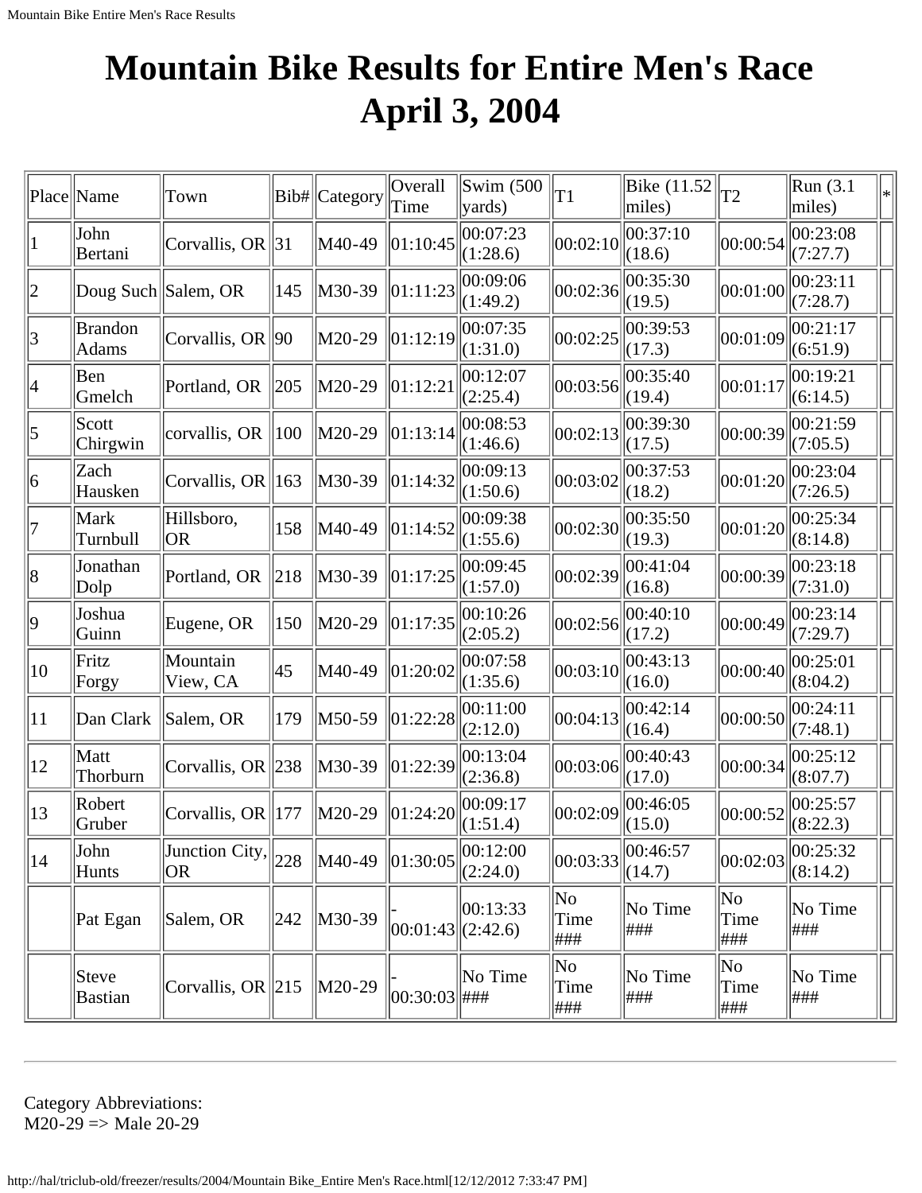# Mountain Bike Results for Entire Men's Race April 3, 2004

| Place | Name | Town | Bib# | Category | Overall Time | Swim (500 yards) | T1 | Bike (11.52 miles) | T2 | Run (3.1 miles) | * |
|---|---|---|---|---|---|---|---|---|---|---|---|
| 1 | John Bertani | Corvallis, OR | 31 | M40-49 | 01:10:45 | 00:07:23 (1:28.6) | 00:02:10 | 00:37:10 (18.6) | 00:00:54 | 00:23:08 (7:27.7) | |
| 2 | Doug Such | Salem, OR | 145 | M30-39 | 01:11:23 | 00:09:06 (1:49.2) | 00:02:36 | 00:35:30 (19.5) | 00:01:00 | 00:23:11 (7:28.7) | |
| 3 | Brandon Adams | Corvallis, OR | 90 | M20-29 | 01:12:19 | 00:07:35 (1:31.0) | 00:02:25 | 00:39:53 (17.3) | 00:01:09 | 00:21:17 (6:51.9) | |
| 4 | Ben Gmelch | Portland, OR | 205 | M20-29 | 01:12:21 | 00:12:07 (2:25.4) | 00:03:56 | 00:35:40 (19.4) | 00:01:17 | 00:19:21 (6:14.5) | |
| 5 | Scott Chirgwin | corvallis, OR | 100 | M20-29 | 01:13:14 | 00:08:53 (1:46.6) | 00:02:13 | 00:39:30 (17.5) | 00:00:39 | 00:21:59 (7:05.5) | |
| 6 | Zach Hausken | Corvallis, OR | 163 | M30-39 | 01:14:32 | 00:09:13 (1:50.6) | 00:03:02 | 00:37:53 (18.2) | 00:01:20 | 00:23:04 (7:26.5) | |
| 7 | Mark Turnbull | Hillsboro, OR | 158 | M40-49 | 01:14:52 | 00:09:38 (1:55.6) | 00:02:30 | 00:35:50 (19.3) | 00:01:20 | 00:25:34 (8:14.8) | |
| 8 | Jonathan Dolp | Portland, OR | 218 | M30-39 | 01:17:25 | 00:09:45 (1:57.0) | 00:02:39 | 00:41:04 (16.8) | 00:00:39 | 00:23:18 (7:31.0) | |
| 9 | Joshua Guinn | Eugene, OR | 150 | M20-29 | 01:17:35 | 00:10:26 (2:05.2) | 00:02:56 | 00:40:10 (17.2) | 00:00:49 | 00:23:14 (7:29.7) | |
| 10 | Fritz Forgy | Mountain View, CA | 45 | M40-49 | 01:20:02 | 00:07:58 (1:35.6) | 00:03:10 | 00:43:13 (16.0) | 00:00:40 | 00:25:01 (8:04.2) | |
| 11 | Dan Clark | Salem, OR | 179 | M50-59 | 01:22:28 | 00:11:00 (2:12.0) | 00:04:13 | 00:42:14 (16.4) | 00:00:50 | 00:24:11 (7:48.1) | |
| 12 | Matt Thorburn | Corvallis, OR | 238 | M30-39 | 01:22:39 | 00:13:04 (2:36.8) | 00:03:06 | 00:40:43 (17.0) | 00:00:34 | 00:25:12 (8:07.7) | |
| 13 | Robert Gruber | Corvallis, OR | 177 | M20-29 | 01:24:20 | 00:09:17 (1:51.4) | 00:02:09 | 00:46:05 (15.0) | 00:00:52 | 00:25:57 (8:22.3) | |
| 14 | John Hunts | Junction City, OR | 228 | M40-49 | 01:30:05 | 00:12:00 (2:24.0) | 00:03:33 | 00:46:57 (14.7) | 00:02:03 | 00:25:32 (8:14.2) | |
| | Pat Egan | Salem, OR | 242 | M30-39 | -00:01:43 | 00:13:33 (2:42.6) | No Time ### | No Time ### | No Time ### | No Time ### | |
| | Steve Bastian | Corvallis, OR | 215 | M20-29 | -00:30:03 | No Time ### | No Time ### | No Time ### | No Time ### | No Time ### | |

---

Category Abbreviations:
M20-29 => Male 20-29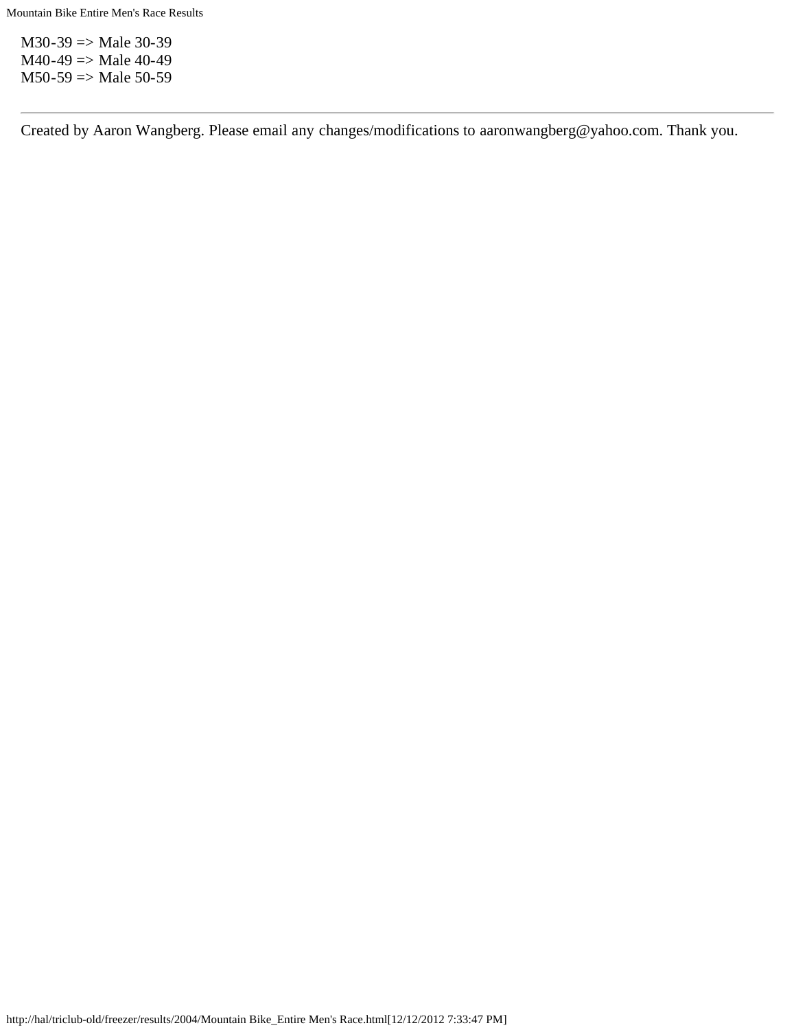M30-39 => Male 30-39  
M40-49 => Male 40-49  
M50-59 => Male 50-59

---

Created by Aaron Wangberg. Please email any changes/modifications to aaronwangberg@yahoo.com. Thank you.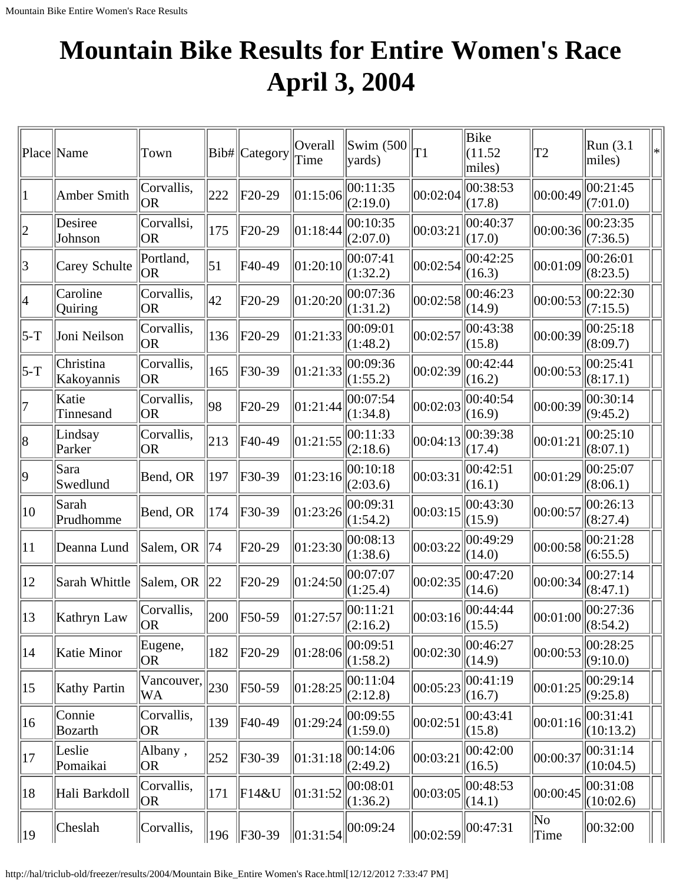# Mountain Bike Results for Entire Women's Race April 3, 2004

| Place | Name | Town | Bib# | Category | Overall Time | Swim (500 yards) | T1 | Bike (11.52 miles) | T2 | Run (3.1 miles) | * |
|---|---|---|---|---|---|---|---|---|---|---|---|
| 1 | Amber Smith | Corvallis, OR | 222 | F20-29 | 01:15:06 | 00:11:35 (2:19.0) | 00:02:04 | 00:38:53 (17.8) | 00:00:49 | 00:21:45 (7:01.0) | |
| 2 | Desiree Johnson | Corvallsi, OR | 175 | F20-29 | 01:18:44 | 00:10:35 (2:07.0) | 00:03:21 | 00:40:37 (17.0) | 00:00:36 | 00:23:35 (7:36.5) | |
| 3 | Carey Schulte | Portland, OR | 51 | F40-49 | 01:20:10 | 00:07:41 (1:32.2) | 00:02:54 | 00:42:25 (16.3) | 00:01:09 | 00:26:01 (8:23.5) | |
| 4 | Caroline Quiring | Corvallis, OR | 42 | F20-29 | 01:20:20 | 00:07:36 (1:31.2) | 00:02:58 | 00:46:23 (14.9) | 00:00:53 | 00:22:30 (7:15.5) | |
| 5-T | Joni Neilson | Corvallis, OR | 136 | F20-29 | 01:21:33 | 00:09:01 (1:48.2) | 00:02:57 | 00:43:38 (15.8) | 00:00:39 | 00:25:18 (8:09.7) | |
| 5-T | Christina Kakoyannis | Corvallis, OR | 165 | F30-39 | 01:21:33 | 00:09:36 (1:55.2) | 00:02:39 | 00:42:44 (16.2) | 00:00:53 | 00:25:41 (8:17.1) | |
| 7 | Katie Tinnesand | Corvallis, OR | 98 | F20-29 | 01:21:44 | 00:07:54 (1:34.8) | 00:02:03 | 00:40:54 (16.9) | 00:00:39 | 00:30:14 (9:45.2) | |
| 8 | Lindsay Parker | Corvallis, OR | 213 | F40-49 | 01:21:55 | 00:11:33 (2:18.6) | 00:04:13 | 00:39:38 (17.4) | 00:01:21 | 00:25:10 (8:07.1) | |
| 9 | Sara Swedlund | Bend, OR | 197 | F30-39 | 01:23:16 | 00:10:18 (2:03.6) | 00:03:31 | 00:42:51 (16.1) | 00:01:29 | 00:25:07 (8:06.1) | |
| 10 | Sarah Prudhomme | Bend, OR | 174 | F30-39 | 01:23:26 | 00:09:31 (1:54.2) | 00:03:15 | 00:43:30 (15.9) | 00:00:57 | 00:26:13 (8:27.4) | |
| 11 | Deanna Lund | Salem, OR | 74 | F20-29 | 01:23:30 | 00:08:13 (1:38.6) | 00:03:22 | 00:49:29 (14.0) | 00:00:58 | 00:21:28 (6:55.5) | |
| 12 | Sarah Whittle | Salem, OR | 22 | F20-29 | 01:24:50 | 00:07:07 (1:25.4) | 00:02:35 | 00:47:20 (14.6) | 00:00:34 | 00:27:14 (8:47.1) | |
| 13 | Kathryn Law | Corvallis, OR | 200 | F50-59 | 01:27:57 | 00:11:21 (2:16.2) | 00:03:16 | 00:44:44 (15.5) | 00:01:00 | 00:27:36 (8:54.2) | |
| 14 | Katie Minor | Eugene, OR | 182 | F20-29 | 01:28:06 | 00:09:51 (1:58.2) | 00:02:30 | 00:46:27 (14.9) | 00:00:53 | 00:28:25 (9:10.0) | |
| 15 | Kathy Partin | Vancouver, WA | 230 | F50-59 | 01:28:25 | 00:11:04 (2:12.8) | 00:05:23 | 00:41:19 (16.7) | 00:01:25 | 00:29:14 (9:25.8) | |
| 16 | Connie Bozarth | Corvallis, OR | 139 | F40-49 | 01:29:24 | 00:09:55 (1:59.0) | 00:02:51 | 00:43:41 (15.8) | 00:01:16 | 00:31:41 (10:13.2) | |
| 17 | Leslie Pomaikai | Albany , OR | 252 | F30-39 | 01:31:18 | 00:14:06 (2:49.2) | 00:03:21 | 00:42:00 (16.5) | 00:00:37 | 00:31:14 (10:04.5) | |
| 18 | Hali Barkdoll | Corvallis, OR | 171 | F14&U | 01:31:52 | 00:08:01 (1:36.2) | 00:03:05 | 00:48:53 (14.1) | 00:00:45 | 00:31:08 (10:02.6) | |
| 19 | Cheslah | Corvallis, | 196 | F30-39 | 01:31:54 | 00:09:24 | 00:02:59 | 00:47:31 | No Time | 00:32:00 | |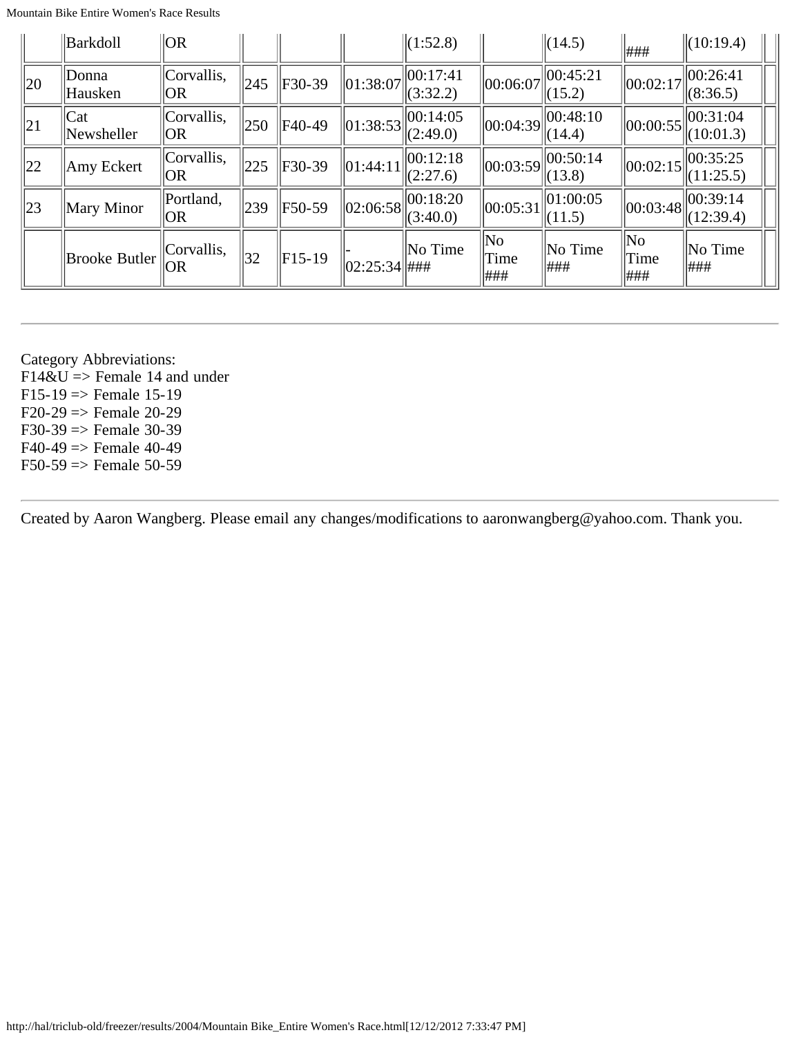|  | Barkdoll | OR |  |  |  | (1:52.8) |  | (14.5) | ### | (10:19.4) |  |
|---|---|---|---|---|---|---|---|---|---|---|---|
| 20 | Donna Hausken | Corvallis, OR | 245 | F30-39 | 01:38:07 | 00:17:41 (3:32.2) | 00:06:07 | 00:45:21 (15.2) | 00:02:17 | 00:26:41 (8:36.5) |  |
| 21 | Cat Newsheller | Corvallis, OR | 250 | F40-49 | 01:38:53 | 00:14:05 (2:49.0) | 00:04:39 | 00:48:10 (14.4) | 00:00:55 | 00:31:04 (10:01.3) |  |
| 22 | Amy Eckert | Corvallis, OR | 225 | F30-39 | 01:44:11 | 00:12:18 (2:27.6) | 00:03:59 | 00:50:14 (13.8) | 00:02:15 | 00:35:25 (11:25.5) |  |
| 23 | Mary Minor | Portland, OR | 239 | F50-59 | 02:06:58 | 00:18:20 (3:40.0) | 00:05:31 | 01:00:05 (11.5) | 00:03:48 | 00:39:14 (12:39.4) |  |
|  | Brooke Butler | Corvallis, OR | 32 | F15-19 | -02:25:34 | No Time ### | No Time ### | No Time ### | No Time ### | No Time ### |  |

Category Abbreviations:
F14&U => Female 14 and under
F15-19 => Female 15-19
F20-29 => Female 20-29
F30-39 => Female 30-39
F40-49 => Female 40-49
F50-59 => Female 50-59

---

Created by Aaron Wangberg. Please email any changes/modifications to aaronwangberg@yahoo.com. Thank you.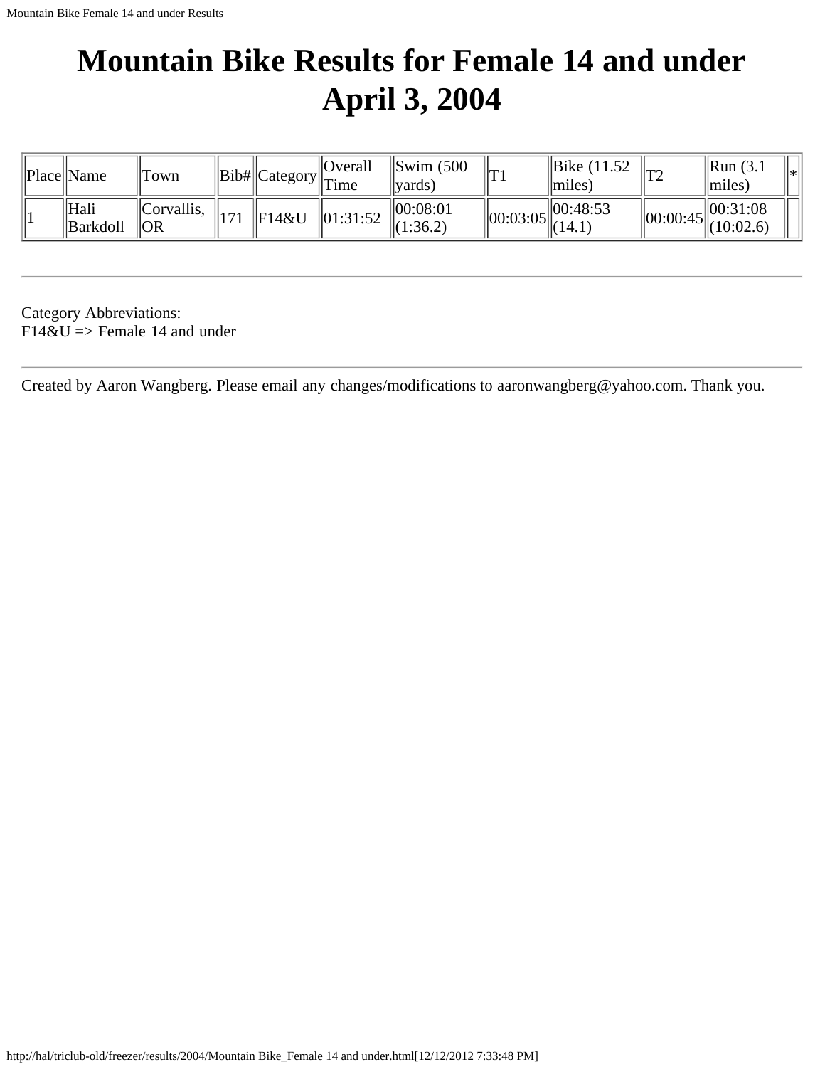# Mountain Bike Results for Female 14 and under April 3, 2004

| Place | Name | Town | Bib# | Category | Overall Time | Swim (500 yards) | T1 | Bike (11.52 miles) | T2 | Run (3.1 miles) | * |
|---|---|---|---|---|---|---|---|---|---|---|---|
| 1 | Hali Barkdoll | Corvallis, OR | 171 | F14&U | 01:31:52 | 00:08:01 (1:36.2) | 00:03:05 | 00:48:53 (14.1) | 00:00:45 | 00:31:08 (10:02.6) | |

---

Category Abbreviations:
F14&U => Female 14 and under

---

Created by Aaron Wangberg. Please email any changes/modifications to aaronwangberg@yahoo.com. Thank you.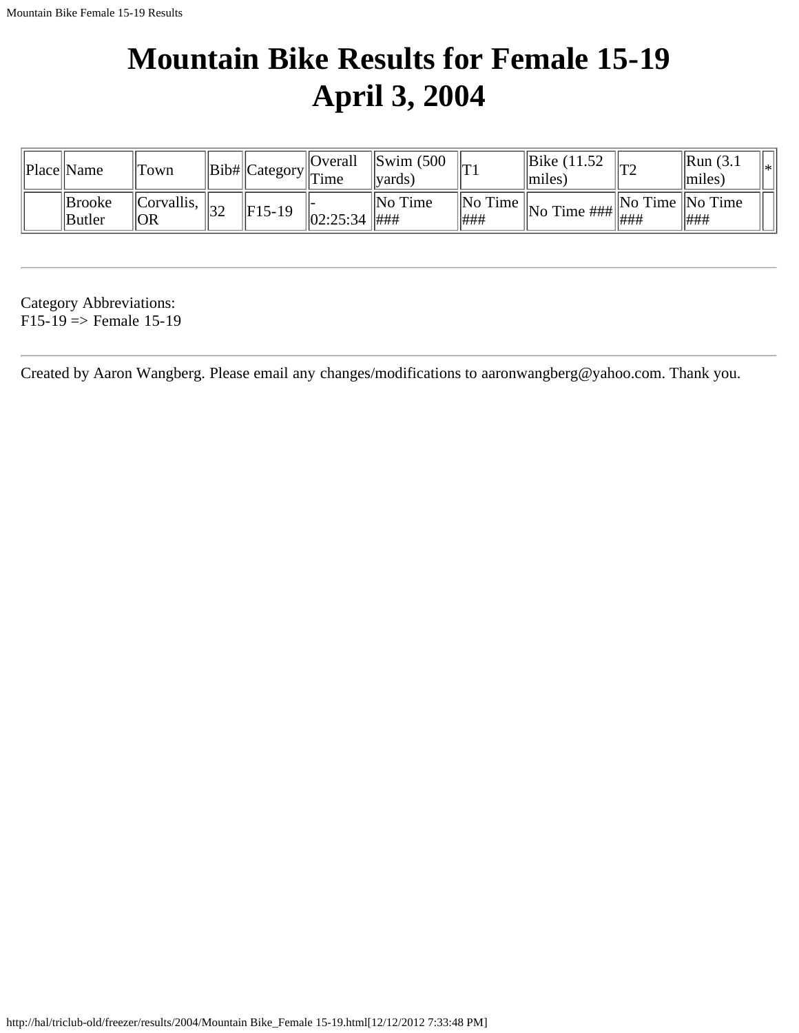# Mountain Bike Results for Female 15-19
# April 3, 2004

| Place | Name | Town | Bib# | Category | Overall Time | Swim (500 yards) | T1 | Bike (11.52 miles) | T2 | Run (3.1 miles) | * |
|---|---|---|---|---|---|---|---|---|---|---|---|
| | Brooke Butler | Corvallis, OR | 32 | F15-19 | -02:25:34 | No Time ### | No Time ### | No Time ### | No Time ### | No Time ### | |

---

Category Abbreviations:
F15-19 => Female 15-19

---

Created by Aaron Wangberg. Please email any changes/modifications to aaronwangberg@yahoo.com. Thank you.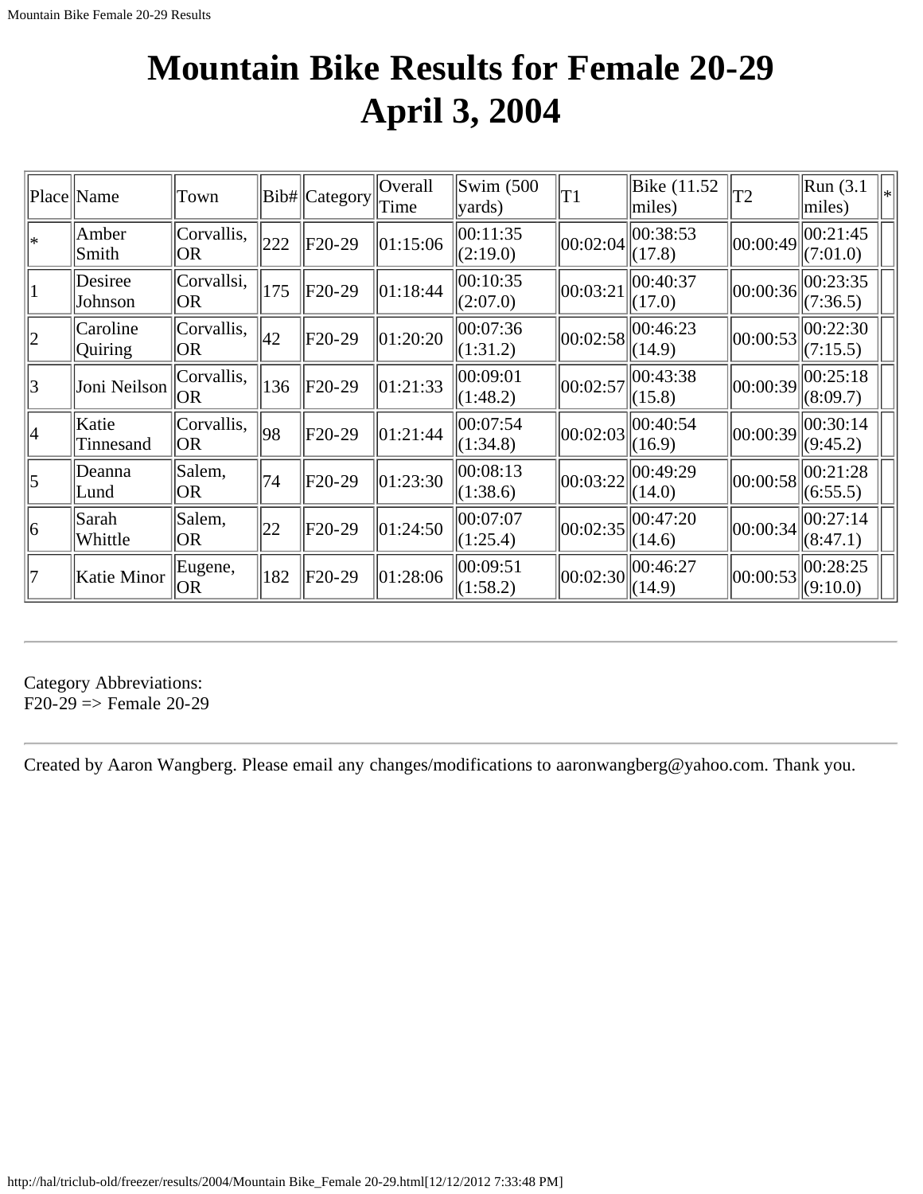# Mountain Bike Results for Female 20-29
# April 3, 2004

| Place | Name | Town | Bib# | Category | Overall Time | Swim (500 yards) | T1 | Bike (11.52 miles) | T2 | Run (3.1 miles) | * |
|---|---|---|---|---|---|---|---|---|---|---|---|
| * | Amber Smith | Corvallis, OR | 222 | F20-29 | 01:15:06 | 00:11:35 (2:19.0) | 00:02:04 | 00:38:53 (17.8) | 00:00:49 | 00:21:45 (7:01.0) | |
| 1 | Desiree Johnson | Corvallsi, OR | 175 | F20-29 | 01:18:44 | 00:10:35 (2:07.0) | 00:03:21 | 00:40:37 (17.0) | 00:00:36 | 00:23:35 (7:36.5) | |
| 2 | Caroline Quiring | Corvallis, OR | 42 | F20-29 | 01:20:20 | 00:07:36 (1:31.2) | 00:02:58 | 00:46:23 (14.9) | 00:00:53 | 00:22:30 (7:15.5) | |
| 3 | Joni Neilson | Corvallis, OR | 136 | F20-29 | 01:21:33 | 00:09:01 (1:48.2) | 00:02:57 | 00:43:38 (15.8) | 00:00:39 | 00:25:18 (8:09.7) | |
| 4 | Katie Tinnesand | Corvallis, OR | 98 | F20-29 | 01:21:44 | 00:07:54 (1:34.8) | 00:02:03 | 00:40:54 (16.9) | 00:00:39 | 00:30:14 (9:45.2) | |
| 5 | Deanna Lund | Salem, OR | 74 | F20-29 | 01:23:30 | 00:08:13 (1:38.6) | 00:03:22 | 00:49:29 (14.0) | 00:00:58 | 00:21:28 (6:55.5) | |
| 6 | Sarah Whittle | Salem, OR | 22 | F20-29 | 01:24:50 | 00:07:07 (1:25.4) | 00:02:35 | 00:47:20 (14.6) | 00:00:34 | 00:27:14 (8:47.1) | |
| 7 | Katie Minor | Eugene, OR | 182 | F20-29 | 01:28:06 | 00:09:51 (1:58.2) | 00:02:30 | 00:46:27 (14.9) | 00:00:53 | 00:28:25 (9:10.0) | |

---

Category Abbreviations:
F20-29 => Female 20-29

---

Created by Aaron Wangberg. Please email any changes/modifications to aaronwangberg@yahoo.com. Thank you.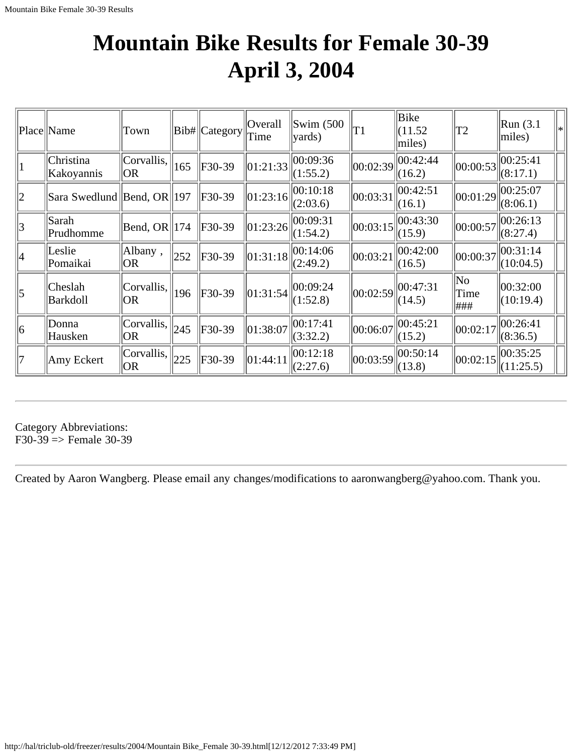# Mountain Bike Results for Female 30-39
# April 3, 2004

| Place | Name | Town | Bib# | Category | Overall Time | Swim (500 yards) | T1 | Bike (11.52 miles) | T2 | Run (3.1 miles) | * |
|---|---|---|---|---|---|---|---|---|---|---|---|
| 1 | Christina Kakoyannis | Corvallis, OR | 165 | F30-39 | 01:21:33 | 00:09:36 (1:55.2) | 00:02:39 | 00:42:44 (16.2) | 00:00:53 | 00:25:41 (8:17.1) | |
| 2 | Sara Swedlund | Bend, OR | 197 | F30-39 | 01:23:16 | 00:10:18 (2:03.6) | 00:03:31 | 00:42:51 (16.1) | 00:01:29 | 00:25:07 (8:06.1) | |
| 3 | Sarah Prudhomme | Bend, OR | 174 | F30-39 | 01:23:26 | 00:09:31 (1:54.2) | 00:03:15 | 00:43:30 (15.9) | 00:00:57 | 00:26:13 (8:27.4) | |
| 4 | Leslie Pomaikai | Albany , OR | 252 | F30-39 | 01:31:18 | 00:14:06 (2:49.2) | 00:03:21 | 00:42:00 (16.5) | 00:00:37 | 00:31:14 (10:04.5) | |
| 5 | Cheslah Barkdoll | Corvallis, OR | 196 | F30-39 | 01:31:54 | 00:09:24 (1:52.8) | 00:02:59 | 00:47:31 (14.5) | No Time ### | 00:32:00 (10:19.4) | |
| 6 | Donna Hausken | Corvallis, OR | 245 | F30-39 | 01:38:07 | 00:17:41 (3:32.2) | 00:06:07 | 00:45:21 (15.2) | 00:02:17 | 00:26:41 (8:36.5) | |
| 7 | Amy Eckert | Corvallis, OR | 225 | F30-39 | 01:44:11 | 00:12:18 (2:27.6) | 00:03:59 | 00:50:14 (13.8) | 00:02:15 | 00:35:25 (11:25.5) | |

---

Category Abbreviations:
F30-39 => Female 30-39

---

Created by Aaron Wangberg. Please email any changes/modifications to aaronwangberg@yahoo.com. Thank you.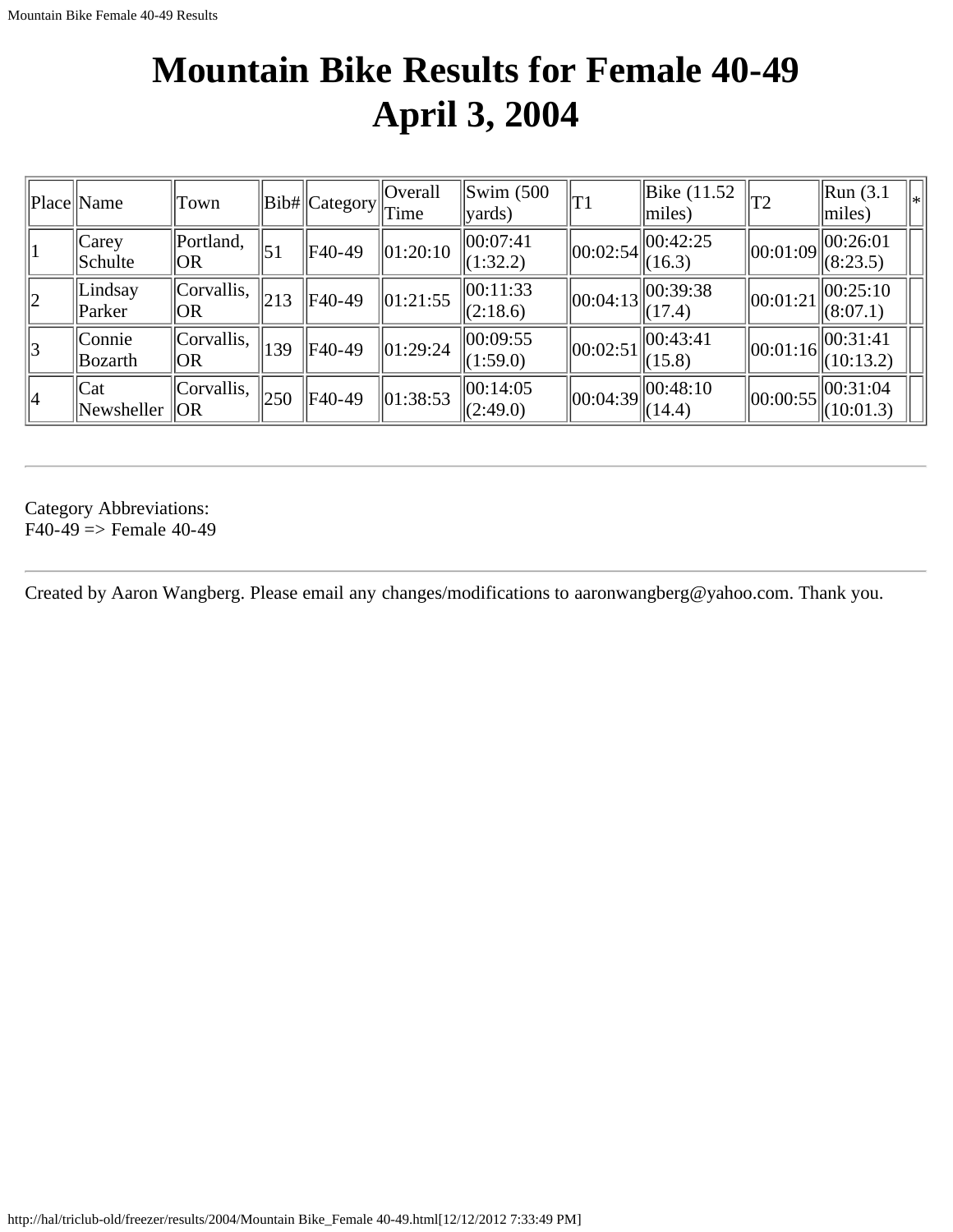# Mountain Bike Results for Female 40-49
# April 3, 2004

| Place | Name | Town | Bib# | Category | Overall Time | Swim (500 yards) | T1 | Bike (11.52 miles) | T2 | Run (3.1 miles) | * |
|---|---|---|---|---|---|---|---|---|---|---|---|
| 1 | Carey Schulte | Portland, OR | 51 | F40-49 | 01:20:10 | 00:07:41 (1:32.2) | 00:02:54 | 00:42:25 (16.3) | 00:01:09 | 00:26:01 (8:23.5) | |
| 2 | Lindsay Parker | Corvallis, OR | 213 | F40-49 | 01:21:55 | 00:11:33 (2:18.6) | 00:04:13 | 00:39:38 (17.4) | 00:01:21 | 00:25:10 (8:07.1) | |
| 3 | Connie Bozarth | Corvallis, OR | 139 | F40-49 | 01:29:24 | 00:09:55 (1:59.0) | 00:02:51 | 00:43:41 (15.8) | 00:01:16 | 00:31:41 (10:13.2) | |
| 4 | Cat Newsheller | Corvallis, OR | 250 | F40-49 | 01:38:53 | 00:14:05 (2:49.0) | 00:04:39 | 00:48:10 (14.4) | 00:00:55 | 00:31:04 (10:01.3) | |

---

Category Abbreviations:
F40-49 => Female 40-49

---

Created by Aaron Wangberg. Please email any changes/modifications to aaronwangberg@yahoo.com. Thank you.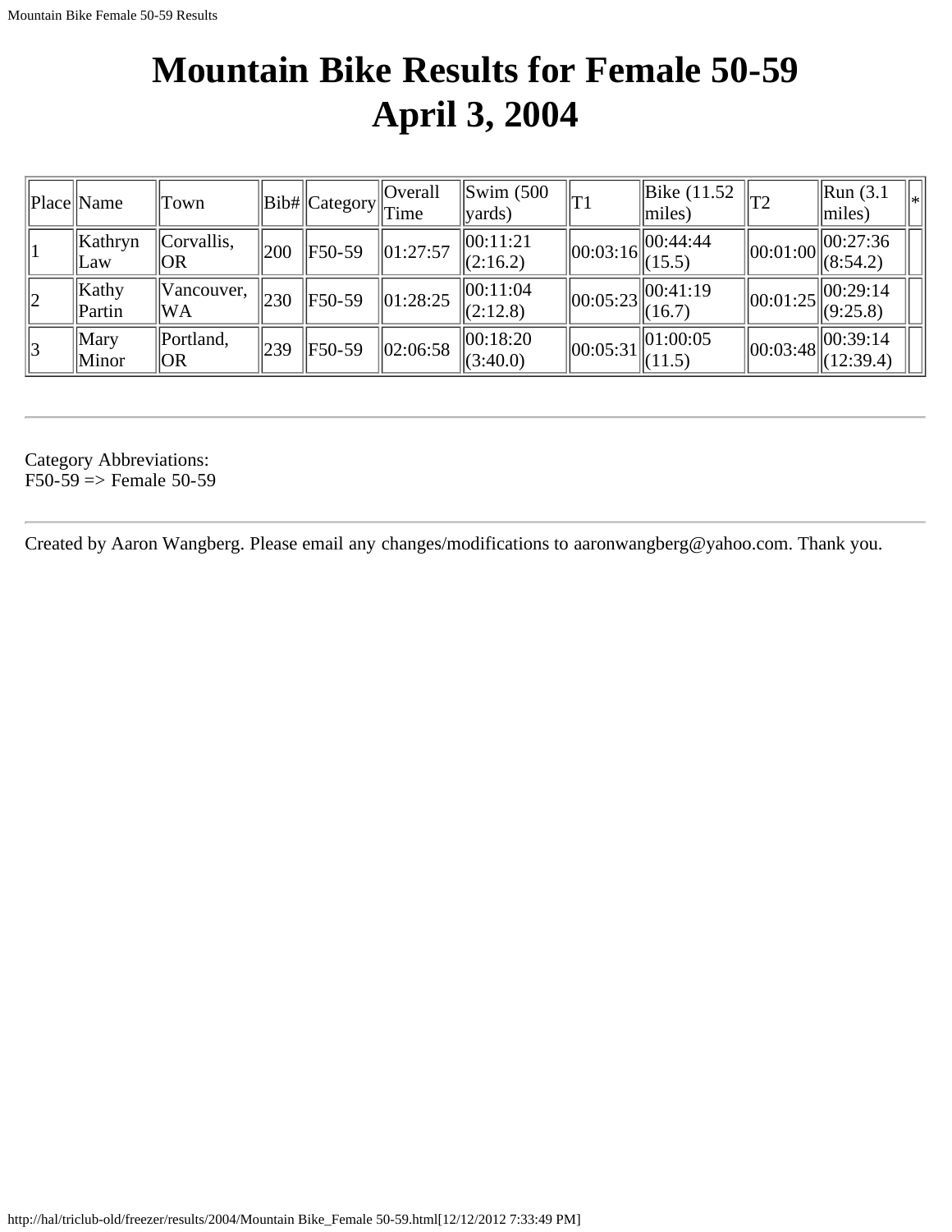# Mountain Bike Results for Female 50-59
# April 3, 2004

| Place | Name | Town | Bib# | Category | Overall Time | Swim (500 yards) | T1 | Bike (11.52 miles) | T2 | Run (3.1 miles) | * |
|---|---|---|---|---|---|---|---|---|---|---|---|
| 1 | Kathryn Law | Corvallis, OR | 200 | F50-59 | 01:27:57 | 00:11:21 (2:16.2) | 00:03:16 | 00:44:44 (15.5) | 00:01:00 | 00:27:36 (8:54.2) | |
| 2 | Kathy Partin | Vancouver, WA | 230 | F50-59 | 01:28:25 | 00:11:04 (2:12.8) | 00:05:23 | 00:41:19 (16.7) | 00:01:25 | 00:29:14 (9:25.8) | |
| 3 | Mary Minor | Portland, OR | 239 | F50-59 | 02:06:58 | 00:18:20 (3:40.0) | 00:05:31 | 01:00:05 (11.5) | 00:03:48 | 00:39:14 (12:39.4) | |

---

Category Abbreviations:
F50-59 => Female 50-59

---

Created by Aaron Wangberg. Please email any changes/modifications to aaronwangberg@yahoo.com. Thank you.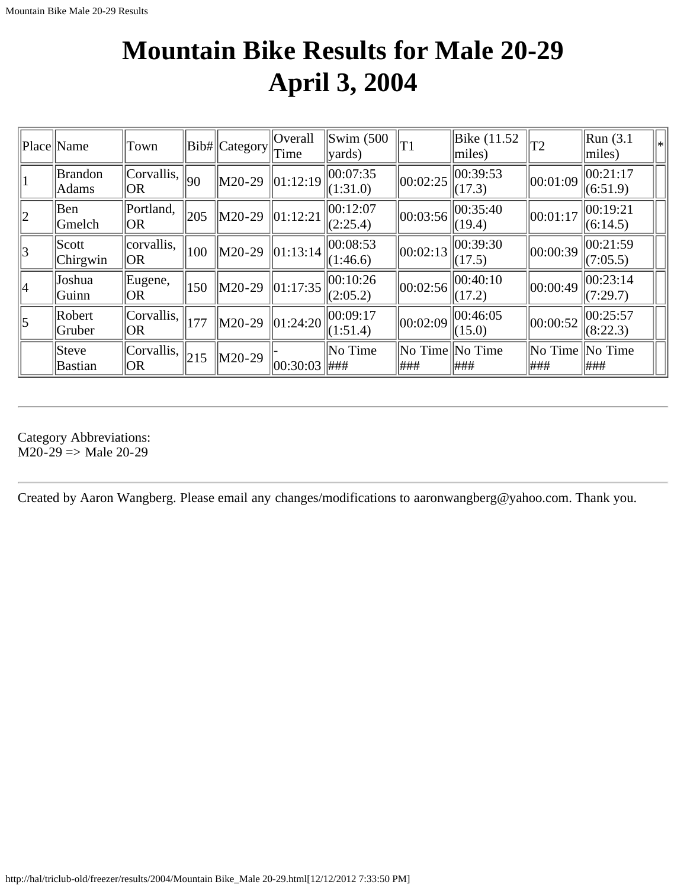# Mountain Bike Results for Male 20-29
# April 3, 2004

| Place | Name | Town | Bib# | Category | Overall Time | Swim (500 yards) | T1 | Bike (11.52 miles) | T2 | Run (3.1 miles) | * |
|---|---|---|---|---|---|---|---|---|---|---|---|
| 1 | Brandon Adams | Corvallis, OR | 90 | M20-29 | 01:12:19 | 00:07:35 (1:31.0) | 00:02:25 | 00:39:53 (17.3) | 00:01:09 | 00:21:17 (6:51.9) | |
| 2 | Ben Gmelch | Portland, OR | 205 | M20-29 | 01:12:21 | 00:12:07 (2:25.4) | 00:03:56 | 00:35:40 (19.4) | 00:01:17 | 00:19:21 (6:14.5) | |
| 3 | Scott Chirgwin | corvallis, OR | 100 | M20-29 | 01:13:14 | 00:08:53 (1:46.6) | 00:02:13 | 00:39:30 (17.5) | 00:00:39 | 00:21:59 (7:05.5) | |
| 4 | Joshua Guinn | Eugene, OR | 150 | M20-29 | 01:17:35 | 00:10:26 (2:05.2) | 00:02:56 | 00:40:10 (17.2) | 00:00:49 | 00:23:14 (7:29.7) | |
| 5 | Robert Gruber | Corvallis, OR | 177 | M20-29 | 01:24:20 | 00:09:17 (1:51.4) | 00:02:09 | 00:46:05 (15.0) | 00:00:52 | 00:25:57 (8:22.3) | |
| | Steve Bastian | Corvallis, OR | 215 | M20-29 | -00:30:03 | No Time ### | No Time ### | No Time ### | No Time ### | No Time ### | |

---

Category Abbreviations:
M20-29 => Male 20-29

---

Created by Aaron Wangberg. Please email any changes/modifications to aaronwangberg@yahoo.com. Thank you.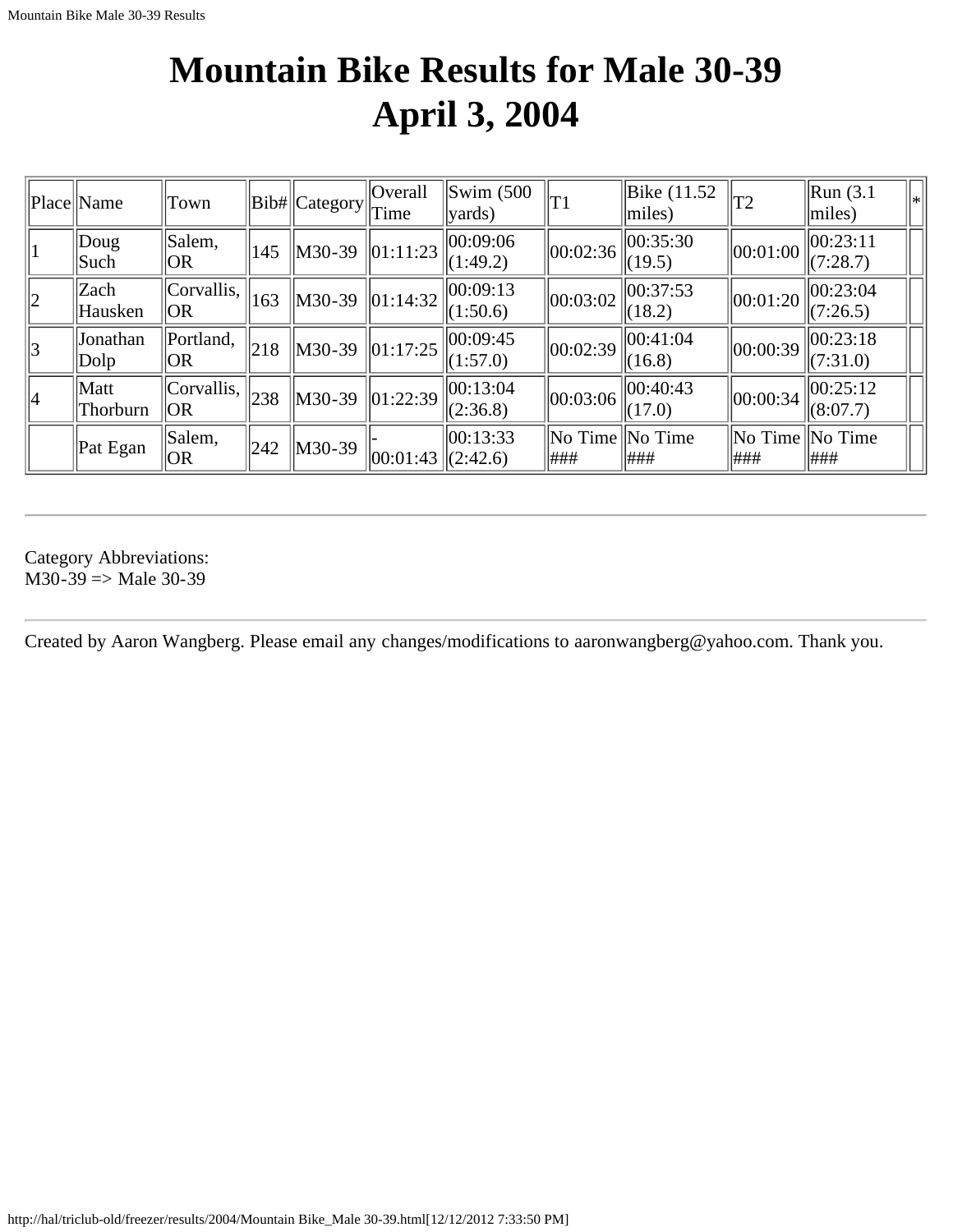# Mountain Bike Results for Male 30-39
# April 3, 2004

| Place | Name | Town | Bib# | Category | Overall Time | Swim (500 yards) | T1 | Bike (11.52 miles) | T2 | Run (3.1 miles) | * |
|---|---|---|---|---|---|---|---|---|---|---|---|
| 1 | Doug Such | Salem, OR | 145 | M30-39 | 01:11:23 | 00:09:06 (1:49.2) | 00:02:36 | 00:35:30 (19.5) | 00:01:00 | 00:23:11 (7:28.7) | |
| 2 | Zach Hausken | Corvallis, OR | 163 | M30-39 | 01:14:32 | 00:09:13 (1:50.6) | 00:03:02 | 00:37:53 (18.2) | 00:01:20 | 00:23:04 (7:26.5) | |
| 3 | Jonathan Dolp | Portland, OR | 218 | M30-39 | 01:17:25 | 00:09:45 (1:57.0) | 00:02:39 | 00:41:04 (16.8) | 00:00:39 | 00:23:18 (7:31.0) | |
| 4 | Matt Thorburn | Corvallis, OR | 238 | M30-39 | 01:22:39 | 00:13:04 (2:36.8) | 00:03:06 | 00:40:43 (17.0) | 00:00:34 | 00:25:12 (8:07.7) | |
| | Pat Egan | Salem, OR | 242 | M30-39 | -00:01:43 | 00:13:33 (2:42.6) | No Time ### | No Time ### | No Time ### | No Time ### | |

---

Category Abbreviations:
M30-39 => Male 30-39

---

Created by Aaron Wangberg. Please email any changes/modifications to aaronwangberg@yahoo.com. Thank you.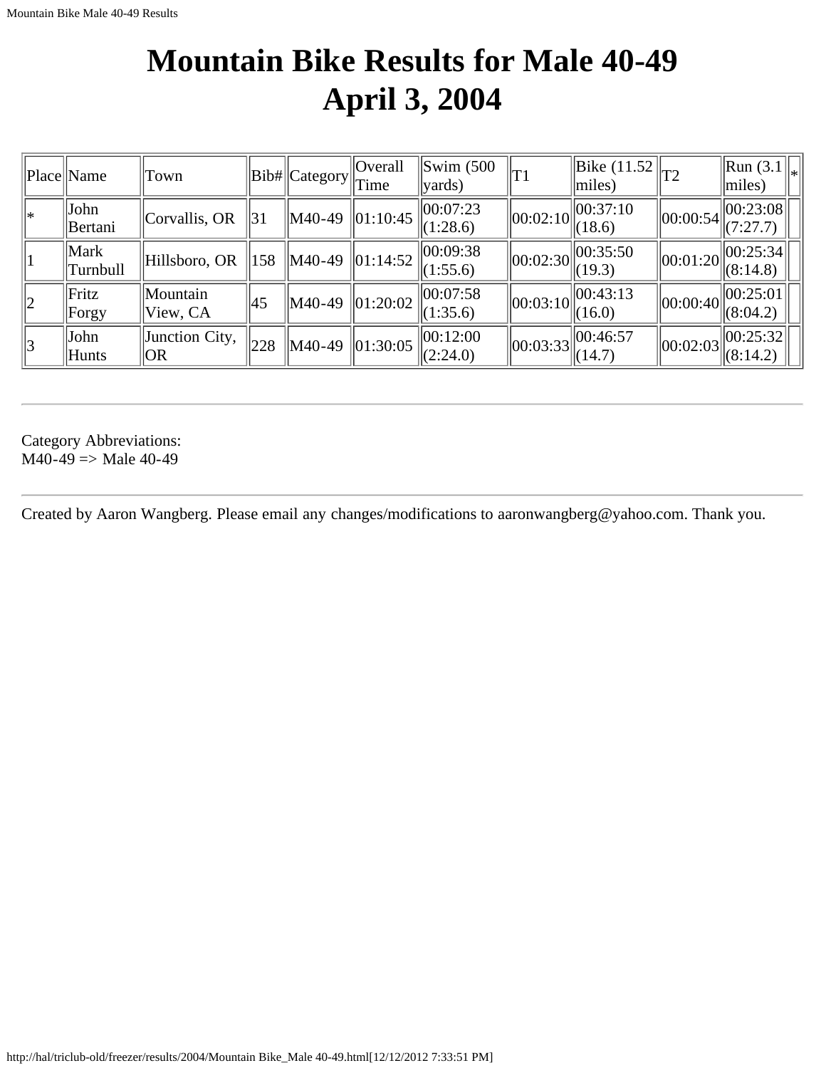# Mountain Bike Results for Male 40-49
# April 3, 2004

| Place | Name | Town | Bib# | Category | Overall Time | Swim (500 yards) | T1 | Bike (11.52 miles) | T2 | Run (3.1 miles) | * |
|---|---|---|---|---|---|---|---|---|---|---|---|
| * | John Bertani | Corvallis, OR | 31 | M40-49 | 01:10:45 | 00:07:23 (1:28.6) | 00:02:10 | 00:37:10 (18.6) | 00:00:54 | 00:23:08 (7:27.7) | |
| 1 | Mark Turnbull | Hillsboro, OR | 158 | M40-49 | 01:14:52 | 00:09:38 (1:55.6) | 00:02:30 | 00:35:50 (19.3) | 00:01:20 | 00:25:34 (8:14.8) | |
| 2 | Fritz Forgy | Mountain View, CA | 45 | M40-49 | 01:20:02 | 00:07:58 (1:35.6) | 00:03:10 | 00:43:13 (16.0) | 00:00:40 | 00:25:01 (8:04.2) | |
| 3 | John Hunts | Junction City, OR | 228 | M40-49 | 01:30:05 | 00:12:00 (2:24.0) | 00:03:33 | 00:46:57 (14.7) | 00:02:03 | 00:25:32 (8:14.2) | |

---

Category Abbreviations:
M40-49 => Male 40-49

---

Created by Aaron Wangberg. Please email any changes/modifications to aaronwangberg@yahoo.com. Thank you.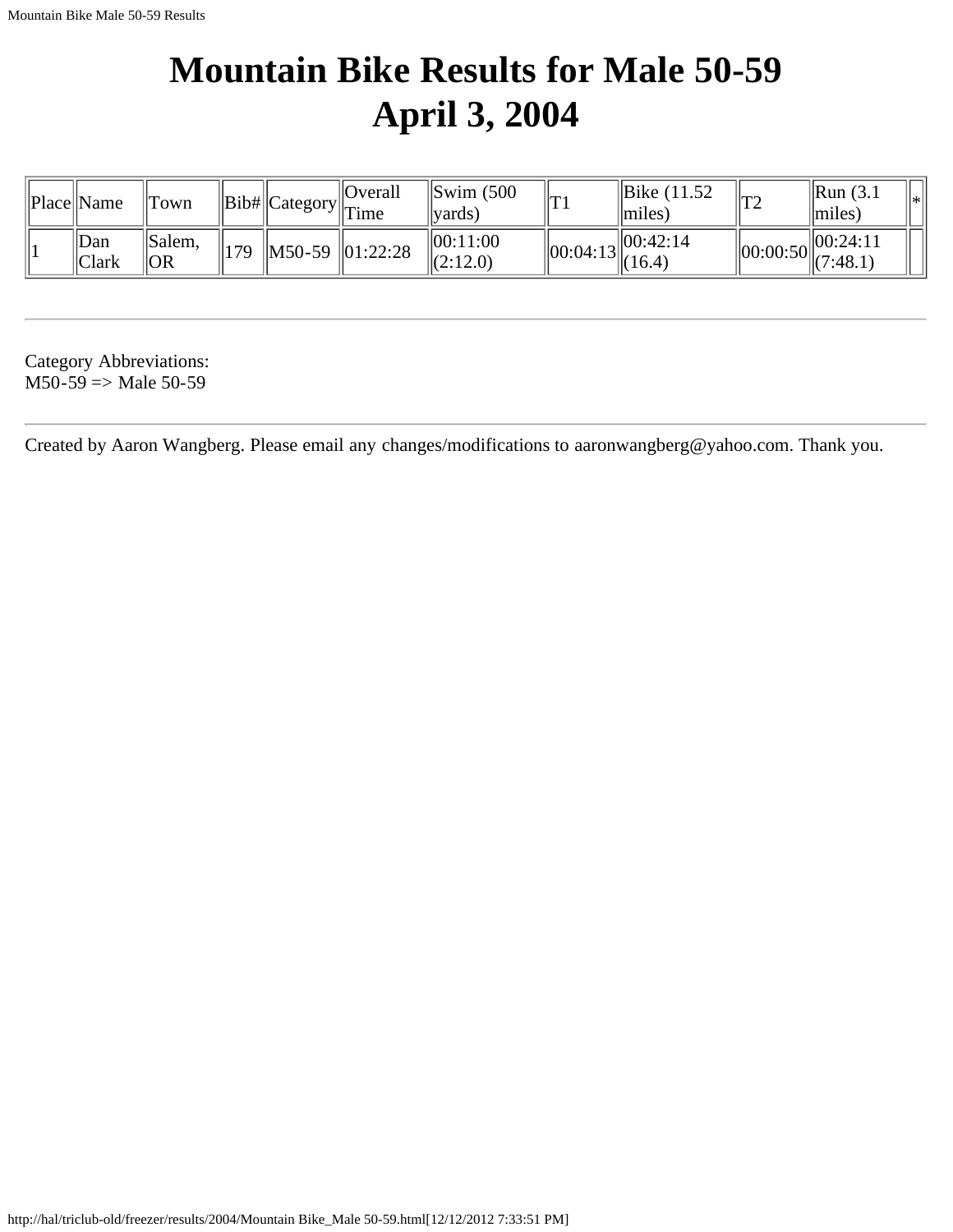# Mountain Bike Results for Male 50-59
# April 3, 2004

| Place | Name | Town | Bib# | Category | Overall Time | Swim (500 yards) | T1 | Bike (11.52 miles) | T2 | Run (3.1 miles) | * |
|---|---|---|---|---|---|---|---|---|---|---|---|
| 1 | Dan Clark | Salem, OR | 179 | M50-59 | 01:22:28 | 00:11:00 (2:12.0) | 00:04:13 | 00:42:14 (16.4) | 00:00:50 | 00:24:11 (7:48.1) | |

---

Category Abbreviations:
M50-59 => Male 50-59

---

Created by Aaron Wangberg. Please email any changes/modifications to aaronwangberg@yahoo.com. Thank you.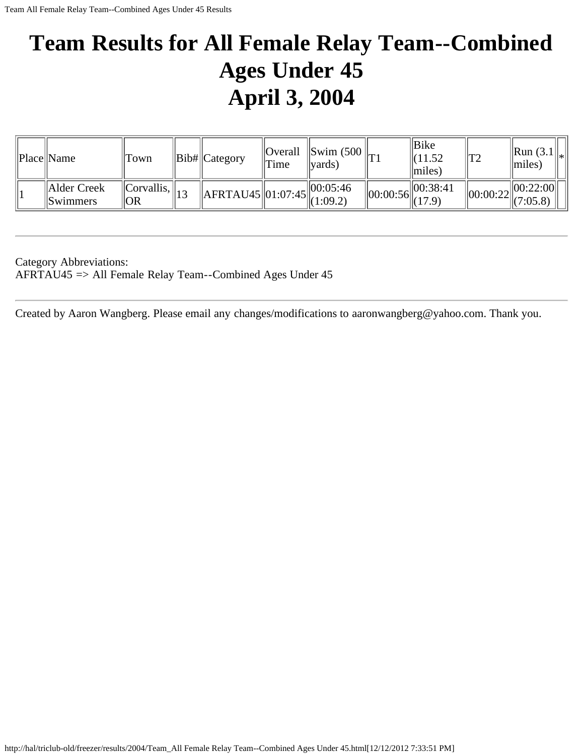# Team Results for All Female Relay Team--Combined Ages Under 45
# April 3, 2004

| Place | Name | Town | Bib# | Category | Overall Time | Swim (500 yards) | T1 | Bike (11.52 miles) | T2 | Run (3.1 miles) | * |
|---|---|---|---|---|---|---|---|---|---|---|---|
| 1 | Alder Creek Swimmers | Corvallis, OR | 13 | AFRTAU45 | 01:07:45 | 00:05:46 (1:09.2) | 00:00:56 | 00:38:41 (17.9) | 00:00:22 | 00:22:00 (7:05.8) | |

---

Category Abbreviations:
AFRTAU45 => All Female Relay Team--Combined Ages Under 45

---

Created by Aaron Wangberg. Please email any changes/modifications to aaronwangberg@yahoo.com. Thank you.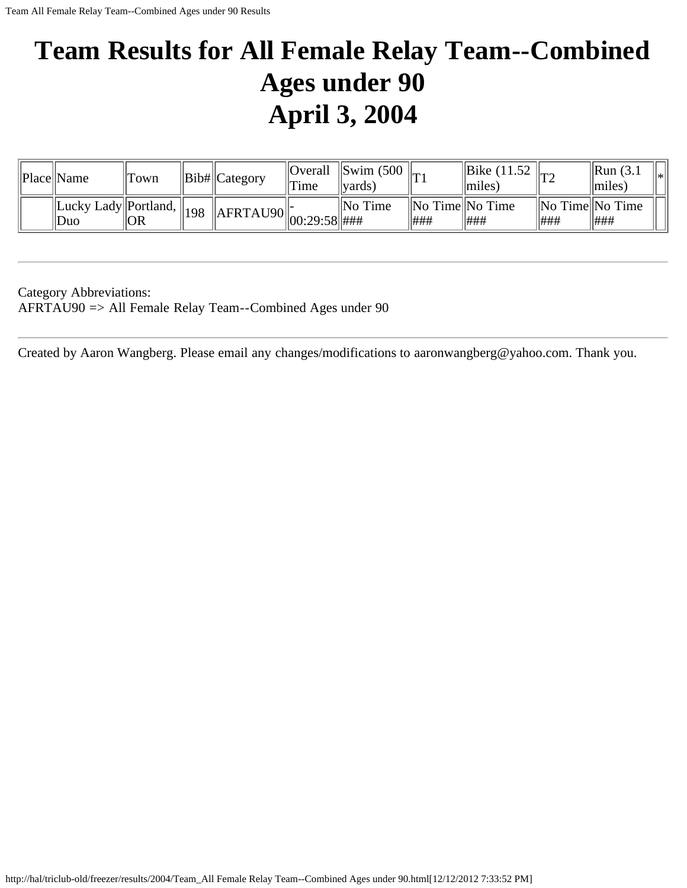# Team Results for All Female Relay Team--Combined Ages under 90
# April 3, 2004

| Place | Name | Town | Bib# | Category | Overall Time | Swim (500 yards) | T1 | Bike (11.52 miles) | T2 | Run (3.1 miles) | * |
|---|---|---|---|---|---|---|---|---|---|---|---|
| | Lucky Lady Duo | Portland, OR | 198 | AFRTAU90 | -00:29:58 | No Time ### | No Time ### | No Time ### | No Time ### | No Time ### | |

---

Category Abbreviations:
AFRTAU90 => All Female Relay Team--Combined Ages under 90

---

Created by Aaron Wangberg. Please email any changes/modifications to aaronwangberg@yahoo.com. Thank you.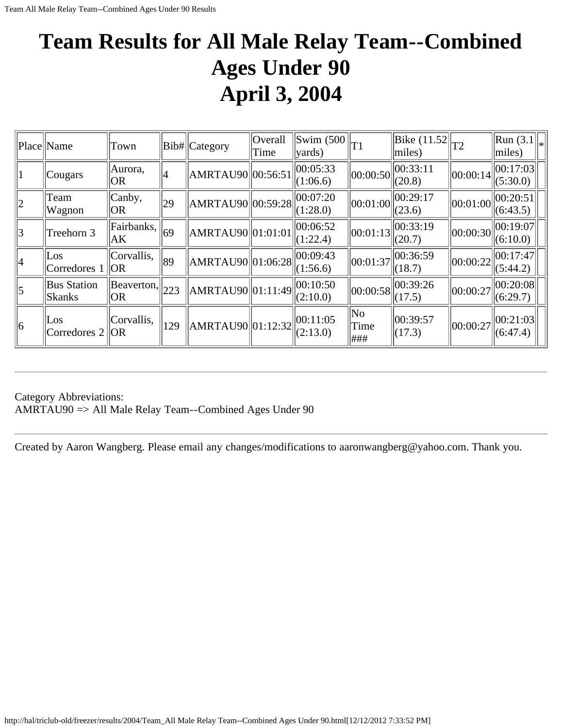# Team Results for All Male Relay Team--Combined Ages Under 90 April 3, 2004

| Place | Name | Town | Bib# | Category | Overall Time | Swim (500 yards) | T1 | Bike (11.52 miles) | T2 | Run (3.1 miles) | * |
|---|---|---|---|---|---|---|---|---|---|---|---|
| 1 | Cougars | Aurora, OR | 4 | AMRTAU90 | 00:56:51 | 00:05:33 (1:06.6) | 00:00:50 | 00:33:11 (20.8) | 00:00:14 | 00:17:03 (5:30.0) | |
| 2 | Team Wagnon | Canby, OR | 29 | AMRTAU90 | 00:59:28 | 00:07:20 (1:28.0) | 00:01:00 | 00:29:17 (23.6) | 00:01:00 | 00:20:51 (6:43.5) | |
| 3 | Treehorn 3 | Fairbanks, AK | 69 | AMRTAU90 | 01:01:01 | 00:06:52 (1:22.4) | 00:01:13 | 00:33:19 (20.7) | 00:00:30 | 00:19:07 (6:10.0) | |
| 4 | Los Corredores 1 | Corvallis, OR | 89 | AMRTAU90 | 01:06:28 | 00:09:43 (1:56.6) | 00:01:37 | 00:36:59 (18.7) | 00:00:22 | 00:17:47 (5:44.2) | |
| 5 | Bus Station Skanks | Beaverton, OR | 223 | AMRTAU90 | 01:11:49 | 00:10:50 (2:10.0) | 00:00:58 | 00:39:26 (17.5) | 00:00:27 | 00:20:08 (6:29.7) | |
| 6 | Los Corredores 2 | Corvallis, OR | 129 | AMRTAU90 | 01:12:32 | 00:11:05 (2:13.0) | No Time ### | 00:39:57 (17.3) | 00:00:27 | 00:21:03 (6:47.4) | |

---

Category Abbreviations:
AMRTAU90 => All Male Relay Team--Combined Ages Under 90

---

Created by Aaron Wangberg. Please email any changes/modifications to aaronwangberg@yahoo.com. Thank you.